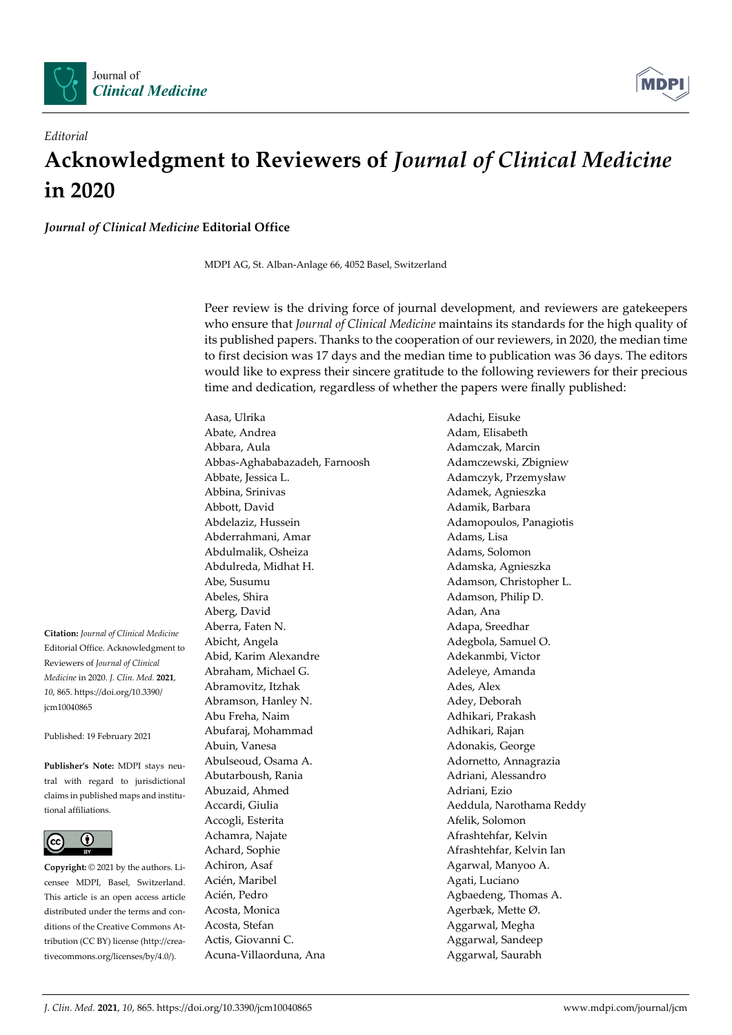*Editorial*

# Acknowledgment to Reviewers of *Journal of Clinical Medicine* in 2020

***Journal of Clinical Medicine* Editorial Office**

MDPI AG, St. Alban-Anlage 66, 4052 Basel, Switzerland

**Citation:** *Journal of Clinical Medicine* Editorial Office. Acknowledgment to Reviewers of *Journal of Clinical Medicine* in 2020. *J. Clin. Med.* **2021**, *10*, 865. https://doi.org/10.3390/jcm10040865

Published: 19 February 2021

**Publisher's Note:** MDPI stays neutral with regard to jurisdictional claims in published maps and institutional affiliations.

**Copyright:** © 2021 by the authors. Licensee MDPI, Basel, Switzerland. This article is an open access article distributed under the terms and conditions of the Creative Commons Attribution (CC BY) license (http://creativecommons.org/licenses/by/4.0/).

Peer review is the driving force of journal development, and reviewers are gatekeepers who ensure that *Journal of Clinical Medicine* maintains its standards for the high quality of its published papers. Thanks to the cooperation of our reviewers, in 2020, the median time to first decision was 17 days and the median time to publication was 36 days. The editors would like to express their sincere gratitude to the following reviewers for their precious time and dedication, regardless of whether the papers were finally published:

Aasa, Ulrika
Abate, Andrea
Abbara, Aula
Abbas-Aghababazadeh, Farnoosh
Abbate, Jessica L.
Abbina, Srinivas
Abbott, David
Abdelaziz, Hussein
Abderrahmani, Amar
Abdulmalik, Osheiza
Abdulreda, Midhat H.
Abe, Susumu
Abeles, Shira
Aberg, David
Aberra, Faten N.
Abicht, Angela
Abid, Karim Alexandre
Abraham, Michael G.
Abramovitz, Itzhak
Abramson, Hanley N.
Abu Freha, Naim
Abufaraj, Mohammad
Abuin, Vanesa
Abulseoud, Osama A.
Abutarboush, Rania
Abuzaid, Ahmed
Accardi, Giulia
Accogli, Esterita
Achamra, Najate
Achard, Sophie
Achiron, Asaf
Acién, Maribel
Acién, Pedro
Acosta, Monica
Acosta, Stefan
Actis, Giovanni C.
Acuna-Villaorduna, Ana
Adachi, Eisuke
Adam, Elisabeth
Adamczak, Marcin
Adamczewski, Zbigniew
Adamczyk, Przemysław
Adamek, Agnieszka
Adamik, Barbara
Adamopoulos, Panagiotis
Adams, Lisa
Adams, Solomon
Adamska, Agnieszka
Adamson, Christopher L.
Adamson, Philip D.
Adan, Ana
Adapa, Sreedhar
Adegbola, Samuel O.
Adekanmbi, Victor
Adeleye, Amanda
Ades, Alex
Adey, Deborah
Adhikari, Prakash
Adhikari, Rajan
Adonakis, George
Adornetto, Annagrazia
Adriani, Alessandro
Adriani, Ezio
Aeddula, Narothama Reddy
Afelik, Solomon
Afrashtehfar, Kelvin
Afrashtehfar, Kelvin Ian
Agarwal, Manyoo A.
Agati, Luciano
Agbaedeng, Thomas A.
Agerbæk, Mette Ø.
Aggarwal, Megha
Aggarwal, Sandeep
Aggarwal, Saurabh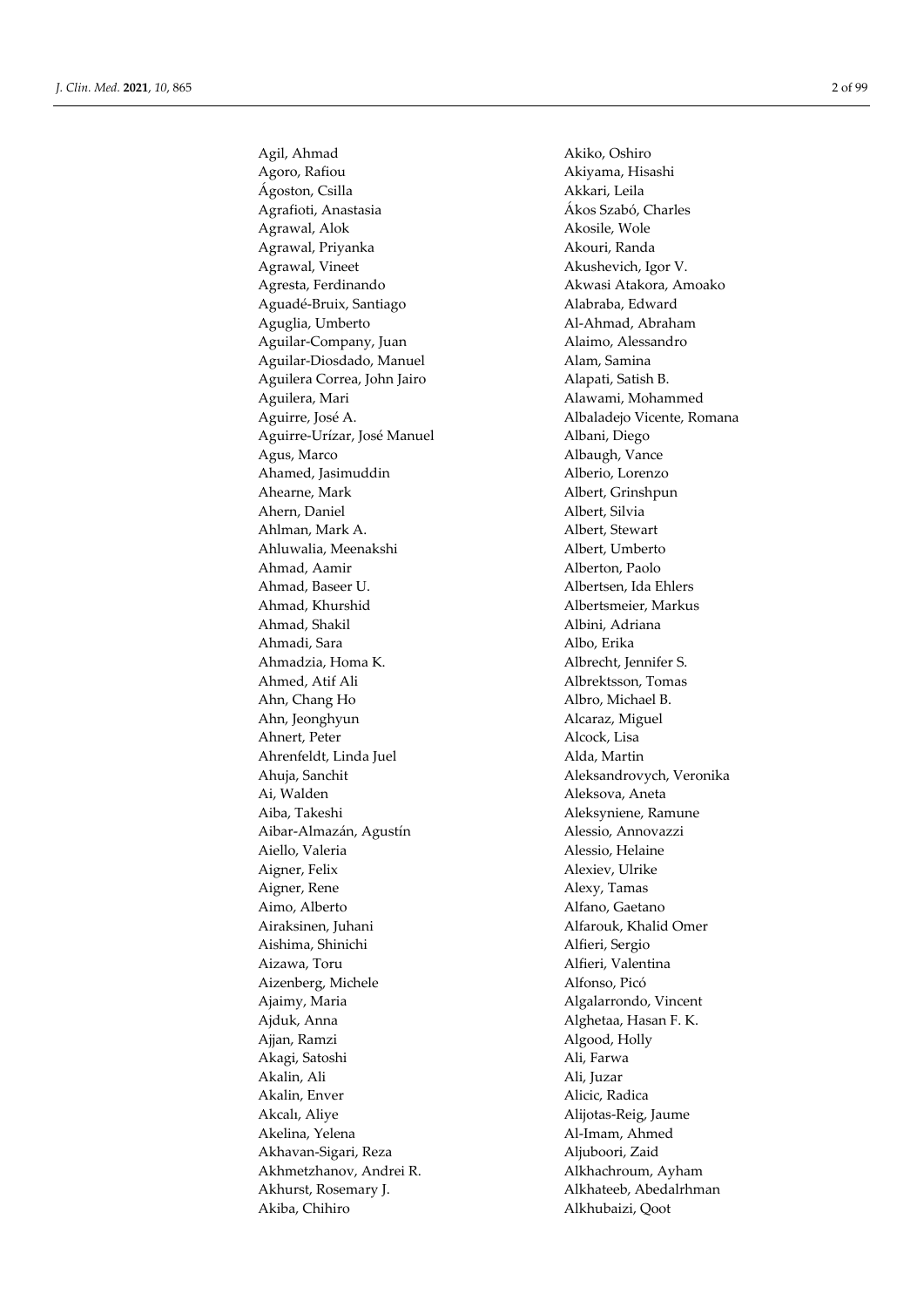Agil, Ahmad
Agoro, Rafiou
Ágoston, Csilla
Agrafioti, Anastasia
Agrawal, Alok
Agrawal, Priyanka
Agrawal, Vineet
Agresta, Ferdinando
Aguadé-Bruix, Santiago
Aguglia, Umberto
Aguilar-Company, Juan
Aguilar-Diosdado, Manuel
Aguilera Correa, John Jairo
Aguilera, Mari
Aguirre, José A.
Aguirre-Urízar, José Manuel
Agus, Marco
Ahamed, Jasimuddin
Ahearne, Mark
Ahern, Daniel
Ahlman, Mark A.
Ahluwalia, Meenakshi
Ahmad, Aamir
Ahmad, Baseer U.
Ahmad, Khurshid
Ahmad, Shakil
Ahmadi, Sara
Ahmadzia, Homa K.
Ahmed, Atif Ali
Ahn, Chang Ho
Ahn, Jeonghyun
Ahnert, Peter
Ahrenfeldt, Linda Juel
Ahuja, Sanchit
Ai, Walden
Aiba, Takeshi
Aibar-Almazán, Agustín
Aiello, Valeria
Aigner, Felix
Aigner, Rene
Aimo, Alberto
Airaksinen, Juhani
Aishima, Shinichi
Aizawa, Toru
Aizenberg, Michele
Ajaimy, Maria
Ajduk, Anna
Ajjan, Ramzi
Akagi, Satoshi
Akalin, Ali
Akalin, Enver
Akcalı, Aliye
Akelina, Yelena
Akhavan-Sigari, Reza
Akhmetzhanov, Andrei R.
Akhurst, Rosemary J.
Akiba, Chihiro
Akiko, Oshiro
Akiyama, Hisashi
Akkari, Leila
Ákos Szabó, Charles
Akosile, Wole
Akouri, Randa
Akushevich, Igor V.
Akwasi Atakora, Amoako
Alabraba, Edward
Al-Ahmad, Abraham
Alaimo, Alessandro
Alam, Samina
Alapati, Satish B.
Alawami, Mohammed
Albaladejo Vicente, Romana
Albani, Diego
Albaugh, Vance
Alberio, Lorenzo
Albert, Grinshpun
Albert, Silvia
Albert, Stewart
Albert, Umberto
Alberton, Paolo
Albertsen, Ida Ehlers
Albertsmeier, Markus
Albini, Adriana
Albo, Erika
Albrecht, Jennifer S.
Albrektsson, Tomas
Albro, Michael B.
Alcaraz, Miguel
Alcock, Lisa
Alda, Martin
Aleksandrovych, Veronika
Aleksova, Aneta
Aleksyniene, Ramune
Alessio, Annovazzi
Alessio, Helaine
Alexiev, Ulrike
Alexy, Tamas
Alfano, Gaetano
Alfarouk, Khalid Omer
Alfieri, Sergio
Alfieri, Valentina
Alfonso, Picó
Algalarrondo, Vincent
Alghetaa, Hasan F. K.
Algood, Holly
Ali, Farwa
Ali, Juzar
Alicic, Radica
Alijotas-Reig, Jaume
Al-Imam, Ahmed
Aljuboori, Zaid
Alkhachroum, Ayham
Alkhateeb, Abedalrhman
Alkhubaizi, Qoot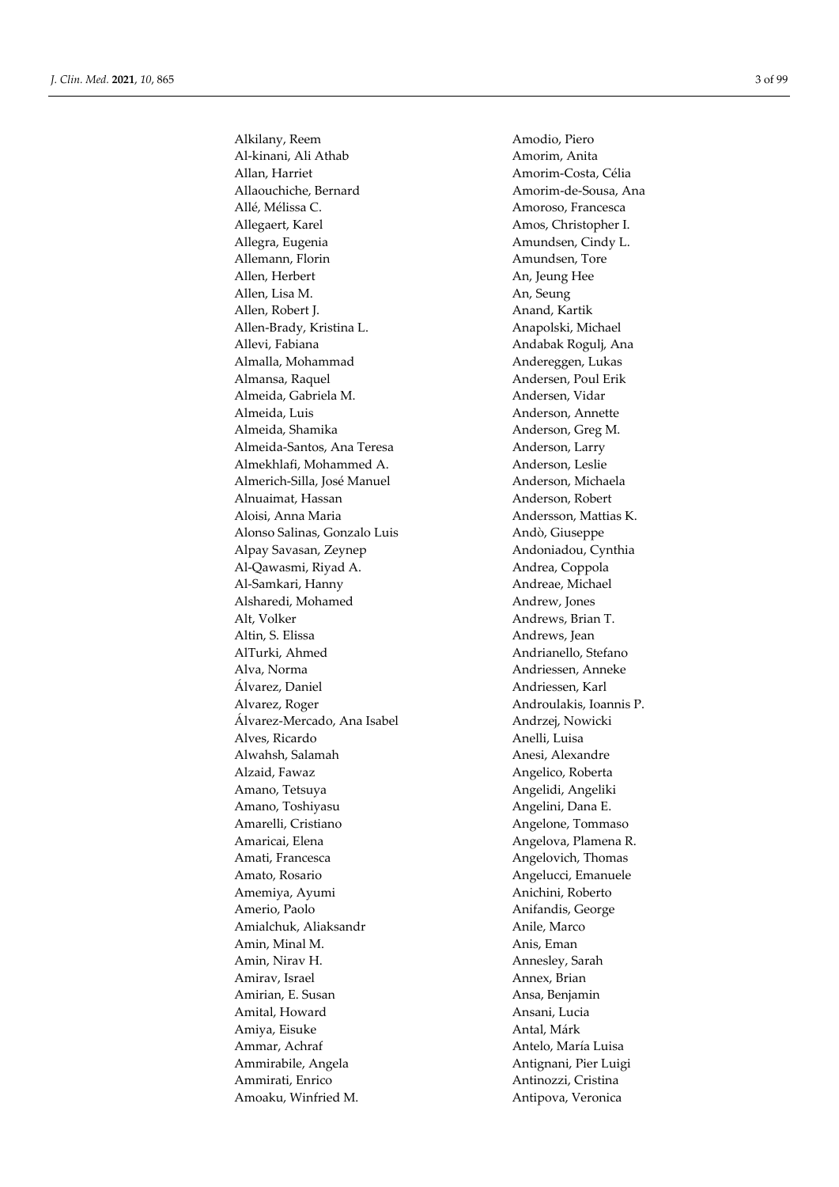Alkilany, Reem
Al-kinani, Ali Athab
Allan, Harriet
Allaouchiche, Bernard
Allé, Mélissa C.
Allegaert, Karel
Allegra, Eugenia
Allemann, Florin
Allen, Herbert
Allen, Lisa M.
Allen, Robert J.
Allen-Brady, Kristina L.
Allevi, Fabiana
Almalla, Mohammad
Almansa, Raquel
Almeida, Gabriela M.
Almeida, Luis
Almeida, Shamika
Almeida-Santos, Ana Teresa
Almekhlafi, Mohammed A.
Almerich-Silla, José Manuel
Alnuaimat, Hassan
Aloisi, Anna Maria
Alonso Salinas, Gonzalo Luis
Alpay Savasan, Zeynep
Al-Qawasmi, Riyad A.
Al-Samkari, Hanny
Alsharedi, Mohamed
Alt, Volker
Altin, S. Elissa
AlTurki, Ahmed
Alva, Norma
Álvarez, Daniel
Alvarez, Roger
Álvarez-Mercado, Ana Isabel
Alves, Ricardo
Alwahsh, Salamah
Alzaid, Fawaz
Amano, Tetsuya
Amano, Toshiyasu
Amarelli, Cristiano
Amaricai, Elena
Amati, Francesca
Amato, Rosario
Amemiya, Ayumi
Amerio, Paolo
Amialchuk, Aliaksandr
Amin, Minal M.
Amin, Nirav H.
Amirav, Israel
Amirian, E. Susan
Amital, Howard
Amiya, Eisuke
Ammar, Achraf
Ammirabile, Angela
Ammirati, Enrico
Amoaku, Winfried M.
Amodio, Piero
Amorim, Anita
Amorim-Costa, Célia
Amorim-de-Sousa, Ana
Amoroso, Francesca
Amos, Christopher I.
Amundsen, Cindy L.
Amundsen, Tore
An, Jeung Hee
An, Seung
Anand, Kartik
Anapolski, Michael
Andabak Rogulj, Ana
Andereggen, Lukas
Andersen, Poul Erik
Andersen, Vidar
Anderson, Annette
Anderson, Greg M.
Anderson, Larry
Anderson, Leslie
Anderson, Michaela
Anderson, Robert
Andersson, Mattias K.
Andò, Giuseppe
Andoniadou, Cynthia
Andrea, Coppola
Andreae, Michael
Andrew, Jones
Andrews, Brian T.
Andrews, Jean
Andrianello, Stefano
Andriessen, Anneke
Andriessen, Karl
Androulakis, Ioannis P.
Andrzej, Nowicki
Anelli, Luisa
Anesi, Alexandre
Angelico, Roberta
Angelidi, Angeliki
Angelini, Dana E.
Angelone, Tommaso
Angelova, Plamena R.
Angelovich, Thomas
Angelucci, Emanuele
Anichini, Roberto
Anifandis, George
Anile, Marco
Anis, Eman
Annesley, Sarah
Annex, Brian
Ansa, Benjamin
Ansani, Lucia
Antal, Márk
Antelo, María Luisa
Antignani, Pier Luigi
Antinozzi, Cristina
Antipova, Veronica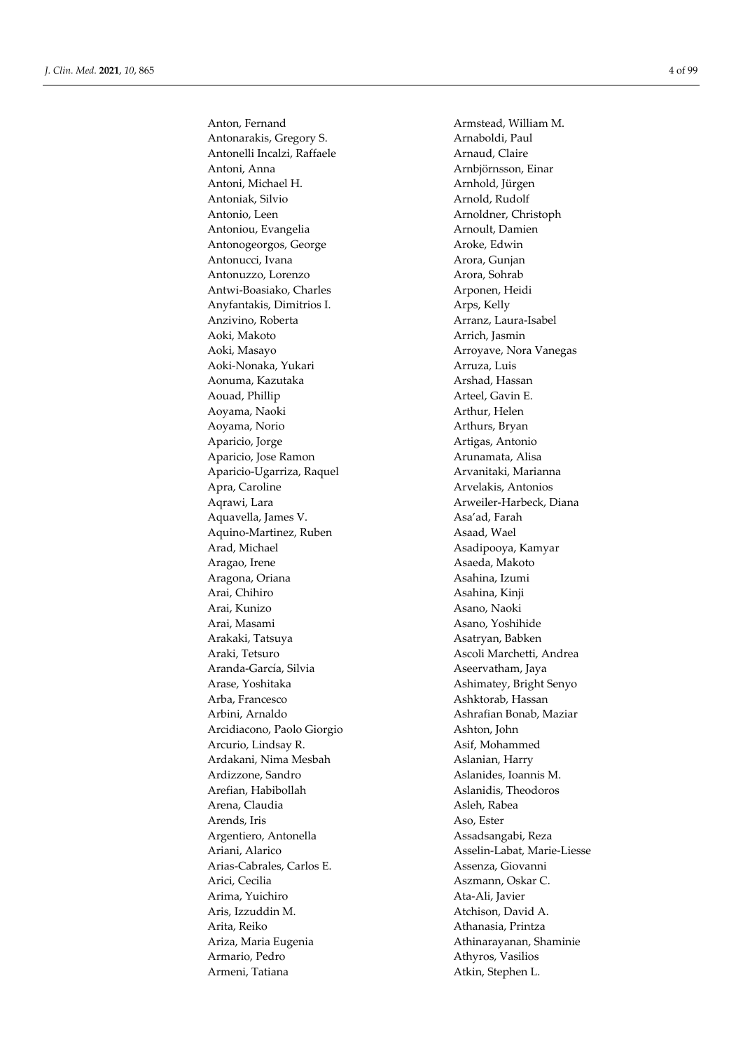Anton, Fernand
Antonarakis, Gregory S.
Antonelli Incalzi, Raffaele
Antoni, Anna
Antoni, Michael H.
Antoniak, Silvio
Antonio, Leen
Antoniou, Evangelia
Antonogeorgos, George
Antonucci, Ivana
Antonuzzo, Lorenzo
Antwi-Boasiako, Charles
Anyfantakis, Dimitrios I.
Anzivino, Roberta
Aoki, Makoto
Aoki, Masayo
Aoki-Nonaka, Yukari
Aonuma, Kazutaka
Aouad, Phillip
Aoyama, Naoki
Aoyama, Norio
Aparicio, Jorge
Aparicio, Jose Ramon
Aparicio-Ugarriza, Raquel
Apra, Caroline
Aqrawi, Lara
Aquavella, James V.
Aquino-Martinez, Ruben
Arad, Michael
Aragao, Irene
Aragona, Oriana
Arai, Chihiro
Arai, Kunizo
Arai, Masami
Arakaki, Tatsuya
Araki, Tetsuro
Aranda-García, Silvia
Arase, Yoshitaka
Arba, Francesco
Arbini, Arnaldo
Arcidiacono, Paolo Giorgio
Arcurio, Lindsay R.
Ardakani, Nima Mesbah
Ardizzone, Sandro
Arefian, Habibollah
Arena, Claudia
Arends, Iris
Argentiero, Antonella
Ariani, Alarico
Arias-Cabrales, Carlos E.
Arici, Cecilia
Arima, Yuichiro
Aris, Izzuddin M.
Arita, Reiko
Ariza, Maria Eugenia
Armario, Pedro
Armeni, Tatiana
Armstead, William M.
Arnaboldi, Paul
Arnaud, Claire
Arnbjörnsson, Einar
Arnhold, Jürgen
Arnold, Rudolf
Arnoldner, Christoph
Arnoult, Damien
Aroke, Edwin
Arora, Gunjan
Arora, Sohrab
Arponen, Heidi
Arps, Kelly
Arranz, Laura-Isabel
Arrich, Jasmin
Arroyave, Nora Vanegas
Arruza, Luis
Arshad, Hassan
Arteel, Gavin E.
Arthur, Helen
Arthurs, Bryan
Artigas, Antonio
Arunamata, Alisa
Arvanitaki, Marianna
Arvelakis, Antonios
Arweiler-Harbeck, Diana
Asa'ad, Farah
Asaad, Wael
Asadipooya, Kamyar
Asaeda, Makoto
Asahina, Izumi
Asahina, Kinji
Asano, Naoki
Asano, Yoshihide
Asatryan, Babken
Ascoli Marchetti, Andrea
Aseervatham, Jaya
Ashimatey, Bright Senyo
Ashktorab, Hassan
Ashrafian Bonab, Maziar
Ashton, John
Asif, Mohammed
Aslanian, Harry
Aslanides, Ioannis M.
Aslanidis, Theodoros
Asleh, Rabea
Aso, Ester
Assadsangabi, Reza
Asselin-Labat, Marie-Liesse
Assenza, Giovanni
Aszmann, Oskar C.
Ata-Ali, Javier
Atchison, David A.
Athanasia, Printza
Athinarayanan, Shaminie
Athyros, Vasilios
Atkin, Stephen L.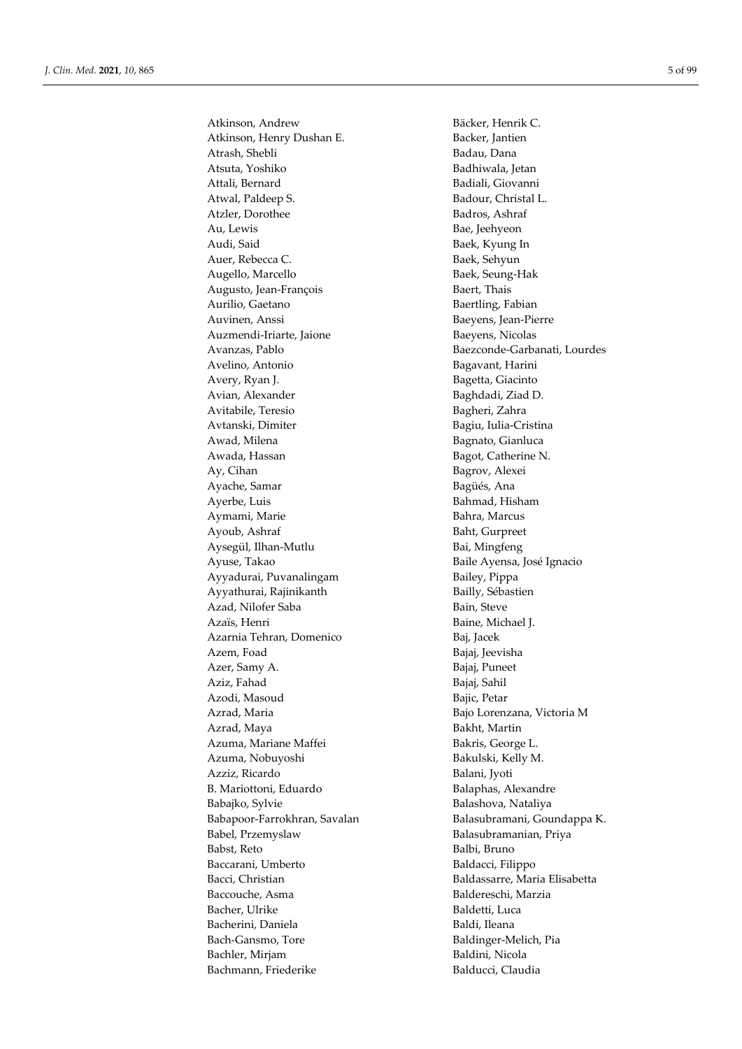Atkinson, Andrew
Atkinson, Henry Dushan E.
Atrash, Shebli
Atsuta, Yoshiko
Attali, Bernard
Atwal, Paldeep S.
Atzler, Dorothee
Au, Lewis
Audi, Said
Auer, Rebecca C.
Augello, Marcello
Augusto, Jean-François
Aurilio, Gaetano
Auvinen, Anssi
Auzmendi-Iriarte, Jaione
Avanzas, Pablo
Avelino, Antonio
Avery, Ryan J.
Avian, Alexander
Avitabile, Teresio
Avtanski, Dimiter
Awad, Milena
Awada, Hassan
Ay, Cihan
Ayache, Samar
Ayerbe, Luis
Aymami, Marie
Ayoub, Ashraf
Aysegül, Ilhan-Mutlu
Ayuse, Takao
Ayyadurai, Puvanalingam
Ayyathurai, Rajinikanth
Azad, Nilofer Saba
Azaïs, Henri
Azarnia Tehran, Domenico
Azem, Foad
Azer, Samy A.
Aziz, Fahad
Azodi, Masoud
Azrad, Maria
Azrad, Maya
Azuma, Mariane Maffei
Azuma, Nobuyoshi
Azziz, Ricardo
B. Mariottoni, Eduardo
Babajko, Sylvie
Babapoor-Farrokhran, Savalan
Babel, Przemyslaw
Babst, Reto
Baccarani, Umberto
Bacci, Christian
Baccouche, Asma
Bacher, Ulrike
Bacherini, Daniela
Bach-Gansmo, Tore
Bachler, Mirjam
Bachmann, Friederike
Bäcker, Henrik C.
Backer, Jantien
Badau, Dana
Badhiwala, Jetan
Badiali, Giovanni
Badour, Christal L.
Badros, Ashraf
Bae, Jeehyeon
Baek, Kyung In
Baek, Sehyun
Baek, Seung-Hak
Baert, Thais
Baertling, Fabian
Baeyens, Jean-Pierre
Baeyens, Nicolas
Baezconde-Garbanati, Lourdes
Bagavant, Harini
Bagetta, Giacinto
Baghdadi, Ziad D.
Bagheri, Zahra
Bagiu, Iulia-Cristina
Bagnato, Gianluca
Bagot, Catherine N.
Bagrov, Alexei
Bagüés, Ana
Bahmad, Hisham
Bahra, Marcus
Baht, Gurpreet
Bai, Mingfeng
Baile Ayensa, José Ignacio
Bailey, Pippa
Bailly, Sébastien
Bain, Steve
Baine, Michael J.
Baj, Jacek
Bajaj, Jeevisha
Bajaj, Puneet
Bajaj, Sahil
Bajic, Petar
Bajo Lorenzana, Victoria M
Bakht, Martin
Bakris, George L.
Bakulski, Kelly M.
Balani, Jyoti
Balaphas, Alexandre
Balashova, Nataliya
Balasubramani, Goundappa K.
Balasubramanian, Priya
Balbi, Bruno
Baldacci, Filippo
Baldassarre, Maria Elisabetta
Baldereschi, Marzia
Baldetti, Luca
Baldi, Ileana
Baldinger-Melich, Pia
Baldini, Nicola
Balducci, Claudia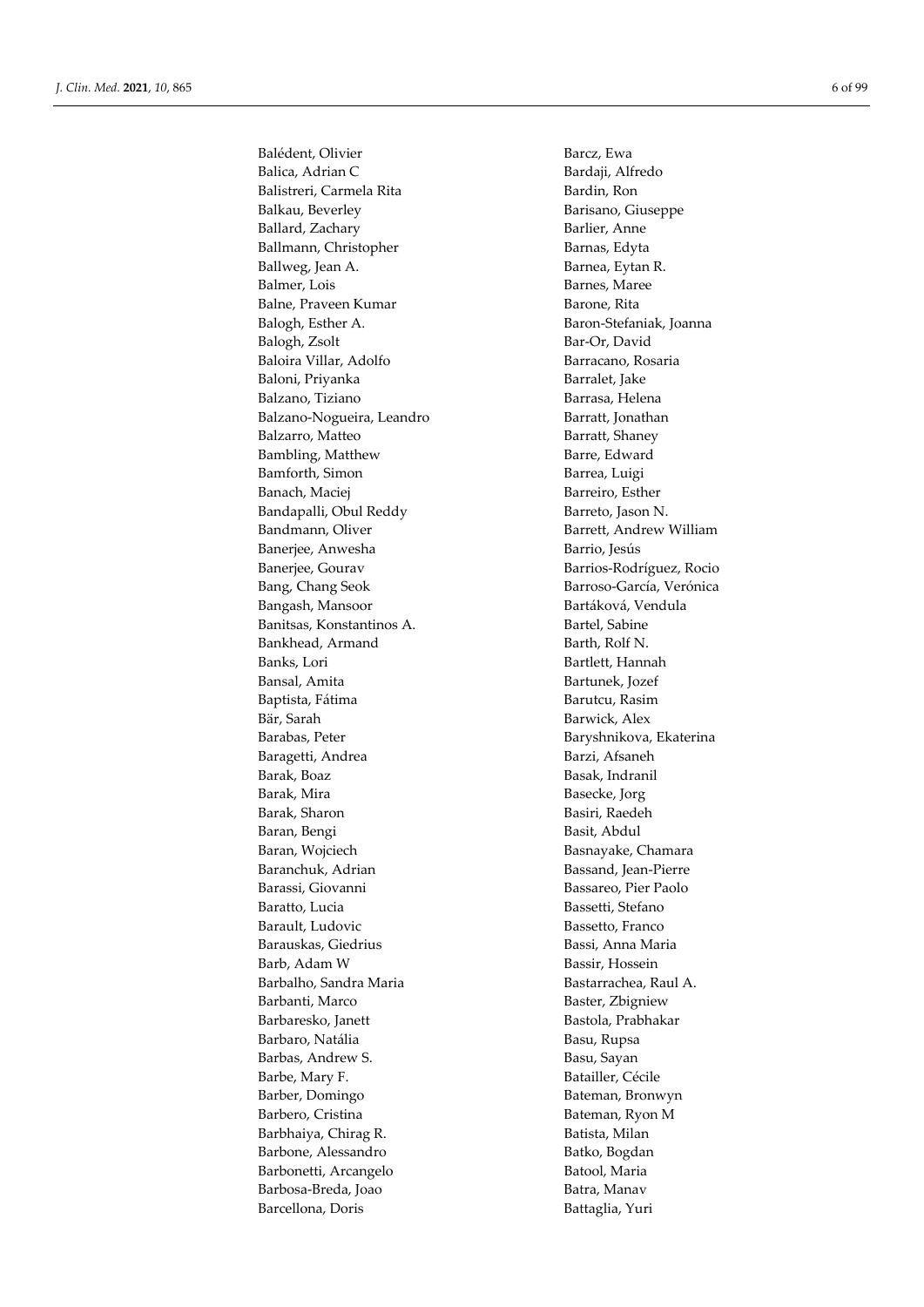Balédent, Olivier
Balica, Adrian C
Balistreri, Carmela Rita
Balkau, Beverley
Ballard, Zachary
Ballmann, Christopher
Ballweg, Jean A.
Balmer, Lois
Balne, Praveen Kumar
Balogh, Esther A.
Balogh, Zsolt
Baloira Villar, Adolfo
Baloni, Priyanka
Balzano, Tiziano
Balzano-Nogueira, Leandro
Balzarro, Matteo
Bambling, Matthew
Bamforth, Simon
Banach, Maciej
Bandapalli, Obul Reddy
Bandmann, Oliver
Banerjee, Anwesha
Banerjee, Gourav
Bang, Chang Seok
Bangash, Mansoor
Banitsas, Konstantinos A.
Bankhead, Armand
Banks, Lori
Bansal, Amita
Baptista, Fátima
Bär, Sarah
Barabas, Peter
Baragetti, Andrea
Barak, Boaz
Barak, Mira
Barak, Sharon
Baran, Bengi
Baran, Wojciech
Baranchuk, Adrian
Barassi, Giovanni
Baratto, Lucia
Barault, Ludovic
Barauskas, Giedrius
Barb, Adam W
Barbalho, Sandra Maria
Barbanti, Marco
Barbaresko, Janett
Barbaro, Natália
Barbas, Andrew S.
Barbe, Mary F.
Barber, Domingo
Barbero, Cristina
Barbhaiya, Chirag R.
Barbone, Alessandro
Barbonetti, Arcangelo
Barbosa-Breda, Joao
Barcellona, Doris
Barcz, Ewa
Bardaji, Alfredo
Bardin, Ron
Barisano, Giuseppe
Barlier, Anne
Barnas, Edyta
Barnea, Eytan R.
Barnes, Maree
Barone, Rita
Baron-Stefaniak, Joanna
Bar-Or, David
Barracano, Rosaria
Barralet, Jake
Barrasa, Helena
Barratt, Jonathan
Barratt, Shaney
Barre, Edward
Barrea, Luigi
Barreiro, Esther
Barreto, Jason N.
Barrett, Andrew William
Barrio, Jesús
Barrios-Rodríguez, Rocio
Barroso-García, Verónica
Bartáková, Vendula
Bartel, Sabine
Barth, Rolf N.
Bartlett, Hannah
Bartunek, Jozef
Barutcu, Rasim
Barwick, Alex
Baryshnikova, Ekaterina
Barzi, Afsaneh
Basak, Indranil
Basecke, Jorg
Basiri, Raedeh
Basit, Abdul
Basnayake, Chamara
Bassand, Jean-Pierre
Bassareo, Pier Paolo
Bassetti, Stefano
Bassetto, Franco
Bassi, Anna Maria
Bassir, Hossein
Bastarrachea, Raul A.
Baster, Zbigniew
Bastola, Prabhakar
Basu, Rupsa
Basu, Sayan
Batailler, Cécile
Bateman, Bronwyn
Bateman, Ryon M
Batista, Milan
Batko, Bogdan
Batool, Maria
Batra, Manav
Battaglia, Yuri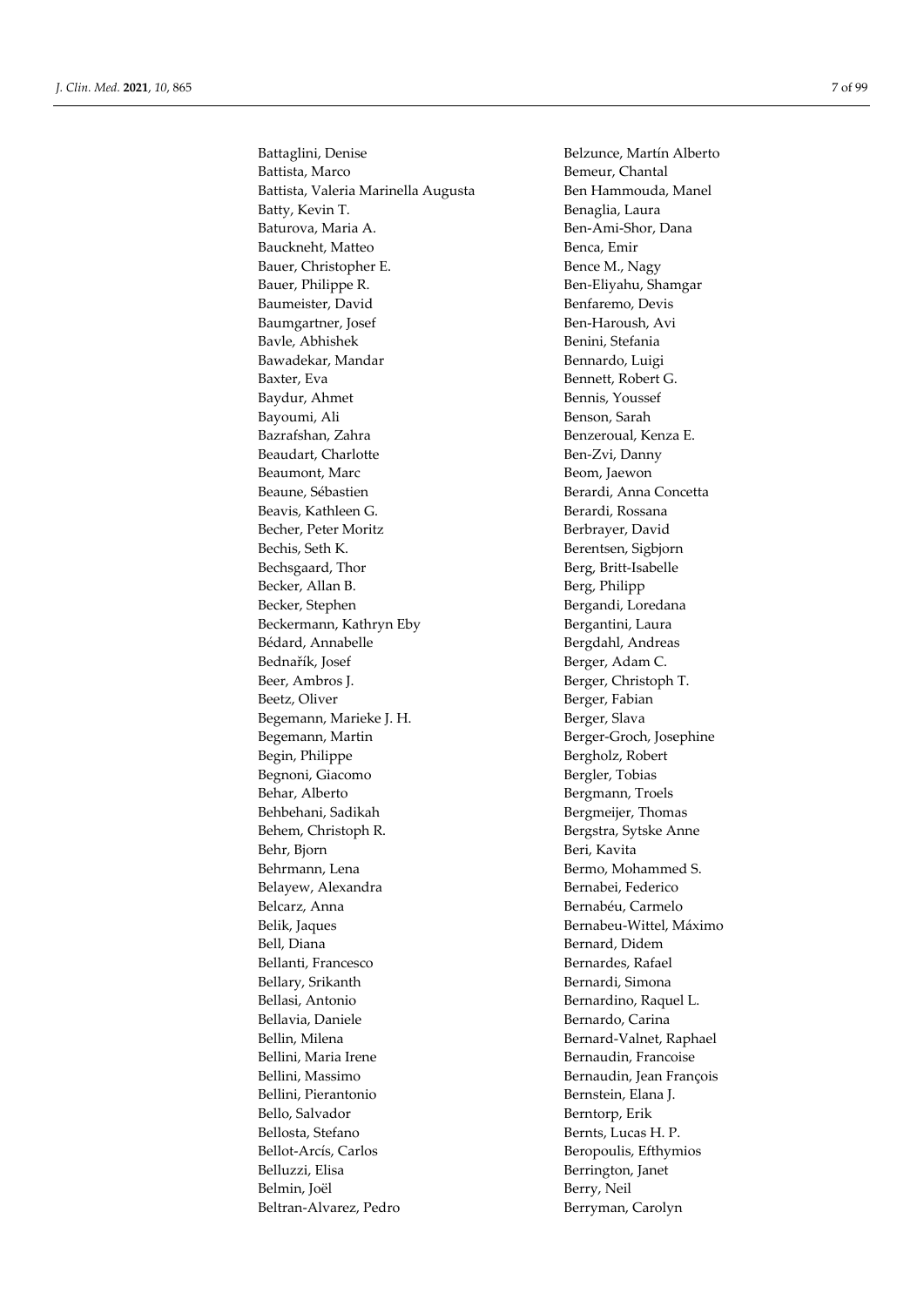Battaglini, Denise
Battista, Marco
Battista, Valeria Marinella Augusta
Batty, Kevin T.
Baturova, Maria A.
Bauckneht, Matteo
Bauer, Christopher E.
Bauer, Philippe R.
Baumeister, David
Baumgartner, Josef
Bavle, Abhishek
Bawadekar, Mandar
Baxter, Eva
Baydur, Ahmet
Bayoumi, Ali
Bazrafshan, Zahra
Beaudart, Charlotte
Beaumont, Marc
Beaune, Sébastien
Beavis, Kathleen G.
Becher, Peter Moritz
Bechis, Seth K.
Bechsgaard, Thor
Becker, Allan B.
Becker, Stephen
Beckermann, Kathryn Eby
Bédard, Annabelle
Bednařík, Josef
Beer, Ambros J.
Beetz, Oliver
Begemann, Marieke J. H.
Begemann, Martin
Begin, Philippe
Begnoni, Giacomo
Behar, Alberto
Behbehani, Sadikah
Behem, Christoph R.
Behr, Bjorn
Behrmann, Lena
Belayew, Alexandra
Belcarz, Anna
Belik, Jaques
Bell, Diana
Bellanti, Francesco
Bellary, Srikanth
Bellasi, Antonio
Bellavia, Daniele
Bellin, Milena
Bellini, Maria Irene
Bellini, Massimo
Bellini, Pierantonio
Bello, Salvador
Bellosta, Stefano
Bellot-Arcís, Carlos
Belluzzi, Elisa
Belmin, Joël
Beltran-Alvarez, Pedro
Belzunce, Martín Alberto
Bemeur, Chantal
Ben Hammouda, Manel
Benaglia, Laura
Ben-Ami-Shor, Dana
Benca, Emir
Bence M., Nagy
Ben-Eliyahu, Shamgar
Benfaremo, Devis
Ben-Haroush, Avi
Benini, Stefania
Bennardo, Luigi
Bennett, Robert G.
Bennis, Youssef
Benson, Sarah
Benzeroual, Kenza E.
Ben-Zvi, Danny
Beom, Jaewon
Berardi, Anna Concetta
Berardi, Rossana
Berbrayer, David
Berentsen, Sigbjorn
Berg, Britt-Isabelle
Berg, Philipp
Bergandi, Loredana
Bergantini, Laura
Bergdahl, Andreas
Berger, Adam C.
Berger, Christoph T.
Berger, Fabian
Berger, Slava
Berger-Groch, Josephine
Bergholz, Robert
Bergler, Tobias
Bergmann, Troels
Bergmeijer, Thomas
Bergstra, Sytske Anne
Beri, Kavita
Bermo, Mohammed S.
Bernabei, Federico
Bernabéu, Carmelo
Bernabeu-Wittel, Máximo
Bernard, Didem
Bernardes, Rafael
Bernardi, Simona
Bernardino, Raquel L.
Bernardo, Carina
Bernard-Valnet, Raphael
Bernaudin, Francoise
Bernaudin, Jean François
Bernstein, Elana J.
Berntorp, Erik
Bernts, Lucas H. P.
Beropoulis, Efthymios
Berrington, Janet
Berry, Neil
Berryman, Carolyn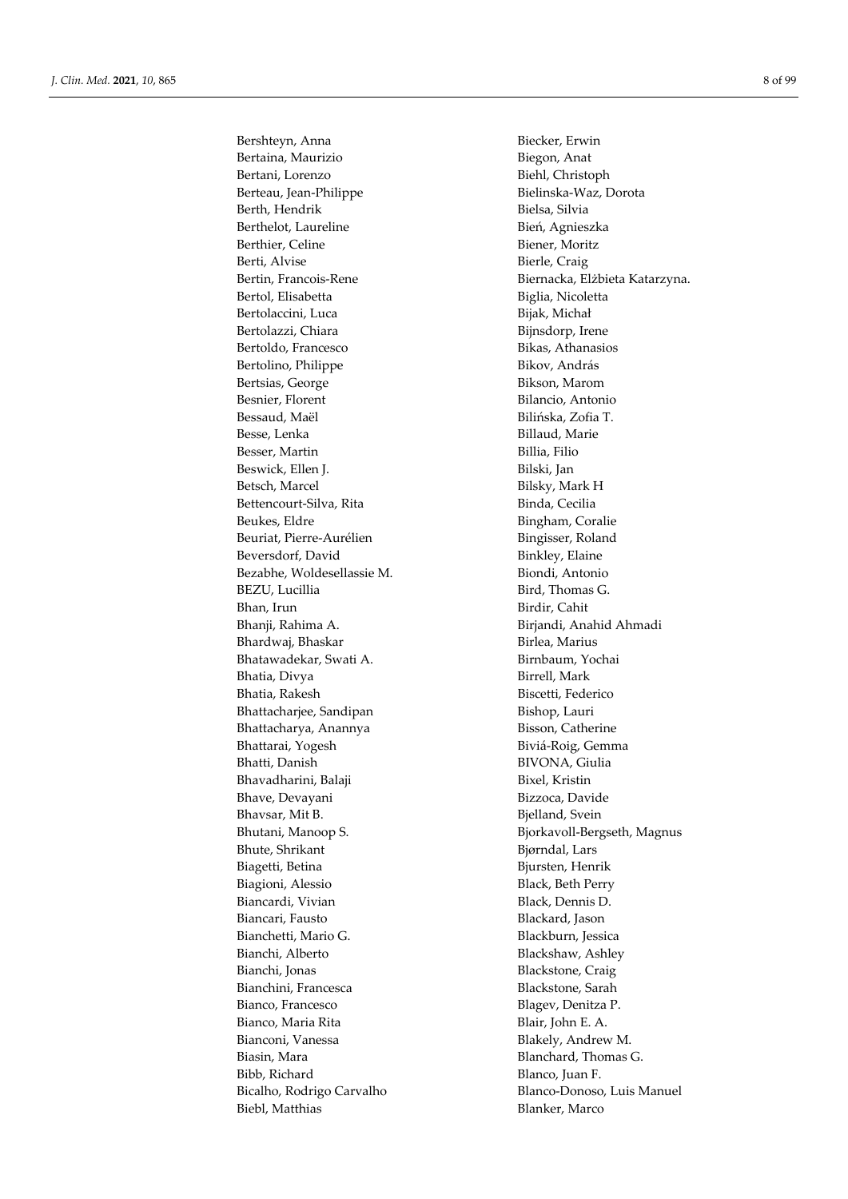Bershteyn, Anna
Bertaina, Maurizio
Bertani, Lorenzo
Berteau, Jean-Philippe
Berth, Hendrik
Berthelot, Laureline
Berthier, Celine
Berti, Alvise
Bertin, Francois-Rene
Bertol, Elisabetta
Bertolaccini, Luca
Bertolazzi, Chiara
Bertoldo, Francesco
Bertolino, Philippe
Bertsias, George
Besnier, Florent
Bessaud, Maël
Besse, Lenka
Besser, Martin
Beswick, Ellen J.
Betsch, Marcel
Bettencourt-Silva, Rita
Beukes, Eldre
Beuriat, Pierre-Aurélien
Beversdorf, David
Bezabhe, Woldesellassie M.
BEZU, Lucillia
Bhan, Irun
Bhanji, Rahima A.
Bhardwaj, Bhaskar
Bhatawadekar, Swati A.
Bhatia, Divya
Bhatia, Rakesh
Bhattacharjee, Sandipan
Bhattacharya, Anannya
Bhattarai, Yogesh
Bhatti, Danish
Bhavadharini, Balaji
Bhave, Devayani
Bhavsar, Mit B.
Bhutani, Manoop S.
Bhute, Shrikant
Biagetti, Betina
Biagioni, Alessio
Biancardi, Vivian
Biancari, Fausto
Bianchetti, Mario G.
Bianchi, Alberto
Bianchi, Jonas
Bianchini, Francesca
Bianco, Francesco
Bianco, Maria Rita
Bianconi, Vanessa
Biasin, Mara
Bibb, Richard
Bicalho, Rodrigo Carvalho
Biebl, Matthias
Biecker, Erwin
Biegon, Anat
Biehl, Christoph
Bielinska-Waz, Dorota
Bielsa, Silvia
Bień, Agnieszka
Biener, Moritz
Bierle, Craig
Biernacka, Elżbieta Katarzyna.
Biglia, Nicoletta
Bijak, Michał
Bijnsdorp, Irene
Bikas, Athanasios
Bikov, András
Bikson, Marom
Bilancio, Antonio
Bilińska, Zofia T.
Billaud, Marie
Billia, Filio
Bilski, Jan
Bilsky, Mark H
Binda, Cecilia
Bingham, Coralie
Bingisser, Roland
Binkley, Elaine
Biondi, Antonio
Bird, Thomas G.
Birdir, Cahit
Birjandi, Anahid Ahmadi
Birlea, Marius
Birnbaum, Yochai
Birrell, Mark
Biscetti, Federico
Bishop, Lauri
Bisson, Catherine
Biviá-Roig, Gemma
BIVONA, Giulia
Bixel, Kristin
Bizzoca, Davide
Bjelland, Svein
Bjorkavoll-Bergseth, Magnus
Bjørndal, Lars
Bjursten, Henrik
Black, Beth Perry
Black, Dennis D.
Blackard, Jason
Blackburn, Jessica
Blackshaw, Ashley
Blackstone, Craig
Blackstone, Sarah
Blagev, Denitza P.
Blair, John E. A.
Blakely, Andrew M.
Blanchard, Thomas G.
Blanco, Juan F.
Blanco-Donoso, Luis Manuel
Blanker, Marco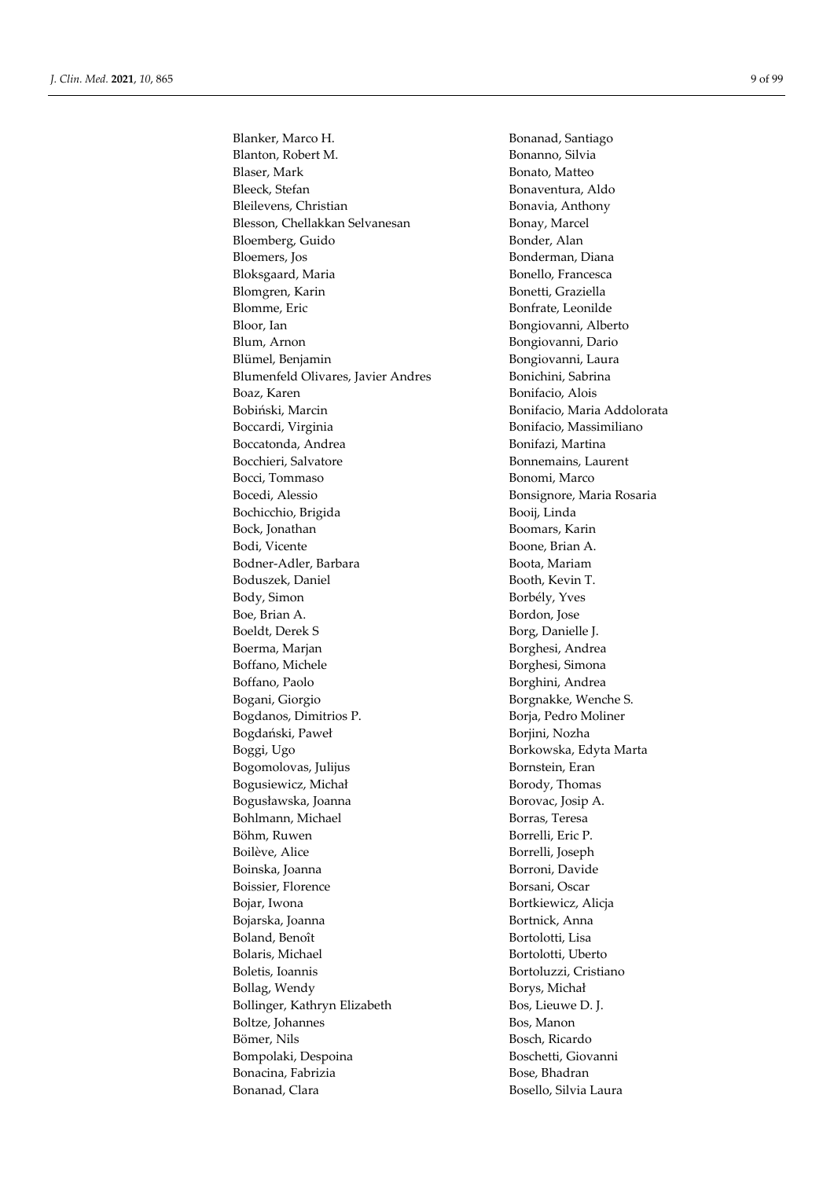Blanker, Marco H.
Blanton, Robert M.
Blaser, Mark
Bleeck, Stefan
Bleilevens, Christian
Blesson, Chellakkan Selvanesan
Bloemberg, Guido
Bloemers, Jos
Bloksgaard, Maria
Blomgren, Karin
Blomme, Eric
Bloor, Ian
Blum, Arnon
Blümel, Benjamin
Blumenfeld Olivares, Javier Andres
Boaz, Karen
Bobiński, Marcin
Boccardi, Virginia
Boccatonda, Andrea
Bocchieri, Salvatore
Bocci, Tommaso
Bocedi, Alessio
Bochicchio, Brigida
Bock, Jonathan
Bodi, Vicente
Bodner-Adler, Barbara
Boduszek, Daniel
Body, Simon
Boe, Brian A.
Boeldt, Derek S
Boerma, Marjan
Boffano, Michele
Boffano, Paolo
Bogani, Giorgio
Bogdanos, Dimitrios P.
Bogdański, Paweł
Boggi, Ugo
Bogomolovas, Julijus
Bogusiewicz, Michał
Bogusławska, Joanna
Bohlmann, Michael
Böhm, Ruwen
Boilève, Alice
Boinska, Joanna
Boissier, Florence
Bojar, Iwona
Bojarska, Joanna
Boland, Benoît
Bolaris, Michael
Boletis, Ioannis
Bollag, Wendy
Bollinger, Kathryn Elizabeth
Boltze, Johannes
Bömer, Nils
Bompolaki, Despoina
Bonacina, Fabrizia
Bonanad, Clara
Bonanad, Santiago
Bonanno, Silvia
Bonato, Matteo
Bonaventura, Aldo
Bonavia, Anthony
Bonay, Marcel
Bonder, Alan
Bonderman, Diana
Bonello, Francesca
Bonetti, Graziella
Bonfrate, Leonilde
Bongiovanni, Alberto
Bongiovanni, Dario
Bongiovanni, Laura
Bonichini, Sabrina
Bonifacio, Alois
Bonifacio, Maria Addolorata
Bonifacio, Massimiliano
Bonifazi, Martina
Bonnemains, Laurent
Bonomi, Marco
Bonsignore, Maria Rosaria
Booij, Linda
Boomars, Karin
Boone, Brian A.
Boota, Mariam
Booth, Kevin T.
Borbély, Yves
Bordon, Jose
Borg, Danielle J.
Borghesi, Andrea
Borghesi, Simona
Borghini, Andrea
Borgnakke, Wenche S.
Borja, Pedro Moliner
Borjini, Nozha
Borkowska, Edyta Marta
Bornstein, Eran
Borody, Thomas
Borovac, Josip A.
Borras, Teresa
Borrelli, Eric P.
Borrelli, Joseph
Borroni, Davide
Borsani, Oscar
Bortkiewicz, Alicja
Bortnick, Anna
Bortolotti, Lisa
Bortolotti, Uberto
Bortoluzzi, Cristiano
Borys, Michał
Bos, Lieuwe D. J.
Bos, Manon
Bosch, Ricardo
Boschetti, Giovanni
Bose, Bhadran
Bosello, Silvia Laura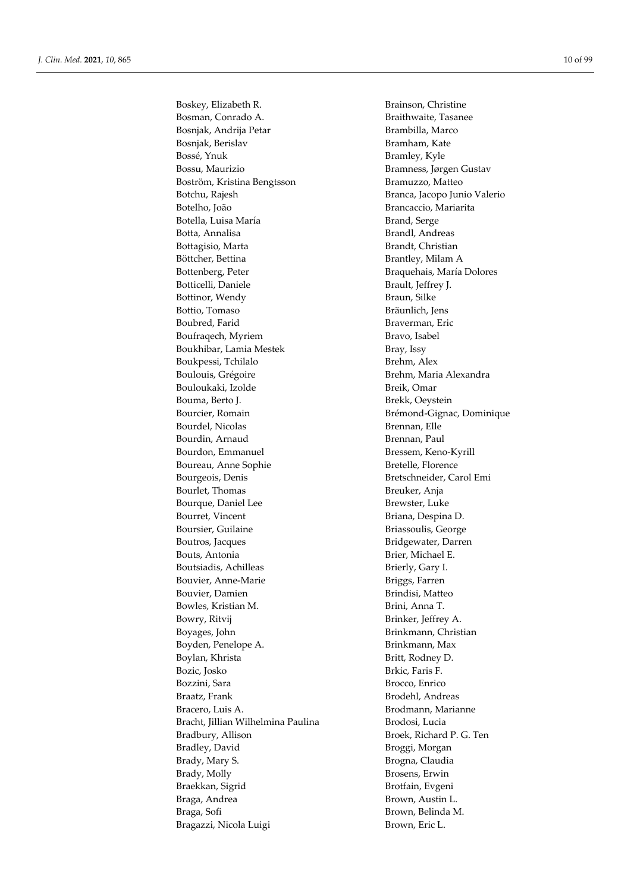Boskey, Elizabeth R.
Bosman, Conrado A.
Bosnjak, Andrija Petar
Bosnjak, Berislav
Bossé, Ynuk
Bossu, Maurizio
Boström, Kristina Bengtsson
Botchu, Rajesh
Botelho, João
Botella, Luisa María
Botta, Annalisa
Bottagisio, Marta
Böttcher, Bettina
Bottenberg, Peter
Botticelli, Daniele
Bottinor, Wendy
Bottio, Tomaso
Boubred, Farid
Boufraqech, Myriem
Boukhibar, Lamia Mestek
Boukpessi, Tchilalo
Boulouis, Grégoire
Bouloukaki, Izolde
Bouma, Berto J.
Bourcier, Romain
Bourdel, Nicolas
Bourdin, Arnaud
Bourdon, Emmanuel
Boureau, Anne Sophie
Bourgeois, Denis
Bourlet, Thomas
Bourque, Daniel Lee
Bourret, Vincent
Boursier, Guilaine
Boutros, Jacques
Bouts, Antonia
Boutsiadis, Achilleas
Bouvier, Anne-Marie
Bouvier, Damien
Bowles, Kristian M.
Bowry, Ritvij
Boyages, John
Boyden, Penelope A.
Boylan, Khrista
Bozic, Josko
Bozzini, Sara
Braatz, Frank
Bracero, Luis A.
Bracht, Jillian Wilhelmina Paulina
Bradbury, Allison
Bradley, David
Brady, Mary S.
Brady, Molly
Braekkan, Sigrid
Braga, Andrea
Braga, Sofi
Bragazzi, Nicola Luigi
Brainson, Christine
Braithwaite, Tasanee
Brambilla, Marco
Bramham, Kate
Bramley, Kyle
Bramness, Jørgen Gustav
Bramuzzo, Matteo
Branca, Jacopo Junio Valerio
Brancaccio, Mariarita
Brand, Serge
Brandl, Andreas
Brandt, Christian
Brantley, Milam A
Braquehais, María Dolores
Brault, Jeffrey J.
Braun, Silke
Bräunlich, Jens
Braverman, Eric
Bravo, Isabel
Bray, Issy
Brehm, Alex
Brehm, Maria Alexandra
Breik, Omar
Brekk, Oeystein
Brémond-Gignac, Dominique
Brennan, Elle
Brennan, Paul
Bressem, Keno-Kyrill
Bretelle, Florence
Bretschneider, Carol Emi
Breuker, Anja
Brewster, Luke
Briana, Despina D.
Briassoulis, George
Bridgewater, Darren
Brier, Michael E.
Brierly, Gary I.
Briggs, Farren
Brindisi, Matteo
Brini, Anna T.
Brinker, Jeffrey A.
Brinkmann, Christian
Brinkmann, Max
Britt, Rodney D.
Brkic, Faris F.
Brocco, Enrico
Brodehl, Andreas
Brodmann, Marianne
Brodosi, Lucia
Broek, Richard P. G. Ten
Broggi, Morgan
Brogna, Claudia
Brosens, Erwin
Brotfain, Evgeni
Brown, Austin L.
Brown, Belinda M.
Brown, Eric L.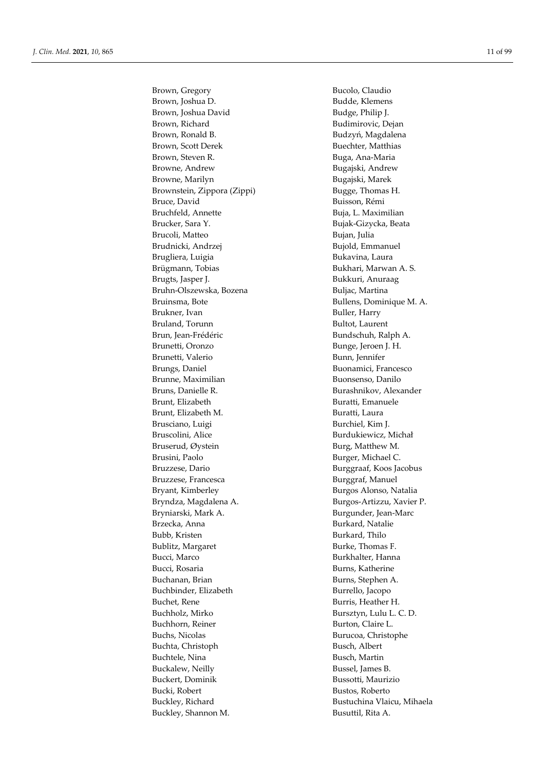Brown, Gregory
Brown, Joshua D.
Brown, Joshua David
Brown, Richard
Brown, Ronald B.
Brown, Scott Derek
Brown, Steven R.
Browne, Andrew
Browne, Marilyn
Brownstein, Zippora (Zippi)
Bruce, David
Bruchfeld, Annette
Brucker, Sara Y.
Brucoli, Matteo
Brudnicki, Andrzej
Brugliera, Luigia
Brügmann, Tobias
Brugts, Jasper J.
Bruhn-Olszewska, Bozena
Bruinsma, Bote
Brukner, Ivan
Bruland, Torunn
Brun, Jean-Frédéric
Brunetti, Oronzo
Brunetti, Valerio
Brungs, Daniel
Brunne, Maximilian
Bruns, Danielle R.
Brunt, Elizabeth
Brunt, Elizabeth M.
Brusciano, Luigi
Bruscolini, Alice
Bruserud, Øystein
Brusini, Paolo
Bruzzese, Dario
Bruzzese, Francesca
Bryant, Kimberley
Bryndza, Magdalena A.
Bryniarski, Mark A.
Brzecka, Anna
Bubb, Kristen
Bublitz, Margaret
Bucci, Marco
Bucci, Rosaria
Buchanan, Brian
Buchbinder, Elizabeth
Buchet, Rene
Buchholz, Mirko
Buchhorn, Reiner
Buchs, Nicolas
Buchta, Christoph
Buchtele, Nina
Buckalew, Neilly
Buckert, Dominik
Bucki, Robert
Buckley, Richard
Buckley, Shannon M.
Bucolo, Claudio
Budde, Klemens
Budge, Philip J.
Budimirovic, Dejan
Budzyń, Magdalena
Buechter, Matthias
Buga, Ana-Maria
Bugajski, Andrew
Bugajski, Marek
Bugge, Thomas H.
Buisson, Rémi
Buja, L. Maximilian
Bujak-Gizycka, Beata
Bujan, Julia
Bujold, Emmanuel
Bukavina, Laura
Bukhari, Marwan A. S.
Bukkuri, Anuraag
Buljac, Martina
Bullens, Dominique M. A.
Buller, Harry
Bultot, Laurent
Bundschuh, Ralph A.
Bunge, Jeroen J. H.
Bunn, Jennifer
Buonamici, Francesco
Buonsenso, Danilo
Burashnikov, Alexander
Buratti, Emanuele
Buratti, Laura
Burchiel, Kim J.
Burdukiewicz, Michał
Burg, Matthew M.
Burger, Michael C.
Burggraaf, Koos Jacobus
Burggraf, Manuel
Burgos Alonso, Natalia
Burgos-Artizzu, Xavier P.
Burgunder, Jean-Marc
Burkard, Natalie
Burkard, Thilo
Burke, Thomas F.
Burkhalter, Hanna
Burns, Katherine
Burns, Stephen A.
Burrello, Jacopo
Burris, Heather H.
Bursztyn, Lulu L. C. D.
Burton, Claire L.
Burucoa, Christophe
Busch, Albert
Busch, Martin
Bussel, James B.
Bussotti, Maurizio
Bustos, Roberto
Bustuchina Vlaicu, Mihaela
Busuttil, Rita A.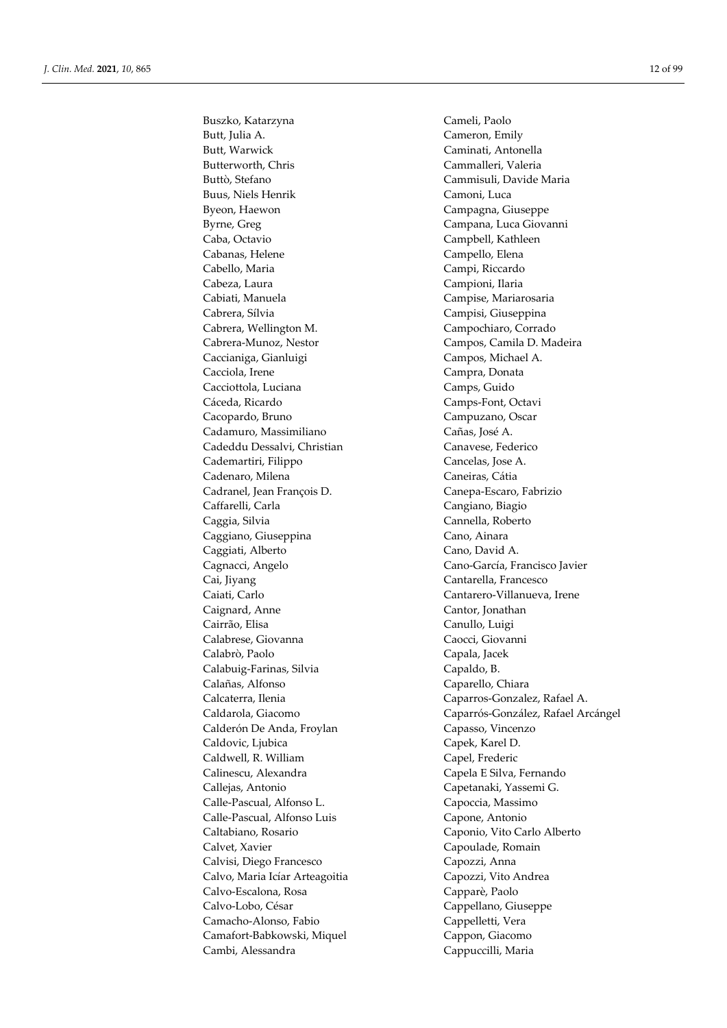Buszko, Katarzyna
Butt, Julia A.
Butt, Warwick
Butterworth, Chris
Buttò, Stefano
Buus, Niels Henrik
Byeon, Haewon
Byrne, Greg
Caba, Octavio
Cabanas, Helene
Cabello, Maria
Cabeza, Laura
Cabiati, Manuela
Cabrera, Sílvia
Cabrera, Wellington M.
Cabrera-Munoz, Nestor
Caccianiga, Gianluigi
Cacciola, Irene
Cacciottola, Luciana
Cáceda, Ricardo
Cacopardo, Bruno
Cadamuro, Massimiliano
Cadeddu Dessalvi, Christian
Cademartiri, Filippo
Cadenaro, Milena
Cadranel, Jean François D.
Caffarelli, Carla
Caggia, Silvia
Caggiano, Giuseppina
Caggiati, Alberto
Cagnacci, Angelo
Cai, Jiyang
Caiati, Carlo
Caignard, Anne
Cairrão, Elisa
Calabrese, Giovanna
Calabrò, Paolo
Calabuig-Farinas, Silvia
Calañas, Alfonso
Calcaterra, Ilenia
Caldarola, Giacomo
Calderón De Anda, Froylan
Caldovic, Ljubica
Caldwell, R. William
Calinescu, Alexandra
Callejas, Antonio
Calle-Pascual, Alfonso L.
Calle-Pascual, Alfonso Luis
Caltabiano, Rosario
Calvet, Xavier
Calvisi, Diego Francesco
Calvo, Maria Icíar Arteagoitia
Calvo-Escalona, Rosa
Calvo-Lobo, César
Camacho-Alonso, Fabio
Camafort-Babkowski, Miquel
Cambi, Alessandra
Cameli, Paolo
Cameron, Emily
Caminati, Antonella
Cammalleri, Valeria
Cammisuli, Davide Maria
Camoni, Luca
Campagna, Giuseppe
Campana, Luca Giovanni
Campbell, Kathleen
Campello, Elena
Campi, Riccardo
Campioni, Ilaria
Campise, Mariarosaria
Campisi, Giuseppina
Campochiaro, Corrado
Campos, Camila D. Madeira
Campos, Michael A.
Campra, Donata
Camps, Guido
Camps-Font, Octavi
Campuzano, Oscar
Cañas, José A.
Canavese, Federico
Cancelas, Jose A.
Caneiras, Cátia
Canepa-Escaro, Fabrizio
Cangiano, Biagio
Cannella, Roberto
Cano, Ainara
Cano, David A.
Cano-García, Francisco Javier
Cantarella, Francesco
Cantarero-Villanueva, Irene
Cantor, Jonathan
Canullo, Luigi
Caocci, Giovanni
Capala, Jacek
Capaldo, B.
Caparello, Chiara
Caparros-Gonzalez, Rafael A.
Caparrós-González, Rafael Arcángel
Capasso, Vincenzo
Capek, Karel D.
Capel, Frederic
Capela E Silva, Fernando
Capetanaki, Yassemi G.
Capoccia, Massimo
Capone, Antonio
Caponio, Vito Carlo Alberto
Capoulade, Romain
Capozzi, Anna
Capozzi, Vito Andrea
Capparè, Paolo
Cappellano, Giuseppe
Cappelletti, Vera
Cappon, Giacomo
Cappuccilli, Maria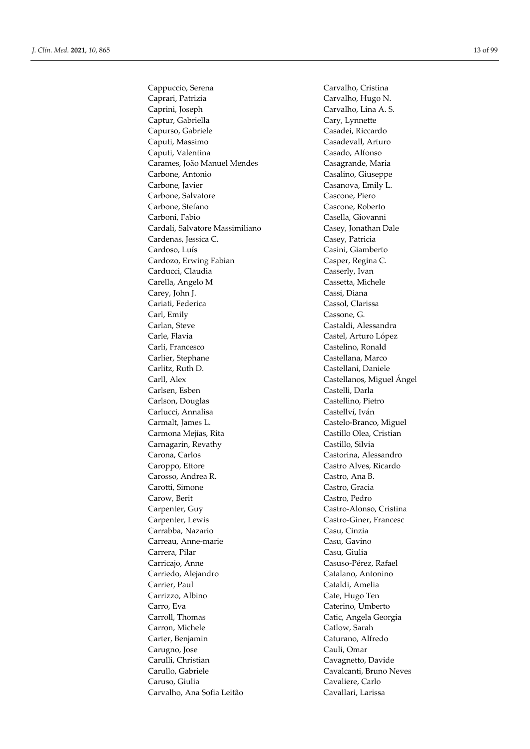Cappuccio, Serena
Caprari, Patrizia
Caprini, Joseph
Captur, Gabriella
Capurso, Gabriele
Caputi, Massimo
Caputi, Valentina
Carames, João Manuel Mendes
Carbone, Antonio
Carbone, Javier
Carbone, Salvatore
Carbone, Stefano
Carboni, Fabio
Cardali, Salvatore Massimiliano
Cardenas, Jessica C.
Cardoso, Luís
Cardozo, Erwing Fabian
Carducci, Claudia
Carella, Angelo M
Carey, John J.
Cariati, Federica
Carl, Emily
Carlan, Steve
Carle, Flavia
Carli, Francesco
Carlier, Stephane
Carlitz, Ruth D.
Carll, Alex
Carlsen, Esben
Carlson, Douglas
Carlucci, Annalisa
Carmalt, James L.
Carmona Mejías, Rita
Carnagarin, Revathy
Carona, Carlos
Caroppo, Ettore
Carosso, Andrea R.
Carotti, Simone
Carow, Berit
Carpenter, Guy
Carpenter, Lewis
Carrabba, Nazario
Carreau, Anne-marie
Carrera, Pilar
Carricajo, Anne
Carriedo, Alejandro
Carrier, Paul
Carrizzo, Albino
Carro, Eva
Carroll, Thomas
Carron, Michele
Carter, Benjamin
Carugno, Jose
Carulli, Christian
Carullo, Gabriele
Caruso, Giulia
Carvalho, Ana Sofia Leitão
Carvalho, Cristina
Carvalho, Hugo N.
Carvalho, Lina A. S.
Cary, Lynnette
Casadei, Riccardo
Casadevall, Arturo
Casado, Alfonso
Casagrande, Maria
Casalino, Giuseppe
Casanova, Emily L.
Cascone, Piero
Cascone, Roberto
Casella, Giovanni
Casey, Jonathan Dale
Casey, Patricia
Casini, Giamberto
Casper, Regina C.
Casserly, Ivan
Cassetta, Michele
Cassi, Diana
Cassol, Clarissa
Cassone, G.
Castaldi, Alessandra
Castel, Arturo López
Castelino, Ronald
Castellana, Marco
Castellani, Daniele
Castellanos, Miguel Ángel
Castelli, Darla
Castellino, Pietro
Castellví, Iván
Castelo-Branco, Miguel
Castillo Olea, Cristian
Castillo, Silvia
Castorina, Alessandro
Castro Alves, Ricardo
Castro, Ana B.
Castro, Gracia
Castro, Pedro
Castro-Alonso, Cristina
Castro-Giner, Francesc
Casu, Cinzia
Casu, Gavino
Casu, Giulia
Casuso-Pérez, Rafael
Catalano, Antonino
Cataldi, Amelia
Cate, Hugo Ten
Caterino, Umberto
Catic, Angela Georgia
Catlow, Sarah
Caturano, Alfredo
Cauli, Omar
Cavagnetto, Davide
Cavalcanti, Bruno Neves
Cavaliere, Carlo
Cavallari, Larissa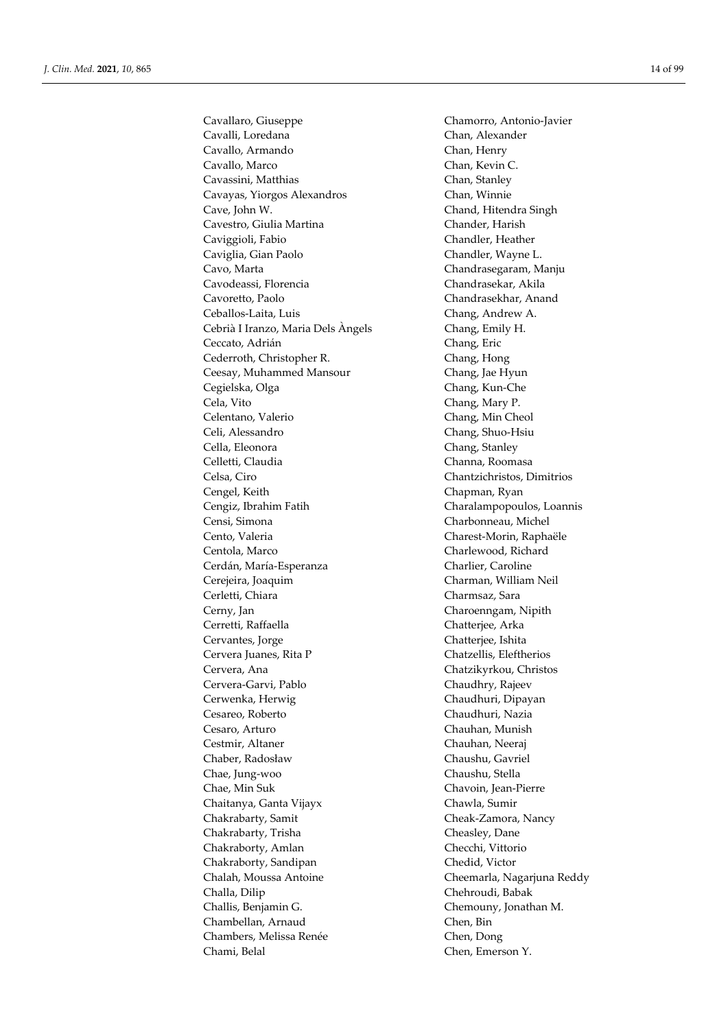Cavallaro, Giuseppe
Cavalli, Loredana
Cavallo, Armando
Cavallo, Marco
Cavassini, Matthias
Cavayas, Yiorgos Alexandros
Cave, John W.
Cavestro, Giulia Martina
Caviggioli, Fabio
Caviglia, Gian Paolo
Cavo, Marta
Cavodeassi, Florencia
Cavoretto, Paolo
Ceballos-Laita, Luis
Cebrià I Iranzo, Maria Dels Àngels
Ceccato, Adrián
Cederroth, Christopher R.
Ceesay, Muhammed Mansour
Cegielska, Olga
Cela, Vito
Celentano, Valerio
Celi, Alessandro
Cella, Eleonora
Celletti, Claudia
Celsa, Ciro
Cengel, Keith
Cengiz, Ibrahim Fatih
Censi, Simona
Cento, Valeria
Centola, Marco
Cerdán, María-Esperanza
Cerejeira, Joaquim
Cerletti, Chiara
Cerny, Jan
Cerretti, Raffaella
Cervantes, Jorge
Cervera Juanes, Rita P
Cervera, Ana
Cervera-Garvi, Pablo
Cerwenka, Herwig
Cesareo, Roberto
Cesaro, Arturo
Cestmir, Altaner
Chaber, Radosław
Chae, Jung-woo
Chae, Min Suk
Chaitanya, Ganta Vijayx
Chakrabarty, Samit
Chakrabarty, Trisha
Chakraborty, Amlan
Chakraborty, Sandipan
Chalah, Moussa Antoine
Challa, Dilip
Challis, Benjamin G.
Chambellan, Arnaud
Chambers, Melissa Renée
Chami, Belal
Chamorro, Antonio-Javier
Chan, Alexander
Chan, Henry
Chan, Kevin C.
Chan, Stanley
Chan, Winnie
Chand, Hitendra Singh
Chander, Harish
Chandler, Heather
Chandler, Wayne L.
Chandrasegaram, Manju
Chandrasekar, Akila
Chandrasekhar, Anand
Chang, Andrew A.
Chang, Emily H.
Chang, Eric
Chang, Hong
Chang, Jae Hyun
Chang, Kun-Che
Chang, Mary P.
Chang, Min Cheol
Chang, Shuo-Hsiu
Chang, Stanley
Channa, Roomasa
Chantzichristos, Dimitrios
Chapman, Ryan
Charalampopoulos, Loannis
Charbonneau, Michel
Charest-Morin, Raphaële
Charlewood, Richard
Charlier, Caroline
Charman, William Neil
Charmsaz, Sara
Charoenngam, Nipith
Chatterjee, Arka
Chatterjee, Ishita
Chatzellis, Eleftherios
Chatzikyrkou, Christos
Chaudhry, Rajeev
Chaudhuri, Dipayan
Chaudhuri, Nazia
Chauhan, Munish
Chauhan, Neeraj
Chaushu, Gavriel
Chaushu, Stella
Chavoin, Jean-Pierre
Chawla, Sumir
Cheak-Zamora, Nancy
Cheasley, Dane
Checchi, Vittorio
Chedid, Victor
Cheemarla, Nagarjuna Reddy
Chehroudi, Babak
Chemouny, Jonathan M.
Chen, Bin
Chen, Dong
Chen, Emerson Y.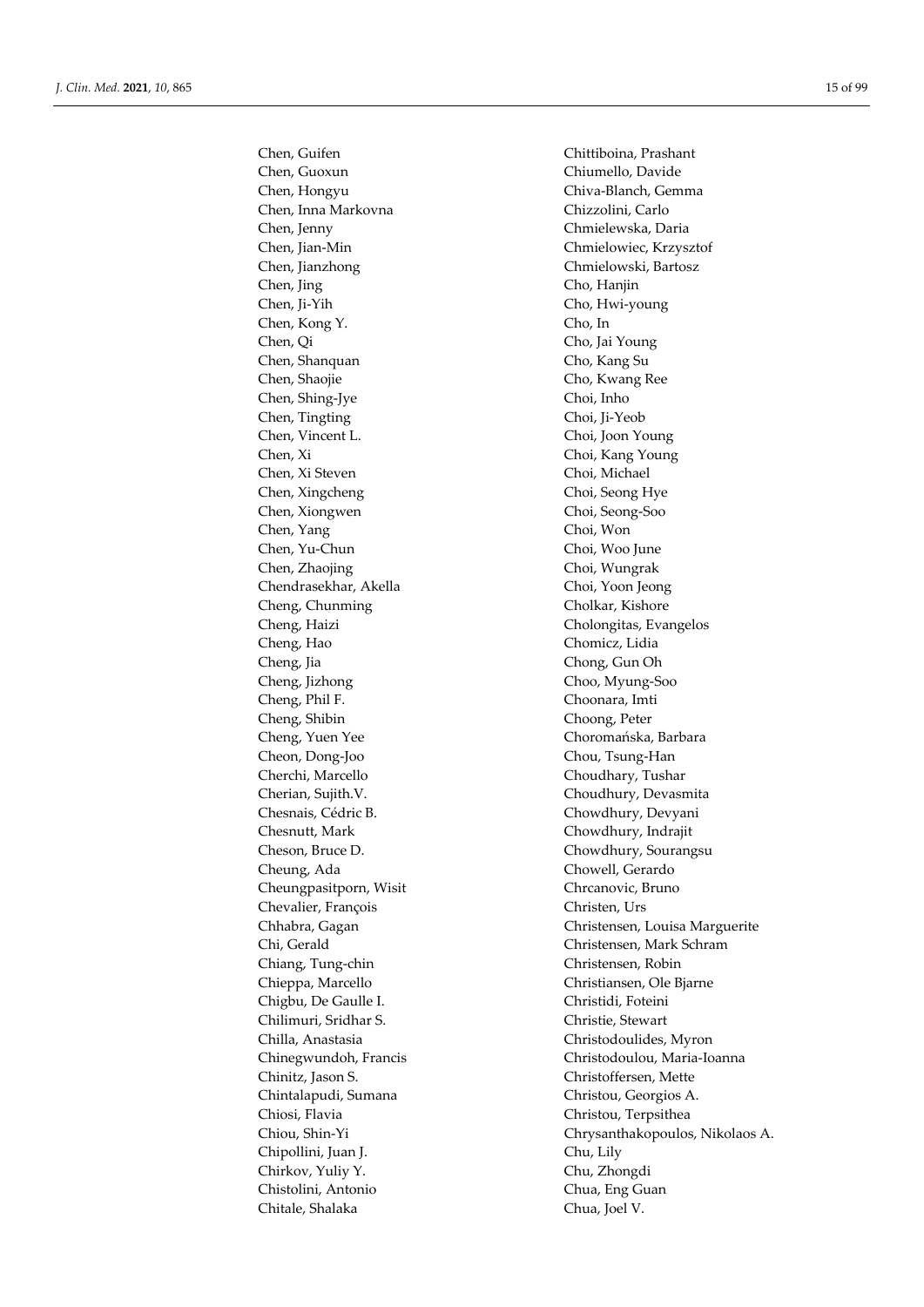Chen, Guifen
Chen, Guoxun
Chen, Hongyu
Chen, Inna Markovna
Chen, Jenny
Chen, Jian-Min
Chen, Jianzhong
Chen, Jing
Chen, Ji-Yih
Chen, Kong Y.
Chen, Qi
Chen, Shanquan
Chen, Shaojie
Chen, Shing-Jye
Chen, Tingting
Chen, Vincent L.
Chen, Xi
Chen, Xi Steven
Chen, Xingcheng
Chen, Xiongwen
Chen, Yang
Chen, Yu-Chun
Chen, Zhaojing
Chendrasekhar, Akella
Cheng, Chunming
Cheng, Haizi
Cheng, Hao
Cheng, Jia
Cheng, Jizhong
Cheng, Phil F.
Cheng, Shibin
Cheng, Yuen Yee
Cheon, Dong-Joo
Cherchi, Marcello
Cherian, Sujith.V.
Chesnais, Cédric B.
Chesnutt, Mark
Cheson, Bruce D.
Cheung, Ada
Cheungpasitporn, Wisit
Chevalier, François
Chhabra, Gagan
Chi, Gerald
Chiang, Tung-chin
Chieppa, Marcello
Chigbu, De Gaulle I.
Chilimuri, Sridhar S.
Chilla, Anastasia
Chinegwundoh, Francis
Chinitz, Jason S.
Chintalapudi, Sumana
Chiosi, Flavia
Chiou, Shin-Yi
Chipollini, Juan J.
Chirkov, Yuliy Y.
Chistolini, Antonio
Chitale, Shalaka
Chittiboina, Prashant
Chiumello, Davide
Chiva-Blanch, Gemma
Chizzolini, Carlo
Chmielewska, Daria
Chmielowiec, Krzysztof
Chmielowski, Bartosz
Cho, Hanjin
Cho, Hwi-young
Cho, In
Cho, Jai Young
Cho, Kang Su
Cho, Kwang Ree
Choi, Inho
Choi, Ji-Yeob
Choi, Joon Young
Choi, Kang Young
Choi, Michael
Choi, Seong Hye
Choi, Seong-Soo
Choi, Won
Choi, Woo June
Choi, Wungrak
Choi, Yoon Jeong
Cholkar, Kishore
Cholongitas, Evangelos
Chomicz, Lidia
Chong, Gun Oh
Choo, Myung-Soo
Choonara, Imti
Choong, Peter
Choromańska, Barbara
Chou, Tsung-Han
Choudhary, Tushar
Choudhury, Devasmita
Chowdhury, Devyani
Chowdhury, Indrajit
Chowdhury, Sourangsu
Chowell, Gerardo
Chrcanovic, Bruno
Christen, Urs
Christensen, Louisa Marguerite
Christensen, Mark Schram
Christensen, Robin
Christiansen, Ole Bjarne
Christidi, Foteini
Christie, Stewart
Christodoulides, Myron
Christodoulou, Maria-Ioanna
Christoffersen, Mette
Christou, Georgios A.
Christou, Terpsithea
Chrysanthakopoulos, Nikolaos A.
Chu, Lily
Chu, Zhongdi
Chua, Eng Guan
Chua, Joel V.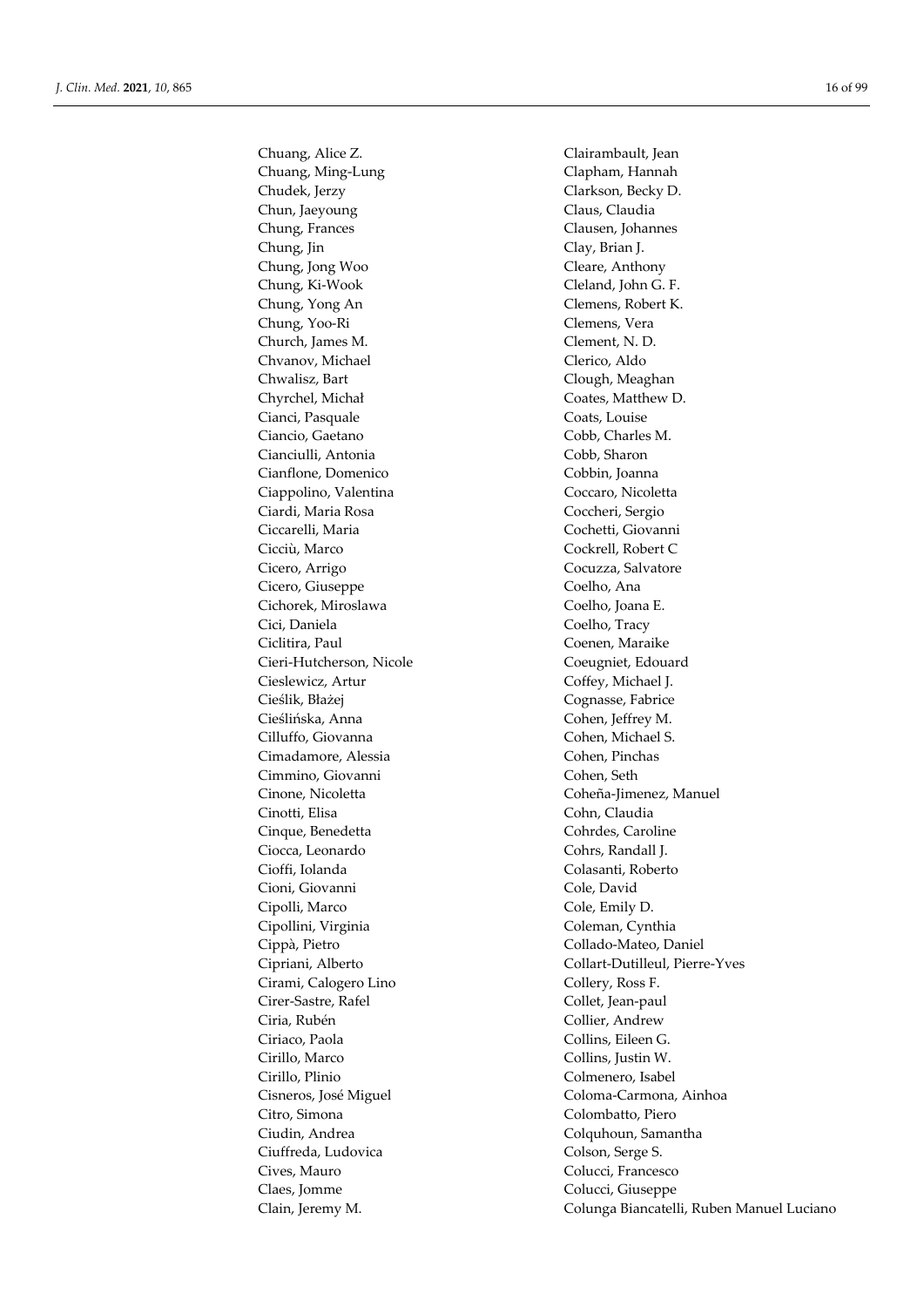Chuang, Alice Z.
Chuang, Ming-Lung
Chudek, Jerzy
Chun, Jaeyoung
Chung, Frances
Chung, Jin
Chung, Jong Woo
Chung, Ki-Wook
Chung, Yong An
Chung, Yoo-Ri
Church, James M.
Chvanov, Michael
Chwalisz, Bart
Chyrchel, Michał
Cianci, Pasquale
Ciancio, Gaetano
Cianciulli, Antonia
Cianflone, Domenico
Ciappolino, Valentina
Ciardi, Maria Rosa
Ciccarelli, Maria
Cicciù, Marco
Cicero, Arrigo
Cicero, Giuseppe
Cichorek, Miroslawa
Cici, Daniela
Ciclitira, Paul
Cieri-Hutcherson, Nicole
Cieslewicz, Artur
Cieślik, Błażej
Cieślińska, Anna
Cilluffo, Giovanna
Cimadamore, Alessia
Cimmino, Giovanni
Cinone, Nicoletta
Cinotti, Elisa
Cinque, Benedetta
Ciocca, Leonardo
Cioffi, Iolanda
Cioni, Giovanni
Cipolli, Marco
Cipollini, Virginia
Cippà, Pietro
Cipriani, Alberto
Cirami, Calogero Lino
Cirer-Sastre, Rafel
Ciria, Rubén
Ciriaco, Paola
Cirillo, Marco
Cirillo, Plinio
Cisneros, José Miguel
Citro, Simona
Ciudin, Andrea
Ciuffreda, Ludovica
Cives, Mauro
Claes, Jomme
Clain, Jeremy M.
Clairambault, Jean
Clapham, Hannah
Clarkson, Becky D.
Claus, Claudia
Clausen, Johannes
Clay, Brian J.
Cleare, Anthony
Cleland, John G. F.
Clemens, Robert K.
Clemens, Vera
Clement, N. D.
Clerico, Aldo
Clough, Meaghan
Coates, Matthew D.
Coats, Louise
Cobb, Charles M.
Cobb, Sharon
Cobbin, Joanna
Coccaro, Nicoletta
Coccheri, Sergio
Cochetti, Giovanni
Cockrell, Robert C
Cocuzza, Salvatore
Coelho, Ana
Coelho, Joana E.
Coelho, Tracy
Coenen, Maraike
Coeugniet, Edouard
Coffey, Michael J.
Cognasse, Fabrice
Cohen, Jeffrey M.
Cohen, Michael S.
Cohen, Pinchas
Cohen, Seth
Coheña-Jimenez, Manuel
Cohn, Claudia
Cohrdes, Caroline
Cohrs, Randall J.
Colasanti, Roberto
Cole, David
Cole, Emily D.
Coleman, Cynthia
Collado-Mateo, Daniel
Collart-Dutilleul, Pierre-Yves
Collery, Ross F.
Collet, Jean-paul
Collier, Andrew
Collins, Eileen G.
Collins, Justin W.
Colmenero, Isabel
Coloma-Carmona, Ainhoa
Colombatto, Piero
Colquhoun, Samantha
Colson, Serge S.
Colucci, Francesco
Colucci, Giuseppe
Colunga Biancatelli, Ruben Manuel Luciano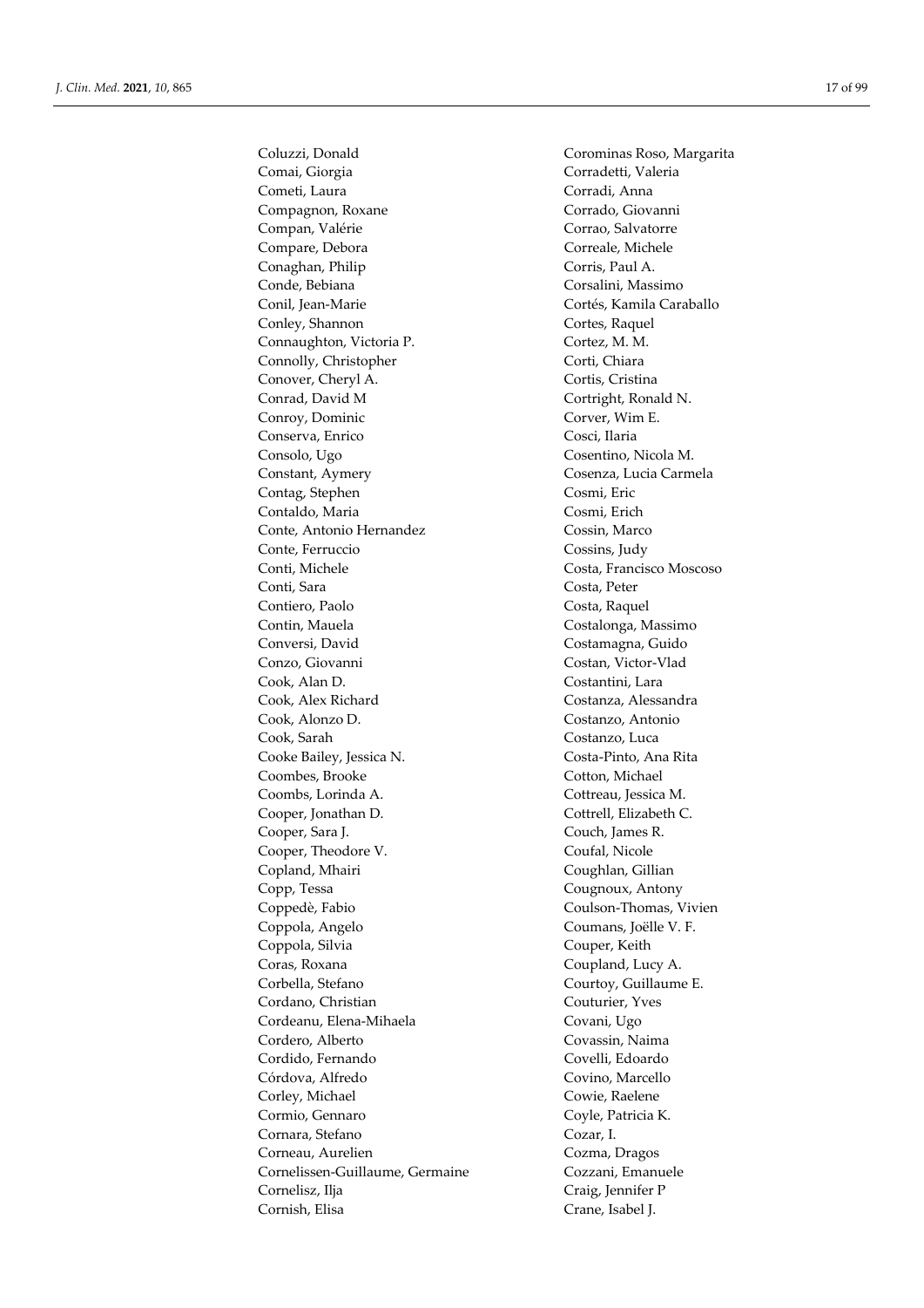Coluzzi, Donald
Comai, Giorgia
Cometi, Laura
Compagnon, Roxane
Compan, Valérie
Compare, Debora
Conaghan, Philip
Conde, Bebiana
Conil, Jean-Marie
Conley, Shannon
Connaughton, Victoria P.
Connolly, Christopher
Conover, Cheryl A.
Conrad, David M
Conroy, Dominic
Conserva, Enrico
Consolo, Ugo
Constant, Aymery
Contag, Stephen
Contaldo, Maria
Conte, Antonio Hernandez
Conte, Ferruccio
Conti, Michele
Conti, Sara
Contiero, Paolo
Contin, Mauela
Conversi, David
Conzo, Giovanni
Cook, Alan D.
Cook, Alex Richard
Cook, Alonzo D.
Cook, Sarah
Cooke Bailey, Jessica N.
Coombes, Brooke
Coombs, Lorinda A.
Cooper, Jonathan D.
Cooper, Sara J.
Cooper, Theodore V.
Copland, Mhairi
Copp, Tessa
Coppedè, Fabio
Coppola, Angelo
Coppola, Silvia
Coras, Roxana
Corbella, Stefano
Cordano, Christian
Cordeanu, Elena-Mihaela
Cordero, Alberto
Cordido, Fernando
Córdova, Alfredo
Corley, Michael
Cormio, Gennaro
Cornara, Stefano
Corneau, Aurelien
Cornelissen-Guillaume, Germaine
Cornelisz, Ilja
Cornish, Elisa
Corominas Roso, Margarita
Corradetti, Valeria
Corradi, Anna
Corrado, Giovanni
Corrao, Salvatorre
Correale, Michele
Corris, Paul A.
Corsalini, Massimo
Cortés, Kamila Caraballo
Cortes, Raquel
Cortez, M. M.
Corti, Chiara
Cortis, Cristina
Cortright, Ronald N.
Corver, Wim E.
Cosci, Ilaria
Cosentino, Nicola M.
Cosenza, Lucia Carmela
Cosmi, Eric
Cosmi, Erich
Cossin, Marco
Cossins, Judy
Costa, Francisco Moscoso
Costa, Peter
Costa, Raquel
Costalonga, Massimo
Costamagna, Guido
Costan, Victor-Vlad
Costantini, Lara
Costanza, Alessandra
Costanzo, Antonio
Costanzo, Luca
Costa-Pinto, Ana Rita
Cotton, Michael
Cottreau, Jessica M.
Cottrell, Elizabeth C.
Couch, James R.
Coufal, Nicole
Coughlan, Gillian
Cougnoux, Antony
Coulson-Thomas, Vivien
Coumans, Joëlle V. F.
Couper, Keith
Coupland, Lucy A.
Courtoy, Guillaume E.
Couturier, Yves
Covani, Ugo
Covassin, Naima
Covelli, Edoardo
Covino, Marcello
Cowie, Raelene
Coyle, Patricia K.
Cozar, I.
Cozma, Dragos
Cozzani, Emanuele
Craig, Jennifer P
Crane, Isabel J.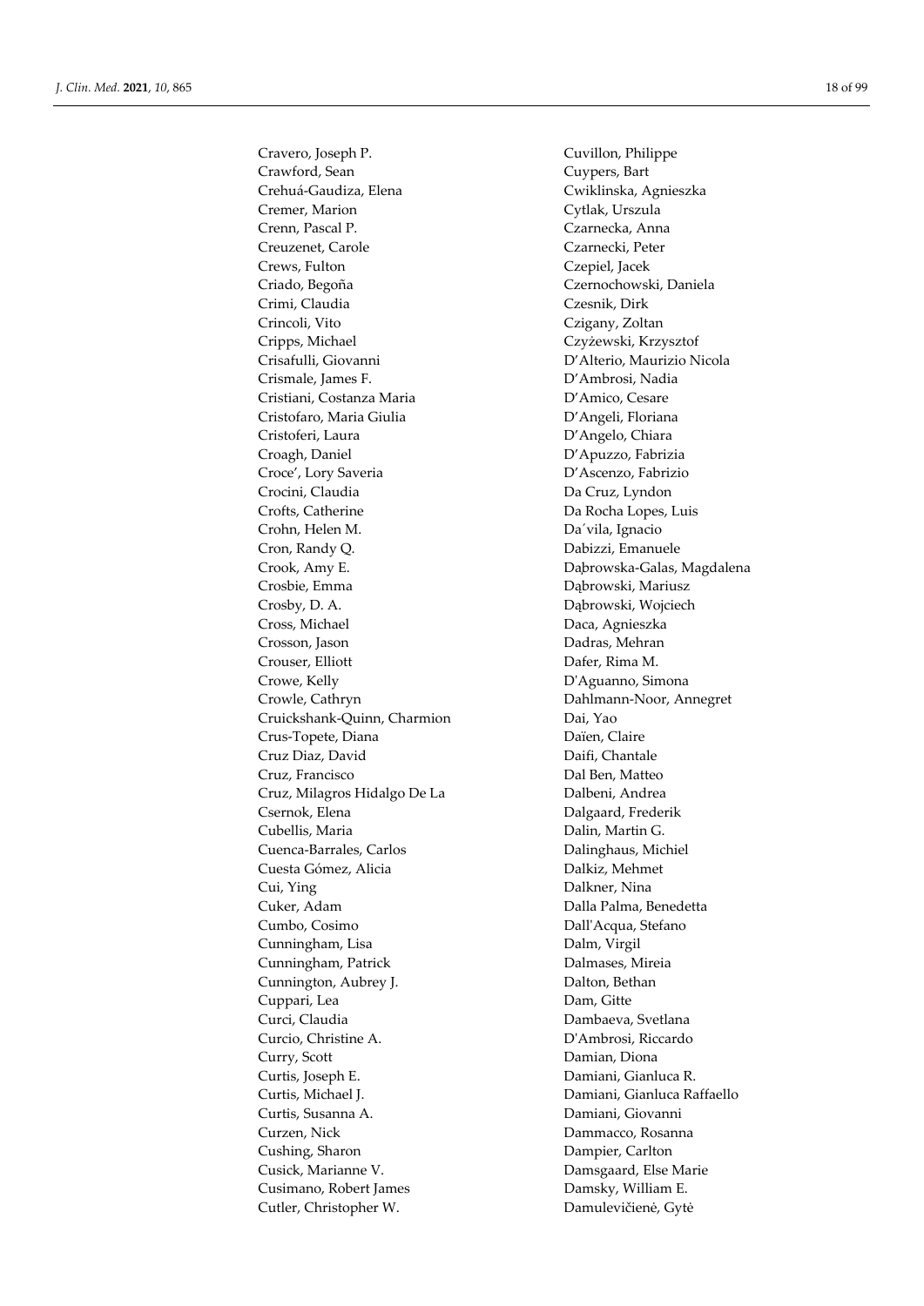Cravero, Joseph P.
Crawford, Sean
Crehuá-Gaudiza, Elena
Cremer, Marion
Crenn, Pascal P.
Creuzenet, Carole
Crews, Fulton
Criado, Begoña
Crimi, Claudia
Crincoli, Vito
Cripps, Michael
Crisafulli, Giovanni
Crismale, James F.
Cristiani, Costanza Maria
Cristofaro, Maria Giulia
Cristoferi, Laura
Croagh, Daniel
Croce', Lory Saveria
Crocini, Claudia
Crofts, Catherine
Crohn, Helen M.
Cron, Randy Q.
Crook, Amy E.
Crosbie, Emma
Crosby, D. A.
Cross, Michael
Crosson, Jason
Crouser, Elliott
Crowe, Kelly
Crowle, Cathryn
Cruickshank-Quinn, Charmion
Crus-Topete, Diana
Cruz Diaz, David
Cruz, Francisco
Cruz, Milagros Hidalgo De La
Csernok, Elena
Cubellis, Maria
Cuenca-Barrales, Carlos
Cuesta Gómez, Alicia
Cui, Ying
Cuker, Adam
Cumbo, Cosimo
Cunningham, Lisa
Cunningham, Patrick
Cunnington, Aubrey J.
Cuppari, Lea
Curci, Claudia
Curcio, Christine A.
Curry, Scott
Curtis, Joseph E.
Curtis, Michael J.
Curtis, Susanna A.
Curzen, Nick
Cushing, Sharon
Cusick, Marianne V.
Cusimano, Robert James
Cutler, Christopher W.
Cuvillon, Philippe
Cuypers, Bart
Cwiklinska, Agnieszka
Cytlak, Urszula
Czarnecka, Anna
Czarnecki, Peter
Czepiel, Jacek
Czernochowski, Daniela
Czesnik, Dirk
Czigany, Zoltan
Czyżewski, Krzysztof
D'Alterio, Maurizio Nicola
D'Ambrosi, Nadia
D'Amico, Cesare
D'Angeli, Floriana
D'Angelo, Chiara
D'Apuzzo, Fabrizia
D'Ascenzo, Fabrizio
Da Cruz, Lyndon
Da Rocha Lopes, Luis
Da´vila, Ignacio
Dabizzi, Emanuele
Dąbrowska-Galas, Magdalena
Dąbrowski, Mariusz
Dąbrowski, Wojciech
Daca, Agnieszka
Dadras, Mehran
Dafer, Rima M.
D'Aguanno, Simona
Dahlmann-Noor, Annegret
Dai, Yao
Daïen, Claire
Daifi, Chantale
Dal Ben, Matteo
Dalbeni, Andrea
Dalgaard, Frederik
Dalin, Martin G.
Dalinghaus, Michiel
Dalkiz, Mehmet
Dalkner, Nina
Dalla Palma, Benedetta
Dall'Acqua, Stefano
Dalm, Virgil
Dalmases, Mireia
Dalton, Bethan
Dam, Gitte
Dambaeva, Svetlana
D'Ambrosi, Riccardo
Damian, Diona
Damiani, Gianluca R.
Damiani, Gianluca Raffaello
Damiani, Giovanni
Dammacco, Rosanna
Dampier, Carlton
Damsgaard, Else Marie
Damsky, William E.
Damulevičienė, Gytė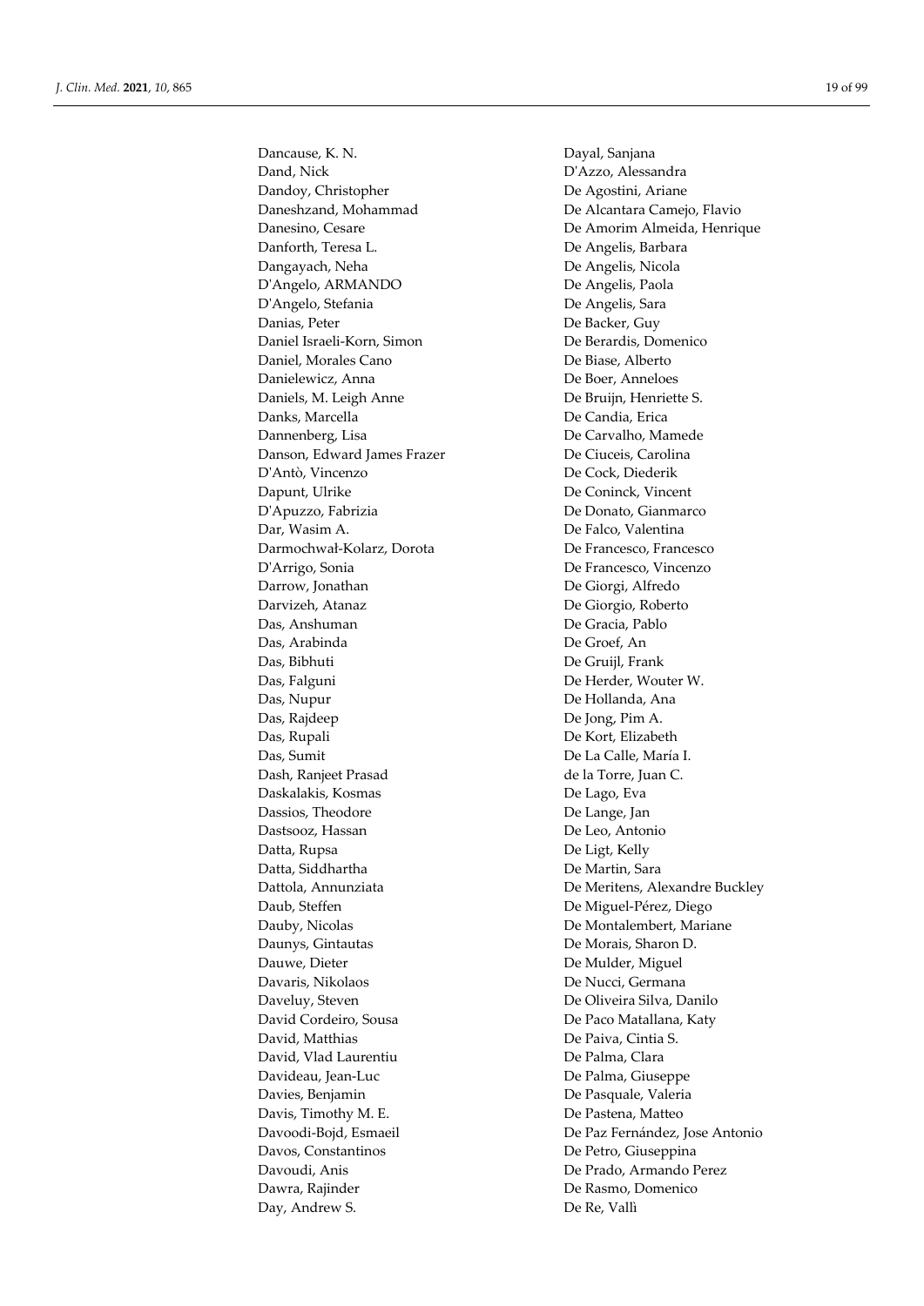Dancause, K. N.
Dand, Nick
Dandoy, Christopher
Daneshzand, Mohammad
Danesino, Cesare
Danforth, Teresa L.
Dangayach, Neha
D'Angelo, ARMANDO
D'Angelo, Stefania
Danias, Peter
Daniel Israeli-Korn, Simon
Daniel, Morales Cano
Danielewicz, Anna
Daniels, M. Leigh Anne
Danks, Marcella
Dannenberg, Lisa
Danson, Edward James Frazer
D'Antò, Vincenzo
Dapunt, Ulrike
D'Apuzzo, Fabrizia
Dar, Wasim A.
Darmochwał-Kolarz, Dorota
D'Arrigo, Sonia
Darrow, Jonathan
Darvizeh, Atanaz
Das, Anshuman
Das, Arabinda
Das, Bibhuti
Das, Falguni
Das, Nupur
Das, Rajdeep
Das, Rupali
Das, Sumit
Dash, Ranjeet Prasad
Daskalakis, Kosmas
Dassios, Theodore
Dastsooz, Hassan
Datta, Rupsa
Datta, Siddhartha
Dattola, Annunziata
Daub, Steffen
Dauby, Nicolas
Daunys, Gintautas
Dauwe, Dieter
Davaris, Nikolaos
Daveluy, Steven
David Cordeiro, Sousa
David, Matthias
David, Vlad Laurentiu
Davideau, Jean-Luc
Davies, Benjamin
Davis, Timothy M. E.
Davoodi-Bojd, Esmaeil
Davos, Constantinos
Davoudi, Anis
Dawra, Rajinder
Day, Andrew S.
Dayal, Sanjana
D'Azzo, Alessandra
De Agostini, Ariane
De Alcantara Camejo, Flavio
De Amorim Almeida, Henrique
De Angelis, Barbara
De Angelis, Nicola
De Angelis, Paola
De Angelis, Sara
De Backer, Guy
De Berardis, Domenico
De Biase, Alberto
De Boer, Anneloes
De Bruijn, Henriette S.
De Candia, Erica
De Carvalho, Mamede
De Ciuceis, Carolina
De Cock, Diederik
De Coninck, Vincent
De Donato, Gianmarco
De Falco, Valentina
De Francesco, Francesco
De Francesco, Vincenzo
De Giorgi, Alfredo
De Giorgio, Roberto
De Gracia, Pablo
De Groef, An
De Gruijl, Frank
De Herder, Wouter W.
De Hollanda, Ana
De Jong, Pim A.
De Kort, Elizabeth
De La Calle, María I.
de la Torre, Juan C.
De Lago, Eva
De Lange, Jan
De Leo, Antonio
De Ligt, Kelly
De Martin, Sara
De Meritens, Alexandre Buckley
De Miguel-Pérez, Diego
De Montalembert, Mariane
De Morais, Sharon D.
De Mulder, Miguel
De Nucci, Germana
De Oliveira Silva, Danilo
De Paco Matallana, Katy
De Paiva, Cintia S.
De Palma, Clara
De Palma, Giuseppe
De Pasquale, Valeria
De Pastena, Matteo
De Paz Fernández, Jose Antonio
De Petro, Giuseppina
De Prado, Armando Perez
De Rasmo, Domenico
De Re, Vallì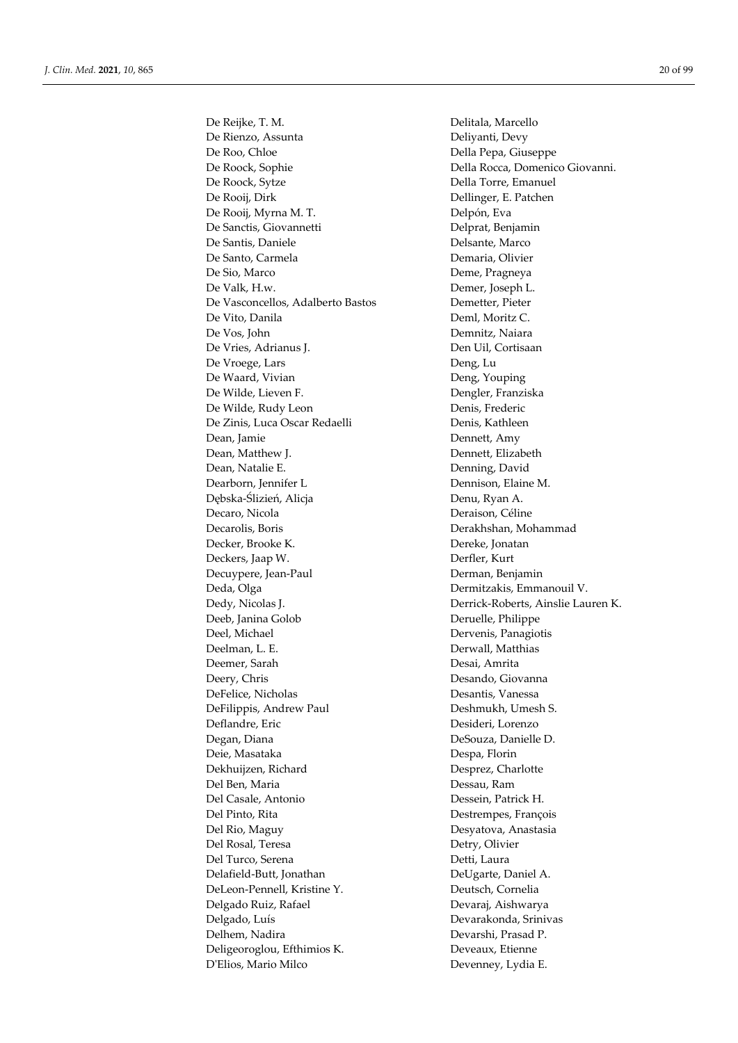De Reijke, T. M.
De Rienzo, Assunta
De Roo, Chloe
De Roock, Sophie
De Roock, Sytze
De Rooij, Dirk
De Rooij, Myrna M. T.
De Sanctis, Giovannetti
De Santis, Daniele
De Santo, Carmela
De Sio, Marco
De Valk, H.w.
De Vasconcellos, Adalberto Bastos
De Vito, Danila
De Vos, John
De Vries, Adrianus J.
De Vroege, Lars
De Waard, Vivian
De Wilde, Lieven F.
De Wilde, Rudy Leon
De Zinis, Luca Oscar Redaelli
Dean, Jamie
Dean, Matthew J.
Dean, Natalie E.
Dearborn, Jennifer L
Dębska-Ślizień, Alicja
Decaro, Nicola
Decarolis, Boris
Decker, Brooke K.
Deckers, Jaap W.
Decuypere, Jean-Paul
Deda, Olga
Dedy, Nicolas J.
Deeb, Janina Golob
Deel, Michael
Deelman, L. E.
Deemer, Sarah
Deery, Chris
DeFelice, Nicholas
DeFilippis, Andrew Paul
Deflandre, Eric
Degan, Diana
Deie, Masataka
Dekhuijzen, Richard
Del Ben, Maria
Del Casale, Antonio
Del Pinto, Rita
Del Rio, Maguy
Del Rosal, Teresa
Del Turco, Serena
Delafield-Butt, Jonathan
DeLeon-Pennell, Kristine Y.
Delgado Ruiz, Rafael
Delgado, Luís
Delhem, Nadira
Deligeoroglou, Efthimios K.
D'Elios, Mario Milco
Delitala, Marcello
Deliyanti, Devy
Della Pepa, Giuseppe
Della Rocca, Domenico Giovanni.
Della Torre, Emanuel
Dellinger, E. Patchen
Delpón, Eva
Delprat, Benjamin
Delsante, Marco
Demaria, Olivier
Deme, Pragneya
Demer, Joseph L.
Demetter, Pieter
Deml, Moritz C.
Demnitz, Naiara
Den Uil, Cortisaan
Deng, Lu
Deng, Youping
Dengler, Franziska
Denis, Frederic
Denis, Kathleen
Dennett, Amy
Dennett, Elizabeth
Denning, David
Dennison, Elaine M.
Denu, Ryan A.
Deraison, Céline
Derakhshan, Mohammad
Dereke, Jonatan
Derfler, Kurt
Derman, Benjamin
Dermitzakis, Emmanouil V.
Derrick-Roberts, Ainslie Lauren K.
Deruelle, Philippe
Dervenis, Panagiotis
Derwall, Matthias
Desai, Amrita
Desando, Giovanna
Desantis, Vanessa
Deshmukh, Umesh S.
Desideri, Lorenzo
DeSouza, Danielle D.
Despa, Florin
Desprez, Charlotte
Dessau, Ram
Dessein, Patrick H.
Destrempes, François
Desyatova, Anastasia
Detry, Olivier
Detti, Laura
DeUgarte, Daniel A.
Deutsch, Cornelia
Devaraj, Aishwarya
Devarakonda, Srinivas
Devarshi, Prasad P.
Deveaux, Etienne
Devenney, Lydia E.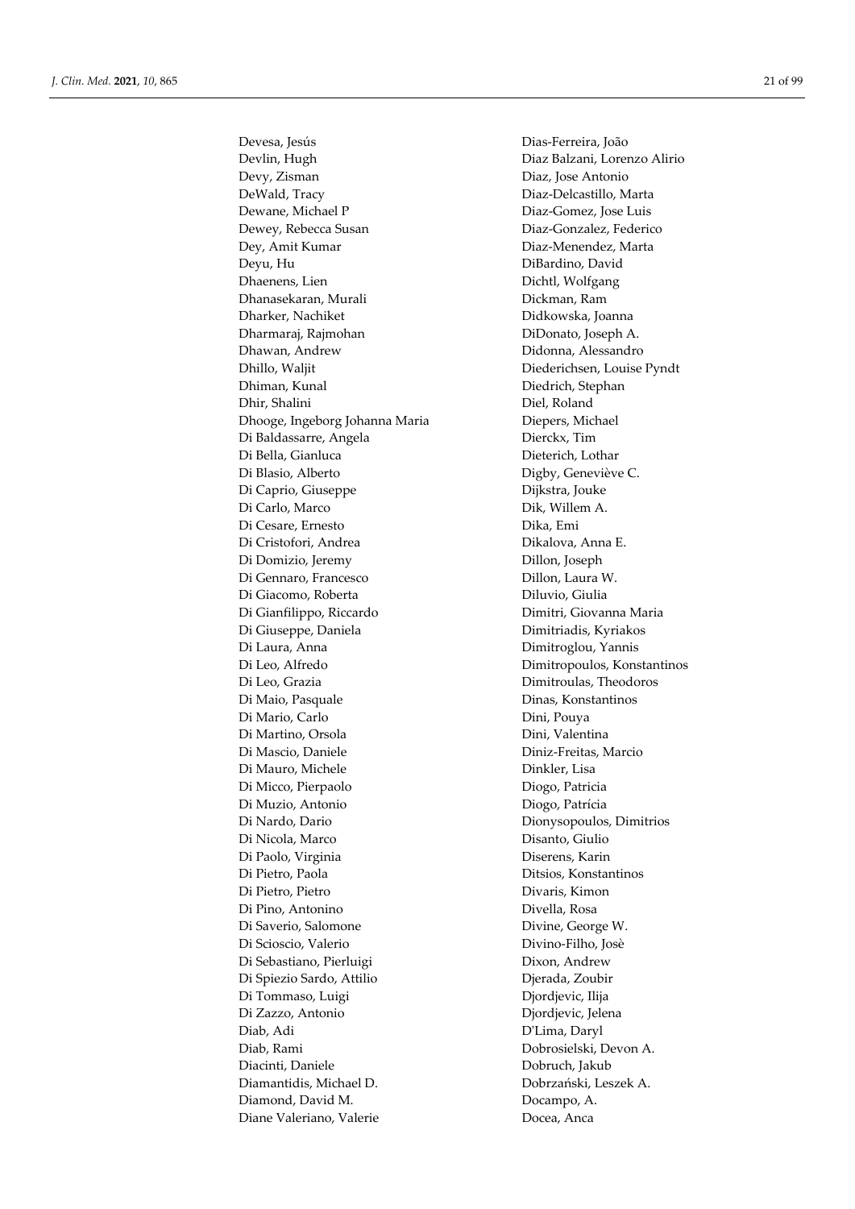Devesa, Jesús
Devlin, Hugh
Devy, Zisman
DeWald, Tracy
Dewane, Michael P
Dewey, Rebecca Susan
Dey, Amit Kumar
Deyu, Hu
Dhaenens, Lien
Dhanasekaran, Murali
Dharker, Nachiket
Dharmaraj, Rajmohan
Dhawan, Andrew
Dhillo, Waljit
Dhiman, Kunal
Dhir, Shalini
Dhooge, Ingeborg Johanna Maria
Di Baldassarre, Angela
Di Bella, Gianluca
Di Blasio, Alberto
Di Caprio, Giuseppe
Di Carlo, Marco
Di Cesare, Ernesto
Di Cristofori, Andrea
Di Domizio, Jeremy
Di Gennaro, Francesco
Di Giacomo, Roberta
Di Gianfilippo, Riccardo
Di Giuseppe, Daniela
Di Laura, Anna
Di Leo, Alfredo
Di Leo, Grazia
Di Maio, Pasquale
Di Mario, Carlo
Di Martino, Orsola
Di Mascio, Daniele
Di Mauro, Michele
Di Micco, Pierpaolo
Di Muzio, Antonio
Di Nardo, Dario
Di Nicola, Marco
Di Paolo, Virginia
Di Pietro, Paola
Di Pietro, Pietro
Di Pino, Antonino
Di Saverio, Salomone
Di Scioscio, Valerio
Di Sebastiano, Pierluigi
Di Spiezio Sardo, Attilio
Di Tommaso, Luigi
Di Zazzo, Antonio
Diab, Adi
Diab, Rami
Diacinti, Daniele
Diamantidis, Michael D.
Diamond, David M.
Diane Valeriano, Valerie
Dias-Ferreira, João
Diaz Balzani, Lorenzo Alirio
Diaz, Jose Antonio
Diaz-Delcastillo, Marta
Diaz-Gomez, Jose Luis
Diaz-Gonzalez, Federico
Diaz-Menendez, Marta
DiBardino, David
Dichtl, Wolfgang
Dickman, Ram
Didkowska, Joanna
DiDonato, Joseph A.
Didonna, Alessandro
Diederichsen, Louise Pyndt
Diedrich, Stephan
Diel, Roland
Diepers, Michael
Dierckx, Tim
Dieterich, Lothar
Digby, Geneviève C.
Dijkstra, Jouke
Dik, Willem A.
Dika, Emi
Dikalova, Anna E.
Dillon, Joseph
Dillon, Laura W.
Diluvio, Giulia
Dimitri, Giovanna Maria
Dimitriadis, Kyriakos
Dimitroglou, Yannis
Dimitropoulos, Konstantinos
Dimitroulas, Theodoros
Dinas, Konstantinos
Dini, Pouya
Dini, Valentina
Diniz-Freitas, Marcio
Dinkler, Lisa
Diogo, Patricia
Diogo, Patrícia
Dionysopoulos, Dimitrios
Disanto, Giulio
Diserens, Karin
Ditsios, Konstantinos
Divaris, Kimon
Divella, Rosa
Divine, George W.
Divino-Filho, Josè
Dixon, Andrew
Djerada, Zoubir
Djordjevic, Ilija
Djordjevic, Jelena
D'Lima, Daryl
Dobrosielski, Devon A.
Dobruch, Jakub
Dobrzański, Leszek A.
Docampo, A.
Docea, Anca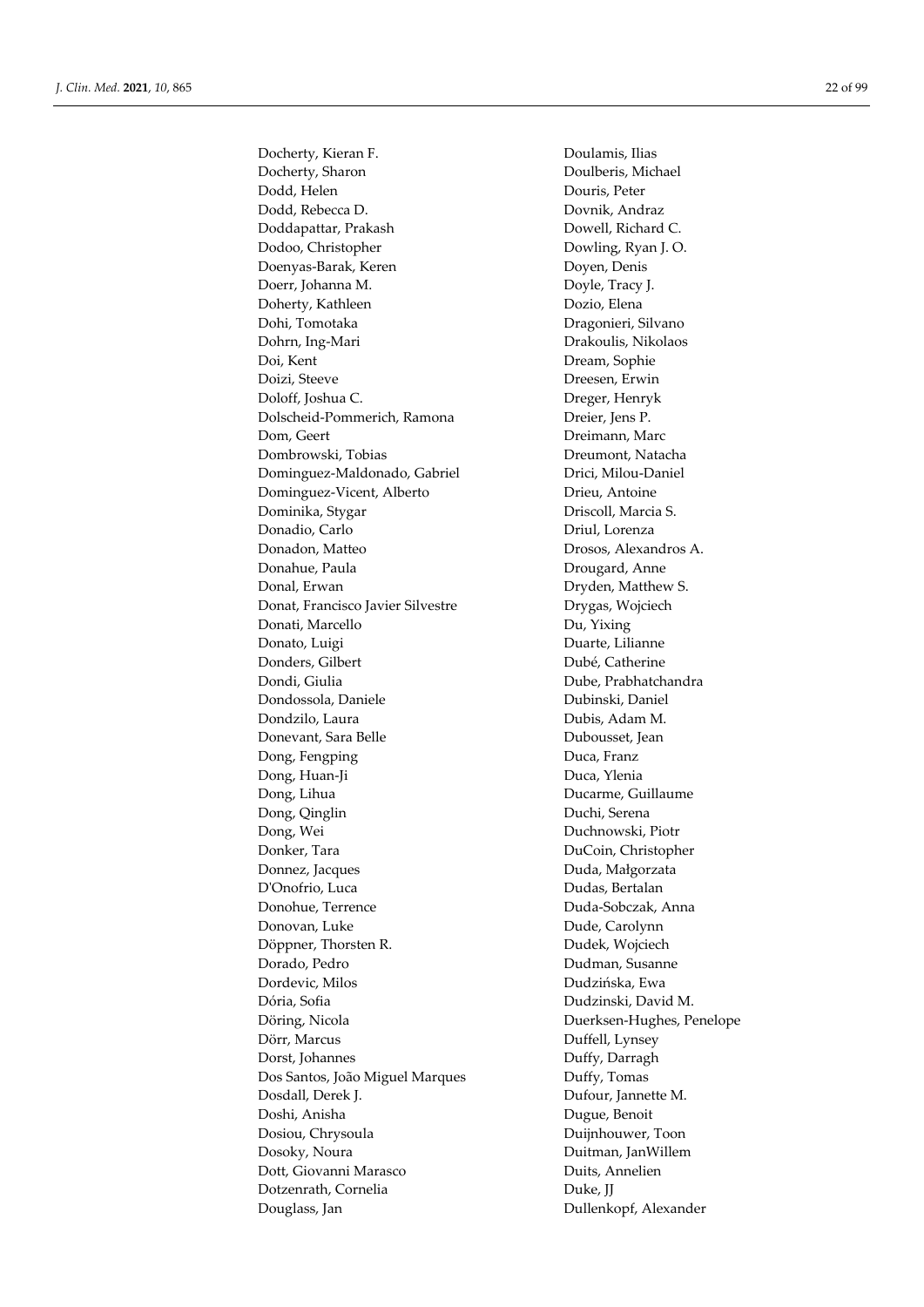Docherty, Kieran F.
Docherty, Sharon
Dodd, Helen
Dodd, Rebecca D.
Doddapattar, Prakash
Dodoo, Christopher
Doenyas-Barak, Keren
Doerr, Johanna M.
Doherty, Kathleen
Dohi, Tomotaka
Dohrn, Ing-Mari
Doi, Kent
Doizi, Steeve
Doloff, Joshua C.
Dolscheid-Pommerich, Ramona
Dom, Geert
Dombrowski, Tobias
Dominguez-Maldonado, Gabriel
Dominguez-Vicent, Alberto
Dominika, Stygar
Donadio, Carlo
Donadon, Matteo
Donahue, Paula
Donal, Erwan
Donat, Francisco Javier Silvestre
Donati, Marcello
Donato, Luigi
Donders, Gilbert
Dondi, Giulia
Dondossola, Daniele
Dondzilo, Laura
Donevant, Sara Belle
Dong, Fengping
Dong, Huan-Ji
Dong, Lihua
Dong, Qinglin
Dong, Wei
Donker, Tara
Donnez, Jacques
D'Onofrio, Luca
Donohue, Terrence
Donovan, Luke
Döppner, Thorsten R.
Dorado, Pedro
Dordevic, Milos
Dória, Sofia
Döring, Nicola
Dörr, Marcus
Dorst, Johannes
Dos Santos, João Miguel Marques
Dosdall, Derek J.
Doshi, Anisha
Dosiou, Chrysoula
Dosoky, Noura
Dott, Giovanni Marasco
Dotzenrath, Cornelia
Douglass, Jan
Doulamis, Ilias
Doulberis, Michael
Douris, Peter
Dovnik, Andraz
Dowell, Richard C.
Dowling, Ryan J. O.
Doyen, Denis
Doyle, Tracy J.
Dozio, Elena
Dragonieri, Silvano
Drakoulis, Nikolaos
Dream, Sophie
Dreesen, Erwin
Dreger, Henryk
Dreier, Jens P.
Dreimann, Marc
Dreumont, Natacha
Drici, Milou-Daniel
Drieu, Antoine
Driscoll, Marcia S.
Driul, Lorenza
Drosos, Alexandros A.
Drougard, Anne
Dryden, Matthew S.
Drygas, Wojciech
Du, Yixing
Duarte, Lilianne
Dubé, Catherine
Dube, Prabhatchandra
Dubinski, Daniel
Dubis, Adam M.
Dubousset, Jean
Duca, Franz
Duca, Ylenia
Ducarme, Guillaume
Duchi, Serena
Duchnowski, Piotr
DuCoin, Christopher
Duda, Małgorzata
Dudas, Bertalan
Duda-Sobczak, Anna
Dude, Carolynn
Dudek, Wojciech
Dudman, Susanne
Dudzińska, Ewa
Dudzinski, David M.
Duerksen-Hughes, Penelope
Duffell, Lynsey
Duffy, Darragh
Duffy, Tomas
Dufour, Jannette M.
Dugue, Benoit
Duijnhouwer, Toon
Duitman, JanWillem
Duits, Annelien
Duke, JJ
Dullenkopf, Alexander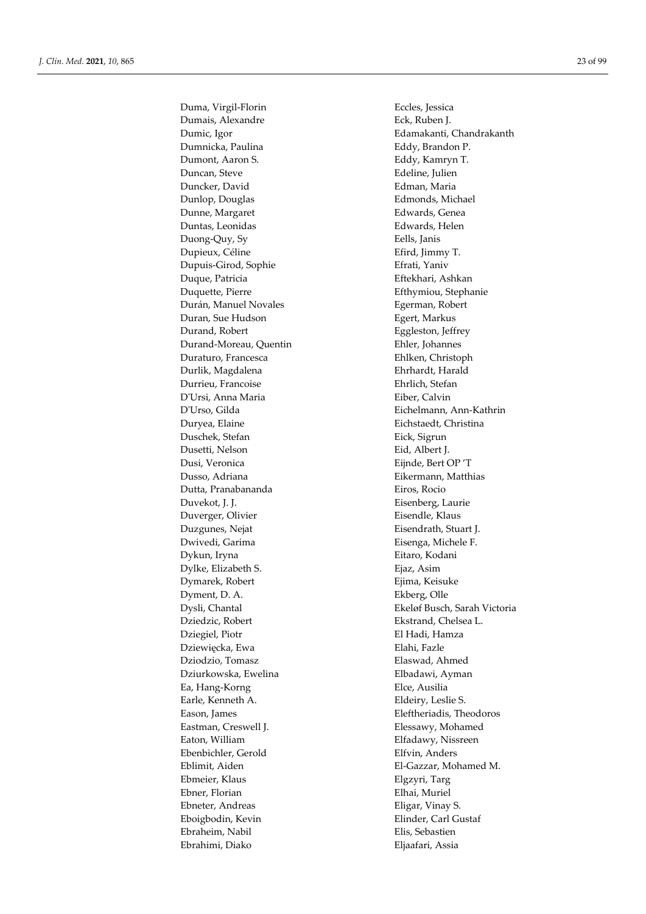Duma, Virgil-Florin
Dumais, Alexandre
Dumic, Igor
Dumnicka, Paulina
Dumont, Aaron S.
Duncan, Steve
Duncker, David
Dunlop, Douglas
Dunne, Margaret
Duntas, Leonidas
Duong-Quy, Sy
Dupieux, Céline
Dupuis-Girod, Sophie
Duque, Patricia
Duquette, Pierre
Durán, Manuel Novales
Duran, Sue Hudson
Durand, Robert
Durand-Moreau, Quentin
Duraturo, Francesca
Durlik, Magdalena
Durrieu, Francoise
D'Ursi, Anna Maria
D'Urso, Gilda
Duryea, Elaine
Duschek, Stefan
Dusetti, Nelson
Dusi, Veronica
Dusso, Adriana
Dutta, Pranabananda
Duvekot, J. J.
Duverger, Olivier
Duzgunes, Nejat
Dwivedi, Garima
Dykun, Iryna
Dylke, Elizabeth S.
Dymarek, Robert
Dyment, D. A.
Dysli, Chantal
Dziedzic, Robert
Dziegiel, Piotr
Dziewięcka, Ewa
Dziodzio, Tomasz
Dziurkowska, Ewelina
Ea, Hang-Korng
Earle, Kenneth A.
Eason, James
Eastman, Creswell J.
Eaton, William
Ebenbichler, Gerold
Eblimit, Aiden
Ebmeier, Klaus
Ebner, Florian
Ebneter, Andreas
Eboigbodin, Kevin
Ebraheim, Nabil
Ebrahimi, Diako
Eccles, Jessica
Eck, Ruben J.
Edamakanti, Chandrakanth
Eddy, Brandon P.
Eddy, Kamryn T.
Edeline, Julien
Edman, Maria
Edmonds, Michael
Edwards, Genea
Edwards, Helen
Eells, Janis
Efird, Jimmy T.
Efrati, Yaniv
Eftekhari, Ashkan
Efthymiou, Stephanie
Egerman, Robert
Egert, Markus
Eggleston, Jeffrey
Ehler, Johannes
Ehlken, Christoph
Ehrhardt, Harald
Ehrlich, Stefan
Eiber, Calvin
Eichelmann, Ann-Kathrin
Eichstaedt, Christina
Eick, Sigrun
Eid, Albert J.
Eijnde, Bert OP 'T
Eikermann, Matthias
Eiros, Rocio
Eisenberg, Laurie
Eisendle, Klaus
Eisendrath, Stuart J.
Eisenga, Michele F.
Eitaro, Kodani
Ejaz, Asim
Ejima, Keisuke
Ekberg, Olle
Ekeløf Busch, Sarah Victoria
Ekstrand, Chelsea L.
El Hadi, Hamza
Elahi, Fazle
Elaswad, Ahmed
Elbadawi, Ayman
Elce, Ausilia
Eldeiry, Leslie S.
Eleftheriadis, Theodoros
Elessawy, Mohamed
Elfadawy, Nissreen
Elfvin, Anders
El-Gazzar, Mohamed M.
Elgzyri, Targ
Elhai, Muriel
Eligar, Vinay S.
Elinder, Carl Gustaf
Elis, Sebastien
Eljaafari, Assia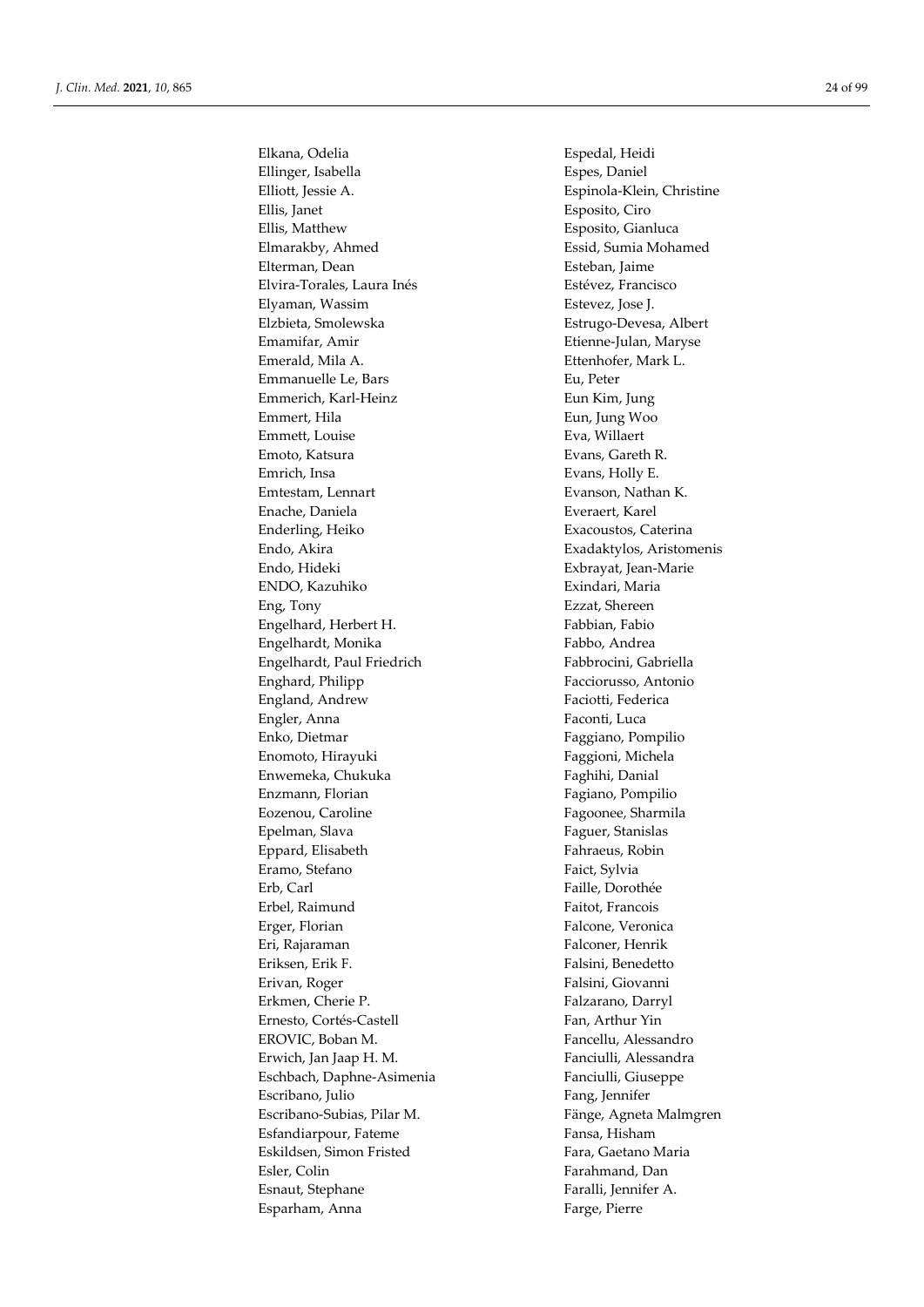Elkana, Odelia
Ellinger, Isabella
Elliott, Jessie A.
Ellis, Janet
Ellis, Matthew
Elmarakby, Ahmed
Elterman, Dean
Elvira-Torales, Laura Inés
Elyaman, Wassim
Elzbieta, Smolewska
Emamifar, Amir
Emerald, Mila A.
Emmanuelle Le, Bars
Emmerich, Karl-Heinz
Emmert, Hila
Emmett, Louise
Emoto, Katsura
Emrich, Insa
Emtestam, Lennart
Enache, Daniela
Enderling, Heiko
Endo, Akira
Endo, Hideki
ENDO, Kazuhiko
Eng, Tony
Engelhard, Herbert H.
Engelhardt, Monika
Engelhardt, Paul Friedrich
Enghard, Philipp
England, Andrew
Engler, Anna
Enko, Dietmar
Enomoto, Hirayuki
Enwemeka, Chukuka
Enzmann, Florian
Eozenou, Caroline
Epelman, Slava
Eppard, Elisabeth
Eramo, Stefano
Erb, Carl
Erbel, Raimund
Erger, Florian
Eri, Rajaraman
Eriksen, Erik F.
Erivan, Roger
Erkmen, Cherie P.
Ernesto, Cortés-Castell
EROVIC, Boban M.
Erwich, Jan Jaap H. M.
Eschbach, Daphne-Asimenia
Escribano, Julio
Escribano-Subias, Pilar M.
Esfandiarpour, Fateme
Eskildsen, Simon Fristed
Esler, Colin
Esnaut, Stephane
Esparham, Anna
Espedal, Heidi
Espes, Daniel
Espinola-Klein, Christine
Esposito, Ciro
Esposito, Gianluca
Essid, Sumia Mohamed
Esteban, Jaime
Estévez, Francisco
Estevez, Jose J.
Estrugo-Devesa, Albert
Etienne-Julan, Maryse
Ettenhofer, Mark L.
Eu, Peter
Eun Kim, Jung
Eun, Jung Woo
Eva, Willaert
Evans, Gareth R.
Evans, Holly E.
Evanson, Nathan K.
Everaert, Karel
Exacoustos, Caterina
Exadaktylos, Aristomenis
Exbrayat, Jean-Marie
Exindari, Maria
Ezzat, Shereen
Fabbian, Fabio
Fabbo, Andrea
Fabbrocini, Gabriella
Facciorusso, Antonio
Faciotti, Federica
Faconti, Luca
Faggiano, Pompilio
Faggioni, Michela
Faghihi, Danial
Fagiano, Pompilio
Fagoonee, Sharmila
Faguer, Stanislas
Fahraeus, Robin
Faict, Sylvia
Faille, Dorothée
Faitot, Francois
Falcone, Veronica
Falconer, Henrik
Falsini, Benedetto
Falsini, Giovanni
Falzarano, Darryl
Fan, Arthur Yin
Fancellu, Alessandro
Fanciulli, Alessandra
Fanciulli, Giuseppe
Fang, Jennifer
Fänge, Agneta Malmgren
Fansa, Hisham
Fara, Gaetano Maria
Farahmand, Dan
Faralli, Jennifer A.
Farge, Pierre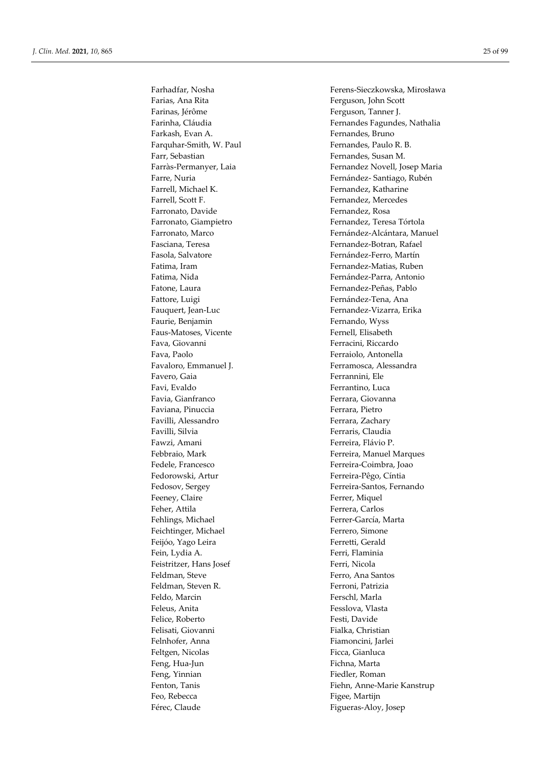Farhadfar, Nosha
Farias, Ana Rita
Farinas, Jérôme
Farinha, Cláudia
Farkash, Evan A.
Farquhar-Smith, W. Paul
Farr, Sebastian
Farràs-Permanyer, Laia
Farre, Nuria
Farrell, Michael K.
Farrell, Scott F.
Farronato, Davide
Farronato, Giampietro
Farronato, Marco
Fasciana, Teresa
Fasola, Salvatore
Fatima, Iram
Fatima, Nida
Fatone, Laura
Fattore, Luigi
Fauquert, Jean-Luc
Faurie, Benjamin
Faus-Matoses, Vicente
Fava, Giovanni
Fava, Paolo
Favaloro, Emmanuel J.
Favero, Gaia
Favi, Evaldo
Favia, Gianfranco
Faviana, Pinuccia
Favilli, Alessandro
Favilli, Silvia
Fawzi, Amani
Febbraio, Mark
Fedele, Francesco
Fedorowski, Artur
Fedosov, Sergey
Feeney, Claire
Feher, Attila
Fehlings, Michael
Feichtinger, Michael
Feijóo, Yago Leira
Fein, Lydia A.
Feistritzer, Hans Josef
Feldman, Steve
Feldman, Steven R.
Feldo, Marcin
Feleus, Anita
Felice, Roberto
Felisati, Giovanni
Felnhofer, Anna
Feltgen, Nicolas
Feng, Hua-Jun
Feng, Yinnian
Fenton, Tanis
Feo, Rebecca
Férec, Claude
Ferens-Sieczkowska, Mirosława
Ferguson, John Scott
Ferguson, Tanner J.
Fernandes Fagundes, Nathalia
Fernandes, Bruno
Fernandes, Paulo R. B.
Fernandes, Susan M.
Fernandez Novell, Josep Maria
Fernández- Santiago, Rubén
Fernandez, Katharine
Fernandez, Mercedes
Fernandez, Rosa
Fernandez, Teresa Tórtola
Fernández-Alcántara, Manuel
Fernandez-Botran, Rafael
Fernández-Ferro, Martín
Fernandez-Matias, Ruben
Fernández-Parra, Antonio
Fernandez-Peñas, Pablo
Fernández-Tena, Ana
Fernandez-Vizarra, Erika
Fernando, Wyss
Fernell, Elisabeth
Ferracini, Riccardo
Ferraiolo, Antonella
Ferramosca, Alessandra
Ferrannini, Ele
Ferrantino, Luca
Ferrara, Giovanna
Ferrara, Pietro
Ferrara, Zachary
Ferraris, Claudia
Ferreira, Flávio P.
Ferreira, Manuel Marques
Ferreira-Coimbra, Joao
Ferreira-Pêgo, Cíntia
Ferreira-Santos, Fernando
Ferrer, Miquel
Ferrera, Carlos
Ferrer-García, Marta
Ferrero, Simone
Ferretti, Gerald
Ferri, Flaminia
Ferri, Nicola
Ferro, Ana Santos
Ferroni, Patrizia
Ferschl, Marla
Fesslova, Vlasta
Festi, Davide
Fialka, Christian
Fiamoncini, Jarlei
Ficca, Gianluca
Fichna, Marta
Fiedler, Roman
Fiehn, Anne-Marie Kanstrup
Figee, Martijn
Figueras-Aloy, Josep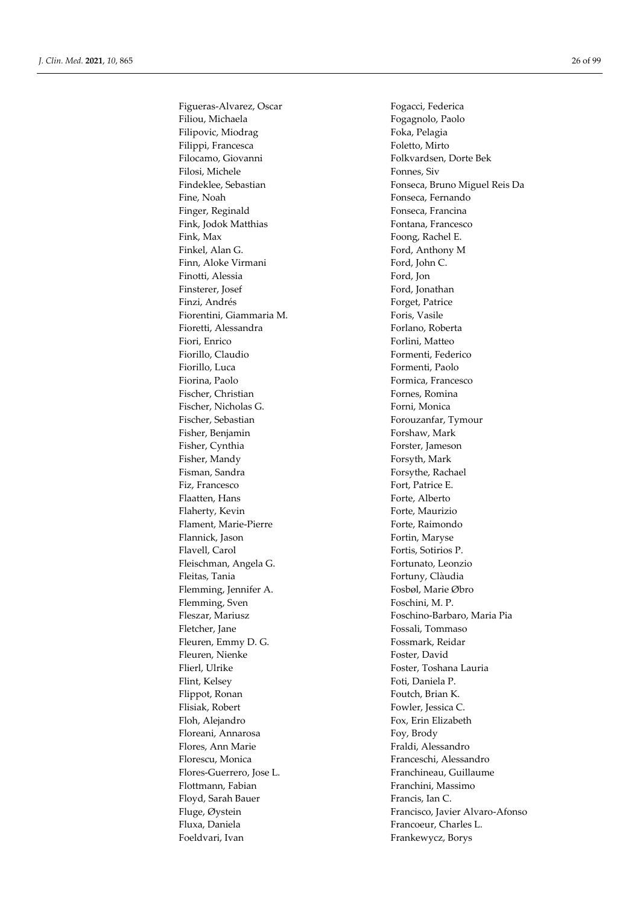Figueras-Alvarez, Oscar
Filiou, Michaela
Filipovic, Miodrag
Filippi, Francesca
Filocamo, Giovanni
Filosi, Michele
Findeklee, Sebastian
Fine, Noah
Finger, Reginald
Fink, Jodok Matthias
Fink, Max
Finkel, Alan G.
Finn, Aloke Virmani
Finotti, Alessia
Finsterer, Josef
Finzi, Andrés
Fiorentini, Giammaria M.
Fioretti, Alessandra
Fiori, Enrico
Fiorillo, Claudio
Fiorillo, Luca
Fiorina, Paolo
Fischer, Christian
Fischer, Nicholas G.
Fischer, Sebastian
Fisher, Benjamin
Fisher, Cynthia
Fisher, Mandy
Fisman, Sandra
Fiz, Francesco
Flaatten, Hans
Flaherty, Kevin
Flament, Marie-Pierre
Flannick, Jason
Flavell, Carol
Fleischman, Angela G.
Fleitas, Tania
Flemming, Jennifer A.
Flemming, Sven
Fleszar, Mariusz
Fletcher, Jane
Fleuren, Emmy D. G.
Fleuren, Nienke
Flierl, Ulrike
Flint, Kelsey
Flippot, Ronan
Flisiak, Robert
Floh, Alejandro
Floreani, Annarosa
Flores, Ann Marie
Florescu, Monica
Flores-Guerrero, Jose L.
Flottmann, Fabian
Floyd, Sarah Bauer
Fluge, Øystein
Fluxa, Daniela
Foeldvari, Ivan
Fogacci, Federica
Fogagnolo, Paolo
Foka, Pelagia
Foletto, Mirto
Folkvardsen, Dorte Bek
Fonnes, Siv
Fonseca, Bruno Miguel Reis Da
Fonseca, Fernando
Fonseca, Francina
Fontana, Francesco
Foong, Rachel E.
Ford, Anthony M
Ford, John C.
Ford, Jon
Ford, Jonathan
Forget, Patrice
Foris, Vasile
Forlano, Roberta
Forlini, Matteo
Formenti, Federico
Formenti, Paolo
Formica, Francesco
Fornes, Romina
Forni, Monica
Forouzanfar, Tymour
Forshaw, Mark
Forster, Jameson
Forsyth, Mark
Forsythe, Rachael
Fort, Patrice E.
Forte, Alberto
Forte, Maurizio
Forte, Raimondo
Fortin, Maryse
Fortis, Sotirios P.
Fortunato, Leonzio
Fortuny, Clàudia
Fosbøl, Marie Øbro
Foschini, M. P.
Foschino-Barbaro, Maria Pia
Fossali, Tommaso
Fossmark, Reidar
Foster, David
Foster, Toshana Lauria
Foti, Daniela P.
Foutch, Brian K.
Fowler, Jessica C.
Fox, Erin Elizabeth
Foy, Brody
Fraldi, Alessandro
Franceschi, Alessandro
Franchineau, Guillaume
Franchini, Massimo
Francis, Ian C.
Francisco, Javier Alvaro-Afonso
Francoeur, Charles L.
Frankewycz, Borys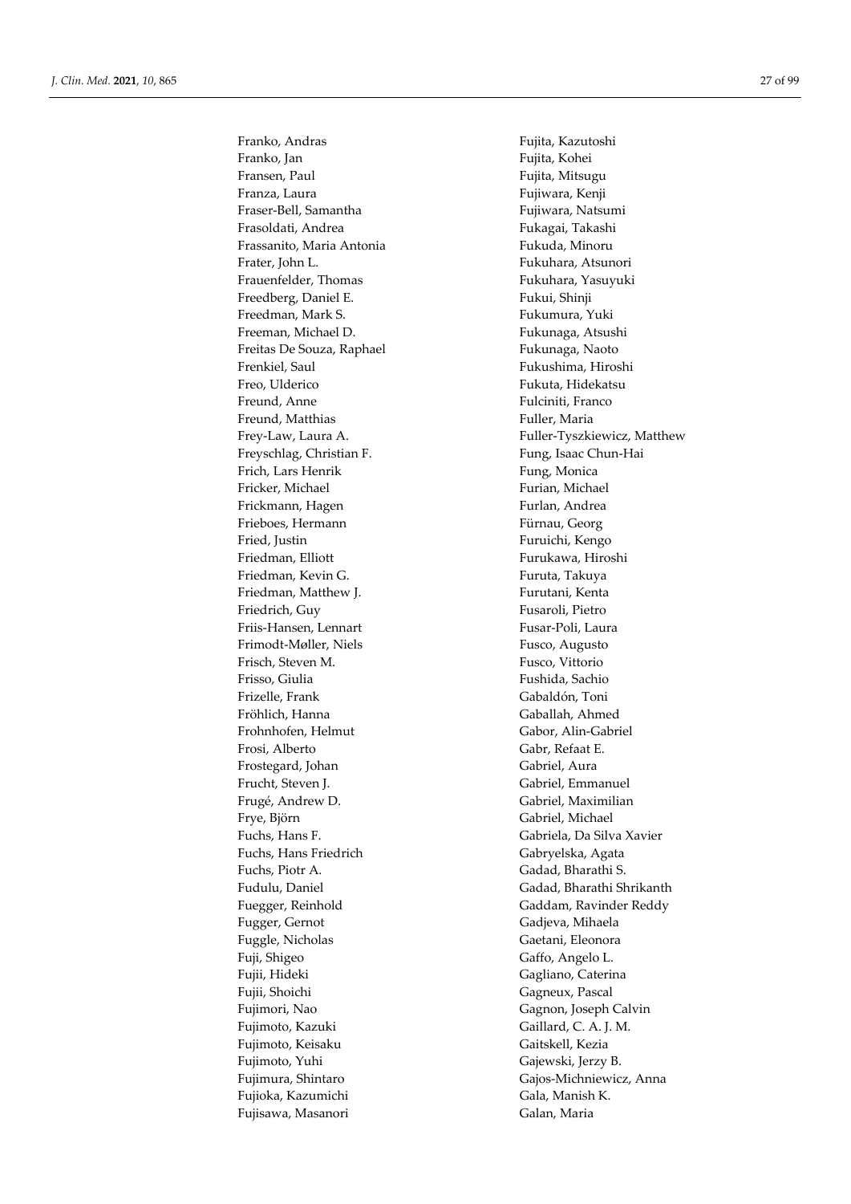Franko, Andras
Franko, Jan
Fransen, Paul
Franza, Laura
Fraser-Bell, Samantha
Frasoldati, Andrea
Frassanito, Maria Antonia
Frater, John L.
Frauenfelder, Thomas
Freedberg, Daniel E.
Freedman, Mark S.
Freeman, Michael D.
Freitas De Souza, Raphael
Frenkiel, Saul
Freo, Ulderico
Freund, Anne
Freund, Matthias
Frey-Law, Laura A.
Freyschlag, Christian F.
Frich, Lars Henrik
Fricker, Michael
Frickmann, Hagen
Frieboes, Hermann
Fried, Justin
Friedman, Elliott
Friedman, Kevin G.
Friedman, Matthew J.
Friedrich, Guy
Friis-Hansen, Lennart
Frimodt-Møller, Niels
Frisch, Steven M.
Frisso, Giulia
Frizelle, Frank
Fröhlich, Hanna
Frohnhofen, Helmut
Frosi, Alberto
Frostegard, Johan
Frucht, Steven J.
Frugé, Andrew D.
Frye, Björn
Fuchs, Hans F.
Fuchs, Hans Friedrich
Fuchs, Piotr A.
Fudulu, Daniel
Fuegger, Reinhold
Fugger, Gernot
Fuggle, Nicholas
Fuji, Shigeo
Fujii, Hideki
Fujii, Shoichi
Fujimori, Nao
Fujimoto, Kazuki
Fujimoto, Keisaku
Fujimoto, Yuhi
Fujimura, Shintaro
Fujioka, Kazumichi
Fujisawa, Masanori
Fujita, Kazutoshi
Fujita, Kohei
Fujita, Mitsugu
Fujiwara, Kenji
Fujiwara, Natsumi
Fukagai, Takashi
Fukuda, Minoru
Fukuhara, Atsunori
Fukuhara, Yasuyuki
Fukui, Shinji
Fukumura, Yuki
Fukunaga, Atsushi
Fukunaga, Naoto
Fukushima, Hiroshi
Fukuta, Hidekatsu
Fulciniti, Franco
Fuller, Maria
Fuller-Tyszkiewicz, Matthew
Fung, Isaac Chun-Hai
Fung, Monica
Furian, Michael
Furlan, Andrea
Fürnau, Georg
Furuichi, Kengo
Furukawa, Hiroshi
Furuta, Takuya
Furutani, Kenta
Fusaroli, Pietro
Fusar-Poli, Laura
Fusco, Augusto
Fusco, Vittorio
Fushida, Sachio
Gabaldón, Toni
Gaballah, Ahmed
Gabor, Alin-Gabriel
Gabr, Refaat E.
Gabriel, Aura
Gabriel, Emmanuel
Gabriel, Maximilian
Gabriel, Michael
Gabriela, Da Silva Xavier
Gabryelska, Agata
Gadad, Bharathi S.
Gadad, Bharathi Shrikanth
Gaddam, Ravinder Reddy
Gadjeva, Mihaela
Gaetani, Eleonora
Gaffo, Angelo L.
Gagliano, Caterina
Gagneux, Pascal
Gagnon, Joseph Calvin
Gaillard, C. A. J. M.
Gaitskell, Kezia
Gajewski, Jerzy B.
Gajos-Michniewicz, Anna
Gala, Manish K.
Galan, Maria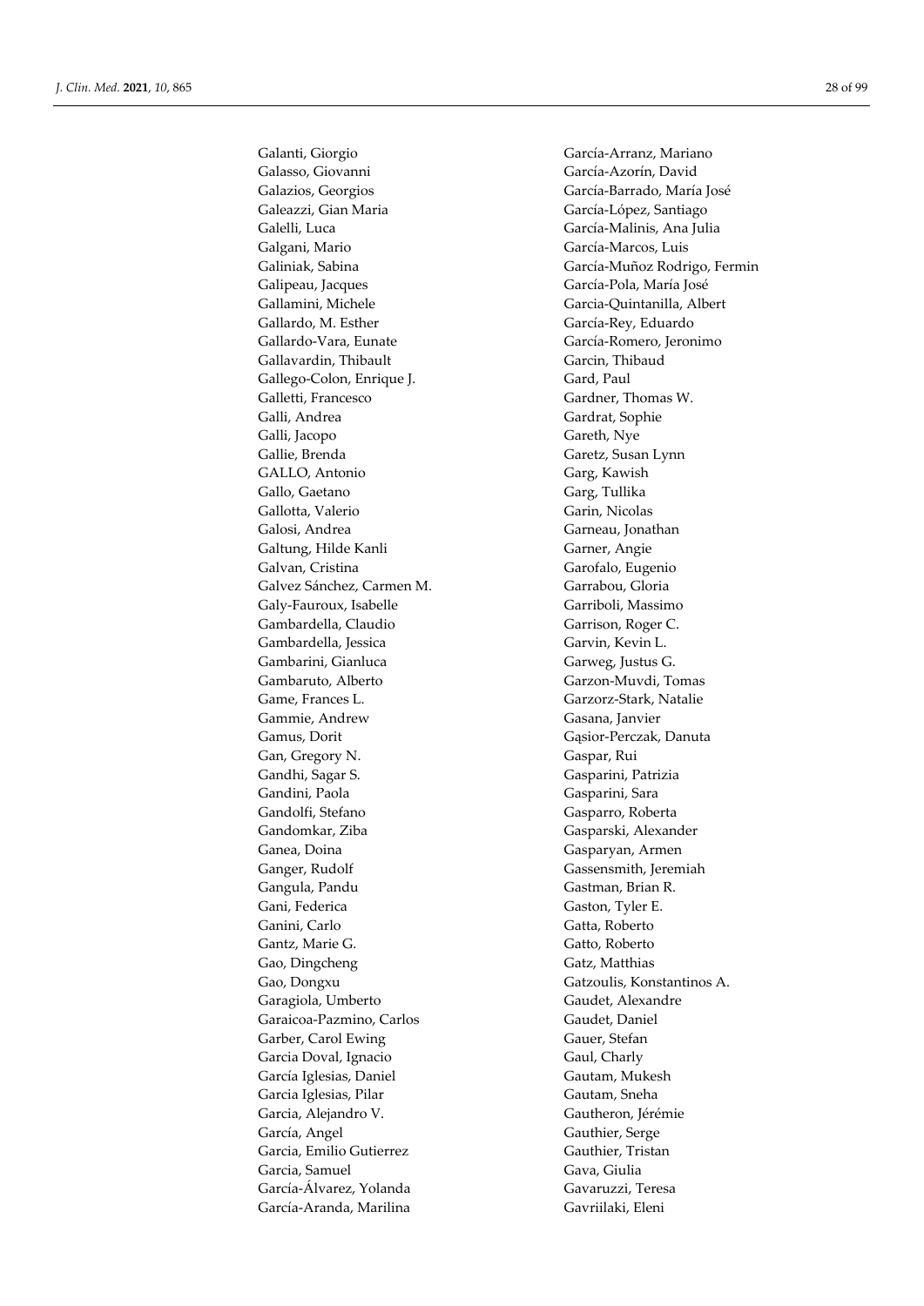Galanti, Giorgio
Galasso, Giovanni
Galazios, Georgios
Galeazzi, Gian Maria
Galelli, Luca
Galgani, Mario
Galiniak, Sabina
Galipeau, Jacques
Gallamini, Michele
Gallardo, M. Esther
Gallardo-Vara, Eunate
Gallavardin, Thibault
Gallego-Colon, Enrique J.
Galletti, Francesco
Galli, Andrea
Galli, Jacopo
Gallie, Brenda
GALLO, Antonio
Gallo, Gaetano
Gallotta, Valerio
Galosi, Andrea
Galtung, Hilde Kanli
Galvan, Cristina
Galvez Sánchez, Carmen M.
Galy-Fauroux, Isabelle
Gambardella, Claudio
Gambardella, Jessica
Gambarini, Gianluca
Gambaruto, Alberto
Game, Frances L.
Gammie, Andrew
Gamus, Dorit
Gan, Gregory N.
Gandhi, Sagar S.
Gandini, Paola
Gandolfi, Stefano
Gandomkar, Ziba
Ganea, Doina
Ganger, Rudolf
Gangula, Pandu
Gani, Federica
Ganini, Carlo
Gantz, Marie G.
Gao, Dingcheng
Gao, Dongxu
Garagiola, Umberto
Garaicoa-Pazmino, Carlos
Garber, Carol Ewing
Garcia Doval, Ignacio
García Iglesias, Daniel
Garcia Iglesias, Pilar
Garcia, Alejandro V.
García, Angel
Garcia, Emilio Gutierrez
Garcia, Samuel
García-Álvarez, Yolanda
García-Aranda, Marilina
García-Arranz, Mariano
García-Azorín, David
García-Barrado, María José
García-López, Santiago
García-Malinis, Ana Julia
García-Marcos, Luis
García-Muñoz Rodrigo, Fermin
García-Pola, María José
Garcia-Quintanilla, Albert
García-Rey, Eduardo
García-Romero, Jeronimo
Garcin, Thibaud
Gard, Paul
Gardner, Thomas W.
Gardrat, Sophie
Gareth, Nye
Garetz, Susan Lynn
Garg, Kawish
Garg, Tullika
Garin, Nicolas
Garneau, Jonathan
Garner, Angie
Garofalo, Eugenio
Garrabou, Gloria
Garriboli, Massimo
Garrison, Roger C.
Garvin, Kevin L.
Garweg, Justus G.
Garzon-Muvdi, Tomas
Garzorz-Stark, Natalie
Gasana, Janvier
Gąsior-Perczak, Danuta
Gaspar, Rui
Gasparini, Patrizia
Gasparini, Sara
Gasparro, Roberta
Gasparski, Alexander
Gasparyan, Armen
Gassensmith, Jeremiah
Gastman, Brian R.
Gaston, Tyler E.
Gatta, Roberto
Gatto, Roberto
Gatz, Matthias
Gatzoulis, Konstantinos A.
Gaudet, Alexandre
Gaudet, Daniel
Gauer, Stefan
Gaul, Charly
Gautam, Mukesh
Gautam, Sneha
Gautheron, Jérémie
Gauthier, Serge
Gauthier, Tristan
Gava, Giulia
Gavaruzzi, Teresa
Gavriilaki, Eleni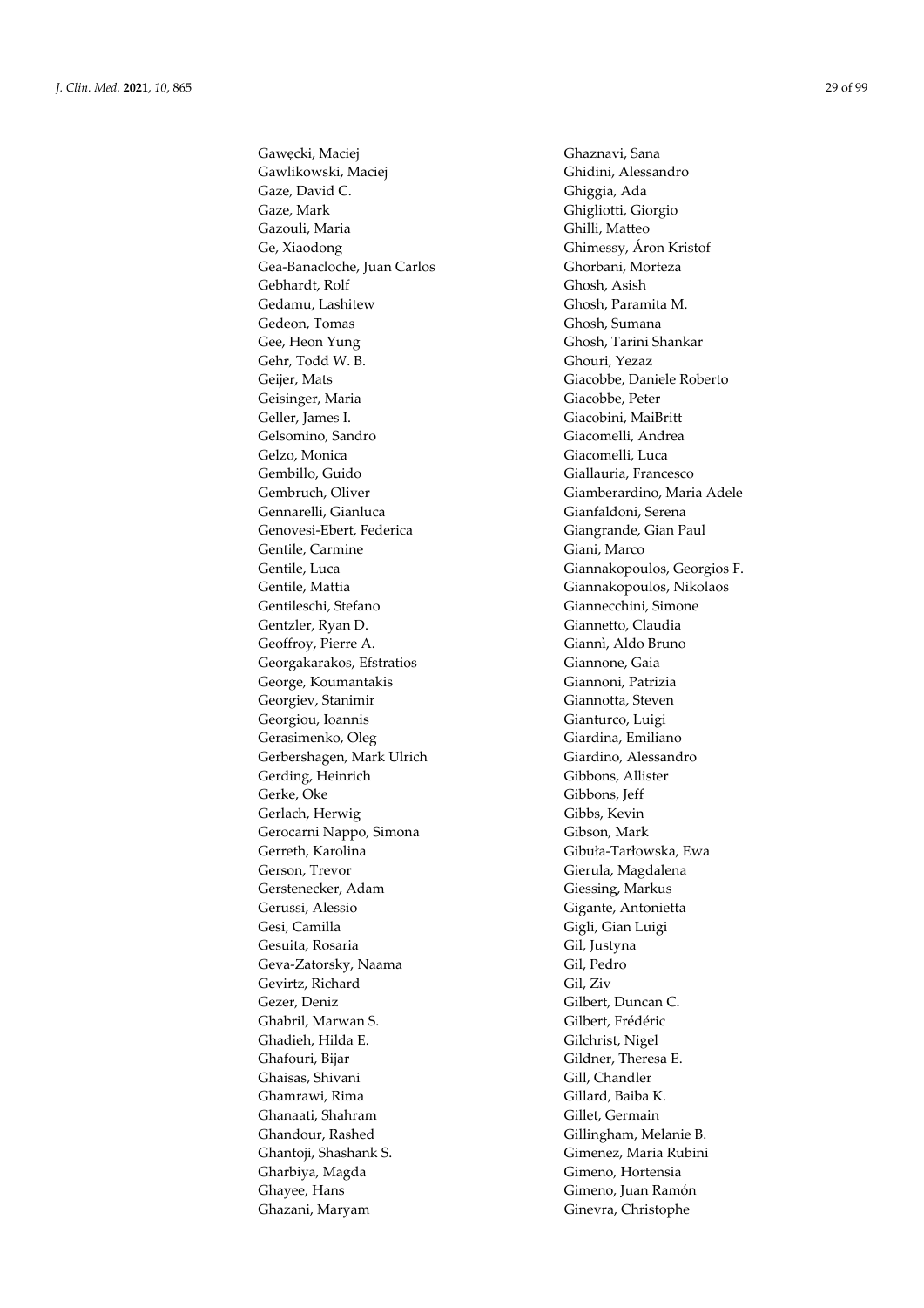Gawęcki, Maciej
Gawlikowski, Maciej
Gaze, David C.
Gaze, Mark
Gazouli, Maria
Ge, Xiaodong
Gea-Banacloche, Juan Carlos
Gebhardt, Rolf
Gedamu, Lashitew
Gedeon, Tomas
Gee, Heon Yung
Gehr, Todd W. B.
Geijer, Mats
Geisinger, Maria
Geller, James I.
Gelsomino, Sandro
Gelzo, Monica
Gembillo, Guido
Gembruch, Oliver
Gennarelli, Gianluca
Genovesi-Ebert, Federica
Gentile, Carmine
Gentile, Luca
Gentile, Mattia
Gentileschi, Stefano
Gentzler, Ryan D.
Geoffroy, Pierre A.
Georgakarakos, Efstratios
George, Koumantakis
Georgiev, Stanimir
Georgiou, Ioannis
Gerasimenko, Oleg
Gerbershagen, Mark Ulrich
Gerding, Heinrich
Gerke, Oke
Gerlach, Herwig
Gerocarni Nappo, Simona
Gerreth, Karolina
Gerson, Trevor
Gerstenecker, Adam
Gerussi, Alessio
Gesi, Camilla
Gesuita, Rosaria
Geva-Zatorsky, Naama
Gevirtz, Richard
Gezer, Deniz
Ghabril, Marwan S.
Ghadieh, Hilda E.
Ghafouri, Bijar
Ghaisas, Shivani
Ghamrawi, Rima
Ghanaati, Shahram
Ghandour, Rashed
Ghantoji, Shashank S.
Gharbiya, Magda
Ghayee, Hans
Ghazani, Maryam
Ghaznavi, Sana
Ghidini, Alessandro
Ghiggia, Ada
Ghigliotti, Giorgio
Ghilli, Matteo
Ghimessy, Áron Kristof
Ghorbani, Morteza
Ghosh, Asish
Ghosh, Paramita M.
Ghosh, Sumana
Ghosh, Tarini Shankar
Ghouri, Yezaz
Giacobbe, Daniele Roberto
Giacobbe, Peter
Giacobini, MaiBritt
Giacomelli, Andrea
Giacomelli, Luca
Giallauria, Francesco
Giamberardino, Maria Adele
Gianfaldoni, Serena
Giangrande, Gian Paul
Giani, Marco
Giannakopoulos, Georgios F.
Giannakopoulos, Nikolaos
Giannecchini, Simone
Giannetto, Claudia
Giannì, Aldo Bruno
Giannone, Gaia
Giannoni, Patrizia
Giannotta, Steven
Gianturco, Luigi
Giardina, Emiliano
Giardino, Alessandro
Gibbons, Allister
Gibbons, Jeff
Gibbs, Kevin
Gibson, Mark
Gibuła-Tarłowska, Ewa
Gierula, Magdalena
Giessing, Markus
Gigante, Antonietta
Gigli, Gian Luigi
Gil, Justyna
Gil, Pedro
Gil, Ziv
Gilbert, Duncan C.
Gilbert, Frédéric
Gilchrist, Nigel
Gildner, Theresa E.
Gill, Chandler
Gillard, Baiba K.
Gillet, Germain
Gillingham, Melanie B.
Gimenez, Maria Rubini
Gimeno, Hortensia
Gimeno, Juan Ramón
Ginevra, Christophe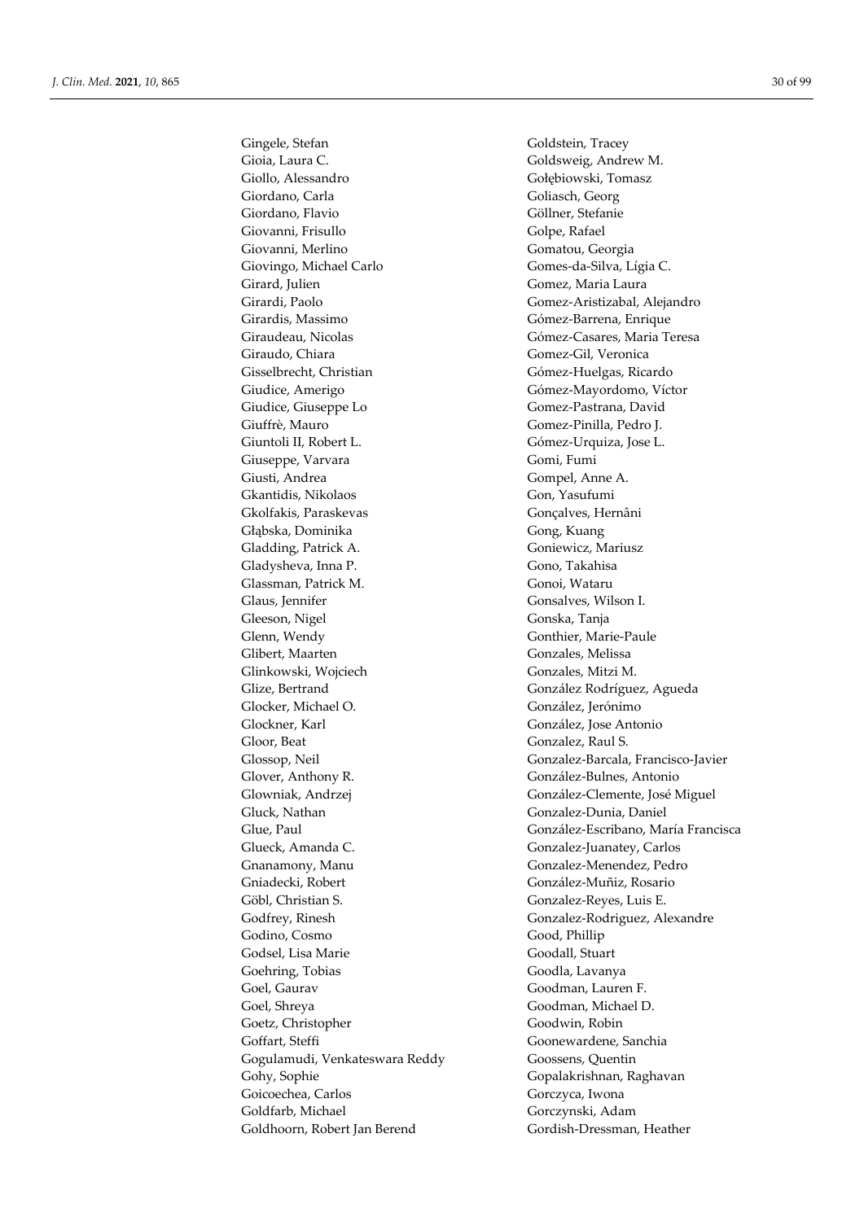Gingele, Stefan
Gioia, Laura C.
Giollo, Alessandro
Giordano, Carla
Giordano, Flavio
Giovanni, Frisullo
Giovanni, Merlino
Giovingo, Michael Carlo
Girard, Julien
Girardi, Paolo
Girardis, Massimo
Giraudeau, Nicolas
Giraudo, Chiara
Gisselbrecht, Christian
Giudice, Amerigo
Giudice, Giuseppe Lo
Giuffrè, Mauro
Giuntoli II, Robert L.
Giuseppe, Varvara
Giusti, Andrea
Gkantidis, Nikolaos
Gkolfakis, Paraskevas
Głąbska, Dominika
Gladding, Patrick A.
Gladysheva, Inna P.
Glassman, Patrick M.
Glaus, Jennifer
Gleeson, Nigel
Glenn, Wendy
Glibert, Maarten
Glinkowski, Wojciech
Glize, Bertrand
Glocker, Michael O.
Glockner, Karl
Gloor, Beat
Glossop, Neil
Glover, Anthony R.
Glowniak, Andrzej
Gluck, Nathan
Glue, Paul
Glueck, Amanda C.
Gnanamony, Manu
Gniadecki, Robert
Göbl, Christian S.
Godfrey, Rinesh
Godino, Cosmo
Godsel, Lisa Marie
Goehring, Tobias
Goel, Gaurav
Goel, Shreya
Goetz, Christopher
Goffart, Steffi
Gogulamudi, Venkateswara Reddy
Gohy, Sophie
Goicoechea, Carlos
Goldfarb, Michael
Goldhoorn, Robert Jan Berend
Goldstein, Tracey
Goldsweig, Andrew M.
Gołębiowski, Tomasz
Goliasch, Georg
Göllner, Stefanie
Golpe, Rafael
Gomatou, Georgia
Gomes-da-Silva, Lígia C.
Gomez, Maria Laura
Gomez-Aristizabal, Alejandro
Gómez-Barrena, Enrique
Gómez-Casares, Maria Teresa
Gomez-Gil, Veronica
Gómez-Huelgas, Ricardo
Gómez-Mayordomo, Víctor
Gomez-Pastrana, David
Gomez-Pinilla, Pedro J.
Gómez-Urquiza, Jose L.
Gomi, Fumi
Gompel, Anne A.
Gon, Yasufumi
Gonçalves, Hernâni
Gong, Kuang
Goniewicz, Mariusz
Gono, Takahisa
Gonoi, Wataru
Gonsalves, Wilson I.
Gonska, Tanja
Gonthier, Marie-Paule
Gonzales, Melissa
Gonzales, Mitzi M.
González Rodríguez, Agueda
González, Jerónimo
González, Jose Antonio
Gonzalez, Raul S.
Gonzalez-Barcala, Francisco-Javier
González-Bulnes, Antonio
González-Clemente, José Miguel
Gonzalez-Dunia, Daniel
González-Escribano, María Francisca
Gonzalez-Juanatey, Carlos
Gonzalez-Menendez, Pedro
González-Muñiz, Rosario
Gonzalez-Reyes, Luis E.
Gonzalez-Rodriguez, Alexandre
Good, Phillip
Goodall, Stuart
Goodla, Lavanya
Goodman, Lauren F.
Goodman, Michael D.
Goodwin, Robin
Goonewardene, Sanchia
Goossens, Quentin
Gopalakrishnan, Raghavan
Gorczyca, Iwona
Gorczynski, Adam
Gordish-Dressman, Heather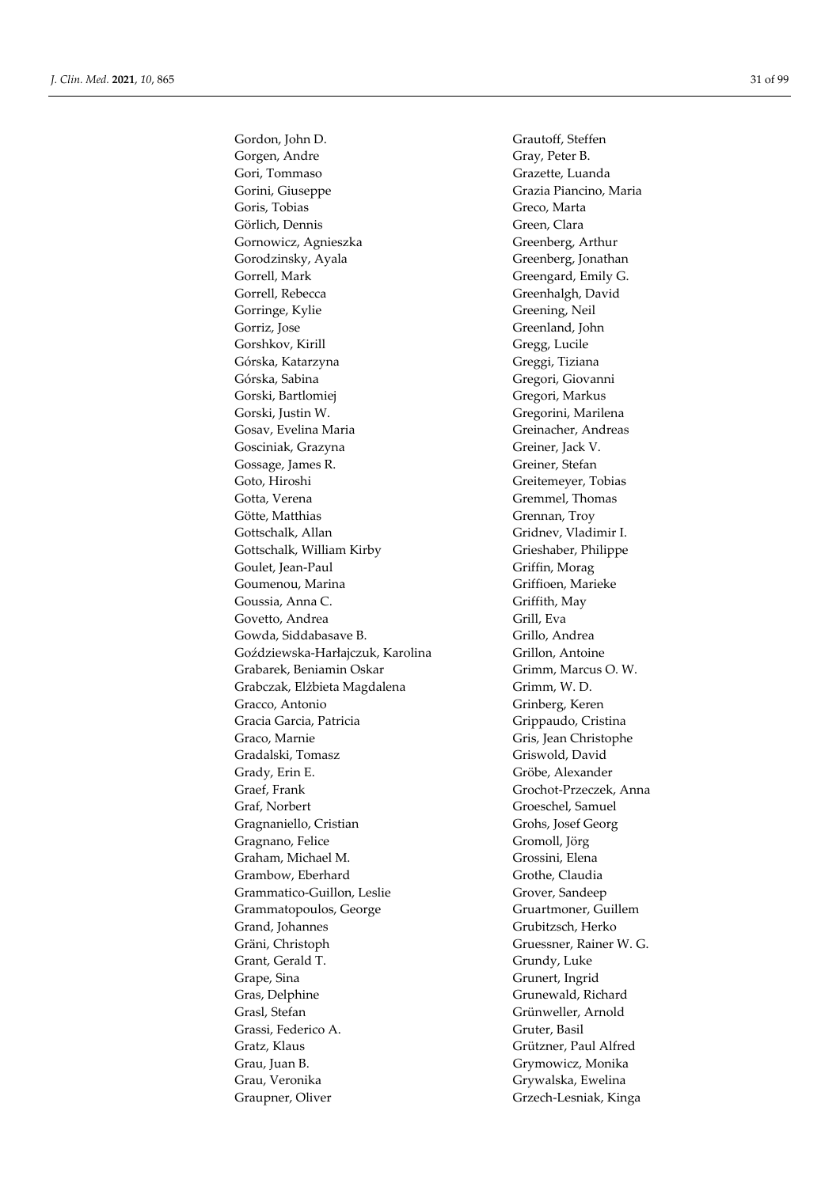Gordon, John D.
Gorgen, Andre
Gori, Tommaso
Gorini, Giuseppe
Goris, Tobias
Görlich, Dennis
Gornowicz, Agnieszka
Gorodzinsky, Ayala
Gorrell, Mark
Gorrell, Rebecca
Gorringe, Kylie
Gorriz, Jose
Gorshkov, Kirill
Górska, Katarzyna
Górska, Sabina
Gorski, Bartlomiej
Gorski, Justin W.
Gosav, Evelina Maria
Gosciniak, Grazyna
Gossage, James R.
Goto, Hiroshi
Gotta, Verena
Götte, Matthias
Gottschalk, Allan
Gottschalk, William Kirby
Goulet, Jean-Paul
Goumenou, Marina
Goussia, Anna C.
Govetto, Andrea
Gowda, Siddabasave B.
Goździewska-Harłajczuk, Karolina
Grabarek, Beniamin Oskar
Grabczak, Elżbieta Magdalena
Gracco, Antonio
Gracia Garcia, Patricia
Graco, Marnie
Gradalski, Tomasz
Grady, Erin E.
Graef, Frank
Graf, Norbert
Gragnaniello, Cristian
Gragnano, Felice
Graham, Michael M.
Grambow, Eberhard
Grammatico-Guillon, Leslie
Grammatopoulos, George
Grand, Johannes
Gräni, Christoph
Grant, Gerald T.
Grape, Sina
Gras, Delphine
Grasl, Stefan
Grassi, Federico A.
Gratz, Klaus
Grau, Juan B.
Grau, Veronika
Graupner, Oliver
Grautoff, Steffen
Gray, Peter B.
Grazette, Luanda
Grazia Piancino, Maria
Greco, Marta
Green, Clara
Greenberg, Arthur
Greenberg, Jonathan
Greengard, Emily G.
Greenhalgh, David
Greening, Neil
Greenland, John
Gregg, Lucile
Greggi, Tiziana
Gregori, Giovanni
Gregori, Markus
Gregorini, Marilena
Greinacher, Andreas
Greiner, Jack V.
Greiner, Stefan
Greitemeyer, Tobias
Gremmel, Thomas
Grennan, Troy
Gridnev, Vladimir I.
Grieshaber, Philippe
Griffin, Morag
Griffioen, Marieke
Griffith, May
Grill, Eva
Grillo, Andrea
Grillon, Antoine
Grimm, Marcus O. W.
Grimm, W. D.
Grinberg, Keren
Grippaudo, Cristina
Gris, Jean Christophe
Griswold, David
Gröbe, Alexander
Grochot-Przeczek, Anna
Groeschel, Samuel
Grohs, Josef Georg
Gromoll, Jörg
Grossini, Elena
Grothe, Claudia
Grover, Sandeep
Gruartmoner, Guillem
Grubitzsch, Herko
Gruessner, Rainer W. G.
Grundy, Luke
Grunert, Ingrid
Grunewald, Richard
Grünweller, Arnold
Gruter, Basil
Grützner, Paul Alfred
Grymowicz, Monika
Grywalska, Ewelina
Grzech-Lesniak, Kinga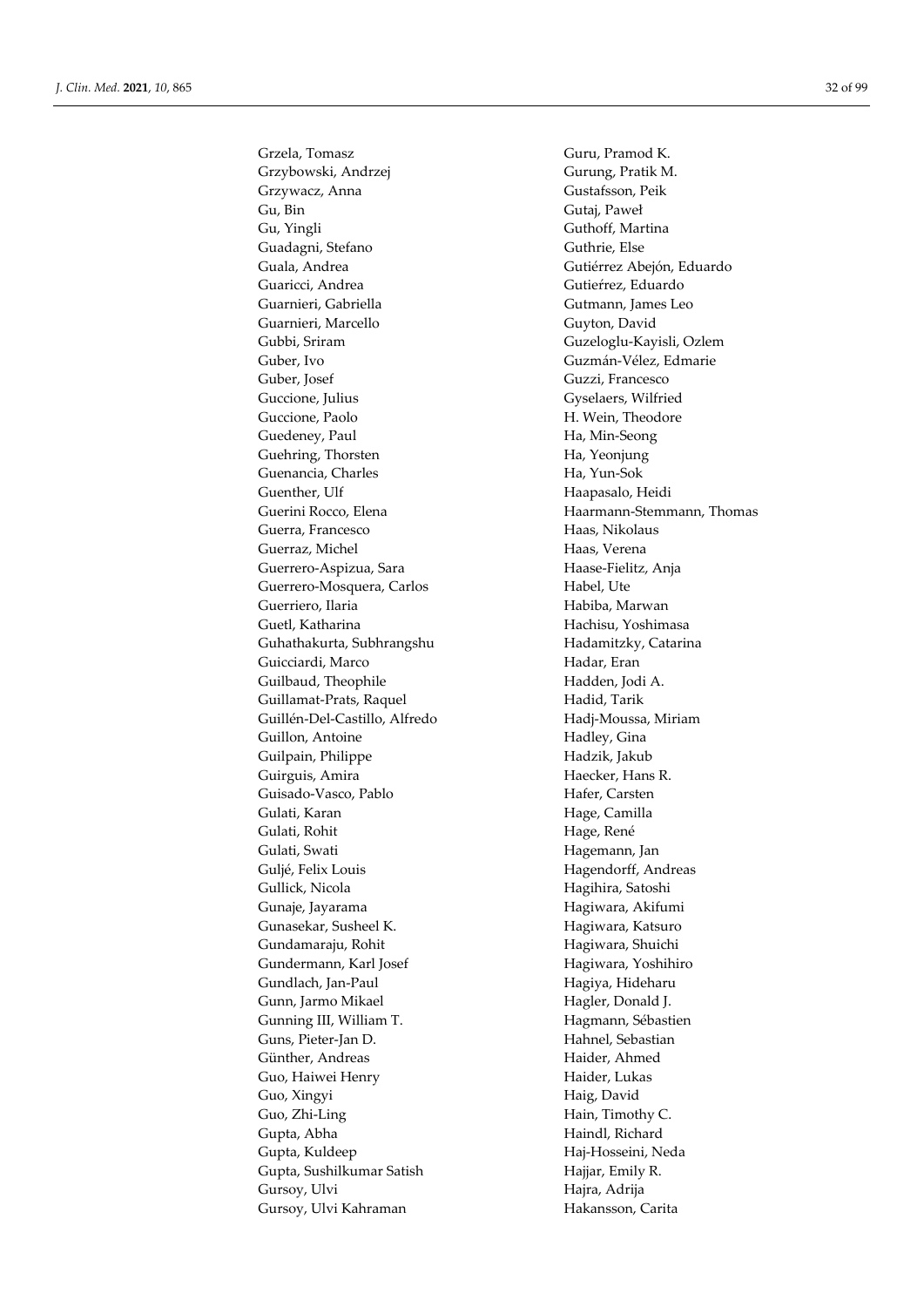Grzela, Tomasz
Grzybowski, Andrzej
Grzywacz, Anna
Gu, Bin
Gu, Yingli
Guadagni, Stefano
Guala, Andrea
Guaricci, Andrea
Guarnieri, Gabriella
Guarnieri, Marcello
Gubbi, Sriram
Guber, Ivo
Guber, Josef
Guccione, Julius
Guccione, Paolo
Guedeney, Paul
Guehring, Thorsten
Guenancia, Charles
Guenther, Ulf
Guerini Rocco, Elena
Guerra, Francesco
Guerraz, Michel
Guerrero-Aspizua, Sara
Guerrero-Mosquera, Carlos
Guerriero, Ilaria
Guetl, Katharina
Guhathakurta, Subhrangshu
Guicciardi, Marco
Guilbaud, Theophile
Guillamat-Prats, Raquel
Guillén-Del-Castillo, Alfredo
Guillon, Antoine
Guilpain, Philippe
Guirguis, Amira
Guisado-Vasco, Pablo
Gulati, Karan
Gulati, Rohit
Gulati, Swati
Guljé, Felix Louis
Gullick, Nicola
Gunaje, Jayarama
Gunasekar, Susheel K.
Gundamaraju, Rohit
Gundermann, Karl Josef
Gundlach, Jan-Paul
Gunn, Jarmo Mikael
Gunning III, William T.
Guns, Pieter-Jan D.
Günther, Andreas
Guo, Haiwei Henry
Guo, Xingyi
Guo, Zhi-Ling
Gupta, Abha
Gupta, Kuldeep
Gupta, Sushilkumar Satish
Gursoy, Ulvi
Gursoy, Ulvi Kahraman
Guru, Pramod K.
Gurung, Pratik M.
Gustafsson, Peik
Gutaj, Paweł
Guthoff, Martina
Guthrie, Else
Gutiérrez Abejón, Eduardo
Gutieŕrez, Eduardo
Gutmann, James Leo
Guyton, David
Guzeloglu-Kayisli, Ozlem
Guzmán-Vélez, Edmarie
Guzzi, Francesco
Gyselaers, Wilfried
H. Wein, Theodore
Ha, Min-Seong
Ha, Yeonjung
Ha, Yun-Sok
Haapasalo, Heidi
Haarmann-Stemmann, Thomas
Haas, Nikolaus
Haas, Verena
Haase-Fielitz, Anja
Habel, Ute
Habiba, Marwan
Hachisu, Yoshimasa
Hadamitzky, Catarina
Hadar, Eran
Hadden, Jodi A.
Hadid, Tarik
Hadj-Moussa, Miriam
Hadley, Gina
Hadzik, Jakub
Haecker, Hans R.
Hafer, Carsten
Hage, Camilla
Hage, René
Hagemann, Jan
Hagendorff, Andreas
Hagihira, Satoshi
Hagiwara, Akifumi
Hagiwara, Katsuro
Hagiwara, Shuichi
Hagiwara, Yoshihiro
Hagiya, Hideharu
Hagler, Donald J.
Hagmann, Sébastien
Hahnel, Sebastian
Haider, Ahmed
Haider, Lukas
Haig, David
Hain, Timothy C.
Haindl, Richard
Haj-Hosseini, Neda
Hajjar, Emily R.
Hajra, Adrija
Hakansson, Carita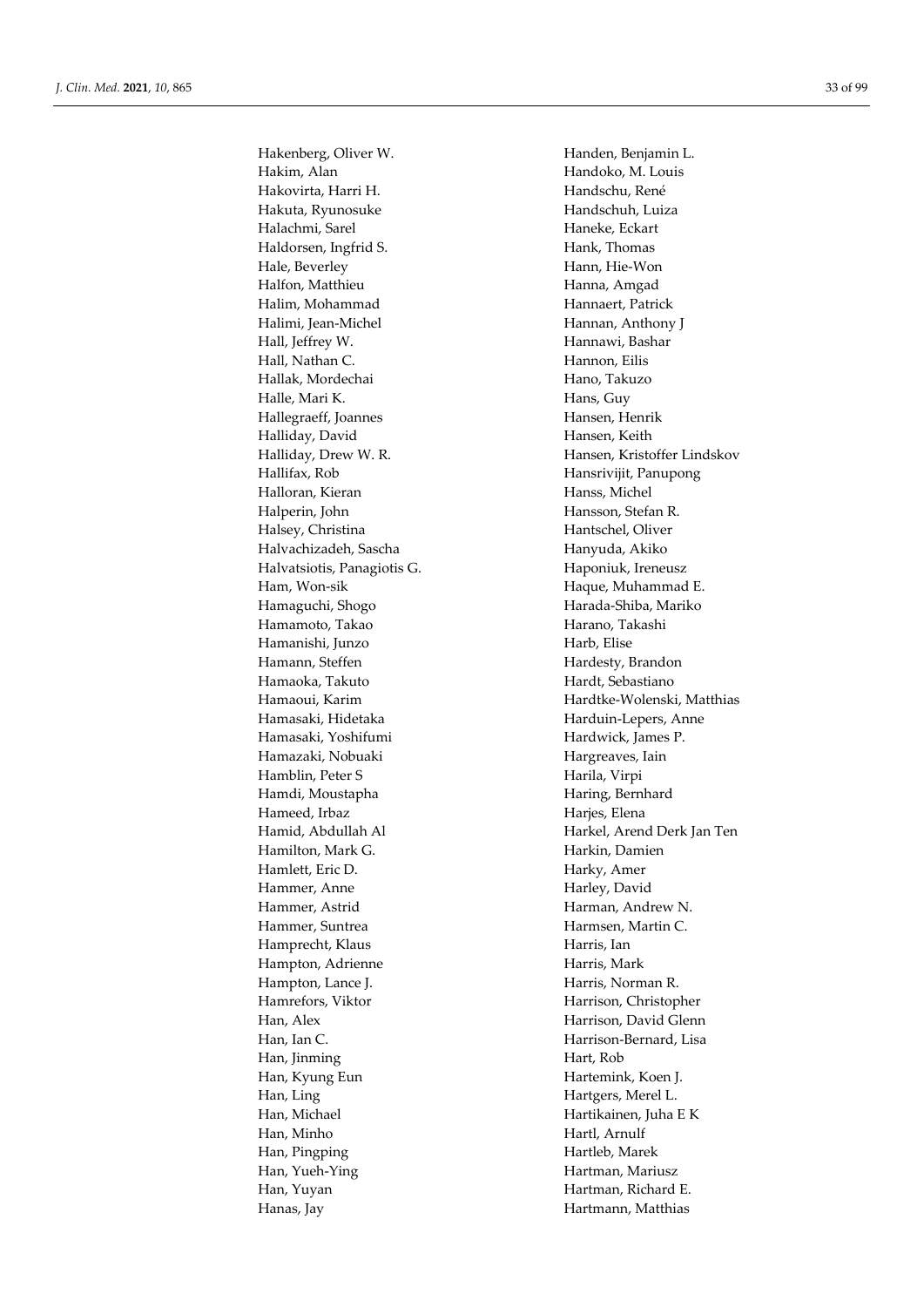Hakenberg, Oliver W.
Hakim, Alan
Hakovirta, Harri H.
Hakuta, Ryunosuke
Halachmi, Sarel
Haldorsen, Ingfrid S.
Hale, Beverley
Halfon, Matthieu
Halim, Mohammad
Halimi, Jean-Michel
Hall, Jeffrey W.
Hall, Nathan C.
Hallak, Mordechai
Halle, Mari K.
Hallegraeff, Joannes
Halliday, David
Halliday, Drew W. R.
Hallifax, Rob
Halloran, Kieran
Halperin, John
Halsey, Christina
Halvachizadeh, Sascha
Halvatsiotis, Panagiotis G.
Ham, Won-sik
Hamaguchi, Shogo
Hamamoto, Takao
Hamanishi, Junzo
Hamann, Steffen
Hamaoka, Takuto
Hamaoui, Karim
Hamasaki, Hidetaka
Hamasaki, Yoshifumi
Hamazaki, Nobuaki
Hamblin, Peter S
Hamdi, Moustapha
Hameed, Irbaz
Hamid, Abdullah Al
Hamilton, Mark G.
Hamlett, Eric D.
Hammer, Anne
Hammer, Astrid
Hammer, Suntrea
Hamprecht, Klaus
Hampton, Adrienne
Hampton, Lance J.
Hamrefors, Viktor
Han, Alex
Han, Ian C.
Han, Jinming
Han, Kyung Eun
Han, Ling
Han, Michael
Han, Minho
Han, Pingping
Han, Yueh-Ying
Han, Yuyan
Hanas, Jay
Handen, Benjamin L.
Handoko, M. Louis
Handschu, René
Handschuh, Luiza
Haneke, Eckart
Hank, Thomas
Hann, Hie-Won
Hanna, Amgad
Hannaert, Patrick
Hannan, Anthony J
Hannawi, Bashar
Hannon, Eilis
Hano, Takuzo
Hans, Guy
Hansen, Henrik
Hansen, Keith
Hansen, Kristoffer Lindskov
Hansrivijit, Panupong
Hanss, Michel
Hansson, Stefan R.
Hantschel, Oliver
Hanyuda, Akiko
Haponiuk, Ireneusz
Haque, Muhammad E.
Harada-Shiba, Mariko
Harano, Takashi
Harb, Elise
Hardesty, Brandon
Hardt, Sebastiano
Hardtke-Wolenski, Matthias
Harduin-Lepers, Anne
Hardwick, James P.
Hargreaves, Iain
Harila, Virpi
Haring, Bernhard
Harjes, Elena
Harkel, Arend Derk Jan Ten
Harkin, Damien
Harky, Amer
Harley, David
Harman, Andrew N.
Harmsen, Martin C.
Harris, Ian
Harris, Mark
Harris, Norman R.
Harrison, Christopher
Harrison, David Glenn
Harrison-Bernard, Lisa
Hart, Rob
Hartemink, Koen J.
Hartgers, Merel L.
Hartikainen, Juha E K
Hartl, Arnulf
Hartleb, Marek
Hartman, Mariusz
Hartman, Richard E.
Hartmann, Matthias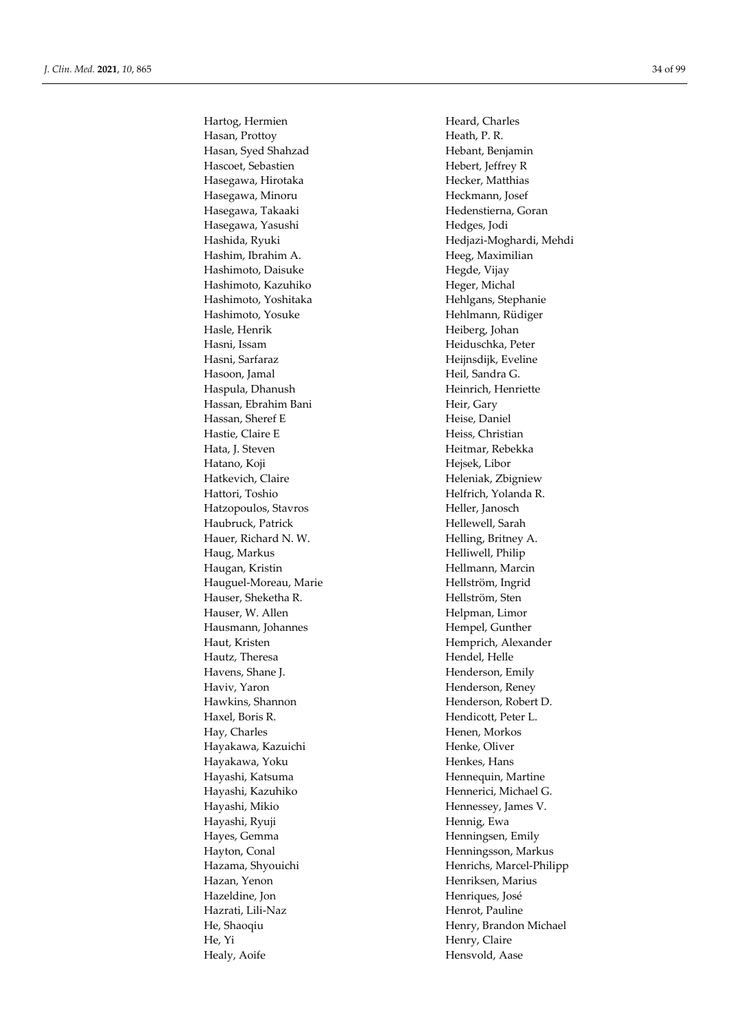Hartog, Hermien
Hasan, Prottoy
Hasan, Syed Shahzad
Hascoet, Sebastien
Hasegawa, Hirotaka
Hasegawa, Minoru
Hasegawa, Takaaki
Hasegawa, Yasushi
Hashida, Ryuki
Hashim, Ibrahim A.
Hashimoto, Daisuke
Hashimoto, Kazuhiko
Hashimoto, Yoshitaka
Hashimoto, Yosuke
Hasle, Henrik
Hasni, Issam
Hasni, Sarfaraz
Hasoon, Jamal
Haspula, Dhanush
Hassan, Ebrahim Bani
Hassan, Sheref E
Hastie, Claire E
Hata, J. Steven
Hatano, Koji
Hatkevich, Claire
Hattori, Toshio
Hatzopoulos, Stavros
Haubruck, Patrick
Hauer, Richard N. W.
Haug, Markus
Haugan, Kristin
Hauguel-Moreau, Marie
Hauser, Sheketha R.
Hauser, W. Allen
Hausmann, Johannes
Haut, Kristen
Hautz, Theresa
Havens, Shane J.
Haviv, Yaron
Hawkins, Shannon
Haxel, Boris R.
Hay, Charles
Hayakawa, Kazuichi
Hayakawa, Yoku
Hayashi, Katsuma
Hayashi, Kazuhiko
Hayashi, Mikio
Hayashi, Ryuji
Hayes, Gemma
Hayton, Conal
Hazama, Shyouichi
Hazan, Yenon
Hazeldine, Jon
Hazrati, Lili-Naz
He, Shaoqiu
He, Yi
Healy, Aoife
Heard, Charles
Heath, P. R.
Hebant, Benjamin
Hebert, Jeffrey R
Hecker, Matthias
Heckmann, Josef
Hedenstierna, Goran
Hedges, Jodi
Hedjazi-Moghardi, Mehdi
Heeg, Maximilian
Hegde, Vijay
Heger, Michal
Hehlgans, Stephanie
Hehlmann, Rüdiger
Heiberg, Johan
Heiduschka, Peter
Heijnsdijk, Eveline
Heil, Sandra G.
Heinrich, Henriette
Heir, Gary
Heise, Daniel
Heiss, Christian
Heitmar, Rebekka
Hejsek, Libor
Heleniak, Zbigniew
Helfrich, Yolanda R.
Heller, Janosch
Hellewell, Sarah
Helling, Britney A.
Helliwell, Philip
Hellmann, Marcin
Hellström, Ingrid
Hellström, Sten
Helpman, Limor
Hempel, Gunther
Hemprich, Alexander
Hendel, Helle
Henderson, Emily
Henderson, Reney
Henderson, Robert D.
Hendicott, Peter L.
Henen, Morkos
Henke, Oliver
Henkes, Hans
Hennequin, Martine
Hennerici, Michael G.
Hennessey, James V.
Hennig, Ewa
Henningsen, Emily
Henningsson, Markus
Henrichs, Marcel-Philipp
Henriksen, Marius
Henriques, José
Henrot, Pauline
Henry, Brandon Michael
Henry, Claire
Hensvold, Aase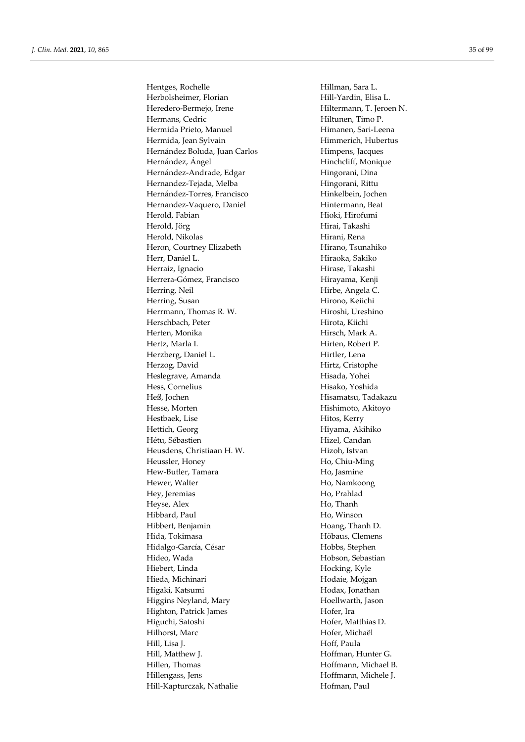Hentges, Rochelle
Herbolsheimer, Florian
Heredero-Bermejo, Irene
Hermans, Cedric
Hermida Prieto, Manuel
Hermida, Jean Sylvain
Hernández Boluda, Juan Carlos
Hernández, Ángel
Hernández-Andrade, Edgar
Hernandez-Tejada, Melba
Hernández-Torres, Francisco
Hernandez-Vaquero, Daniel
Herold, Fabian
Herold, Jörg
Herold, Nikolas
Heron, Courtney Elizabeth
Herr, Daniel L.
Herraiz, Ignacio
Herrera-Gómez, Francisco
Herring, Neil
Herring, Susan
Herrmann, Thomas R. W.
Herschbach, Peter
Herten, Monika
Hertz, Marla I.
Herzberg, Daniel L.
Herzog, David
Heslegrave, Amanda
Hess, Cornelius
Heß, Jochen
Hesse, Morten
Hestbaek, Lise
Hettich, Georg
Hétu, Sébastien
Heusdens, Christiaan H. W.
Heussler, Honey
Hew-Butler, Tamara
Hewer, Walter
Hey, Jeremias
Heyse, Alex
Hibbard, Paul
Hibbert, Benjamin
Hida, Tokimasa
Hidalgo-García, César
Hideo, Wada
Hiebert, Linda
Hieda, Michinari
Higaki, Katsumi
Higgins Neyland, Mary
Highton, Patrick James
Higuchi, Satoshi
Hilhorst, Marc
Hill, Lisa J.
Hill, Matthew J.
Hillen, Thomas
Hillengass, Jens
Hill-Kapturczak, Nathalie
Hillman, Sara L.
Hill-Yardin, Elisa L.
Hiltermann, T. Jeroen N.
Hiltunen, Timo P.
Himanen, Sari-Leena
Himmerich, Hubertus
Himpens, Jacques
Hinchcliff, Monique
Hingorani, Dina
Hingorani, Rittu
Hinkelbein, Jochen
Hintermann, Beat
Hioki, Hirofumi
Hirai, Takashi
Hirani, Rena
Hirano, Tsunahiko
Hiraoka, Sakiko
Hirase, Takashi
Hirayama, Kenji
Hirbe, Angela C.
Hirono, Keiichi
Hiroshi, Ureshino
Hirota, Kiichi
Hirsch, Mark A.
Hirten, Robert P.
Hirtler, Lena
Hirtz, Cristophe
Hisada, Yohei
Hisako, Yoshida
Hisamatsu, Tadakazu
Hishimoto, Akitoyo
Hitos, Kerry
Hiyama, Akihiko
Hizel, Candan
Hizoh, Istvan
Ho, Chiu-Ming
Ho, Jasmine
Ho, Namkoong
Ho, Prahlad
Ho, Thanh
Ho, Winson
Hoang, Thanh D.
Höbaus, Clemens
Hobbs, Stephen
Hobson, Sebastian
Hocking, Kyle
Hodaie, Mojgan
Hodax, Jonathan
Hoellwarth, Jason
Hofer, Ira
Hofer, Matthias D.
Hofer, Michaël
Hoff, Paula
Hoffman, Hunter G.
Hoffmann, Michael B.
Hoffmann, Michele J.
Hofman, Paul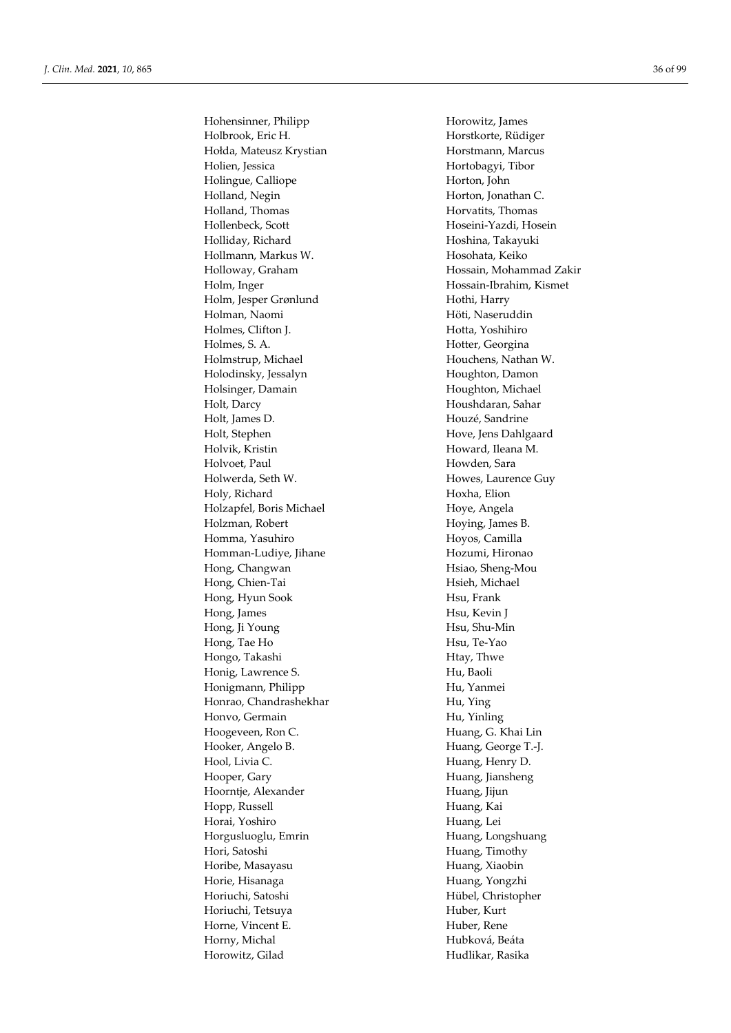Hohensinner, Philipp
Holbrook, Eric H.
Hołda, Mateusz Krystian
Holien, Jessica
Holingue, Calliope
Holland, Negin
Holland, Thomas
Hollenbeck, Scott
Holliday, Richard
Hollmann, Markus W.
Holloway, Graham
Holm, Inger
Holm, Jesper Grønlund
Holman, Naomi
Holmes, Clifton J.
Holmes, S. A.
Holmstrup, Michael
Holodinsky, Jessalyn
Holsinger, Damain
Holt, Darcy
Holt, James D.
Holt, Stephen
Holvik, Kristin
Holvoet, Paul
Holwerda, Seth W.
Holy, Richard
Holzapfel, Boris Michael
Holzman, Robert
Homma, Yasuhiro
Homman-Ludiye, Jihane
Hong, Changwan
Hong, Chien-Tai
Hong, Hyun Sook
Hong, James
Hong, Ji Young
Hong, Tae Ho
Hongo, Takashi
Honig, Lawrence S.
Honigmann, Philipp
Honrao, Chandrashekhar
Honvo, Germain
Hoogeveen, Ron C.
Hooker, Angelo B.
Hool, Livia C.
Hooper, Gary
Hoorntje, Alexander
Hopp, Russell
Horai, Yoshiro
Horgusluoglu, Emrin
Hori, Satoshi
Horibe, Masayasu
Horie, Hisanaga
Horiuchi, Satoshi
Horiuchi, Tetsuya
Horne, Vincent E.
Horny, Michal
Horowitz, Gilad
Horowitz, James
Horstkorte, Rüdiger
Horstmann, Marcus
Hortobagyi, Tibor
Horton, John
Horton, Jonathan C.
Horvatits, Thomas
Hoseini-Yazdi, Hosein
Hoshina, Takayuki
Hosohata, Keiko
Hossain, Mohammad Zakir
Hossain-Ibrahim, Kismet
Hothi, Harry
Höti, Naseruddin
Hotta, Yoshihiro
Hotter, Georgina
Houchens, Nathan W.
Houghton, Damon
Houghton, Michael
Houshdaran, Sahar
Houzé, Sandrine
Hove, Jens Dahlgaard
Howard, Ileana M.
Howden, Sara
Howes, Laurence Guy
Hoxha, Elion
Hoye, Angela
Hoying, James B.
Hoyos, Camilla
Hozumi, Hironao
Hsiao, Sheng-Mou
Hsieh, Michael
Hsu, Frank
Hsu, Kevin J
Hsu, Shu-Min
Hsu, Te-Yao
Htay, Thwe
Hu, Baoli
Hu, Yanmei
Hu, Ying
Hu, Yinling
Huang, G. Khai Lin
Huang, George T.-J.
Huang, Henry D.
Huang, Jiansheng
Huang, Jijun
Huang, Kai
Huang, Lei
Huang, Longshuang
Huang, Timothy
Huang, Xiaobin
Huang, Yongzhi
Hübel, Christopher
Huber, Kurt
Huber, Rene
Hubková, Beáta
Hudlikar, Rasika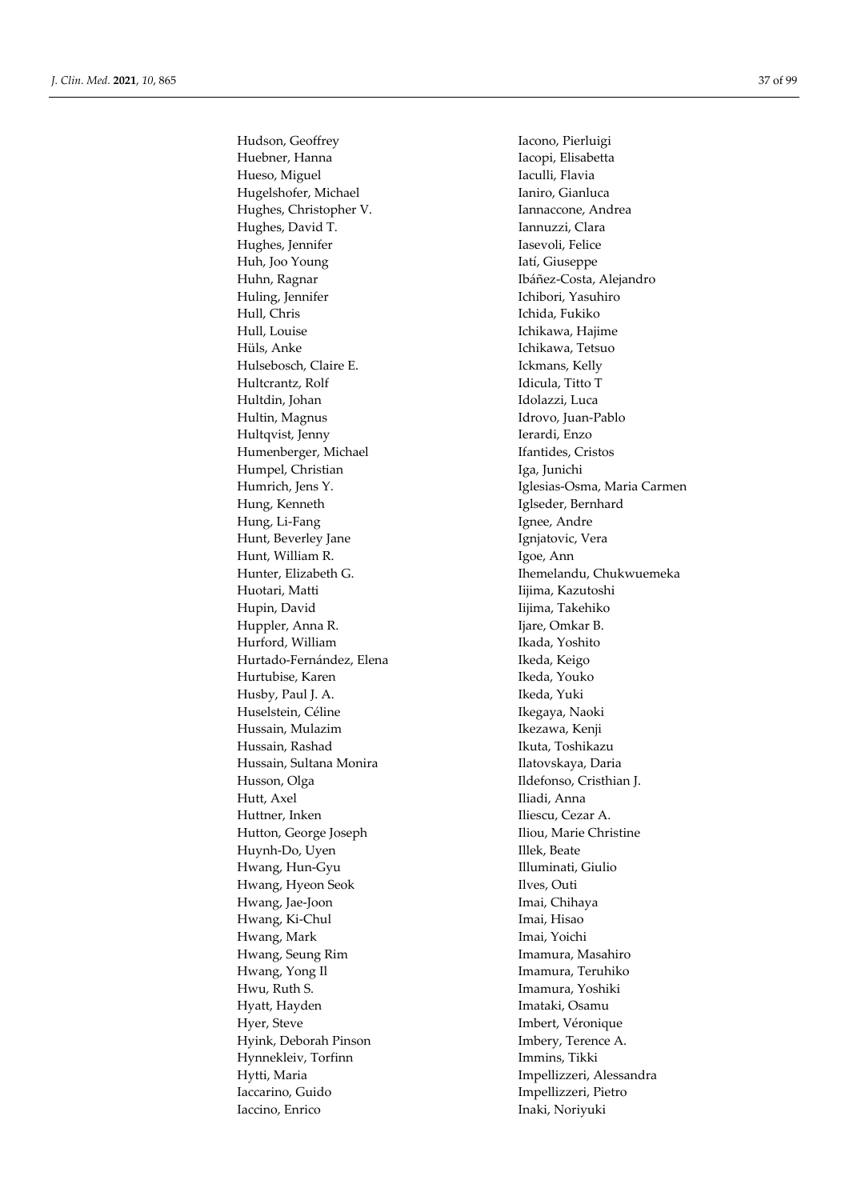Hudson, Geoffrey
Huebner, Hanna
Hueso, Miguel
Hugelshofer, Michael
Hughes, Christopher V.
Hughes, David T.
Hughes, Jennifer
Huh, Joo Young
Huhn, Ragnar
Huling, Jennifer
Hull, Chris
Hull, Louise
Hüls, Anke
Hulsebosch, Claire E.
Hultcrantz, Rolf
Hultdin, Johan
Hultin, Magnus
Hultqvist, Jenny
Humenberger, Michael
Humpel, Christian
Humrich, Jens Y.
Hung, Kenneth
Hung, Li-Fang
Hunt, Beverley Jane
Hunt, William R.
Hunter, Elizabeth G.
Huotari, Matti
Hupin, David
Huppler, Anna R.
Hurford, William
Hurtado-Fernández, Elena
Hurtubise, Karen
Husby, Paul J. A.
Huselstein, Céline
Hussain, Mulazim
Hussain, Rashad
Hussain, Sultana Monira
Husson, Olga
Hutt, Axel
Huttner, Inken
Hutton, George Joseph
Huynh-Do, Uyen
Hwang, Hun-Gyu
Hwang, Hyeon Seok
Hwang, Jae-Joon
Hwang, Ki-Chul
Hwang, Mark
Hwang, Seung Rim
Hwang, Yong Il
Hwu, Ruth S.
Hyatt, Hayden
Hyer, Steve
Hyink, Deborah Pinson
Hynnekleiv, Torfinn
Hytti, Maria
Iaccarino, Guido
Iaccino, Enrico
Iacono, Pierluigi
Iacopi, Elisabetta
Iaculli, Flavia
Ianiro, Gianluca
Iannaccone, Andrea
Iannuzzi, Clara
Iasevoli, Felice
Iatí, Giuseppe
Ibáñez-Costa, Alejandro
Ichibori, Yasuhiro
Ichida, Fukiko
Ichikawa, Hajime
Ichikawa, Tetsuo
Ickmans, Kelly
Idicula, Titto T
Idolazzi, Luca
Idrovo, Juan-Pablo
Ierardi, Enzo
Ifantides, Cristos
Iga, Junichi
Iglesias-Osma, Maria Carmen
Iglseder, Bernhard
Ignee, Andre
Ignjatovic, Vera
Igoe, Ann
Ihemelandu, Chukwuemeka
Iijima, Kazutoshi
Iijima, Takehiko
Ijare, Omkar B.
Ikada, Yoshito
Ikeda, Keigo
Ikeda, Youko
Ikeda, Yuki
Ikegaya, Naoki
Ikezawa, Kenji
Ikuta, Toshikazu
Ilatovskaya, Daria
Ildefonso, Cristhian J.
Iliadi, Anna
Iliescu, Cezar A.
Iliou, Marie Christine
Illek, Beate
Illuminati, Giulio
Ilves, Outi
Imai, Chihaya
Imai, Hisao
Imai, Yoichi
Imamura, Masahiro
Imamura, Teruhiko
Imamura, Yoshiki
Imataki, Osamu
Imbert, Véronique
Imbery, Terence A.
Immins, Tikki
Impellizzeri, Alessandra
Impellizzeri, Pietro
Inaki, Noriyuki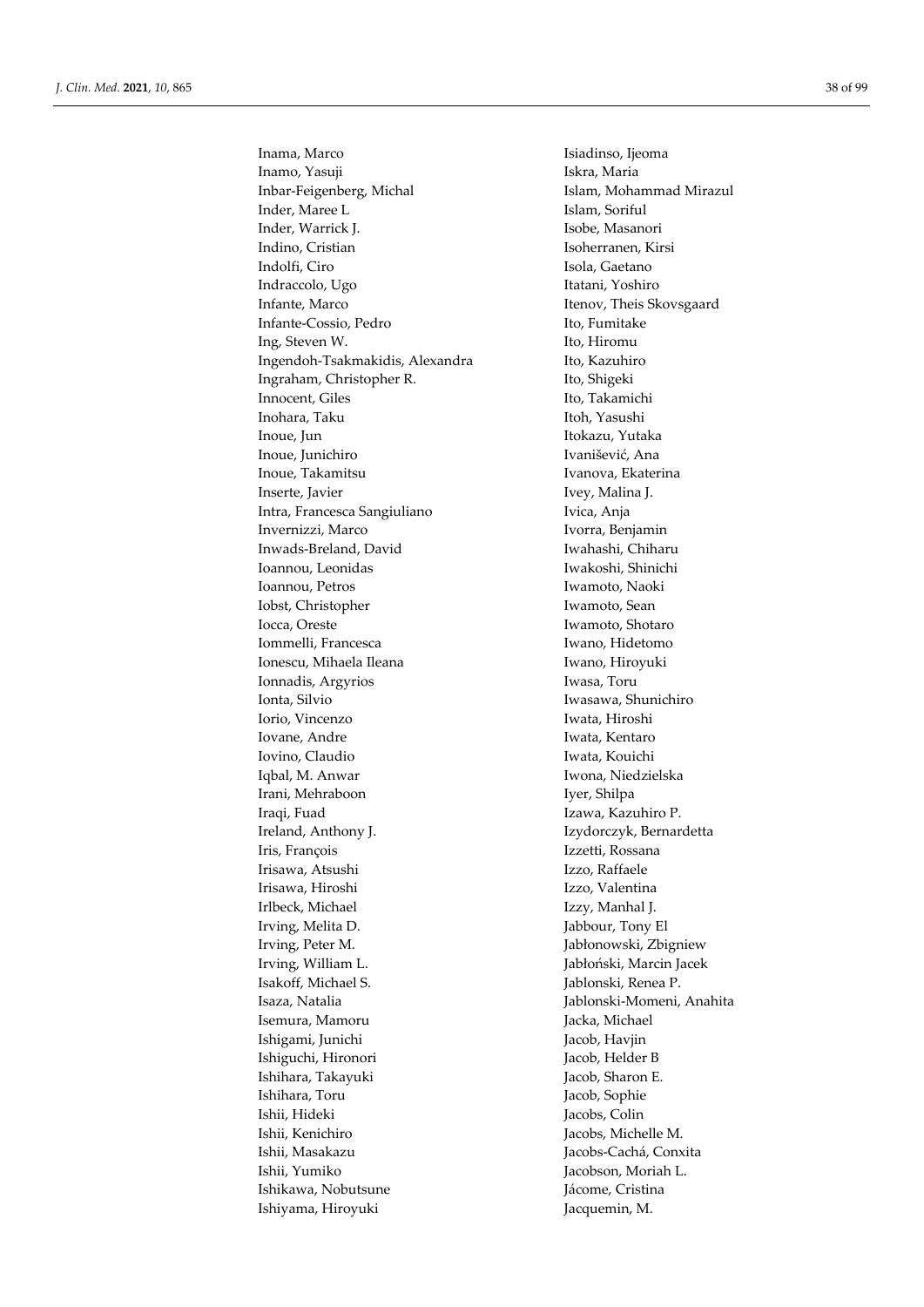Inama, Marco
Inamo, Yasuji
Inbar-Feigenberg, Michal
Inder, Maree L
Inder, Warrick J.
Indino, Cristian
Indolfi, Ciro
Indraccolo, Ugo
Infante, Marco
Infante-Cossio, Pedro
Ing, Steven W.
Ingendoh-Tsakmakidis, Alexandra
Ingraham, Christopher R.
Innocent, Giles
Inohara, Taku
Inoue, Jun
Inoue, Junichiro
Inoue, Takamitsu
Inserte, Javier
Intra, Francesca Sangiuliano
Invernizzi, Marco
Inwads-Breland, David
Ioannou, Leonidas
Ioannou, Petros
Iobst, Christopher
Iocca, Oreste
Iommelli, Francesca
Ionescu, Mihaela Ileana
Ionnadis, Argyrios
Ionta, Silvio
Iorio, Vincenzo
Iovane, Andre
Iovino, Claudio
Iqbal, M. Anwar
Irani, Mehraboon
Iraqi, Fuad
Ireland, Anthony J.
Iris, François
Irisawa, Atsushi
Irisawa, Hiroshi
Irlbeck, Michael
Irving, Melita D.
Irving, Peter M.
Irving, William L.
Isakoff, Michael S.
Isaza, Natalia
Isemura, Mamoru
Ishigami, Junichi
Ishiguchi, Hironori
Ishihara, Takayuki
Ishihara, Toru
Ishii, Hideki
Ishii, Kenichiro
Ishii, Masakazu
Ishii, Yumiko
Ishikawa, Nobutsune
Ishiyama, Hiroyuki
Isiadinso, Ijeoma
Iskra, Maria
Islam, Mohammad Mirazul
Islam, Soriful
Isobe, Masanori
Isoherranen, Kirsi
Isola, Gaetano
Itatani, Yoshiro
Itenov, Theis Skovsgaard
Ito, Fumitake
Ito, Hiromu
Ito, Kazuhiro
Ito, Shigeki
Ito, Takamichi
Itoh, Yasushi
Itokazu, Yutaka
Ivanišević, Ana
Ivanova, Ekaterina
Ivey, Malina J.
Ivica, Anja
Ivorra, Benjamin
Iwahashi, Chiharu
Iwakoshi, Shinichi
Iwamoto, Naoki
Iwamoto, Sean
Iwamoto, Shotaro
Iwano, Hidetomo
Iwano, Hiroyuki
Iwasa, Toru
Iwasawa, Shunichiro
Iwata, Hiroshi
Iwata, Kentaro
Iwata, Kouichi
Iwona, Niedzielska
Iyer, Shilpa
Izawa, Kazuhiro P.
Izydorczyk, Bernardetta
Izzetti, Rossana
Izzo, Raffaele
Izzo, Valentina
Izzy, Manhal J.
Jabbour, Tony El
Jabłonowski, Zbigniew
Jabłoński, Marcin Jacek
Jablonski, Renea P.
Jablonski-Momeni, Anahita
Jacka, Michael
Jacob, Havjin
Jacob, Helder B
Jacob, Sharon E.
Jacob, Sophie
Jacobs, Colin
Jacobs, Michelle M.
Jacobs-Cachá, Conxita
Jacobson, Moriah L.
Jácome, Cristina
Jacquemin, M.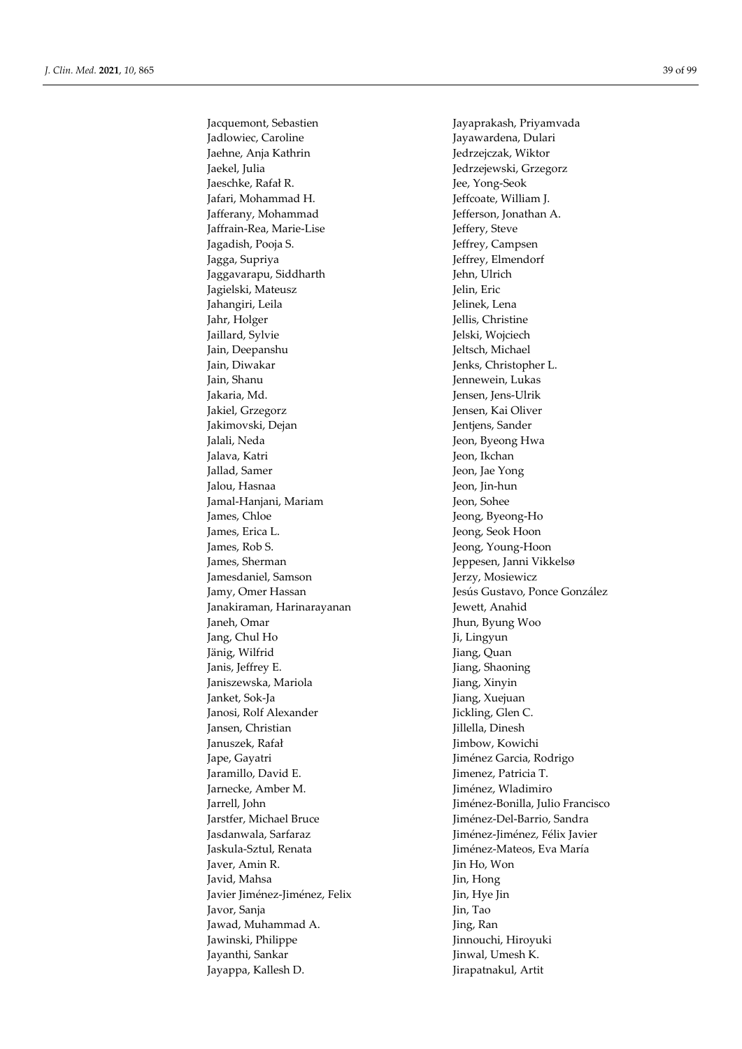Jacquemont, Sebastien
Jadlowiec, Caroline
Jaehne, Anja Kathrin
Jaekel, Julia
Jaeschke, Rafał R.
Jafari, Mohammad H.
Jafferany, Mohammad
Jaffrain-Rea, Marie-Lise
Jagadish, Pooja S.
Jagga, Supriya
Jaggavarapu, Siddharth
Jagielski, Mateusz
Jahangiri, Leila
Jahr, Holger
Jaillard, Sylvie
Jain, Deepanshu
Jain, Diwakar
Jain, Shanu
Jakaria, Md.
Jakiel, Grzegorz
Jakimovski, Dejan
Jalali, Neda
Jalava, Katri
Jallad, Samer
Jalou, Hasnaa
Jamal-Hanjani, Mariam
James, Chloe
James, Erica L.
James, Rob S.
James, Sherman
Jamesdaniel, Samson
Jamy, Omer Hassan
Janakiraman, Harinarayanan
Janeh, Omar
Jang, Chul Ho
Jänig, Wilfrid
Janis, Jeffrey E.
Janiszewska, Mariola
Janket, Sok-Ja
Janosi, Rolf Alexander
Jansen, Christian
Januszek, Rafał
Jape, Gayatri
Jaramillo, David E.
Jarnecke, Amber M.
Jarrell, John
Jarstfer, Michael Bruce
Jasdanwala, Sarfaraz
Jaskula-Sztul, Renata
Javer, Amin R.
Javid, Mahsa
Javier Jiménez-Jiménez, Felix
Javor, Sanja
Jawad, Muhammad A.
Jawinski, Philippe
Jayanthi, Sankar
Jayappa, Kallesh D.
Jayaprakash, Priyamvada
Jayawardena, Dulari
Jedrzejczak, Wiktor
Jedrzejewski, Grzegorz
Jee, Yong-Seok
Jeffcoate, William J.
Jefferson, Jonathan A.
Jeffery, Steve
Jeffrey, Campsen
Jeffrey, Elmendorf
Jehn, Ulrich
Jelin, Eric
Jelinek, Lena
Jellis, Christine
Jelski, Wojciech
Jeltsch, Michael
Jenks, Christopher L.
Jennewein, Lukas
Jensen, Jens-Ulrik
Jensen, Kai Oliver
Jentjens, Sander
Jeon, Byeong Hwa
Jeon, Ikchan
Jeon, Jae Yong
Jeon, Jin-hun
Jeon, Sohee
Jeong, Byeong-Ho
Jeong, Seok Hoon
Jeong, Young-Hoon
Jeppesen, Janni Vikkelsø
Jerzy, Mosiewicz
Jesús Gustavo, Ponce González
Jewett, Anahid
Jhun, Byung Woo
Ji, Lingyun
Jiang, Quan
Jiang, Shaoning
Jiang, Xinyin
Jiang, Xuejuan
Jickling, Glen C.
Jillella, Dinesh
Jimbow, Kowichi
Jiménez Garcia, Rodrigo
Jimenez, Patricia T.
Jiménez, Wladimiro
Jiménez-Bonilla, Julio Francisco
Jiménez-Del-Barrio, Sandra
Jiménez-Jiménez, Félix Javier
Jiménez-Mateos, Eva María
Jin Ho, Won
Jin, Hong
Jin, Hye Jin
Jin, Tao
Jing, Ran
Jinnouchi, Hiroyuki
Jinwal, Umesh K.
Jirapatnakul, Artit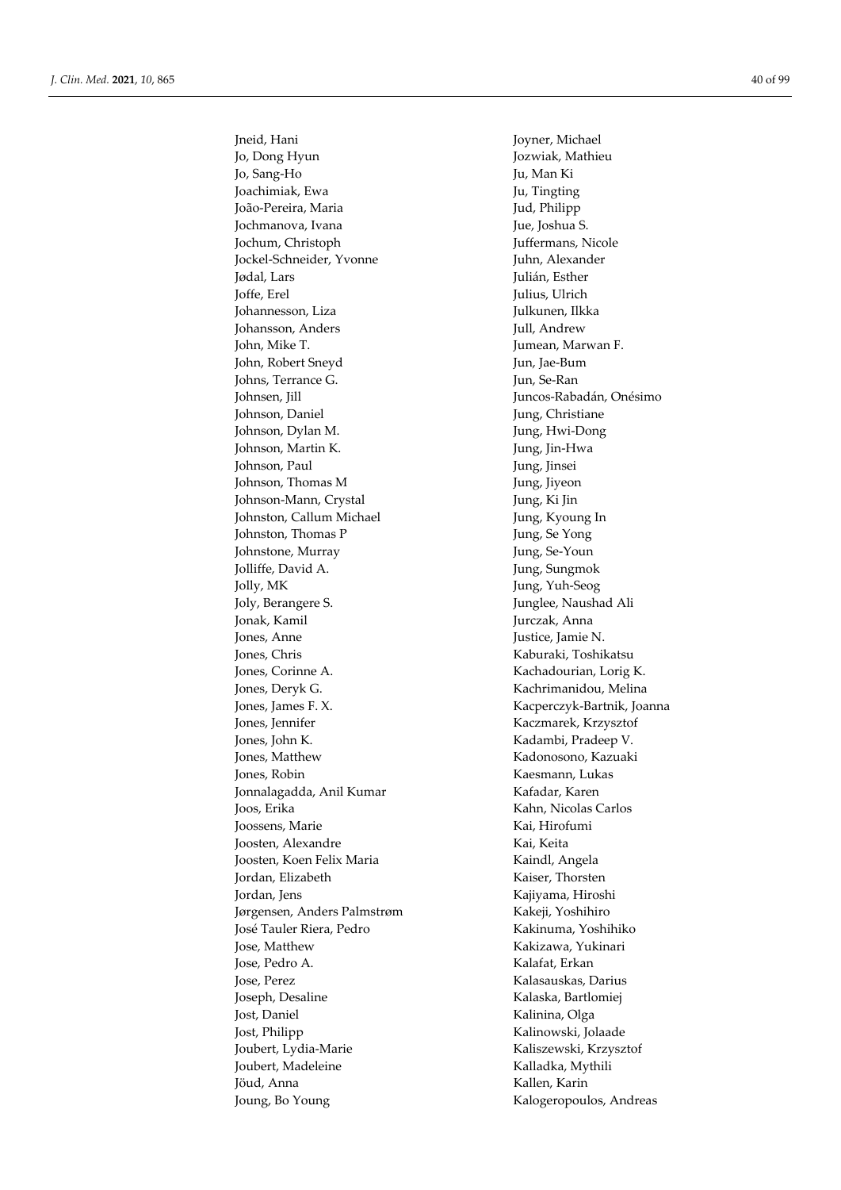Jneid, Hani
Jo, Dong Hyun
Jo, Sang-Ho
Joachimiak, Ewa
João-Pereira, Maria
Jochmanova, Ivana
Jochum, Christoph
Jockel-Schneider, Yvonne
Jødal, Lars
Joffe, Erel
Johannesson, Liza
Johansson, Anders
John, Mike T.
John, Robert Sneyd
Johns, Terrance G.
Johnsen, Jill
Johnson, Daniel
Johnson, Dylan M.
Johnson, Martin K.
Johnson, Paul
Johnson, Thomas M
Johnson-Mann, Crystal
Johnston, Callum Michael
Johnston, Thomas P
Johnstone, Murray
Jolliffe, David A.
Jolly, MK
Joly, Berangere S.
Jonak, Kamil
Jones, Anne
Jones, Chris
Jones, Corinne A.
Jones, Deryk G.
Jones, James F. X.
Jones, Jennifer
Jones, John K.
Jones, Matthew
Jones, Robin
Jonnalagadda, Anil Kumar
Joos, Erika
Joossens, Marie
Joosten, Alexandre
Joosten, Koen Felix Maria
Jordan, Elizabeth
Jordan, Jens
Jørgensen, Anders Palmstrøm
José Tauler Riera, Pedro
Jose, Matthew
Jose, Pedro A.
Jose, Perez
Joseph, Desaline
Jost, Daniel
Jost, Philipp
Joubert, Lydia-Marie
Joubert, Madeleine
Jöud, Anna
Joung, Bo Young
Joyner, Michael
Jozwiak, Mathieu
Ju, Man Ki
Ju, Tingting
Jud, Philipp
Jue, Joshua S.
Juffermans, Nicole
Juhn, Alexander
Julián, Esther
Julius, Ulrich
Julkunen, Ilkka
Jull, Andrew
Jumean, Marwan F.
Jun, Jae-Bum
Jun, Se-Ran
Juncos-Rabadán, Onésimo
Jung, Christiane
Jung, Hwi-Dong
Jung, Jin-Hwa
Jung, Jinsei
Jung, Jiyeon
Jung, Ki Jin
Jung, Kyoung In
Jung, Se Yong
Jung, Se-Youn
Jung, Sungmok
Jung, Yuh-Seog
Junglee, Naushad Ali
Jurczak, Anna
Justice, Jamie N.
Kaburaki, Toshikatsu
Kachadourian, Lorig K.
Kachrimanidou, Melina
Kacperczyk-Bartnik, Joanna
Kaczmarek, Krzysztof
Kadambi, Pradeep V.
Kadonosono, Kazuaki
Kaesmann, Lukas
Kafadar, Karen
Kahn, Nicolas Carlos
Kai, Hirofumi
Kai, Keita
Kaindl, Angela
Kaiser, Thorsten
Kajiyama, Hiroshi
Kakeji, Yoshihiro
Kakinuma, Yoshihiko
Kakizawa, Yukinari
Kalafat, Erkan
Kalasauskas, Darius
Kalaska, Bartlomiej
Kalinina, Olga
Kalinowski, Jolaade
Kaliszewski, Krzysztof
Kalladka, Mythili
Kallen, Karin
Kalogeropoulos, Andreas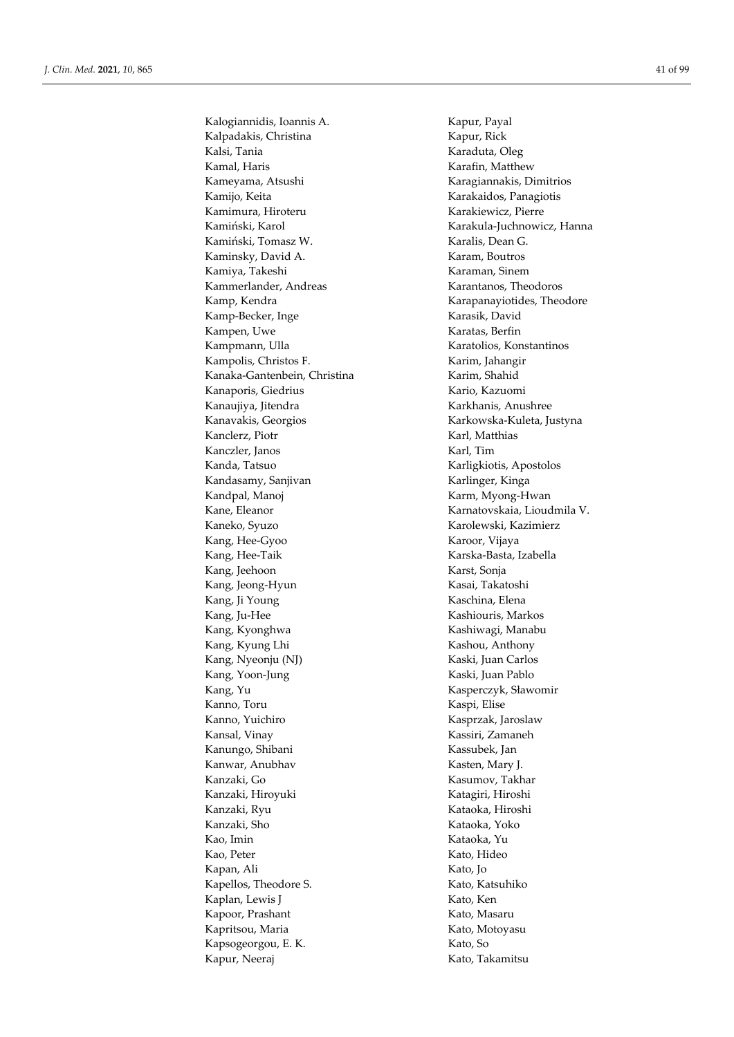Kalogiannidis, Ioannis A.
Kalpadakis, Christina
Kalsi, Tania
Kamal, Haris
Kameyama, Atsushi
Kamijo, Keita
Kamimura, Hiroteru
Kamiński, Karol
Kamiński, Tomasz W.
Kaminsky, David A.
Kamiya, Takeshi
Kammerlander, Andreas
Kamp, Kendra
Kamp-Becker, Inge
Kampen, Uwe
Kampmann, Ulla
Kampolis, Christos F.
Kanaka-Gantenbein, Christina
Kanaporis, Giedrius
Kanaujiya, Jitendra
Kanavakis, Georgios
Kanclerz, Piotr
Kanczler, Janos
Kanda, Tatsuo
Kandasamy, Sanjivan
Kandpal, Manoj
Kane, Eleanor
Kaneko, Syuzo
Kang, Hee-Gyoo
Kang, Hee-Taik
Kang, Jeehoon
Kang, Jeong-Hyun
Kang, Ji Young
Kang, Ju-Hee
Kang, Kyonghwa
Kang, Kyung Lhi
Kang, Nyeonju (NJ)
Kang, Yoon-Jung
Kang, Yu
Kanno, Toru
Kanno, Yuichiro
Kansal, Vinay
Kanungo, Shibani
Kanwar, Anubhav
Kanzaki, Go
Kanzaki, Hiroyuki
Kanzaki, Ryu
Kanzaki, Sho
Kao, Imin
Kao, Peter
Kapan, Ali
Kapellos, Theodore S.
Kaplan, Lewis J
Kapoor, Prashant
Kapritsou, Maria
Kapsogeorgou, E. K.
Kapur, Neeraj
Kapur, Payal
Kapur, Rick
Karaduta, Oleg
Karafin, Matthew
Karagiannakis, Dimitrios
Karakaidos, Panagiotis
Karakiewicz, Pierre
Karakula-Juchnowicz, Hanna
Karalis, Dean G.
Karam, Boutros
Karaman, Sinem
Karantanos, Theodoros
Karapanayiotides, Theodore
Karasik, David
Karatas, Berfin
Karatolios, Konstantinos
Karim, Jahangir
Karim, Shahid
Kario, Kazuomi
Karkhanis, Anushree
Karkowska-Kuleta, Justyna
Karl, Matthias
Karl, Tim
Karligkiotis, Apostolos
Karlinger, Kinga
Karm, Myong-Hwan
Karnatovskaia, Lioudmila V.
Karolewski, Kazimierz
Karoor, Vijaya
Karska-Basta, Izabella
Karst, Sonja
Kasai, Takatoshi
Kaschina, Elena
Kashiouris, Markos
Kashiwagi, Manabu
Kashou, Anthony
Kaski, Juan Carlos
Kaski, Juan Pablo
Kasperczyk, Sławomir
Kaspi, Elise
Kasprzak, Jaroslaw
Kassiri, Zamaneh
Kassubek, Jan
Kasten, Mary J.
Kasumov, Takhar
Katagiri, Hiroshi
Kataoka, Hiroshi
Kataoka, Yoko
Kataoka, Yu
Kato, Hideo
Kato, Jo
Kato, Katsuhiko
Kato, Ken
Kato, Masaru
Kato, Motoyasu
Kato, So
Kato, Takamitsu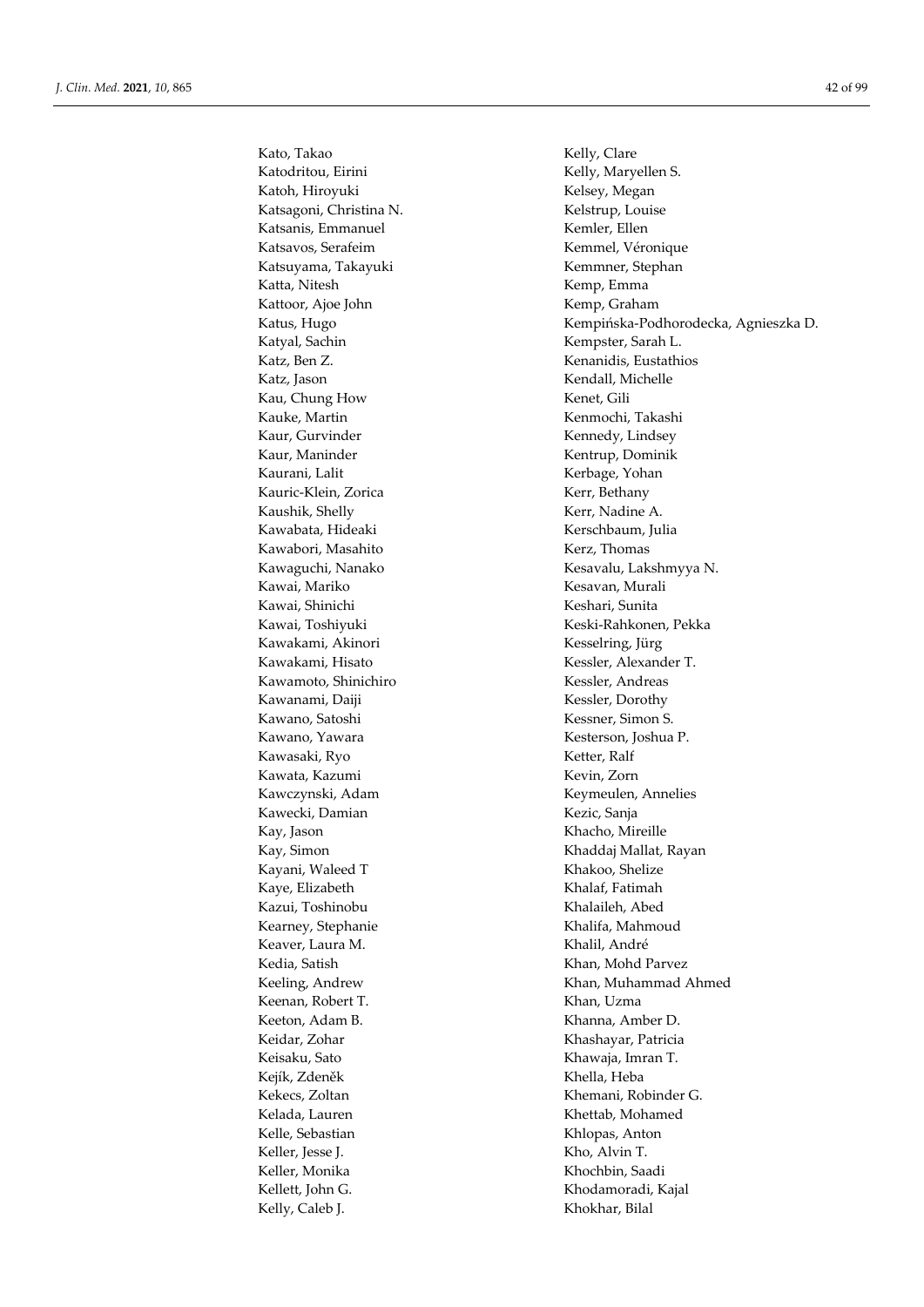Kato, Takao
Katodritou, Eirini
Katoh, Hiroyuki
Katsagoni, Christina N.
Katsanis, Emmanuel
Katsavos, Serafeim
Katsuyama, Takayuki
Katta, Nitesh
Kattoor, Ajoe John
Katus, Hugo
Katyal, Sachin
Katz, Ben Z.
Katz, Jason
Kau, Chung How
Kauke, Martin
Kaur, Gurvinder
Kaur, Maninder
Kaurani, Lalit
Kauric-Klein, Zorica
Kaushik, Shelly
Kawabata, Hideaki
Kawabori, Masahito
Kawaguchi, Nanako
Kawai, Mariko
Kawai, Shinichi
Kawai, Toshiyuki
Kawakami, Akinori
Kawakami, Hisato
Kawamoto, Shinichiro
Kawanami, Daiji
Kawano, Satoshi
Kawano, Yawara
Kawasaki, Ryo
Kawata, Kazumi
Kawczynski, Adam
Kawecki, Damian
Kay, Jason
Kay, Simon
Kayani, Waleed T
Kaye, Elizabeth
Kazui, Toshinobu
Kearney, Stephanie
Keaver, Laura M.
Kedia, Satish
Keeling, Andrew
Keenan, Robert T.
Keeton, Adam B.
Keidar, Zohar
Keisaku, Sato
Kejík, Zdeněk
Kekecs, Zoltan
Kelada, Lauren
Kelle, Sebastian
Keller, Jesse J.
Keller, Monika
Kellett, John G.
Kelly, Caleb J.
Kelly, Clare
Kelly, Maryellen S.
Kelsey, Megan
Kelstrup, Louise
Kemler, Ellen
Kemmel, Véronique
Kemmner, Stephan
Kemp, Emma
Kemp, Graham
Kempińska-Podhorodecka, Agnieszka D.
Kempster, Sarah L.
Kenanidis, Eustathios
Kendall, Michelle
Kenet, Gili
Kenmochi, Takashi
Kennedy, Lindsey
Kentrup, Dominik
Kerbage, Yohan
Kerr, Bethany
Kerr, Nadine A.
Kerschbaum, Julia
Kerz, Thomas
Kesavalu, Lakshmyya N.
Kesavan, Murali
Keshari, Sunita
Keski-Rahkonen, Pekka
Kesselring, Jürg
Kessler, Alexander T.
Kessler, Andreas
Kessler, Dorothy
Kessner, Simon S.
Kesterson, Joshua P.
Ketter, Ralf
Kevin, Zorn
Keymeulen, Annelies
Kezic, Sanja
Khacho, Mireille
Khaddaj Mallat, Rayan
Khakoo, Shelize
Khalaf, Fatimah
Khalaileh, Abed
Khalifa, Mahmoud
Khalil, André
Khan, Mohd Parvez
Khan, Muhammad Ahmed
Khan, Uzma
Khanna, Amber D.
Khashayar, Patricia
Khawaja, Imran T.
Khella, Heba
Khemani, Robinder G.
Khettab, Mohamed
Khlopas, Anton
Kho, Alvin T.
Khochbin, Saadi
Khodamoradi, Kajal
Khokhar, Bilal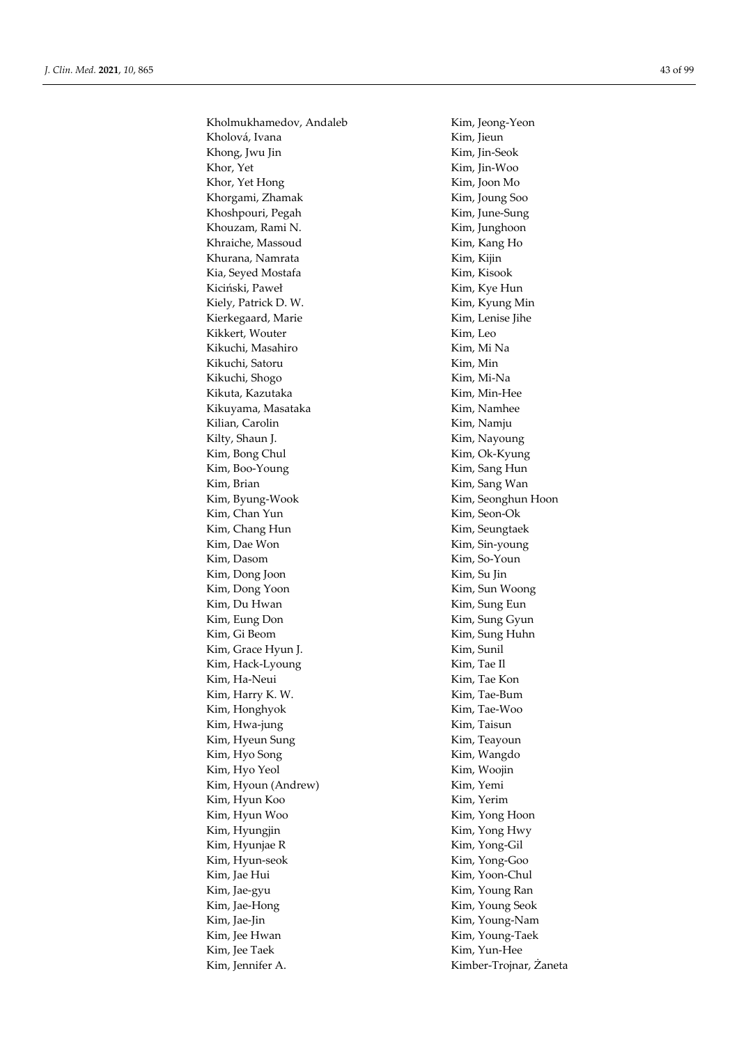Kholmukhamedov, Andaleb
Kholová, Ivana
Khong, Jwu Jin
Khor, Yet
Khor, Yet Hong
Khorgami, Zhamak
Khoshpouri, Pegah
Khouzam, Rami N.
Khraiche, Massoud
Khurana, Namrata
Kia, Seyed Mostafa
Kiciński, Paweł
Kiely, Patrick D. W.
Kierkegaard, Marie
Kikkert, Wouter
Kikuchi, Masahiro
Kikuchi, Satoru
Kikuchi, Shogo
Kikuta, Kazutaka
Kikuyama, Masataka
Kilian, Carolin
Kilty, Shaun J.
Kim, Bong Chul
Kim, Boo-Young
Kim, Brian
Kim, Byung-Wook
Kim, Chan Yun
Kim, Chang Hun
Kim, Dae Won
Kim, Dasom
Kim, Dong Joon
Kim, Dong Yoon
Kim, Du Hwan
Kim, Eung Don
Kim, Gi Beom
Kim, Grace Hyun J.
Kim, Hack-Lyoung
Kim, Ha-Neui
Kim, Harry K. W.
Kim, Honghyok
Kim, Hwa-jung
Kim, Hyeun Sung
Kim, Hyo Song
Kim, Hyo Yeol
Kim, Hyoun (Andrew)
Kim, Hyun Koo
Kim, Hyun Woo
Kim, Hyungjin
Kim, Hyunjae R
Kim, Hyun-seok
Kim, Jae Hui
Kim, Jae-gyu
Kim, Jae-Hong
Kim, Jae-Jin
Kim, Jee Hwan
Kim, Jee Taek
Kim, Jennifer A.
Kim, Jeong-Yeon
Kim, Jieun
Kim, Jin-Seok
Kim, Jin-Woo
Kim, Joon Mo
Kim, Joung Soo
Kim, June-Sung
Kim, Junghoon
Kim, Kang Ho
Kim, Kijin
Kim, Kisook
Kim, Kye Hun
Kim, Kyung Min
Kim, Lenise Jihe
Kim, Leo
Kim, Mi Na
Kim, Min
Kim, Mi-Na
Kim, Min-Hee
Kim, Namhee
Kim, Namju
Kim, Nayoung
Kim, Ok-Kyung
Kim, Sang Hun
Kim, Sang Wan
Kim, Seonghun Hoon
Kim, Seon-Ok
Kim, Seungtaek
Kim, Sin-young
Kim, So-Youn
Kim, Su Jin
Kim, Sun Woong
Kim, Sung Eun
Kim, Sung Gyun
Kim, Sung Huhn
Kim, Sunil
Kim, Tae Il
Kim, Tae Kon
Kim, Tae-Bum
Kim, Tae-Woo
Kim, Taisun
Kim, Teayoun
Kim, Wangdo
Kim, Woojin
Kim, Yemi
Kim, Yerim
Kim, Yong Hoon
Kim, Yong Hwy
Kim, Yong-Gil
Kim, Yong-Goo
Kim, Yoon-Chul
Kim, Young Ran
Kim, Young Seok
Kim, Young-Nam
Kim, Young-Taek
Kim, Yun-Hee
Kimber-Trojnar, Żaneta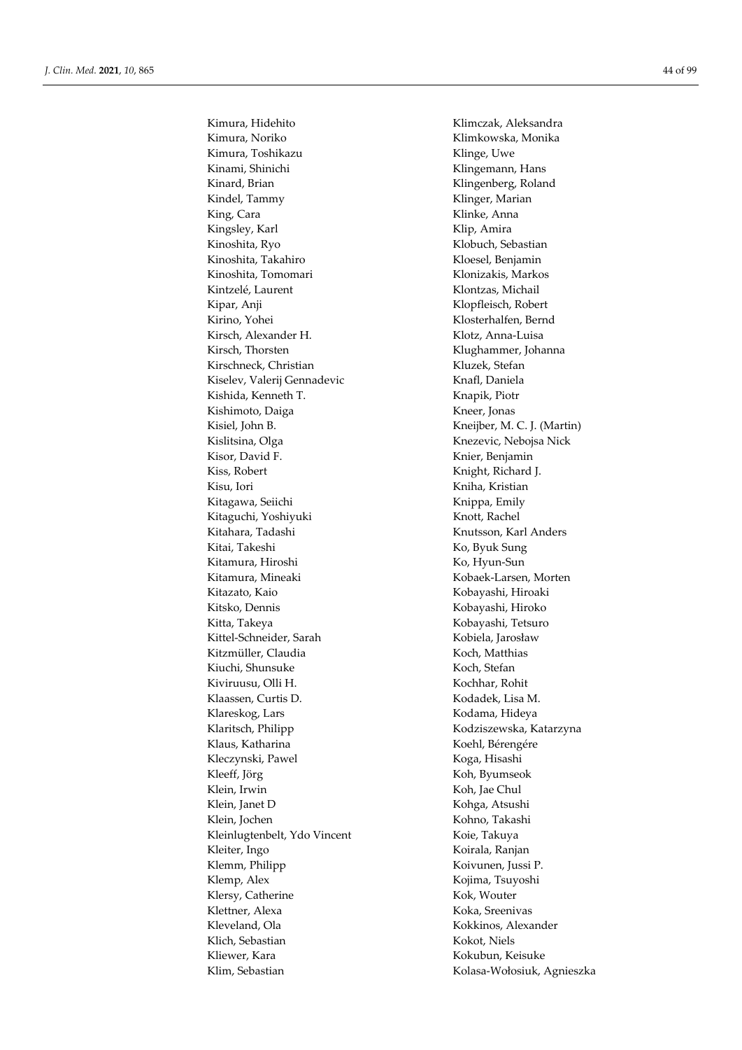Kimura, Hidehito
Kimura, Noriko
Kimura, Toshikazu
Kinami, Shinichi
Kinard, Brian
Kindel, Tammy
King, Cara
Kingsley, Karl
Kinoshita, Ryo
Kinoshita, Takahiro
Kinoshita, Tomomari
Kintzelé, Laurent
Kipar, Anji
Kirino, Yohei
Kirsch, Alexander H.
Kirsch, Thorsten
Kirschneck, Christian
Kiselev, Valerij Gennadevic
Kishida, Kenneth T.
Kishimoto, Daiga
Kisiel, John B.
Kislitsina, Olga
Kisor, David F.
Kiss, Robert
Kisu, Iori
Kitagawa, Seiichi
Kitaguchi, Yoshiyuki
Kitahara, Tadashi
Kitai, Takeshi
Kitamura, Hiroshi
Kitamura, Mineaki
Kitazato, Kaio
Kitsko, Dennis
Kitta, Takeya
Kittel-Schneider, Sarah
Kitzmüller, Claudia
Kiuchi, Shunsuke
Kiviruusu, Olli H.
Klaassen, Curtis D.
Klareskog, Lars
Klaritsch, Philipp
Klaus, Katharina
Kleczynski, Pawel
Kleeff, Jörg
Klein, Irwin
Klein, Janet D
Klein, Jochen
Kleinlugtenbelt, Ydo Vincent
Kleiter, Ingo
Klemm, Philipp
Klemp, Alex
Klersy, Catherine
Klettner, Alexa
Kleveland, Ola
Klich, Sebastian
Kliewer, Kara
Klim, Sebastian
Klimczak, Aleksandra
Klimkowska, Monika
Klinge, Uwe
Klingemann, Hans
Klingenberg, Roland
Klinger, Marian
Klinke, Anna
Klip, Amira
Klobuch, Sebastian
Kloesel, Benjamin
Klonizakis, Markos
Klontzas, Michail
Klopfleisch, Robert
Klosterhalfen, Bernd
Klotz, Anna-Luisa
Klughammer, Johanna
Kluzek, Stefan
Knafl, Daniela
Knapik, Piotr
Kneer, Jonas
Kneijber, M. C. J. (Martin)
Knezevic, Nebojsa Nick
Knier, Benjamin
Knight, Richard J.
Kniha, Kristian
Knippa, Emily
Knott, Rachel
Knutsson, Karl Anders
Ko, Byuk Sung
Ko, Hyun-Sun
Kobaek-Larsen, Morten
Kobayashi, Hiroaki
Kobayashi, Hiroko
Kobayashi, Tetsuro
Kobiela, Jarosław
Koch, Matthias
Koch, Stefan
Kochhar, Rohit
Kodadek, Lisa M.
Kodama, Hideya
Kodziszewska, Katarzyna
Koehl, Bérengére
Koga, Hisashi
Koh, Byumseok
Koh, Jae Chul
Kohga, Atsushi
Kohno, Takashi
Koie, Takuya
Koirala, Ranjan
Koivunen, Jussi P.
Kojima, Tsuyoshi
Kok, Wouter
Koka, Sreenivas
Kokkinos, Alexander
Kokot, Niels
Kokubun, Keisuke
Kolasa-Wołosiuk, Agnieszka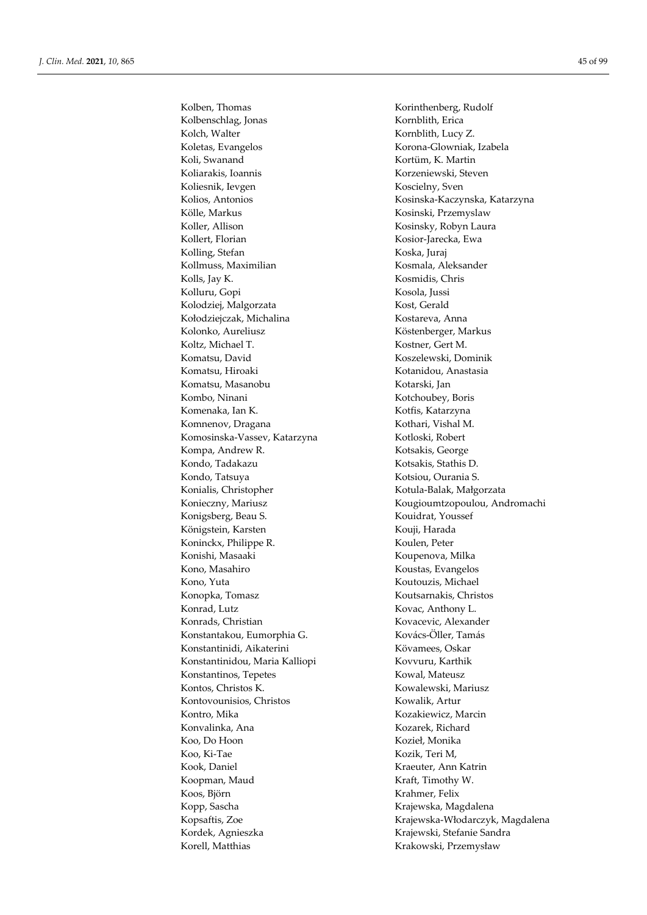Kolben, Thomas
Kolbenschlag, Jonas
Kolch, Walter
Koletas, Evangelos
Koli, Swanand
Koliarakis, Ioannis
Koliesnik, Ievgen
Kolios, Antonios
Kölle, Markus
Koller, Allison
Kollert, Florian
Kolling, Stefan
Kollmuss, Maximilian
Kolls, Jay K.
Kolluru, Gopi
Kolodziej, Malgorzata
Kołodziejczak, Michalina
Kolonko, Aureliusz
Koltz, Michael T.
Komatsu, David
Komatsu, Hiroaki
Komatsu, Masanobu
Kombo, Ninani
Komenaka, Ian K.
Komnenov, Dragana
Komosinska-Vassev, Katarzyna
Kompa, Andrew R.
Kondo, Tadakazu
Kondo, Tatsuya
Konialis, Christopher
Konieczny, Mariusz
Konigsberg, Beau S.
Königstein, Karsten
Koninckx, Philippe R.
Konishi, Masaaki
Kono, Masahiro
Kono, Yuta
Konopka, Tomasz
Konrad, Lutz
Konrads, Christian
Konstantakou, Eumorphia G.
Konstantinidi, Aikaterini
Konstantinidou, Maria Kalliopi
Konstantinos, Tepetes
Kontos, Christos K.
Kontovounisios, Christos
Kontro, Mika
Konvalinka, Ana
Koo, Do Hoon
Koo, Ki-Tae
Kook, Daniel
Koopman, Maud
Koos, Björn
Kopp, Sascha
Kopsaftis, Zoe
Kordek, Agnieszka
Korell, Matthias
Korinthenberg, Rudolf
Kornblith, Erica
Kornblith, Lucy Z.
Korona-Glowniak, Izabela
Kortüm, K. Martin
Korzeniewski, Steven
Koscielny, Sven
Kosinska-Kaczynska, Katarzyna
Kosinski, Przemyslaw
Kosinsky, Robyn Laura
Kosior-Jarecka, Ewa
Koska, Juraj
Kosmala, Aleksander
Kosmidis, Chris
Kosola, Jussi
Kost, Gerald
Kostareva, Anna
Köstenberger, Markus
Kostner, Gert M.
Koszelewski, Dominik
Kotanidou, Anastasia
Kotarski, Jan
Kotchoubey, Boris
Kotfis, Katarzyna
Kothari, Vishal M.
Kotloski, Robert
Kotsakis, George
Kotsakis, Stathis D.
Kotsiou, Ourania S.
Kotula-Balak, Małgorzata
Kougioumtzopoulou, Andromachi
Kouidrat, Youssef
Kouji, Harada
Koulen, Peter
Koupenova, Milka
Koustas, Evangelos
Koutouzis, Michael
Koutsarnakis, Christos
Kovac, Anthony L.
Kovacevic, Alexander
Kovács-Öller, Tamás
Kövamees, Oskar
Kovvuru, Karthik
Kowal, Mateusz
Kowalewski, Mariusz
Kowalik, Artur
Kozakiewicz, Marcin
Kozarek, Richard
Kozieł, Monika
Kozik, Teri M,
Kraeuter, Ann Katrin
Kraft, Timothy W.
Krahmer, Felix
Krajewska, Magdalena
Krajewska-Włodarczyk, Magdalena
Krajewski, Stefanie Sandra
Krakowski, Przemysław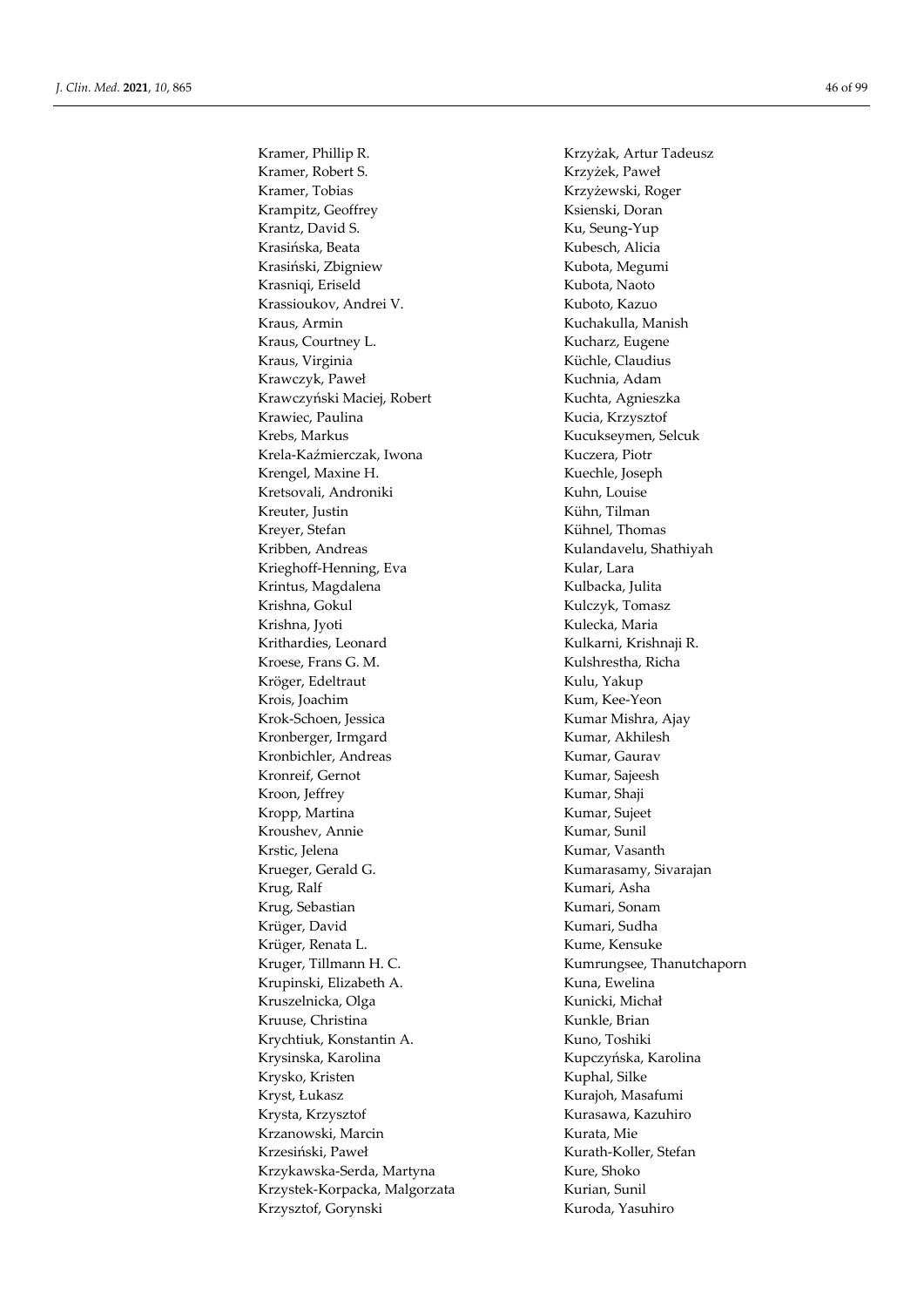Kramer, Phillip R.
Kramer, Robert S.
Kramer, Tobias
Krampitz, Geoffrey
Krantz, David S.
Krasińska, Beata
Krasiński, Zbigniew
Krasniqi, Eriseld
Krassioukov, Andrei V.
Kraus, Armin
Kraus, Courtney L.
Kraus, Virginia
Krawczyk, Paweł
Krawczyński Maciej, Robert
Krawiec, Paulina
Krebs, Markus
Krela-Kaźmierczak, Iwona
Krengel, Maxine H.
Kretsovali, Androniki
Kreuter, Justin
Kreyer, Stefan
Kribben, Andreas
Krieghoff-Henning, Eva
Krintus, Magdalena
Krishna, Gokul
Krishna, Jyoti
Krithardies, Leonard
Kroese, Frans G. M.
Kröger, Edeltraut
Krois, Joachim
Krok-Schoen, Jessica
Kronberger, Irmgard
Kronbichler, Andreas
Kronreif, Gernot
Kroon, Jeffrey
Kropp, Martina
Kroushev, Annie
Krstic, Jelena
Krueger, Gerald G.
Krug, Ralf
Krug, Sebastian
Krüger, David
Krüger, Renata L.
Kruger, Tillmann H. C.
Krupinski, Elizabeth A.
Kruszelnicka, Olga
Kruuse, Christina
Krychtiuk, Konstantin A.
Krysinska, Karolina
Krysko, Kristen
Kryst, Łukasz
Krysta, Krzysztof
Krzanowski, Marcin
Krzesiński, Paweł
Krzykawska-Serda, Martyna
Krzystek-Korpacka, Malgorzata
Krzysztof, Gorynski
Krzyżak, Artur Tadeusz
Krzyżek, Paweł
Krzyżewski, Roger
Ksienski, Doran
Ku, Seung-Yup
Kubesch, Alicia
Kubota, Megumi
Kubota, Naoto
Kuboto, Kazuo
Kuchakulla, Manish
Kucharz, Eugene
Küchle, Claudius
Kuchnia, Adam
Kuchta, Agnieszka
Kucia, Krzysztof
Kucukseymen, Selcuk
Kuczera, Piotr
Kuechle, Joseph
Kuhn, Louise
Kühn, Tilman
Kühnel, Thomas
Kulandavelu, Shathiyah
Kular, Lara
Kulbacka, Julita
Kulczyk, Tomasz
Kulecka, Maria
Kulkarni, Krishnaji R.
Kulshrestha, Richa
Kulu, Yakup
Kum, Kee-Yeon
Kumar Mishra, Ajay
Kumar, Akhilesh
Kumar, Gaurav
Kumar, Sajeesh
Kumar, Shaji
Kumar, Sujeet
Kumar, Sunil
Kumar, Vasanth
Kumarasamy, Sivarajan
Kumari, Asha
Kumari, Sonam
Kumari, Sudha
Kume, Kensuke
Kumrungsee, Thanutchaporn
Kuna, Ewelina
Kunicki, Michał
Kunkle, Brian
Kuno, Toshiki
Kupczyńska, Karolina
Kuphal, Silke
Kurajoh, Masafumi
Kurasawa, Kazuhiro
Kurata, Mie
Kurath-Koller, Stefan
Kure, Shoko
Kurian, Sunil
Kuroda, Yasuhiro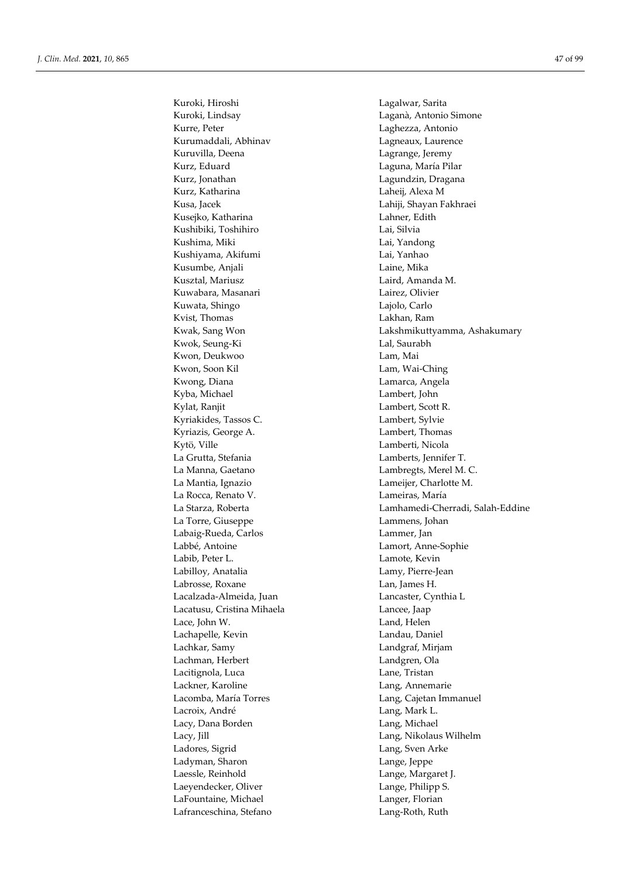Kuroki, Hiroshi
Kuroki, Lindsay
Kurre, Peter
Kurumaddali, Abhinav
Kuruvilla, Deena
Kurz, Eduard
Kurz, Jonathan
Kurz, Katharina
Kusa, Jacek
Kusejko, Katharina
Kushibiki, Toshihiro
Kushima, Miki
Kushiyama, Akifumi
Kusumbe, Anjali
Kusztal, Mariusz
Kuwabara, Masanari
Kuwata, Shingo
Kvist, Thomas
Kwak, Sang Won
Kwok, Seung-Ki
Kwon, Deukwoo
Kwon, Soon Kil
Kwong, Diana
Kyba, Michael
Kylat, Ranjit
Kyriakides, Tassos C.
Kyriazis, George A.
Kytö, Ville
La Grutta, Stefania
La Manna, Gaetano
La Mantia, Ignazio
La Rocca, Renato V.
La Starza, Roberta
La Torre, Giuseppe
Labaig-Rueda, Carlos
Labbé, Antoine
Labib, Peter L.
Labilloy, Anatalia
Labrosse, Roxane
Lacalzada-Almeida, Juan
Lacatusu, Cristina Mihaela
Lace, John W.
Lachapelle, Kevin
Lachkar, Samy
Lachman, Herbert
Lacitignola, Luca
Lackner, Karoline
Lacomba, María Torres
Lacroix, André
Lacy, Dana Borden
Lacy, Jill
Ladores, Sigrid
Ladyman, Sharon
Laessle, Reinhold
Laeyendecker, Oliver
LaFountaine, Michael
Lafranceschina, Stefano
Lagalwar, Sarita
Laganà, Antonio Simone
Laghezza, Antonio
Lagneaux, Laurence
Lagrange, Jeremy
Laguna, María Pilar
Lagundzin, Dragana
Laheij, Alexa M
Lahiji, Shayan Fakhraei
Lahner, Edith
Lai, Silvia
Lai, Yandong
Lai, Yanhao
Laine, Mika
Laird, Amanda M.
Lairez, Olivier
Lajolo, Carlo
Lakhan, Ram
Lakshmikuttyamma, Ashakumary
Lal, Saurabh
Lam, Mai
Lam, Wai-Ching
Lamarca, Angela
Lambert, John
Lambert, Scott R.
Lambert, Sylvie
Lambert, Thomas
Lamberti, Nicola
Lamberts, Jennifer T.
Lambregts, Merel M. C.
Lameijer, Charlotte M.
Lameiras, María
Lamhamedi-Cherradi, Salah-Eddine
Lammens, Johan
Lammer, Jan
Lamort, Anne-Sophie
Lamote, Kevin
Lamy, Pierre-Jean
Lan, James H.
Lancaster, Cynthia L
Lancee, Jaap
Land, Helen
Landau, Daniel
Landgraf, Mirjam
Landgren, Ola
Lane, Tristan
Lang, Annemarie
Lang, Cajetan Immanuel
Lang, Mark L.
Lang, Michael
Lang, Nikolaus Wilhelm
Lang, Sven Arke
Lange, Jeppe
Lange, Margaret J.
Lange, Philipp S.
Langer, Florian
Lang-Roth, Ruth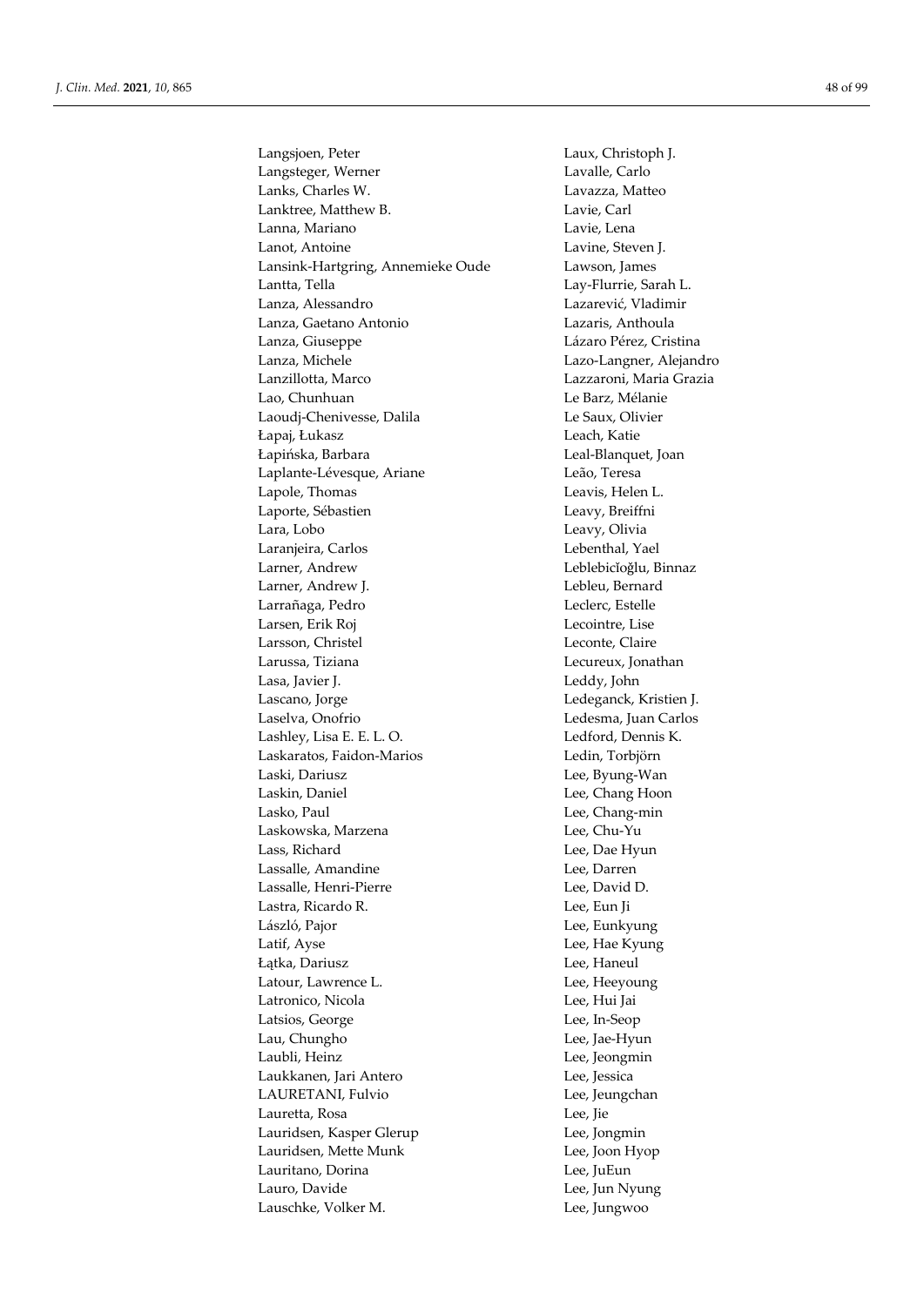Langsjoen, Peter
Langsteger, Werner
Lanks, Charles W.
Lanktree, Matthew B.
Lanna, Mariano
Lanot, Antoine
Lansink-Hartgring, Annemieke Oude
Lantta, Tella
Lanza, Alessandro
Lanza, Gaetano Antonio
Lanza, Giuseppe
Lanza, Michele
Lanzillotta, Marco
Lao, Chunhuan
Laoudj-Chenivesse, Dalila
Łapaj, Łukasz
Łapińska, Barbara
Laplante-Lévesque, Ariane
Lapole, Thomas
Laporte, Sébastien
Lara, Lobo
Laranjeira, Carlos
Larner, Andrew
Larner, Andrew J.
Larrañaga, Pedro
Larsen, Erik Roj
Larsson, Christel
Larussa, Tiziana
Lasa, Javier J.
Lascano, Jorge
Laselva, Onofrio
Lashley, Lisa E. E. L. O.
Laskaratos, Faidon-Marios
Laski, Dariusz
Laskin, Daniel
Lasko, Paul
Laskowska, Marzena
Lass, Richard
Lassalle, Amandine
Lassalle, Henri-Pierre
Lastra, Ricardo R.
László, Pajor
Latif, Ayse
Łątka, Dariusz
Latour, Lawrence L.
Latronico, Nicola
Latsios, George
Lau, Chungho
Laubli, Heinz
Laukkanen, Jari Antero
LAURETANI, Fulvio
Lauretta, Rosa
Lauridsen, Kasper Glerup
Lauridsen, Mette Munk
Lauritano, Dorina
Lauro, Davide
Lauschke, Volker M.
Laux, Christoph J.
Lavalle, Carlo
Lavazza, Matteo
Lavie, Carl
Lavie, Lena
Lavine, Steven J.
Lawson, James
Lay-Flurrie, Sarah L.
Lazarević, Vladimir
Lazaris, Anthoula
Lázaro Pérez, Cristina
Lazo-Langner, Alejandro
Lazzaroni, Maria Grazia
Le Barz, Mélanie
Le Saux, Olivier
Leach, Katie
Leal-Blanquet, Joan
Leão, Teresa
Leavis, Helen L.
Leavy, Breiffni
Leavy, Olivia
Lebenthal, Yael
Leblebicĭoğlu, Binnaz
Lebleu, Bernard
Leclerc, Estelle
Lecointre, Lise
Leconte, Claire
Lecureux, Jonathan
Leddy, John
Ledeganck, Kristien J.
Ledesma, Juan Carlos
Ledford, Dennis K.
Ledin, Torbjörn
Lee, Byung-Wan
Lee, Chang Hoon
Lee, Chang-min
Lee, Chu-Yu
Lee, Dae Hyun
Lee, Darren
Lee, David D.
Lee, Eun Ji
Lee, Eunkyung
Lee, Hae Kyung
Lee, Haneul
Lee, Heeyoung
Lee, Hui Jai
Lee, In-Seop
Lee, Jae-Hyun
Lee, Jeongmin
Lee, Jessica
Lee, Jeungchan
Lee, Jie
Lee, Jongmin
Lee, Joon Hyop
Lee, JuEun
Lee, Jun Nyung
Lee, Jungwoo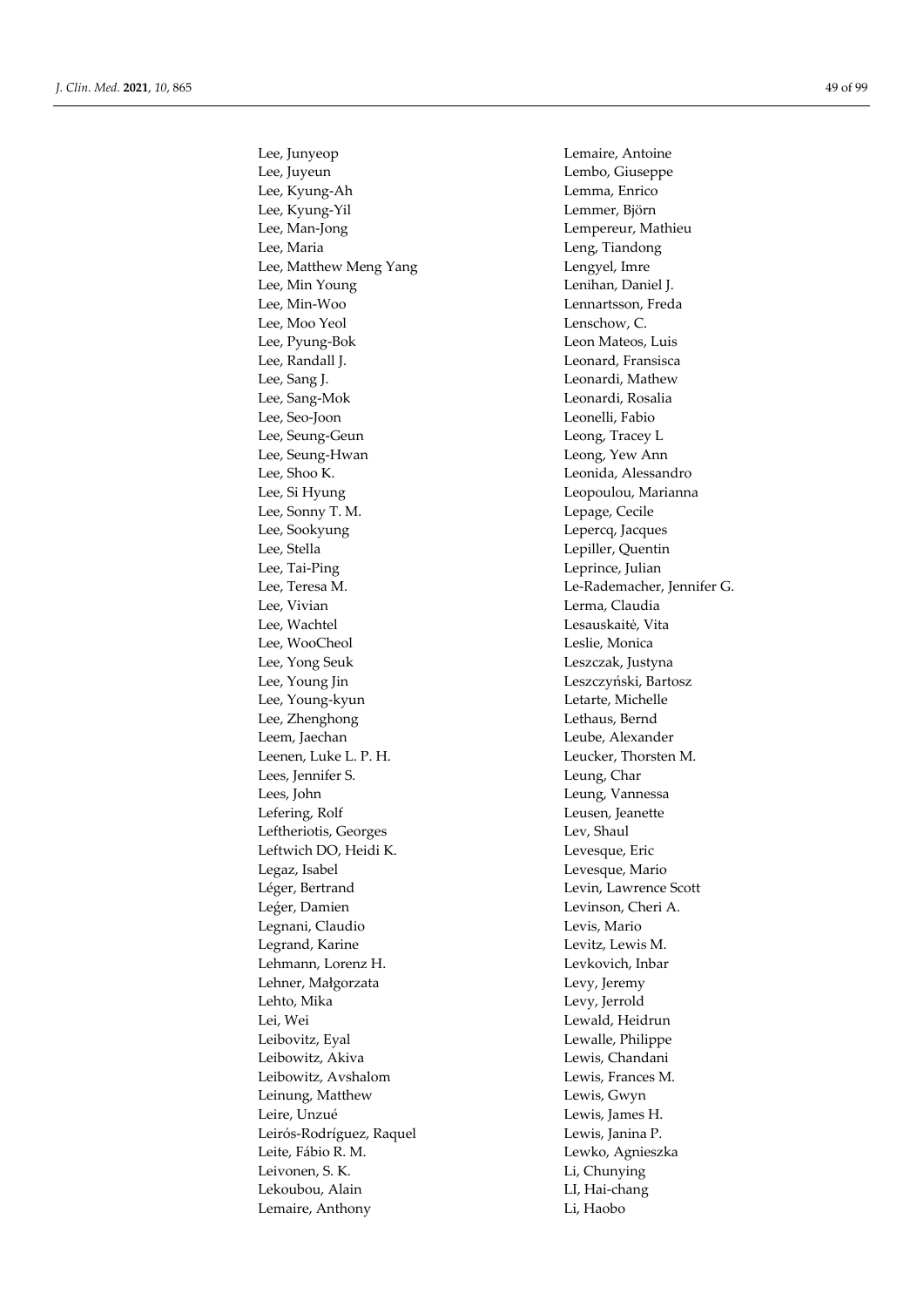Lee, Junyeop
Lee, Juyeun
Lee, Kyung-Ah
Lee, Kyung-Yil
Lee, Man-Jong
Lee, Maria
Lee, Matthew Meng Yang
Lee, Min Young
Lee, Min-Woo
Lee, Moo Yeol
Lee, Pyung-Bok
Lee, Randall J.
Lee, Sang J.
Lee, Sang-Mok
Lee, Seo-Joon
Lee, Seung-Geun
Lee, Seung-Hwan
Lee, Shoo K.
Lee, Si Hyung
Lee, Sonny T. M.
Lee, Sookyung
Lee, Stella
Lee, Tai-Ping
Lee, Teresa M.
Lee, Vivian
Lee, Wachtel
Lee, WooCheol
Lee, Yong Seuk
Lee, Young Jin
Lee, Young-kyun
Lee, Zhenghong
Leem, Jaechan
Leenen, Luke L. P. H.
Lees, Jennifer S.
Lees, John
Lefering, Rolf
Leftheriotis, Georges
Leftwich DO, Heidi K.
Legaz, Isabel
Léger, Bertrand
Leǵer, Damien
Legnani, Claudio
Legrand, Karine
Lehmann, Lorenz H.
Lehner, Małgorzata
Lehto, Mika
Lei, Wei
Leibovitz, Eyal
Leibowitz, Akiva
Leibowitz, Avshalom
Leinung, Matthew
Leire, Unzué
Leirós-Rodríguez, Raquel
Leite, Fábio R. M.
Leivonen, S. K.
Lekoubou, Alain
Lemaire, Anthony
Lemaire, Antoine
Lembo, Giuseppe
Lemma, Enrico
Lemmer, Björn
Lempereur, Mathieu
Leng, Tiandong
Lengyel, Imre
Lenihan, Daniel J.
Lennartsson, Freda
Lenschow, C.
Leon Mateos, Luis
Leonard, Fransisca
Leonardi, Mathew
Leonardi, Rosalia
Leonelli, Fabio
Leong, Tracey L
Leong, Yew Ann
Leonida, Alessandro
Leopoulou, Marianna
Lepage, Cecile
Lepercq, Jacques
Lepiller, Quentin
Leprince, Julian
Le-Rademacher, Jennifer G.
Lerma, Claudia
Lesauskaitė, Vita
Leslie, Monica
Leszczak, Justyna
Leszczyński, Bartosz
Letarte, Michelle
Lethaus, Bernd
Leube, Alexander
Leucker, Thorsten M.
Leung, Char
Leung, Vannessa
Leusen, Jeanette
Lev, Shaul
Levesque, Eric
Levesque, Mario
Levin, Lawrence Scott
Levinson, Cheri A.
Levis, Mario
Levitz, Lewis M.
Levkovich, Inbar
Levy, Jeremy
Levy, Jerrold
Lewald, Heidrun
Lewalle, Philippe
Lewis, Chandani
Lewis, Frances M.
Lewis, Gwyn
Lewis, James H.
Lewis, Janina P.
Lewko, Agnieszka
Li, Chunying
LI, Hai-chang
Li, Haobo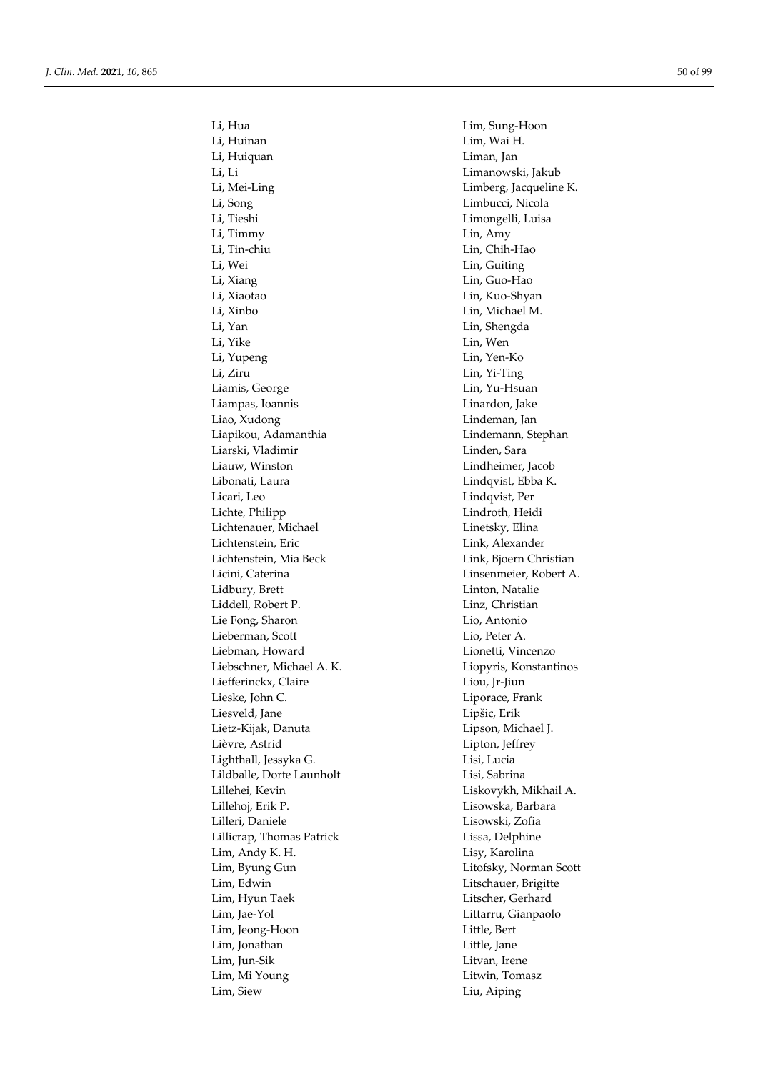Li, Hua
Li, Huinan
Li, Huiquan
Li, Li
Li, Mei-Ling
Li, Song
Li, Tieshi
Li, Timmy
Li, Tin-chiu
Li, Wei
Li, Xiang
Li, Xiaotao
Li, Xinbo
Li, Yan
Li, Yike
Li, Yupeng
Li, Ziru
Liamis, George
Liampas, Ioannis
Liao, Xudong
Liapikou, Adamanthia
Liarski, Vladimir
Liauw, Winston
Libonati, Laura
Licari, Leo
Lichte, Philipp
Lichtenauer, Michael
Lichtenstein, Eric
Lichtenstein, Mia Beck
Licini, Caterina
Lidbury, Brett
Liddell, Robert P.
Lie Fong, Sharon
Lieberman, Scott
Liebman, Howard
Liebschner, Michael A. K.
Liefferinckx, Claire
Lieske, John C.
Liesveld, Jane
Lietz-Kijak, Danuta
Lièvre, Astrid
Lighthall, Jessyka G.
Lildballe, Dorte Launholt
Lillehei, Kevin
Lillehoj, Erik P.
Lilleri, Daniele
Lillicrap, Thomas Patrick
Lim, Andy K. H.
Lim, Byung Gun
Lim, Edwin
Lim, Hyun Taek
Lim, Jae-Yol
Lim, Jeong-Hoon
Lim, Jonathan
Lim, Jun-Sik
Lim, Mi Young
Lim, Siew
Lim, Sung-Hoon
Lim, Wai H.
Liman, Jan
Limanowski, Jakub
Limberg, Jacqueline K.
Limbucci, Nicola
Limongelli, Luisa
Lin, Amy
Lin, Chih-Hao
Lin, Guiting
Lin, Guo-Hao
Lin, Kuo-Shyan
Lin, Michael M.
Lin, Shengda
Lin, Wen
Lin, Yen-Ko
Lin, Yi-Ting
Lin, Yu-Hsuan
Linardon, Jake
Lindeman, Jan
Lindemann, Stephan
Linden, Sara
Lindheimer, Jacob
Lindqvist, Ebba K.
Lindqvist, Per
Lindroth, Heidi
Linetsky, Elina
Link, Alexander
Link, Bjoern Christian
Linsenmeier, Robert A.
Linton, Natalie
Linz, Christian
Lio, Antonio
Lio, Peter A.
Lionetti, Vincenzo
Liopyris, Konstantinos
Liou, Jr-Jiun
Liporace, Frank
Lipšic, Erik
Lipson, Michael J.
Lipton, Jeffrey
Lisi, Lucia
Lisi, Sabrina
Liskovykh, Mikhail A.
Lisowska, Barbara
Lisowski, Zofia
Lissa, Delphine
Lisy, Karolina
Litofsky, Norman Scott
Litschauer, Brigitte
Litscher, Gerhard
Littarru, Gianpaolo
Little, Bert
Little, Jane
Litvan, Irene
Litwin, Tomasz
Liu, Aiping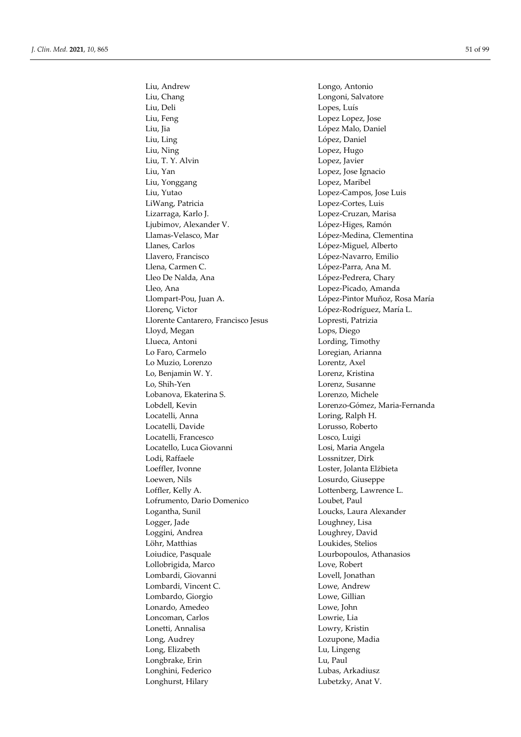Liu, Andrew
Liu, Chang
Liu, Deli
Liu, Feng
Liu, Jia
Liu, Ling
Liu, Ning
Liu, T. Y. Alvin
Liu, Yan
Liu, Yonggang
Liu, Yutao
LiWang, Patricia
Lizarraga, Karlo J.
Ljubimov, Alexander V.
Llamas-Velasco, Mar
Llanes, Carlos
Llavero, Francisco
Llena, Carmen C.
Lleo De Nalda, Ana
Lleo, Ana
Llompart-Pou, Juan A.
Llorenç, Victor
Llorente Cantarero, Francisco Jesus
Lloyd, Megan
Llueca, Antoni
Lo Faro, Carmelo
Lo Muzio, Lorenzo
Lo, Benjamin W. Y.
Lo, Shih-Yen
Lobanova, Ekaterina S.
Lobdell, Kevin
Locatelli, Anna
Locatelli, Davide
Locatelli, Francesco
Locatello, Luca Giovanni
Lodi, Raffaele
Loeffler, Ivonne
Loewen, Nils
Loffler, Kelly A.
Lofrumento, Dario Domenico
Logantha, Sunil
Logger, Jade
Loggini, Andrea
Löhr, Matthias
Loiudice, Pasquale
Lollobrigida, Marco
Lombardi, Giovanni
Lombardi, Vincent C.
Lombardo, Giorgio
Lonardo, Amedeo
Loncoman, Carlos
Lonetti, Annalisa
Long, Audrey
Long, Elizabeth
Longbrake, Erin
Longhini, Federico
Longhurst, Hilary
Longo, Antonio
Longoni, Salvatore
Lopes, Luís
Lopez Lopez, Jose
López Malo, Daniel
López, Daniel
Lopez, Hugo
Lopez, Javier
Lopez, Jose Ignacio
Lopez, Maribel
Lopez-Campos, Jose Luis
Lopez-Cortes, Luis
Lopez-Cruzan, Marisa
López-Higes, Ramón
López-Medina, Clementina
López-Miguel, Alberto
López-Navarro, Emilio
López-Parra, Ana M.
López-Pedrera, Chary
Lopez-Picado, Amanda
López-Pintor Muñoz, Rosa María
López-Rodríguez, María L.
Lopresti, Patrizia
Lops, Diego
Lording, Timothy
Loregian, Arianna
Lorentz, Axel
Lorenz, Kristina
Lorenz, Susanne
Lorenzo, Michele
Lorenzo-Gómez, Maria-Fernanda
Loring, Ralph H.
Lorusso, Roberto
Losco, Luigi
Losi, Maria Angela
Lossnitzer, Dirk
Loster, Jolanta Elżbieta
Losurdo, Giuseppe
Lottenberg, Lawrence L.
Loubet, Paul
Loucks, Laura Alexander
Loughney, Lisa
Loughrey, David
Loukides, Stelios
Lourbopoulos, Athanasios
Love, Robert
Lovell, Jonathan
Lowe, Andrew
Lowe, Gillian
Lowe, John
Lowrie, Lia
Lowry, Kristin
Lozupone, Madia
Lu, Lingeng
Lu, Paul
Lubas, Arkadiusz
Lubetzky, Anat V.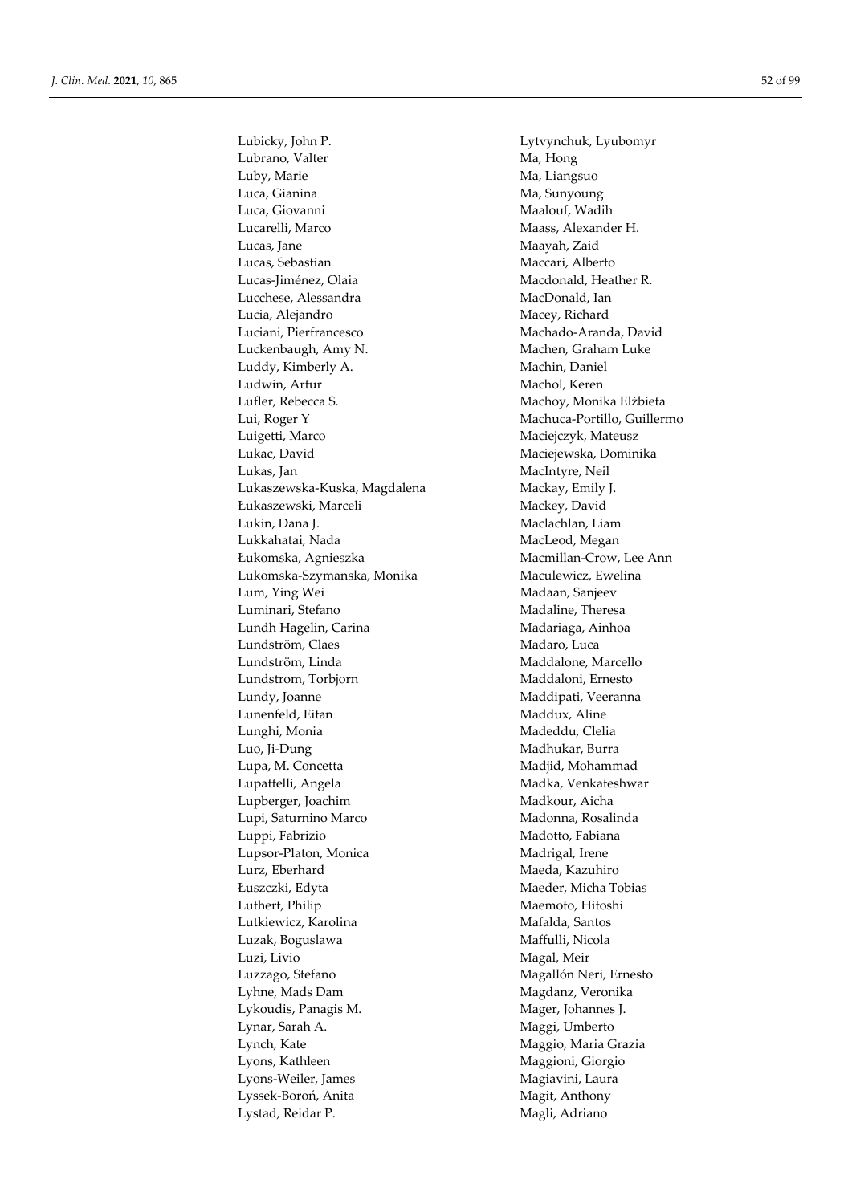Lubicky, John P.
Lubrano, Valter
Luby, Marie
Luca, Gianina
Luca, Giovanni
Lucarelli, Marco
Lucas, Jane
Lucas, Sebastian
Lucas-Jiménez, Olaia
Lucchese, Alessandra
Lucia, Alejandro
Luciani, Pierfrancesco
Luckenbaugh, Amy N.
Luddy, Kimberly A.
Ludwin, Artur
Lufler, Rebecca S.
Lui, Roger Y
Luigetti, Marco
Lukac, David
Lukas, Jan
Lukaszewska-Kuska, Magdalena
Łukaszewski, Marceli
Lukin, Dana J.
Lukkahatai, Nada
Łukomska, Agnieszka
Lukomska-Szymanska, Monika
Lum, Ying Wei
Luminari, Stefano
Lundh Hagelin, Carina
Lundström, Claes
Lundström, Linda
Lundstrom, Torbjorn
Lundy, Joanne
Lunenfeld, Eitan
Lunghi, Monia
Luo, Ji-Dung
Lupa, M. Concetta
Lupattelli, Angela
Lupberger, Joachim
Lupi, Saturnino Marco
Luppi, Fabrizio
Lupsor-Platon, Monica
Lurz, Eberhard
Łuszczki, Edyta
Luthert, Philip
Lutkiewicz, Karolina
Luzak, Boguslawa
Luzi, Livio
Luzzago, Stefano
Lyhne, Mads Dam
Lykoudis, Panagis M.
Lynar, Sarah A.
Lynch, Kate
Lyons, Kathleen
Lyons-Weiler, James
Lyssek-Boroń, Anita
Lystad, Reidar P.
Lytvynchuk, Lyubomyr
Ma, Hong
Ma, Liangsuo
Ma, Sunyoung
Maalouf, Wadih
Maass, Alexander H.
Maayah, Zaid
Maccari, Alberto
Macdonald, Heather R.
MacDonald, Ian
Macey, Richard
Machado-Aranda, David
Machen, Graham Luke
Machin, Daniel
Machol, Keren
Machoy, Monika Elżbieta
Machuca-Portillo, Guillermo
Maciejczyk, Mateusz
Maciejewska, Dominika
MacIntyre, Neil
Mackay, Emily J.
Mackey, David
Maclachlan, Liam
MacLeod, Megan
Macmillan-Crow, Lee Ann
Maculewicz, Ewelina
Madaan, Sanjeev
Madaline, Theresa
Madariaga, Ainhoa
Madaro, Luca
Maddalone, Marcello
Maddaloni, Ernesto
Maddipati, Veeranna
Maddux, Aline
Madeddu, Clelia
Madhukar, Burra
Madjid, Mohammad
Madka, Venkateshwar
Madkour, Aicha
Madonna, Rosalinda
Madotto, Fabiana
Madrigal, Irene
Maeda, Kazuhiro
Maeder, Micha Tobias
Maemoto, Hitoshi
Mafalda, Santos
Maffulli, Nicola
Magal, Meir
Magallón Neri, Ernesto
Magdanz, Veronika
Mager, Johannes J.
Maggi, Umberto
Maggio, Maria Grazia
Maggioni, Giorgio
Magiavini, Laura
Magit, Anthony
Magli, Adriano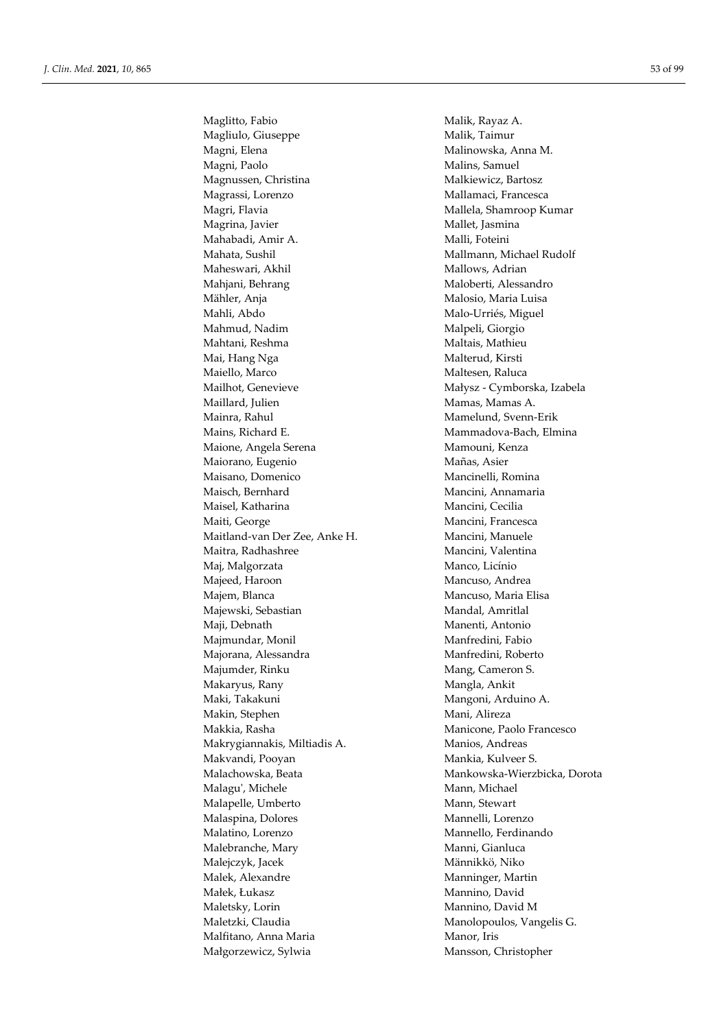Maglitto, Fabio
Magliulo, Giuseppe
Magni, Elena
Magni, Paolo
Magnussen, Christina
Magrassi, Lorenzo
Magri, Flavia
Magrina, Javier
Mahabadi, Amir A.
Mahata, Sushil
Maheswari, Akhil
Mahjani, Behrang
Mähler, Anja
Mahli, Abdo
Mahmud, Nadim
Mahtani, Reshma
Mai, Hang Nga
Maiello, Marco
Mailhot, Genevieve
Maillard, Julien
Mainra, Rahul
Mains, Richard E.
Maione, Angela Serena
Maiorano, Eugenio
Maisano, Domenico
Maisch, Bernhard
Maisel, Katharina
Maiti, George
Maitland-van Der Zee, Anke H.
Maitra, Radhashree
Maj, Malgorzata
Majeed, Haroon
Majem, Blanca
Majewski, Sebastian
Maji, Debnath
Majmundar, Monil
Majorana, Alessandra
Majumder, Rinku
Makaryus, Rany
Maki, Takakuni
Makin, Stephen
Makkia, Rasha
Makrygiannakis, Miltiadis A.
Makvandi, Pooyan
Malachowska, Beata
Malagu', Michele
Malapelle, Umberto
Malaspina, Dolores
Malatino, Lorenzo
Malebranche, Mary
Malejczyk, Jacek
Malek, Alexandre
Małek, Łukasz
Maletsky, Lorin
Maletzki, Claudia
Malfitano, Anna Maria
Małgorzewicz, Sylwia
Malik, Rayaz A.
Malik, Taimur
Malinowska, Anna M.
Malins, Samuel
Malkiewicz, Bartosz
Mallamaci, Francesca
Mallela, Shamroop Kumar
Mallet, Jasmina
Malli, Foteini
Mallmann, Michael Rudolf
Mallows, Adrian
Maloberti, Alessandro
Malosio, Maria Luisa
Malo-Urriés, Miguel
Malpeli, Giorgio
Maltais, Mathieu
Malterud, Kirsti
Maltesen, Raluca
Małysz - Cymborska, Izabela
Mamas, Mamas A.
Mamelund, Svenn-Erik
Mammadova-Bach, Elmina
Mamouni, Kenza
Mañas, Asier
Mancinelli, Romina
Mancini, Annamaria
Mancini, Cecilia
Mancini, Francesca
Mancini, Manuele
Mancini, Valentina
Manco, Licínio
Mancuso, Andrea
Mancuso, Maria Elisa
Mandal, Amritlal
Manenti, Antonio
Manfredini, Fabio
Manfredini, Roberto
Mang, Cameron S.
Mangla, Ankit
Mangoni, Arduino A.
Mani, Alireza
Manicone, Paolo Francesco
Manios, Andreas
Mankia, Kulveer S.
Mankowska-Wierzbicka, Dorota
Mann, Michael
Mann, Stewart
Mannelli, Lorenzo
Mannello, Ferdinando
Manni, Gianluca
Männikkö, Niko
Manninger, Martin
Mannino, David
Mannino, David M
Manolopoulos, Vangelis G.
Manor, Iris
Mansson, Christopher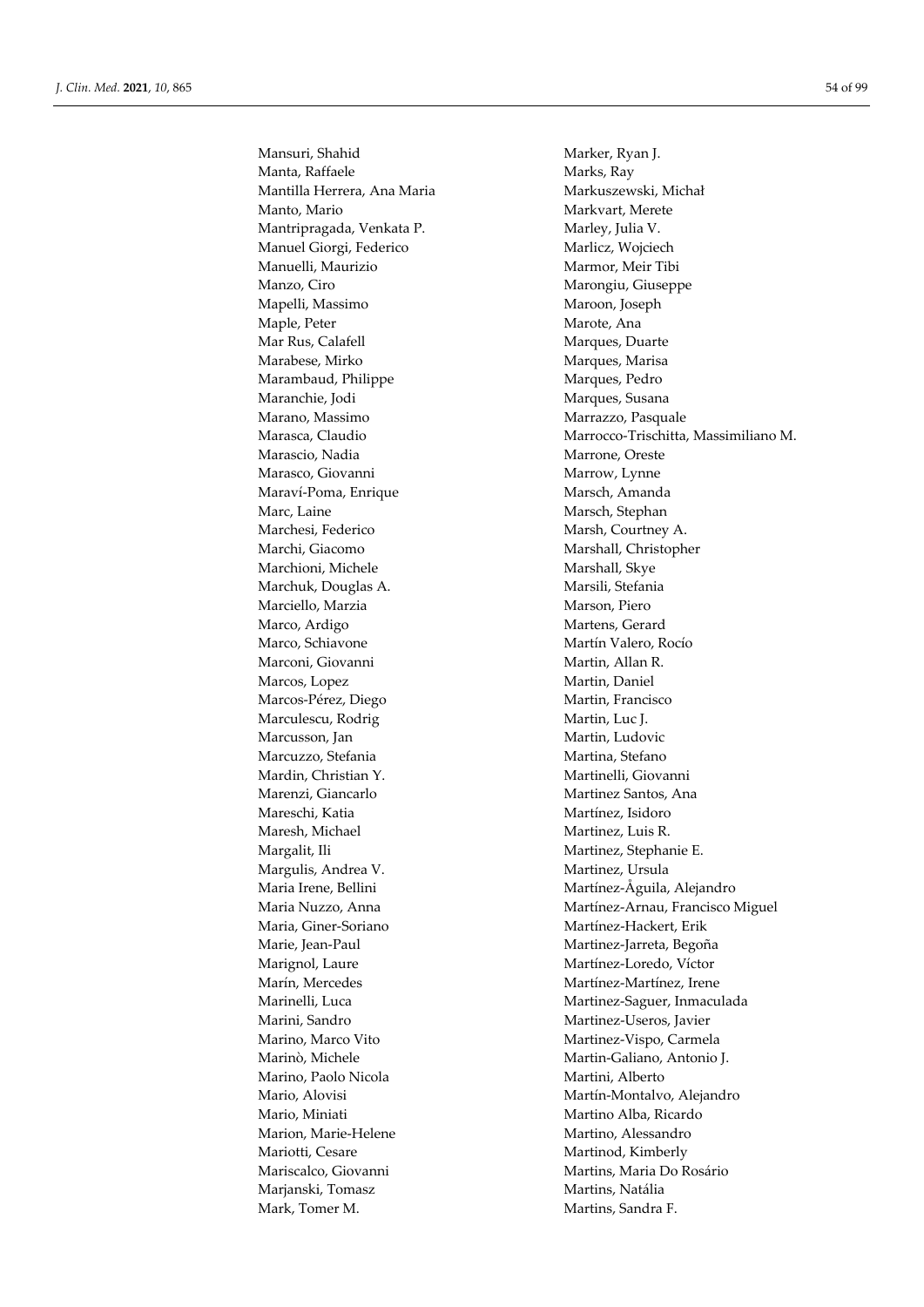Mansuri, Shahid
Manta, Raffaele
Mantilla Herrera, Ana Maria
Manto, Mario
Mantripragada, Venkata P.
Manuel Giorgi, Federico
Manuelli, Maurizio
Manzo, Ciro
Mapelli, Massimo
Maple, Peter
Mar Rus, Calafell
Marabese, Mirko
Marambaud, Philippe
Maranchie, Jodi
Marano, Massimo
Marasca, Claudio
Marascio, Nadia
Marasco, Giovanni
Maraví-Poma, Enrique
Marc, Laine
Marchesi, Federico
Marchi, Giacomo
Marchioni, Michele
Marchuk, Douglas A.
Marciello, Marzia
Marco, Ardigo
Marco, Schiavone
Marconi, Giovanni
Marcos, Lopez
Marcos-Pérez, Diego
Marculescu, Rodrig
Marcusson, Jan
Marcuzzo, Stefania
Mardin, Christian Y.
Marenzi, Giancarlo
Mareschi, Katia
Maresh, Michael
Margalit, Ili
Margulis, Andrea V.
Maria Irene, Bellini
Maria Nuzzo, Anna
Maria, Giner-Soriano
Marie, Jean-Paul
Marignol, Laure
Marín, Mercedes
Marinelli, Luca
Marini, Sandro
Marino, Marco Vito
Marinò, Michele
Marino, Paolo Nicola
Mario, Alovisi
Mario, Miniati
Marion, Marie-Helene
Mariotti, Cesare
Mariscalco, Giovanni
Marjanski, Tomasz
Mark, Tomer M.
Marker, Ryan J.
Marks, Ray
Markuszewski, Michał
Markvart, Merete
Marley, Julia V.
Marlicz, Wojciech
Marmor, Meir Tibi
Marongiu, Giuseppe
Maroon, Joseph
Marote, Ana
Marques, Duarte
Marques, Marisa
Marques, Pedro
Marques, Susana
Marrazzo, Pasquale
Marrocco-Trischitta, Massimiliano M.
Marrone, Oreste
Marrow, Lynne
Marsch, Amanda
Marsch, Stephan
Marsh, Courtney A.
Marshall, Christopher
Marshall, Skye
Marsili, Stefania
Marson, Piero
Martens, Gerard
Martín Valero, Rocío
Martin, Allan R.
Martin, Daniel
Martin, Francisco
Martin, Luc J.
Martin, Ludovic
Martina, Stefano
Martinelli, Giovanni
Martinez Santos, Ana
Martínez, Isidoro
Martinez, Luis R.
Martinez, Stephanie E.
Martinez, Ursula
Martínez-Åguila, Alejandro
Martínez-Arnau, Francisco Miguel
Martínez-Hackert, Erik
Martinez-Jarreta, Begoña
Martínez-Loredo, Víctor
Martínez-Martínez, Irene
Martinez-Saguer, Inmaculada
Martinez-Useros, Javier
Martinez-Vispo, Carmela
Martin-Galiano, Antonio J.
Martini, Alberto
Martín-Montalvo, Alejandro
Martino Alba, Ricardo
Martino, Alessandro
Martinod, Kimberly
Martins, Maria Do Rosário
Martins, Natália
Martins, Sandra F.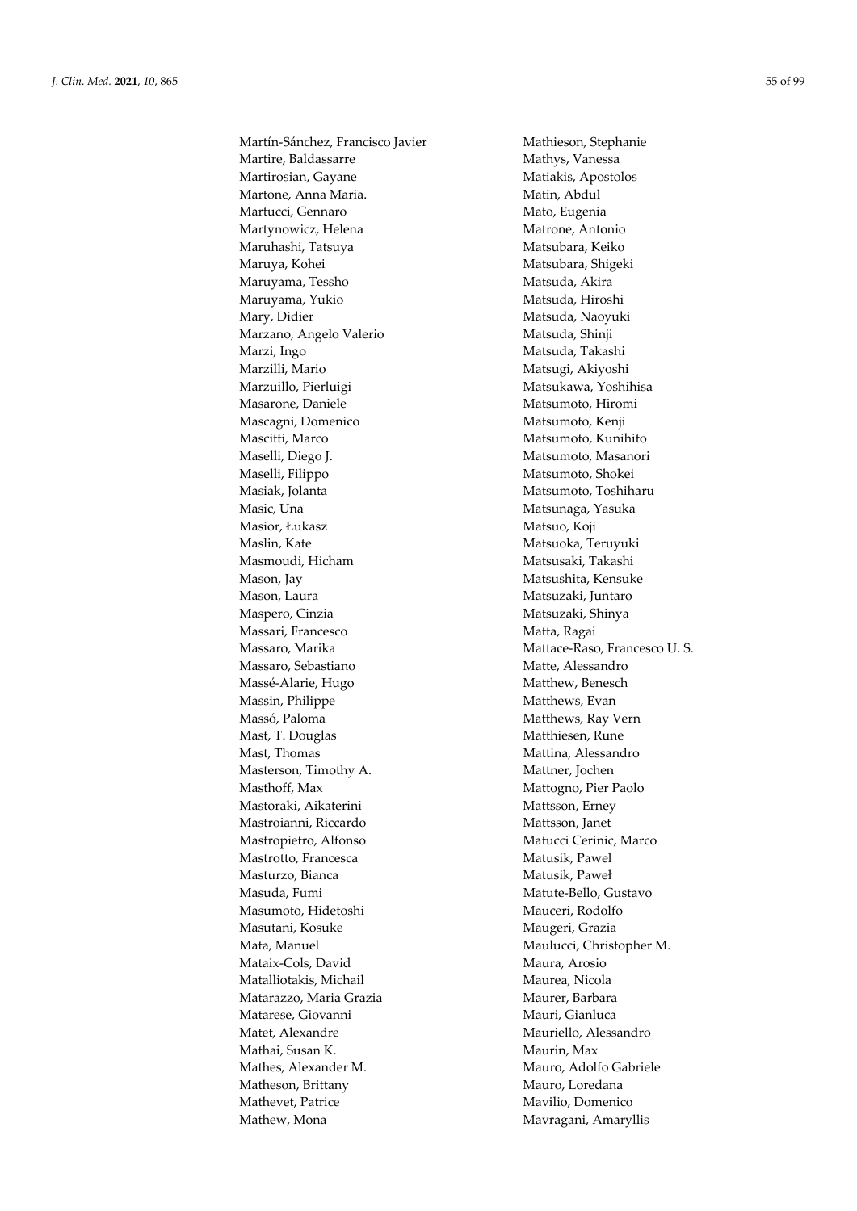Martín-Sánchez, Francisco Javier
Martire, Baldassarre
Martirosian, Gayane
Martone, Anna Maria.
Martucci, Gennaro
Martynowicz, Helena
Maruhashi, Tatsuya
Maruya, Kohei
Maruyama, Tessho
Maruyama, Yukio
Mary, Didier
Marzano, Angelo Valerio
Marzi, Ingo
Marzilli, Mario
Marzuillo, Pierluigi
Masarone, Daniele
Mascagni, Domenico
Mascitti, Marco
Maselli, Diego J.
Maselli, Filippo
Masiak, Jolanta
Masic, Una
Masior, Łukasz
Maslin, Kate
Masmoudi, Hicham
Mason, Jay
Mason, Laura
Maspero, Cinzia
Massari, Francesco
Massaro, Marika
Massaro, Sebastiano
Massé-Alarie, Hugo
Massin, Philippe
Massó, Paloma
Mast, T. Douglas
Mast, Thomas
Masterson, Timothy A.
Masthoff, Max
Mastoraki, Aikaterini
Mastroianni, Riccardo
Mastropietro, Alfonso
Mastrotto, Francesca
Masturzo, Bianca
Masuda, Fumi
Masumoto, Hidetoshi
Masutani, Kosuke
Mata, Manuel
Mataix-Cols, David
Matalliotakis, Michail
Matarazzo, Maria Grazia
Matarese, Giovanni
Matet, Alexandre
Mathai, Susan K.
Mathes, Alexander M.
Matheson, Brittany
Mathevet, Patrice
Mathew, Mona
Mathieson, Stephanie
Mathys, Vanessa
Matiakis, Apostolos
Matin, Abdul
Mato, Eugenia
Matrone, Antonio
Matsubara, Keiko
Matsubara, Shigeki
Matsuda, Akira
Matsuda, Hiroshi
Matsuda, Naoyuki
Matsuda, Shinji
Matsuda, Takashi
Matsugi, Akiyoshi
Matsukawa, Yoshihisa
Matsumoto, Hiromi
Matsumoto, Kenji
Matsumoto, Kunihito
Matsumoto, Masanori
Matsumoto, Shokei
Matsumoto, Toshiharu
Matsunaga, Yasuka
Matsuo, Koji
Matsuoka, Teruyuki
Matsusaki, Takashi
Matsushita, Kensuke
Matsuzaki, Juntaro
Matsuzaki, Shinya
Matta, Ragai
Mattace-Raso, Francesco U. S.
Matte, Alessandro
Matthew, Benesch
Matthews, Evan
Matthews, Ray Vern
Matthiesen, Rune
Mattina, Alessandro
Mattner, Jochen
Mattogno, Pier Paolo
Mattsson, Erney
Mattsson, Janet
Matucci Cerinic, Marco
Matusik, Pawel
Matusik, Paweł
Matute-Bello, Gustavo
Mauceri, Rodolfo
Maugeri, Grazia
Maulucci, Christopher M.
Maura, Arosio
Maurea, Nicola
Maurer, Barbara
Mauri, Gianluca
Mauriello, Alessandro
Maurin, Max
Mauro, Adolfo Gabriele
Mauro, Loredana
Mavilio, Domenico
Mavragani, Amaryllis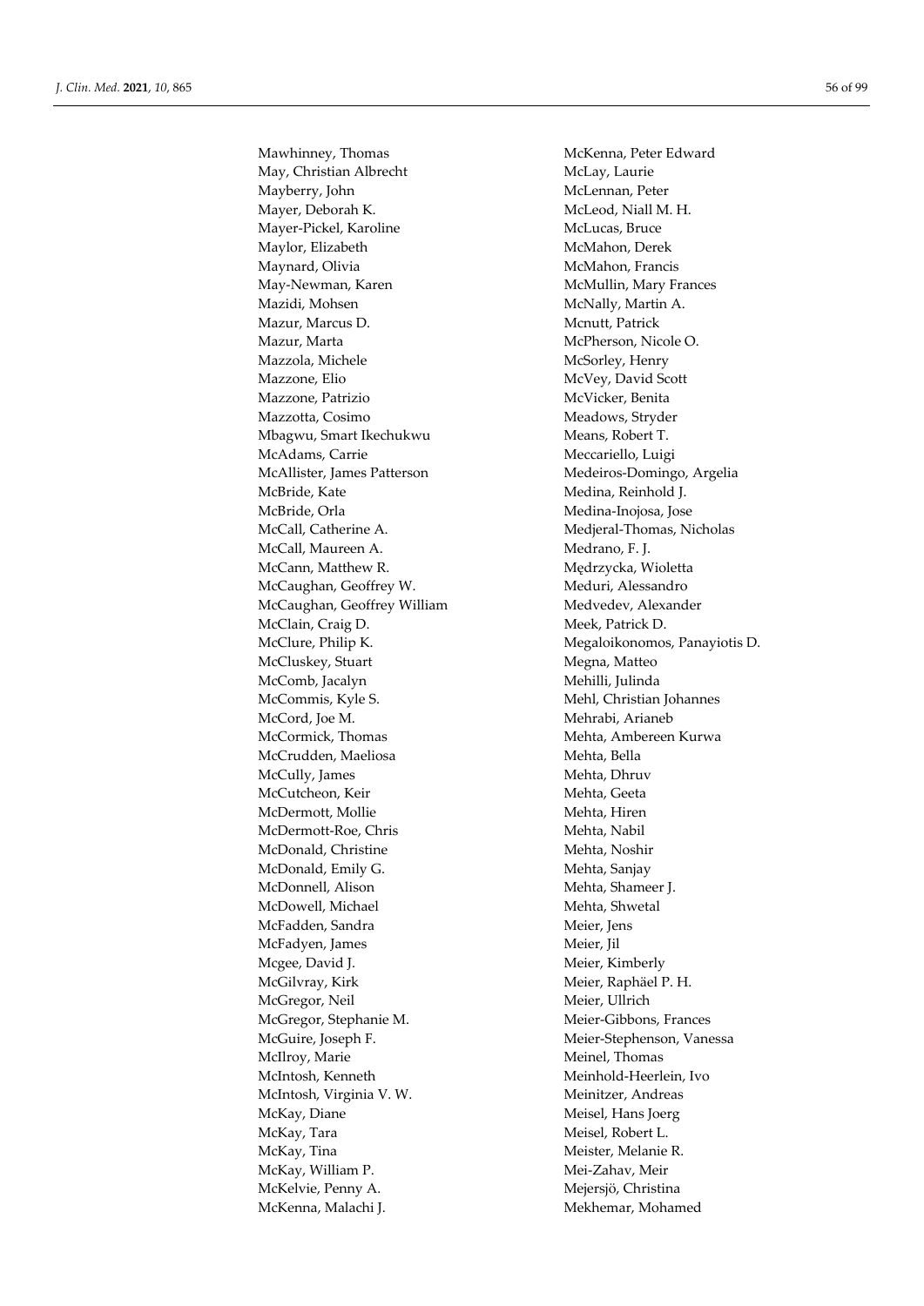Mawhinney, Thomas
May, Christian Albrecht
Mayberry, John
Mayer, Deborah K.
Mayer-Pickel, Karoline
Maylor, Elizabeth
Maynard, Olivia
May-Newman, Karen
Mazidi, Mohsen
Mazur, Marcus D.
Mazur, Marta
Mazzola, Michele
Mazzone, Elio
Mazzone, Patrizio
Mazzotta, Cosimo
Mbagwu, Smart Ikechukwu
McAdams, Carrie
McAllister, James Patterson
McBride, Kate
McBride, Orla
McCall, Catherine A.
McCall, Maureen A.
McCann, Matthew R.
McCaughan, Geoffrey W.
McCaughan, Geoffrey William
McClain, Craig D.
McClure, Philip K.
McCluskey, Stuart
McComb, Jacalyn
McCommis, Kyle S.
McCord, Joe M.
McCormick, Thomas
McCrudden, Maeliosa
McCully, James
McCutcheon, Keir
McDermott, Mollie
McDermott-Roe, Chris
McDonald, Christine
McDonald, Emily G.
McDonnell, Alison
McDowell, Michael
McFadden, Sandra
McFadyen, James
Mcgee, David J.
McGilvray, Kirk
McGregor, Neil
McGregor, Stephanie M.
McGuire, Joseph F.
McIlroy, Marie
McIntosh, Kenneth
McIntosh, Virginia V. W.
McKay, Diane
McKay, Tara
McKay, Tina
McKay, William P.
McKelvie, Penny A.
McKenna, Malachi J.
McKenna, Peter Edward
McLay, Laurie
McLennan, Peter
McLeod, Niall M. H.
McLucas, Bruce
McMahon, Derek
McMahon, Francis
McMullin, Mary Frances
McNally, Martin A.
Mcnutt, Patrick
McPherson, Nicole O.
McSorley, Henry
McVey, David Scott
McVicker, Benita
Meadows, Stryder
Means, Robert T.
Meccariello, Luigi
Medeiros-Domingo, Argelia
Medina, Reinhold J.
Medina-Inojosa, Jose
Medjeral-Thomas, Nicholas
Medrano, F. J.
Mędrzycka, Wioletta
Meduri, Alessandro
Medvedev, Alexander
Meek, Patrick D.
Megaloikonomos, Panayiotis D.
Megna, Matteo
Mehilli, Julinda
Mehl, Christian Johannes
Mehrabi, Arianeb
Mehta, Ambereen Kurwa
Mehta, Bella
Mehta, Dhruv
Mehta, Geeta
Mehta, Hiren
Mehta, Nabil
Mehta, Noshir
Mehta, Sanjay
Mehta, Shameer J.
Mehta, Shwetal
Meier, Jens
Meier, Jil
Meier, Kimberly
Meier, Raphäel P. H.
Meier, Ullrich
Meier-Gibbons, Frances
Meier-Stephenson, Vanessa
Meinel, Thomas
Meinhold-Heerlein, Ivo
Meinitzer, Andreas
Meisel, Hans Joerg
Meisel, Robert L.
Meister, Melanie R.
Mei-Zahav, Meir
Mejersjö, Christina
Mekhemar, Mohamed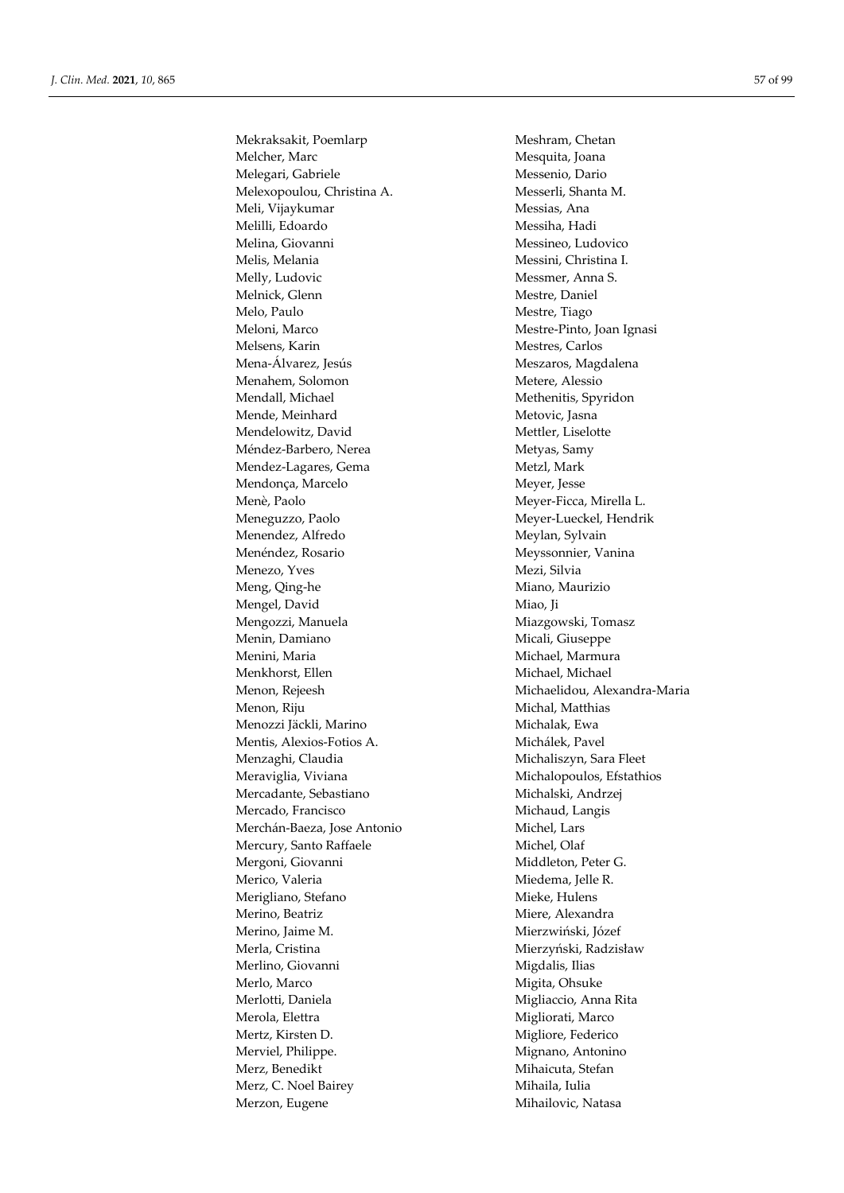Mekraksakit, Poemlarp
Melcher, Marc
Melegari, Gabriele
Melexopoulou, Christina A.
Meli, Vijaykumar
Melilli, Edoardo
Melina, Giovanni
Melis, Melania
Melly, Ludovic
Melnick, Glenn
Melo, Paulo
Meloni, Marco
Melsens, Karin
Mena-Álvarez, Jesús
Menahem, Solomon
Mendall, Michael
Mende, Meinhard
Mendelowitz, David
Méndez-Barbero, Nerea
Mendez-Lagares, Gema
Mendonça, Marcelo
Menè, Paolo
Meneguzzo, Paolo
Menendez, Alfredo
Menéndez, Rosario
Menezo, Yves
Meng, Qing-he
Mengel, David
Mengozzi, Manuela
Menin, Damiano
Menini, Maria
Menkhorst, Ellen
Menon, Rejeesh
Menon, Riju
Menozzi Jäckli, Marino
Mentis, Alexios-Fotios A.
Menzaghi, Claudia
Meraviglia, Viviana
Mercadante, Sebastiano
Mercado, Francisco
Merchán-Baeza, Jose Antonio
Mercury, Santo Raffaele
Mergoni, Giovanni
Merico, Valeria
Merigliano, Stefano
Merino, Beatriz
Merino, Jaime M.
Merla, Cristina
Merlino, Giovanni
Merlo, Marco
Merlotti, Daniela
Merola, Elettra
Mertz, Kirsten D.
Merviel, Philippe.
Merz, Benedikt
Merz, C. Noel Bairey
Merzon, Eugene
Meshram, Chetan
Mesquita, Joana
Messenio, Dario
Messerli, Shanta M.
Messias, Ana
Messiha, Hadi
Messineo, Ludovico
Messini, Christina I.
Messmer, Anna S.
Mestre, Daniel
Mestre, Tiago
Mestre-Pinto, Joan Ignasi
Mestres, Carlos
Meszaros, Magdalena
Metere, Alessio
Methenitis, Spyridon
Metovic, Jasna
Mettler, Liselotte
Metyas, Samy
Metzl, Mark
Meyer, Jesse
Meyer-Ficca, Mirella L.
Meyer-Lueckel, Hendrik
Meylan, Sylvain
Meyssonnier, Vanina
Mezi, Silvia
Miano, Maurizio
Miao, Ji
Miazgowski, Tomasz
Micali, Giuseppe
Michael, Marmura
Michael, Michael
Michaelidou, Alexandra-Maria
Michal, Matthias
Michalak, Ewa
Michálek, Pavel
Michaliszyn, Sara Fleet
Michalopoulos, Efstathios
Michalski, Andrzej
Michaud, Langis
Michel, Lars
Michel, Olaf
Middleton, Peter G.
Miedema, Jelle R.
Mieke, Hulens
Miere, Alexandra
Mierzwiński, Józef
Mierzyński, Radzisław
Migdalis, Ilias
Migita, Ohsuke
Migliaccio, Anna Rita
Migliorati, Marco
Migliore, Federico
Mignano, Antonino
Mihaicuta, Stefan
Mihaila, Iulia
Mihailovic, Natasa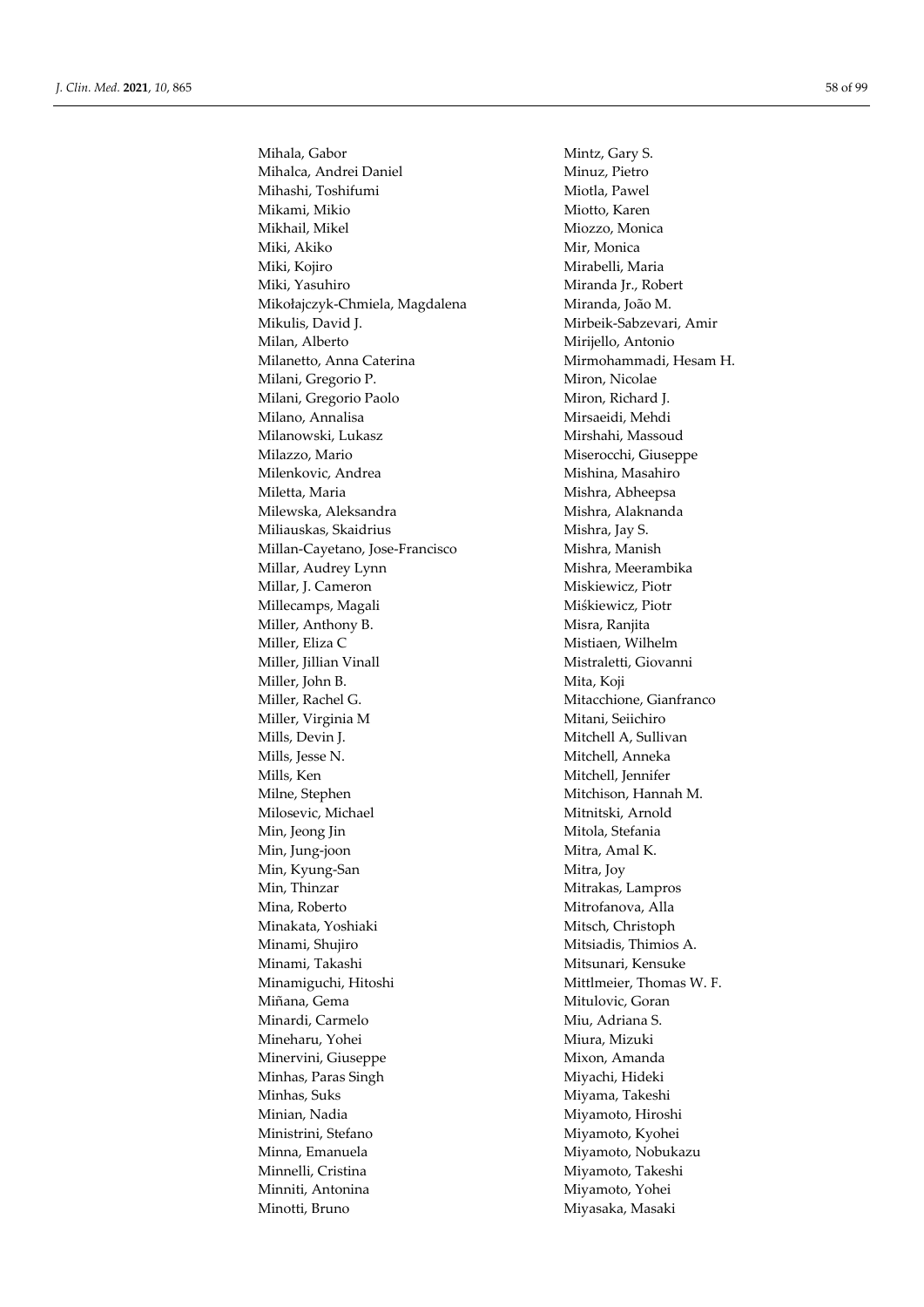Mihala, Gabor
Mihalca, Andrei Daniel
Mihashi, Toshifumi
Mikami, Mikio
Mikhail, Mikel
Miki, Akiko
Miki, Kojiro
Miki, Yasuhiro
Mikołajczyk-Chmiela, Magdalena
Mikulis, David J.
Milan, Alberto
Milanetto, Anna Caterina
Milani, Gregorio P.
Milani, Gregorio Paolo
Milano, Annalisa
Milanowski, Lukasz
Milazzo, Mario
Milenkovic, Andrea
Miletta, Maria
Milewska, Aleksandra
Miliauskas, Skaidrius
Millan-Cayetano, Jose-Francisco
Millar, Audrey Lynn
Millar, J. Cameron
Millecamps, Magali
Miller, Anthony B.
Miller, Eliza C
Miller, Jillian Vinall
Miller, John B.
Miller, Rachel G.
Miller, Virginia M
Mills, Devin J.
Mills, Jesse N.
Mills, Ken
Milne, Stephen
Milosevic, Michael
Min, Jeong Jin
Min, Jung-joon
Min, Kyung-San
Min, Thinzar
Mina, Roberto
Minakata, Yoshiaki
Minami, Shujiro
Minami, Takashi
Minamiguchi, Hitoshi
Miñana, Gema
Minardi, Carmelo
Mineharu, Yohei
Minervini, Giuseppe
Minhas, Paras Singh
Minhas, Suks
Minian, Nadia
Ministrini, Stefano
Minna, Emanuela
Minnelli, Cristina
Minniti, Antonina
Minotti, Bruno
Mintz, Gary S.
Minuz, Pietro
Miotla, Pawel
Miotto, Karen
Miozzo, Monica
Mir, Monica
Mirabelli, Maria
Miranda Jr., Robert
Miranda, João M.
Mirbeik-Sabzevari, Amir
Mirijello, Antonio
Mirmohammadi, Hesam H.
Miron, Nicolae
Miron, Richard J.
Mirsaeidi, Mehdi
Mirshahi, Massoud
Miserocchi, Giuseppe
Mishina, Masahiro
Mishra, Abheepsa
Mishra, Alaknanda
Mishra, Jay S.
Mishra, Manish
Mishra, Meerambika
Miskiewicz, Piotr
Miśkiewicz, Piotr
Misra, Ranjita
Mistiaen, Wilhelm
Mistraletti, Giovanni
Mita, Koji
Mitacchione, Gianfranco
Mitani, Seiichiro
Mitchell A, Sullivan
Mitchell, Anneka
Mitchell, Jennifer
Mitchison, Hannah M.
Mitnitski, Arnold
Mitola, Stefania
Mitra, Amal K.
Mitra, Joy
Mitrakas, Lampros
Mitrofanova, Alla
Mitsch, Christoph
Mitsiadis, Thimios A.
Mitsunari, Kensuke
Mittlmeier, Thomas W. F.
Mitulovic, Goran
Miu, Adriana S.
Miura, Mizuki
Mixon, Amanda
Miyachi, Hideki
Miyama, Takeshi
Miyamoto, Hiroshi
Miyamoto, Kyohei
Miyamoto, Nobukazu
Miyamoto, Takeshi
Miyamoto, Yohei
Miyasaka, Masaki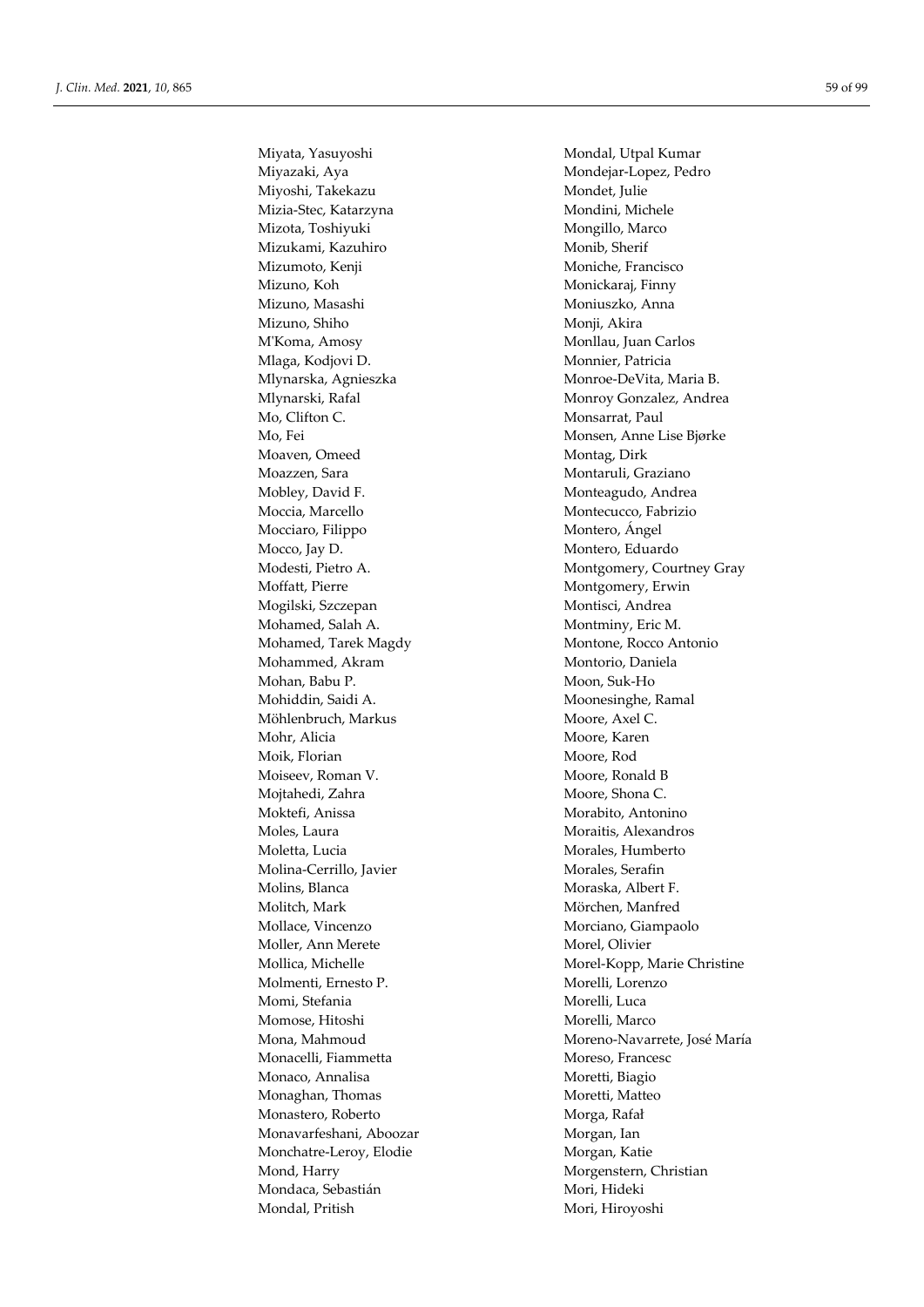Miyata, Yasuyoshi
Miyazaki, Aya
Miyoshi, Takekazu
Mizia-Stec, Katarzyna
Mizota, Toshiyuki
Mizukami, Kazuhiro
Mizumoto, Kenji
Mizuno, Koh
Mizuno, Masashi
Mizuno, Shiho
M'Koma, Amosy
Mlaga, Kodjovi D.
Mlynarska, Agnieszka
Mlynarski, Rafal
Mo, Clifton C.
Mo, Fei
Moaven, Omeed
Moazzen, Sara
Mobley, David F.
Moccia, Marcello
Mocciaro, Filippo
Mocco, Jay D.
Modesti, Pietro A.
Moffatt, Pierre
Mogilski, Szczepan
Mohamed, Salah A.
Mohamed, Tarek Magdy
Mohammed, Akram
Mohan, Babu P.
Mohiddin, Saidi A.
Möhlenbruch, Markus
Mohr, Alicia
Moik, Florian
Moiseev, Roman V.
Mojtahedi, Zahra
Moktefi, Anissa
Moles, Laura
Moletta, Lucia
Molina-Cerrillo, Javier
Molins, Blanca
Molitch, Mark
Mollace, Vincenzo
Moller, Ann Merete
Mollica, Michelle
Molmenti, Ernesto P.
Momi, Stefania
Momose, Hitoshi
Mona, Mahmoud
Monacelli, Fiammetta
Monaco, Annalisa
Monaghan, Thomas
Monastero, Roberto
Monavarfeshani, Aboozar
Monchatre-Leroy, Elodie
Mond, Harry
Mondaca, Sebastián
Mondal, Pritish
Mondal, Utpal Kumar
Mondejar-Lopez, Pedro
Mondet, Julie
Mondini, Michele
Mongillo, Marco
Monib, Sherif
Moniche, Francisco
Monickaraj, Finny
Moniuszko, Anna
Monji, Akira
Monllau, Juan Carlos
Monnier, Patricia
Monroe-DeVita, Maria B.
Monroy Gonzalez, Andrea
Monsarrat, Paul
Monsen, Anne Lise Bjørke
Montag, Dirk
Montaruli, Graziano
Monteagudo, Andrea
Montecucco, Fabrizio
Montero, Ángel
Montero, Eduardo
Montgomery, Courtney Gray
Montgomery, Erwin
Montisci, Andrea
Montminy, Eric M.
Montone, Rocco Antonio
Montorio, Daniela
Moon, Suk-Ho
Moonesinghe, Ramal
Moore, Axel C.
Moore, Karen
Moore, Rod
Moore, Ronald B
Moore, Shona C.
Morabito, Antonino
Moraitis, Alexandros
Morales, Humberto
Morales, Serafin
Moraska, Albert F.
Mörchen, Manfred
Morciano, Giampaolo
Morel, Olivier
Morel-Kopp, Marie Christine
Morelli, Lorenzo
Morelli, Luca
Morelli, Marco
Moreno-Navarrete, José María
Moreso, Francesc
Moretti, Biagio
Moretti, Matteo
Morga, Rafał
Morgan, Ian
Morgan, Katie
Morgenstern, Christian
Mori, Hideki
Mori, Hiroyoshi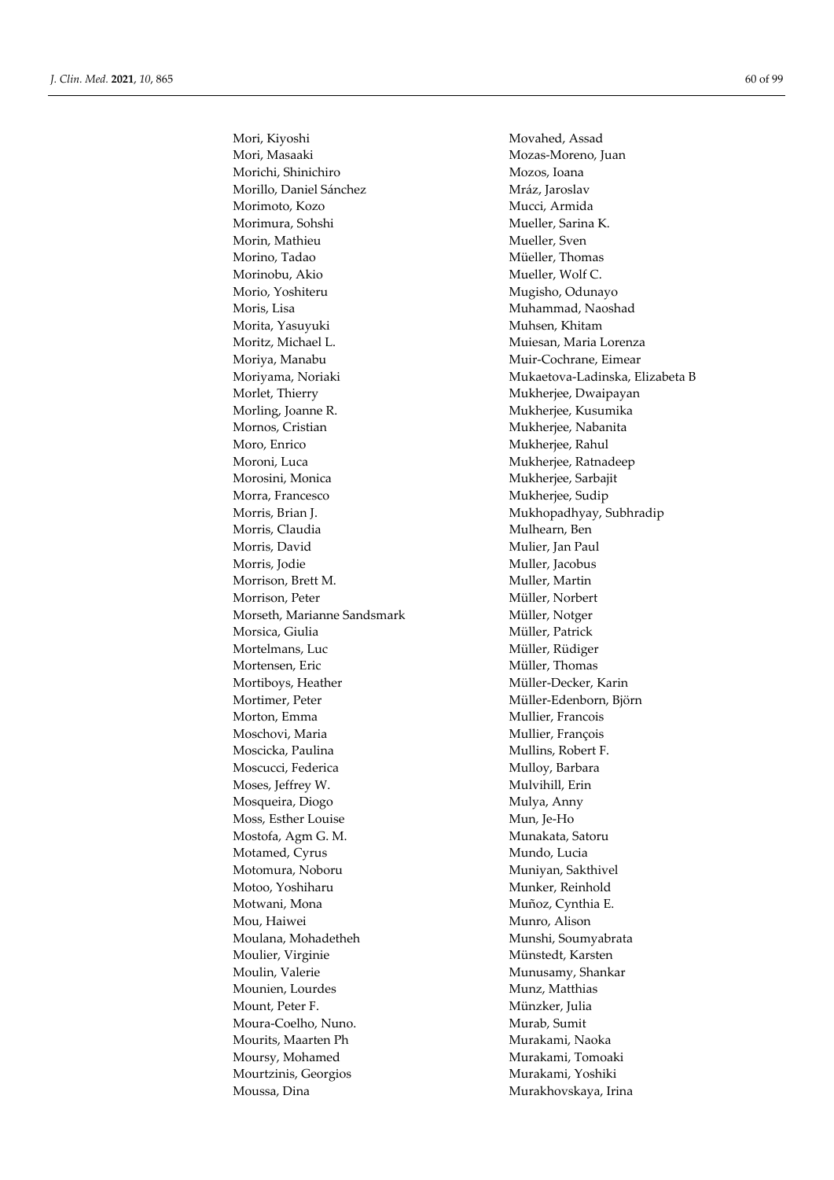Mori, Kiyoshi
Mori, Masaaki
Morichi, Shinichiro
Morillo, Daniel Sánchez
Morimoto, Kozo
Morimura, Sohshi
Morin, Mathieu
Morino, Tadao
Morinobu, Akio
Morio, Yoshiteru
Moris, Lisa
Morita, Yasuyuki
Moritz, Michael L.
Moriya, Manabu
Moriyama, Noriaki
Morlet, Thierry
Morling, Joanne R.
Mornos, Cristian
Moro, Enrico
Moroni, Luca
Morosini, Monica
Morra, Francesco
Morris, Brian J.
Morris, Claudia
Morris, David
Morris, Jodie
Morrison, Brett M.
Morrison, Peter
Morseth, Marianne Sandsmark
Morsica, Giulia
Mortelmans, Luc
Mortensen, Eric
Mortiboys, Heather
Mortimer, Peter
Morton, Emma
Moschovi, Maria
Moscicka, Paulina
Moscucci, Federica
Moses, Jeffrey W.
Mosqueira, Diogo
Moss, Esther Louise
Mostofa, Agm G. M.
Motamed, Cyrus
Motomura, Noboru
Motoo, Yoshiharu
Motwani, Mona
Mou, Haiwei
Moulana, Mohadetheh
Moulier, Virginie
Moulin, Valerie
Mounien, Lourdes
Mount, Peter F.
Moura-Coelho, Nuno.
Mourits, Maarten Ph
Moursy, Mohamed
Mourtzinis, Georgios
Moussa, Dina
Movahed, Assad
Mozas-Moreno, Juan
Mozos, Ioana
Mráz, Jaroslav
Mucci, Armida
Mueller, Sarina K.
Mueller, Sven
Müeller, Thomas
Mueller, Wolf C.
Mugisho, Odunayo
Muhammad, Naoshad
Muhsen, Khitam
Muiesan, Maria Lorenza
Muir-Cochrane, Eimear
Mukaetova-Ladinska, Elizabeta B
Mukherjee, Dwaipayan
Mukherjee, Kusumika
Mukherjee, Nabanita
Mukherjee, Rahul
Mukherjee, Ratnadeep
Mukherjee, Sarbajit
Mukherjee, Sudip
Mukhopadhyay, Subhradip
Mulhearn, Ben
Mulier, Jan Paul
Muller, Jacobus
Muller, Martin
Müller, Norbert
Müller, Notger
Müller, Patrick
Müller, Rüdiger
Müller, Thomas
Müller-Decker, Karin
Müller-Edenborn, Björn
Mullier, Francois
Mullier, François
Mullins, Robert F.
Mulloy, Barbara
Mulvihill, Erin
Mulya, Anny
Mun, Je-Ho
Munakata, Satoru
Mundo, Lucia
Muniyan, Sakthivel
Munker, Reinhold
Muñoz, Cynthia E.
Munro, Alison
Munshi, Soumyabrata
Münstedt, Karsten
Munusamy, Shankar
Munz, Matthias
Münzker, Julia
Murab, Sumit
Murakami, Naoka
Murakami, Tomoaki
Murakami, Yoshiki
Murakhovskaya, Irina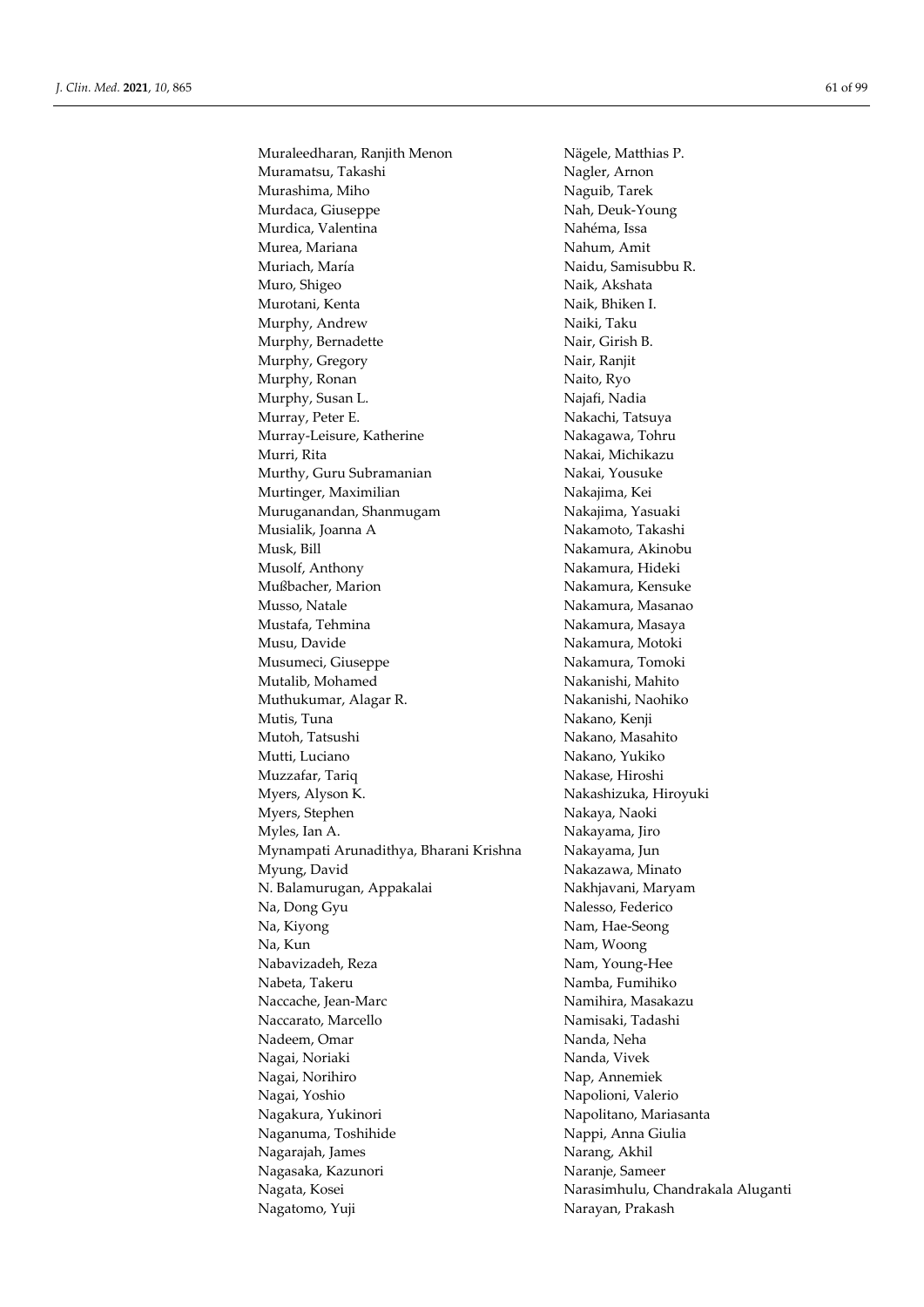Muraleedharan, Ranjith Menon
Muramatsu, Takashi
Murashima, Miho
Murdaca, Giuseppe
Murdica, Valentina
Murea, Mariana
Muriach, María
Muro, Shigeo
Murotani, Kenta
Murphy, Andrew
Murphy, Bernadette
Murphy, Gregory
Murphy, Ronan
Murphy, Susan L.
Murray, Peter E.
Murray-Leisure, Katherine
Murri, Rita
Murthy, Guru Subramanian
Murtinger, Maximilian
Muruganandan, Shanmugam
Musialik, Joanna A
Musk, Bill
Musolf, Anthony
Mußbacher, Marion
Musso, Natale
Mustafa, Tehmina
Musu, Davide
Musumeci, Giuseppe
Mutalib, Mohamed
Muthukumar, Alagar R.
Mutis, Tuna
Mutoh, Tatsushi
Mutti, Luciano
Muzzafar, Tariq
Myers, Alyson K.
Myers, Stephen
Myles, Ian A.
Mynampati Arunadithya, Bharani Krishna
Myung, David
N. Balamurugan, Appakalai
Na, Dong Gyu
Na, Kiyong
Na, Kun
Nabavizadeh, Reza
Nabeta, Takeru
Naccache, Jean-Marc
Naccarato, Marcello
Nadeem, Omar
Nagai, Noriaki
Nagai, Norihiro
Nagai, Yoshio
Nagakura, Yukinori
Naganuma, Toshihide
Nagarajah, James
Nagasaka, Kazunori
Nagata, Kosei
Nagatomo, Yuji
Nägele, Matthias P.
Nagler, Arnon
Naguib, Tarek
Nah, Deuk-Young
Nahéma, Issa
Nahum, Amit
Naidu, Samisubbu R.
Naik, Akshata
Naik, Bhiken I.
Naiki, Taku
Nair, Girish B.
Nair, Ranjit
Naito, Ryo
Najafi, Nadia
Nakachi, Tatsuya
Nakagawa, Tohru
Nakai, Michikazu
Nakai, Yousuke
Nakajima, Kei
Nakajima, Yasuaki
Nakamoto, Takashi
Nakamura, Akinobu
Nakamura, Hideki
Nakamura, Kensuke
Nakamura, Masanao
Nakamura, Masaya
Nakamura, Motoki
Nakamura, Tomoki
Nakanishi, Mahito
Nakanishi, Naohiko
Nakano, Kenji
Nakano, Masahito
Nakano, Yukiko
Nakase, Hiroshi
Nakashizuka, Hiroyuki
Nakaya, Naoki
Nakayama, Jiro
Nakayama, Jun
Nakazawa, Minato
Nakhjavani, Maryam
Nalesso, Federico
Nam, Hae-Seong
Nam, Woong
Nam, Young-Hee
Namba, Fumihiko
Namihira, Masakazu
Namisaki, Tadashi
Nanda, Neha
Nanda, Vivek
Nap, Annemiek
Napolioni, Valerio
Napolitano, Mariasanta
Nappi, Anna Giulia
Narang, Akhil
Naranje, Sameer
Narasimhulu, Chandrakala Aluganti
Narayan, Prakash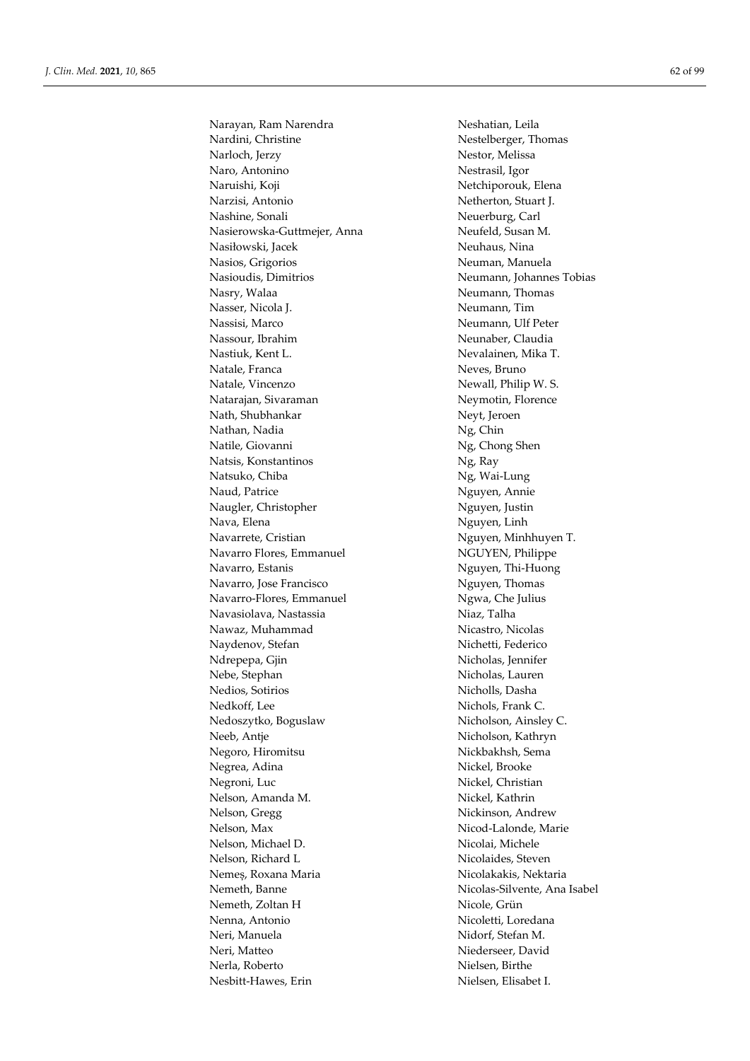Narayan, Ram Narendra
Nardini, Christine
Narloch, Jerzy
Naro, Antonino
Naruishi, Koji
Narzisi, Antonio
Nashine, Sonali
Nasierowska-Guttmejer, Anna
Nasiłowski, Jacek
Nasios, Grigorios
Nasioudis, Dimitrios
Nasry, Walaa
Nasser, Nicola J.
Nassisi, Marco
Nassour, Ibrahim
Nastiuk, Kent L.
Natale, Franca
Natale, Vincenzo
Natarajan, Sivaraman
Nath, Shubhankar
Nathan, Nadia
Natile, Giovanni
Natsis, Konstantinos
Natsuko, Chiba
Naud, Patrice
Naugler, Christopher
Nava, Elena
Navarrete, Cristian
Navarro Flores, Emmanuel
Navarro, Estanis
Navarro, Jose Francisco
Navarro-Flores, Emmanuel
Navasiolava, Nastassia
Nawaz, Muhammad
Naydenov, Stefan
Ndrepepa, Gjin
Nebe, Stephan
Nedios, Sotirios
Nedkoff, Lee
Nedoszytko, Boguslaw
Neeb, Antje
Negoro, Hiromitsu
Negrea, Adina
Negroni, Luc
Nelson, Amanda M.
Nelson, Gregg
Nelson, Max
Nelson, Michael D.
Nelson, Richard L
Nemeș, Roxana Maria
Nemeth, Banne
Nemeth, Zoltan H
Nenna, Antonio
Neri, Manuela
Neri, Matteo
Nerla, Roberto
Nesbitt-Hawes, Erin
Neshatian, Leila
Nestelberger, Thomas
Nestor, Melissa
Nestrasil, Igor
Netchiporouk, Elena
Netherton, Stuart J.
Neuerburg, Carl
Neufeld, Susan M.
Neuhaus, Nina
Neuman, Manuela
Neumann, Johannes Tobias
Neumann, Thomas
Neumann, Tim
Neumann, Ulf Peter
Neunaber, Claudia
Nevalainen, Mika T.
Neves, Bruno
Newall, Philip W. S.
Neymotin, Florence
Neyt, Jeroen
Ng, Chin
Ng, Chong Shen
Ng, Ray
Ng, Wai-Lung
Nguyen, Annie
Nguyen, Justin
Nguyen, Linh
Nguyen, Minhhuyen T.
NGUYEN, Philippe
Nguyen, Thi-Huong
Nguyen, Thomas
Ngwa, Che Julius
Niaz, Talha
Nicastro, Nicolas
Nichetti, Federico
Nicholas, Jennifer
Nicholas, Lauren
Nicholls, Dasha
Nichols, Frank C.
Nicholson, Ainsley C.
Nicholson, Kathryn
Nickbakhsh, Sema
Nickel, Brooke
Nickel, Christian
Nickel, Kathrin
Nickinson, Andrew
Nicod-Lalonde, Marie
Nicolai, Michele
Nicolaides, Steven
Nicolakakis, Nektaria
Nicolas-Silvente, Ana Isabel
Nicole, Grün
Nicoletti, Loredana
Nidorf, Stefan M.
Niederseer, David
Nielsen, Birthe
Nielsen, Elisabet I.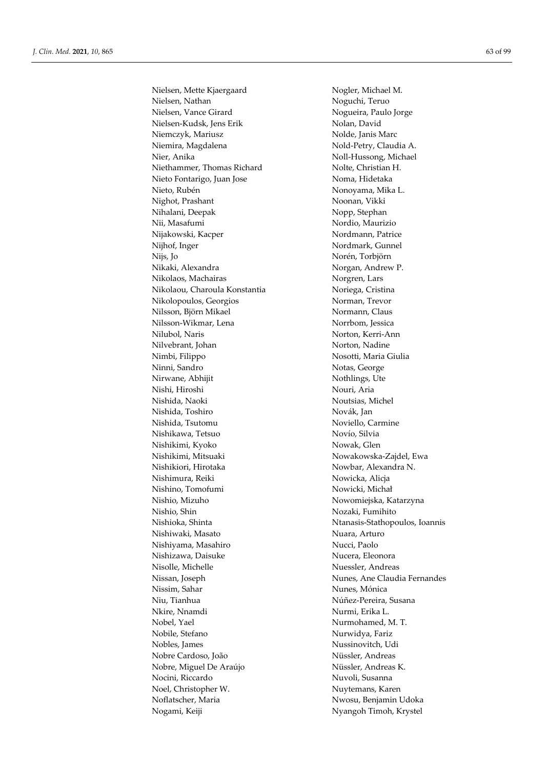Nielsen, Mette Kjaergaard
Nielsen, Nathan
Nielsen, Vance Girard
Nielsen-Kudsk, Jens Erik
Niemczyk, Mariusz
Niemira, Magdalena
Nier, Anika
Niethammer, Thomas Richard
Nieto Fontarigo, Juan Jose
Nieto, Rubén
Nighot, Prashant
Nihalani, Deepak
Nii, Masafumi
Nijakowski, Kacper
Nijhof, Inger
Nijs, Jo
Nikaki, Alexandra
Nikolaos, Machairas
Nikolaou, Charoula Konstantia
Nikolopoulos, Georgios
Nilsson, Björn Mikael
Nilsson-Wikmar, Lena
Nilubol, Naris
Nilvebrant, Johan
Nimbi, Filippo
Ninni, Sandro
Nirwane, Abhijit
Nishi, Hiroshi
Nishida, Naoki
Nishida, Toshiro
Nishida, Tsutomu
Nishikawa, Tetsuo
Nishikimi, Kyoko
Nishikimi, Mitsuaki
Nishikiori, Hirotaka
Nishimura, Reiki
Nishino, Tomofumi
Nishio, Mizuho
Nishio, Shin
Nishioka, Shinta
Nishiwaki, Masato
Nishiyama, Masahiro
Nishizawa, Daisuke
Nisolle, Michelle
Nissan, Joseph
Nissim, Sahar
Niu, Tianhua
Nkire, Nnamdi
Nobel, Yael
Nobile, Stefano
Nobles, James
Nobre Cardoso, João
Nobre, Miguel De Araújo
Nocini, Riccardo
Noel, Christopher W.
Noflatscher, Maria
Nogami, Keiji
Nogler, Michael M.
Noguchi, Teruo
Nogueira, Paulo Jorge
Nolan, David
Nolde, Janis Marc
Nold-Petry, Claudia A.
Noll-Hussong, Michael
Nolte, Christian H.
Noma, Hidetaka
Nonoyama, Mika L.
Noonan, Vikki
Nopp, Stephan
Nordio, Maurizio
Nordmann, Patrice
Nordmark, Gunnel
Norén, Torbjörn
Norgan, Andrew P.
Norgren, Lars
Noriega, Cristina
Norman, Trevor
Normann, Claus
Norrbom, Jessica
Norton, Kerri-Ann
Norton, Nadine
Nosotti, Maria Giulia
Notas, George
Nothlings, Ute
Nouri, Aria
Noutsias, Michel
Novák, Jan
Noviello, Carmine
Novío, Silvia
Nowak, Glen
Nowakowska-Zajdel, Ewa
Nowbar, Alexandra N.
Nowicka, Alicja
Nowicki, Michał
Nowomiejska, Katarzyna
Nozaki, Fumihito
Ntanasis-Stathopoulos, Ioannis
Nuara, Arturo
Nucci, Paolo
Nucera, Eleonora
Nuessler, Andreas
Nunes, Ane Claudia Fernandes
Nunes, Mónica
Núñez-Pereira, Susana
Nurmi, Erika L.
Nurmohamed, M. T.
Nurwidya, Fariz
Nussinovitch, Udi
Nüssler, Andreas
Nüssler, Andreas K.
Nuvoli, Susanna
Nuytemans, Karen
Nwosu, Benjamin Udoka
Nyangoh Timoh, Krystel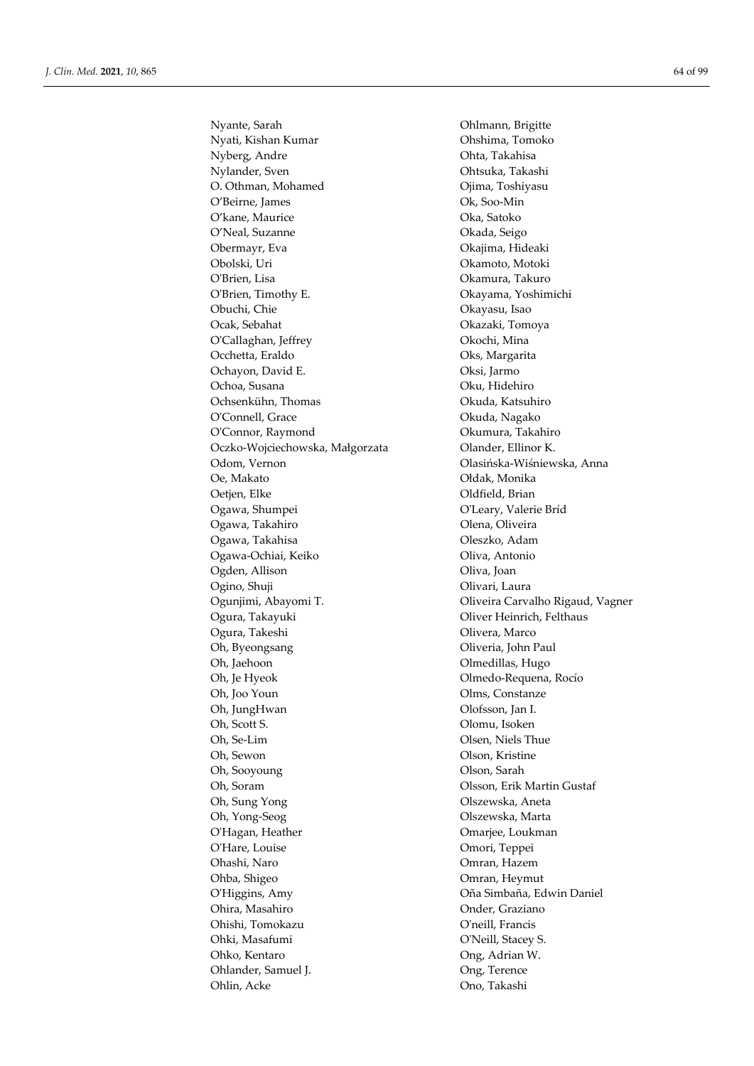Nyante, Sarah
Nyati, Kishan Kumar
Nyberg, Andre
Nylander, Sven
O. Othman, Mohamed
O'Beirne, James
O'kane, Maurice
O'Neal, Suzanne
Obermayr, Eva
Obolski, Uri
O'Brien, Lisa
O'Brien, Timothy E.
Obuchi, Chie
Ocak, Sebahat
O'Callaghan, Jeffrey
Occhetta, Eraldo
Ochayon, David E.
Ochoa, Susana
Ochsenkühn, Thomas
O'Connell, Grace
O'Connor, Raymond
Oczko-Wojciechowska, Małgorzata
Odom, Vernon
Oe, Makato
Oetjen, Elke
Ogawa, Shumpei
Ogawa, Takahiro
Ogawa, Takahisa
Ogawa-Ochiai, Keiko
Ogden, Allison
Ogino, Shuji
Ogunjimi, Abayomi T.
Ogura, Takayuki
Ogura, Takeshi
Oh, Byeongsang
Oh, Jaehoon
Oh, Je Hyeok
Oh, Joo Youn
Oh, JungHwan
Oh, Scott S.
Oh, Se-Lim
Oh, Sewon
Oh, Sooyoung
Oh, Soram
Oh, Sung Yong
Oh, Yong-Seog
O'Hagan, Heather
O'Hare, Louise
Ohashi, Naro
Ohba, Shigeo
O'Higgins, Amy
Ohira, Masahiro
Ohishi, Tomokazu
Ohki, Masafumi
Ohko, Kentaro
Ohlander, Samuel J.
Ohlin, Acke
Ohlmann, Brigitte
Ohshima, Tomoko
Ohta, Takahisa
Ohtsuka, Takashi
Ojima, Toshiyasu
Ok, Soo-Min
Oka, Satoko
Okada, Seigo
Okajima, Hideaki
Okamoto, Motoki
Okamura, Takuro
Okayama, Yoshimichi
Okayasu, Isao
Okazaki, Tomoya
Okochi, Mina
Oks, Margarita
Oksi, Jarmo
Oku, Hidehiro
Okuda, Katsuhiro
Okuda, Nagako
Okumura, Takahiro
Olander, Ellinor K.
Olasińska-Wiśniewska, Anna
Ołdak, Monika
Oldfield, Brian
O'Leary, Valerie Bríd
Olena, Oliveira
Oleszko, Adam
Oliva, Antonio
Oliva, Joan
Olivari, Laura
Oliveira Carvalho Rigaud, Vagner
Oliver Heinrich, Felthaus
Olivera, Marco
Oliveria, John Paul
Olmedillas, Hugo
Olmedo-Requena, Rocío
Olms, Constanze
Olofsson, Jan I.
Olomu, Isoken
Olsen, Niels Thue
Olson, Kristine
Olson, Sarah
Olsson, Erik Martin Gustaf
Olszewska, Aneta
Olszewska, Marta
Omarjee, Loukman
Omori, Teppei
Omran, Hazem
Omran, Heymut
Oña Simbaña, Edwin Daniel
Onder, Graziano
O'neill, Francis
O'Neill, Stacey S.
Ong, Adrian W.
Ong, Terence
Ono, Takashi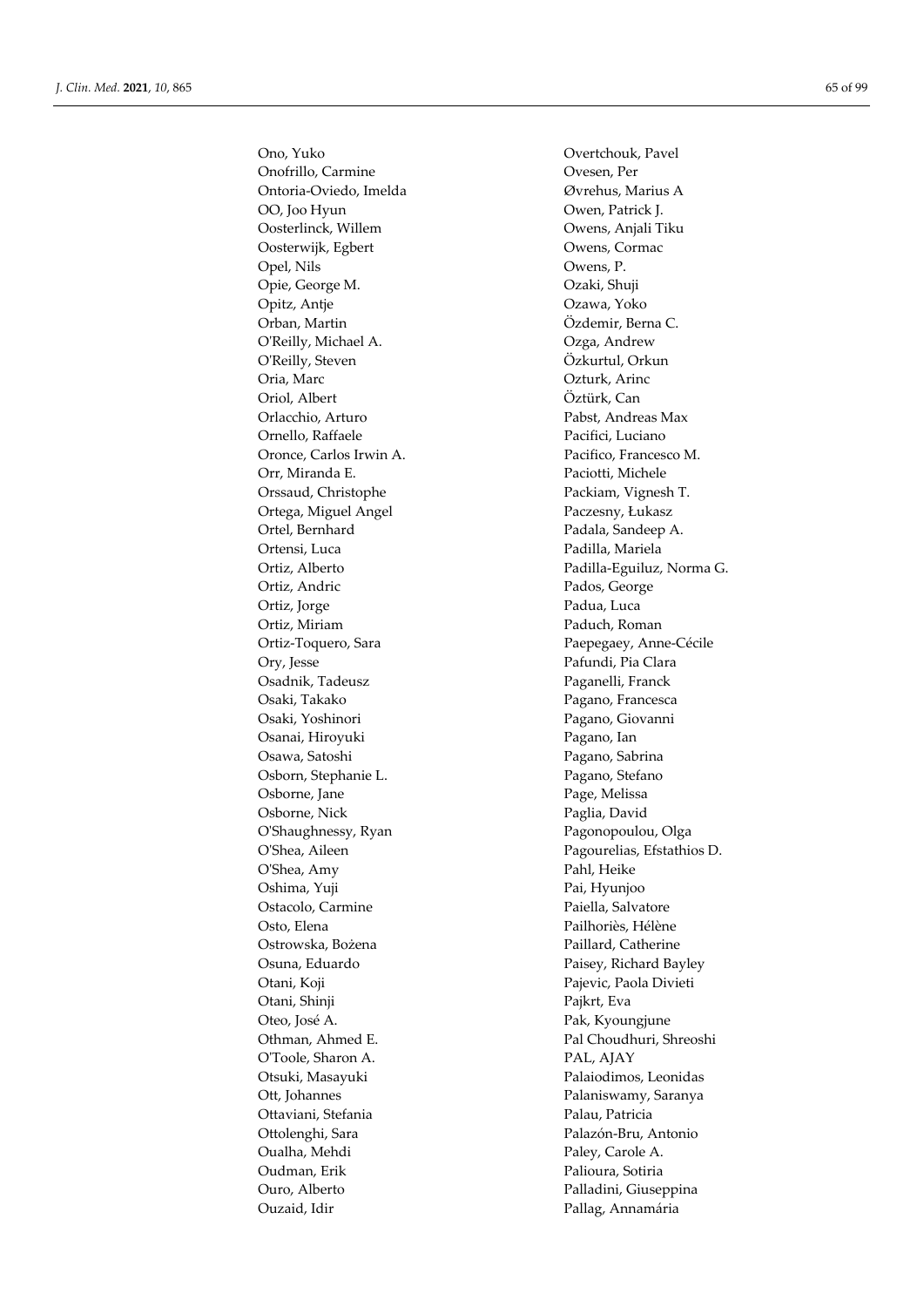Ono, Yuko
Onofrillo, Carmine
Ontoria-Oviedo, Imelda
OO, Joo Hyun
Oosterlinck, Willem
Oosterwijk, Egbert
Opel, Nils
Opie, George M.
Opitz, Antje
Orban, Martin
O'Reilly, Michael A.
O'Reilly, Steven
Oria, Marc
Oriol, Albert
Orlacchio, Arturo
Ornello, Raffaele
Oronce, Carlos Irwin A.
Orr, Miranda E.
Orssaud, Christophe
Ortega, Miguel Angel
Ortel, Bernhard
Ortensi, Luca
Ortiz, Alberto
Ortiz, Andric
Ortiz, Jorge
Ortiz, Miriam
Ortiz-Toquero, Sara
Ory, Jesse
Osadnik, Tadeusz
Osaki, Takako
Osaki, Yoshinori
Osanai, Hiroyuki
Osawa, Satoshi
Osborn, Stephanie L.
Osborne, Jane
Osborne, Nick
O'Shaughnessy, Ryan
O'Shea, Aileen
O'Shea, Amy
Oshima, Yuji
Ostacolo, Carmine
Osto, Elena
Ostrowska, Bożena
Osuna, Eduardo
Otani, Koji
Otani, Shinji
Oteo, José A.
Othman, Ahmed E.
O'Toole, Sharon A.
Otsuki, Masayuki
Ott, Johannes
Ottaviani, Stefania
Ottolenghi, Sara
Oualha, Mehdi
Oudman, Erik
Ouro, Alberto
Ouzaid, Idir
Overtchouk, Pavel
Ovesen, Per
Øvrehus, Marius A
Owen, Patrick J.
Owens, Anjali Tiku
Owens, Cormac
Owens, P.
Ozaki, Shuji
Ozawa, Yoko
Özdemir, Berna C.
Ozga, Andrew
Özkurtul, Orkun
Ozturk, Arinc
Öztürk, Can
Pabst, Andreas Max
Pacifici, Luciano
Pacifico, Francesco M.
Paciotti, Michele
Packiam, Vignesh T.
Paczesny, Łukasz
Padala, Sandeep A.
Padilla, Mariela
Padilla-Eguiluz, Norma G.
Pados, George
Padua, Luca
Paduch, Roman
Paepegaey, Anne-Cécile
Pafundi, Pia Clara
Paganelli, Franck
Pagano, Francesca
Pagano, Giovanni
Pagano, Ian
Pagano, Sabrina
Pagano, Stefano
Page, Melissa
Paglia, David
Pagonopoulou, Olga
Pagourelias, Efstathios D.
Pahl, Heike
Pai, Hyunjoo
Paiella, Salvatore
Pailhoriès, Hélène
Paillard, Catherine
Paisey, Richard Bayley
Pajevic, Paola Divieti
Pajkrt, Eva
Pak, Kyoungjune
Pal Choudhuri, Shreoshi
PAL, AJAY
Palaiodimos, Leonidas
Palaniswamy, Saranya
Palau, Patricia
Palazón-Bru, Antonio
Paley, Carole A.
Palioura, Sotiria
Palladini, Giuseppina
Pallag, Annamária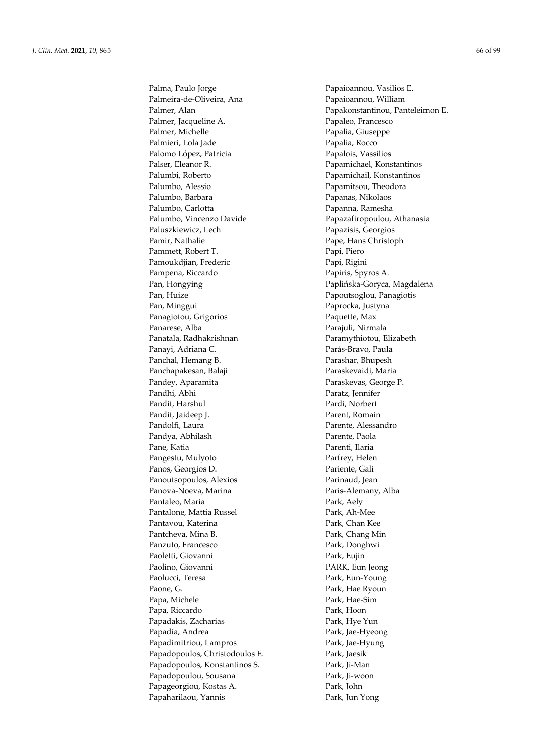Palma, Paulo Jorge
Palmeira-de-Oliveira, Ana
Palmer, Alan
Palmer, Jacqueline A.
Palmer, Michelle
Palmieri, Lola Jade
Palomo López, Patricia
Palser, Eleanor R.
Palumbi, Roberto
Palumbo, Alessio
Palumbo, Barbara
Palumbo, Carlotta
Palumbo, Vincenzo Davide
Paluszkiewicz, Lech
Pamir, Nathalie
Pammett, Robert T.
Pamoukdjian, Frederic
Pampena, Riccardo
Pan, Hongying
Pan, Huize
Pan, Minggui
Panagiotou, Grigorios
Panarese, Alba
Panatala, Radhakrishnan
Panayi, Adriana C.
Panchal, Hemang B.
Panchapakesan, Balaji
Pandey, Aparamita
Pandhi, Abhi
Pandit, Harshul
Pandit, Jaideep J.
Pandolfi, Laura
Pandya, Abhilash
Pane, Katia
Pangestu, Mulyoto
Panos, Georgios D.
Panoutsopoulos, Alexios
Panova-Noeva, Marina
Pantaleo, Maria
Pantalone, Mattia Russel
Pantavou, Katerina
Pantcheva, Mina B.
Panzuto, Francesco
Paoletti, Giovanni
Paolino, Giovanni
Paolucci, Teresa
Paone, G.
Papa, Michele
Papa, Riccardo
Papadakis, Zacharias
Papadia, Andrea
Papadimitriou, Lampros
Papadopoulos, Christodoulos E.
Papadopoulos, Konstantinos S.
Papadopoulou, Sousana
Papageorgiou, Kostas A.
Papaharilaou, Yannis
Papaioannou, Vasilios E.
Papaioannou, William
Papakonstantinou, Panteleimon E.
Papaleo, Francesco
Papalia, Giuseppe
Papalia, Rocco
Papalois, Vassilios
Papamichael, Konstantinos
Papamichail, Konstantinos
Papamitsou, Theodora
Papanas, Nikolaos
Papanna, Ramesha
Papazafiropoulou, Athanasia
Papazisis, Georgios
Pape, Hans Christoph
Papi, Piero
Papi, Rigini
Papiris, Spyros A.
Paplińska-Goryca, Magdalena
Papoutsoglou, Panagiotis
Paprocka, Justyna
Paquette, Max
Parajuli, Nirmala
Paramythiotou, Elizabeth
Parás-Bravo, Paula
Parashar, Bhupesh
Paraskevaidi, Maria
Paraskevas, George P.
Paratz, Jennifer
Pardi, Norbert
Parent, Romain
Parente, Alessandro
Parente, Paola
Parenti, Ilaria
Parfrey, Helen
Pariente, Gali
Parinaud, Jean
Paris-Alemany, Alba
Park, Aely
Park, Ah-Mee
Park, Chan Kee
Park, Chang Min
Park, Donghwi
Park, Eujin
PARK, Eun Jeong
Park, Eun-Young
Park, Hae Ryoun
Park, Hae-Sim
Park, Hoon
Park, Hye Yun
Park, Jae-Hyeong
Park, Jae-Hyung
Park, Jaesik
Park, Ji-Man
Park, Ji-woon
Park, John
Park, Jun Yong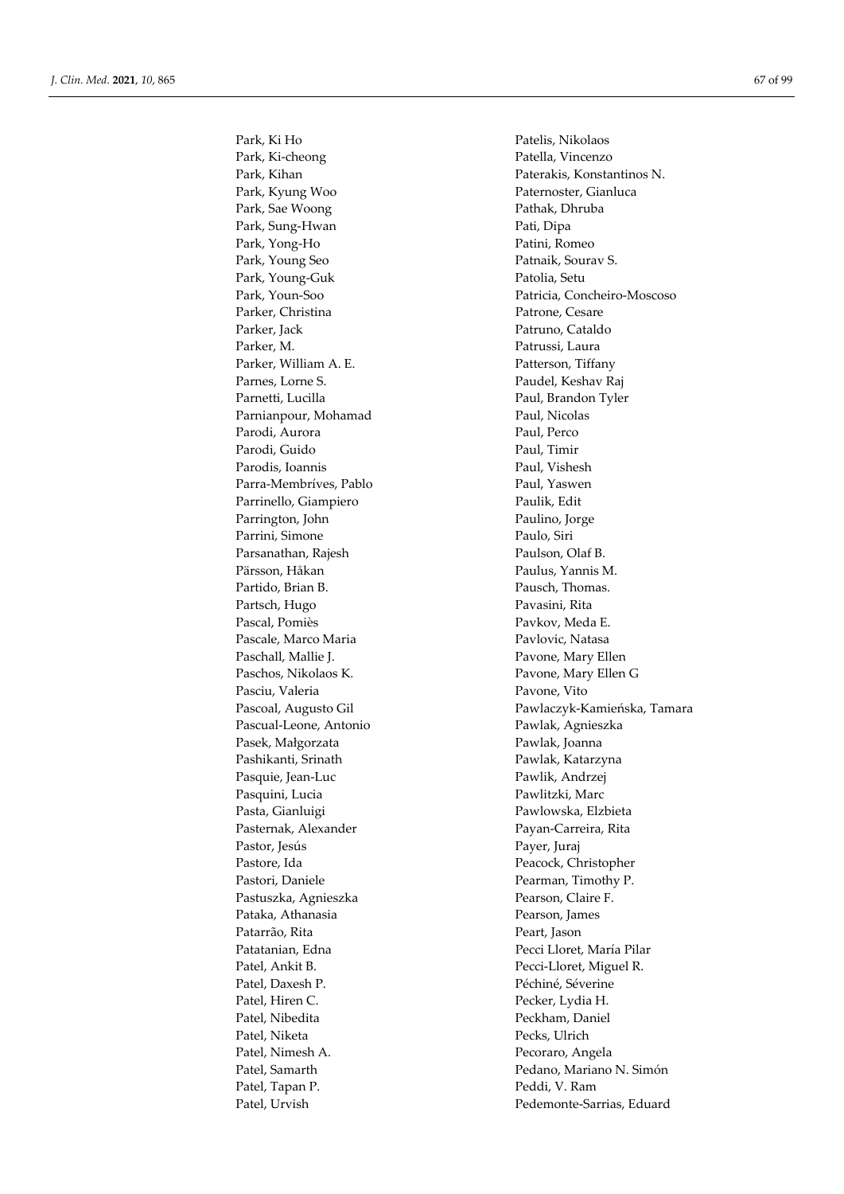Park, Ki Ho
Park, Ki-cheong
Park, Kihan
Park, Kyung Woo
Park, Sae Woong
Park, Sung-Hwan
Park, Yong-Ho
Park, Young Seo
Park, Young-Guk
Park, Youn-Soo
Parker, Christina
Parker, Jack
Parker, M.
Parker, William A. E.
Parnes, Lorne S.
Parnetti, Lucilla
Parnianpour, Mohamad
Parodi, Aurora
Parodi, Guido
Parodis, Ioannis
Parra-Membríves, Pablo
Parrinello, Giampiero
Parrington, John
Parrini, Simone
Parsanathan, Rajesh
Pärsson, Håkan
Partido, Brian B.
Partsch, Hugo
Pascal, Pomiès
Pascale, Marco Maria
Paschall, Mallie J.
Paschos, Nikolaos K.
Pasciu, Valeria
Pascoal, Augusto Gil
Pascual-Leone, Antonio
Pasek, Małgorzata
Pashikanti, Srinath
Pasquie, Jean-Luc
Pasquini, Lucia
Pasta, Gianluigi
Pasternak, Alexander
Pastor, Jesús
Pastore, Ida
Pastori, Daniele
Pastuszka, Agnieszka
Pataka, Athanasia
Patarrão, Rita
Patatanian, Edna
Patel, Ankit B.
Patel, Daxesh P.
Patel, Hiren C.
Patel, Nibedita
Patel, Niketa
Patel, Nimesh A.
Patel, Samarth
Patel, Tapan P.
Patel, Urvish
Patelis, Nikolaos
Patella, Vincenzo
Paterakis, Konstantinos N.
Paternoster, Gianluca
Pathak, Dhruba
Pati, Dipa
Patini, Romeo
Patnaik, Sourav S.
Patolia, Setu
Patricia, Concheiro-Moscoso
Patrone, Cesare
Patruno, Cataldo
Patrussi, Laura
Patterson, Tiffany
Paudel, Keshav Raj
Paul, Brandon Tyler
Paul, Nicolas
Paul, Perco
Paul, Timir
Paul, Vishesh
Paul, Yaswen
Paulik, Edit
Paulino, Jorge
Paulo, Siri
Paulson, Olaf B.
Paulus, Yannis M.
Pausch, Thomas.
Pavasini, Rita
Pavkov, Meda E.
Pavlovic, Natasa
Pavone, Mary Ellen
Pavone, Mary Ellen G
Pavone, Vito
Pawlaczyk-Kamieńska, Tamara
Pawlak, Agnieszka
Pawlak, Joanna
Pawlak, Katarzyna
Pawlik, Andrzej
Pawlitzki, Marc
Pawlowska, Elzbieta
Payan-Carreira, Rita
Payer, Juraj
Peacock, Christopher
Pearman, Timothy P.
Pearson, Claire F.
Pearson, James
Peart, Jason
Pecci Lloret, María Pilar
Pecci-Lloret, Miguel R.
Péchiné, Séverine
Pecker, Lydia H.
Peckham, Daniel
Pecks, Ulrich
Pecoraro, Angela
Pedano, Mariano N. Simón
Peddi, V. Ram
Pedemonte-Sarrias, Eduard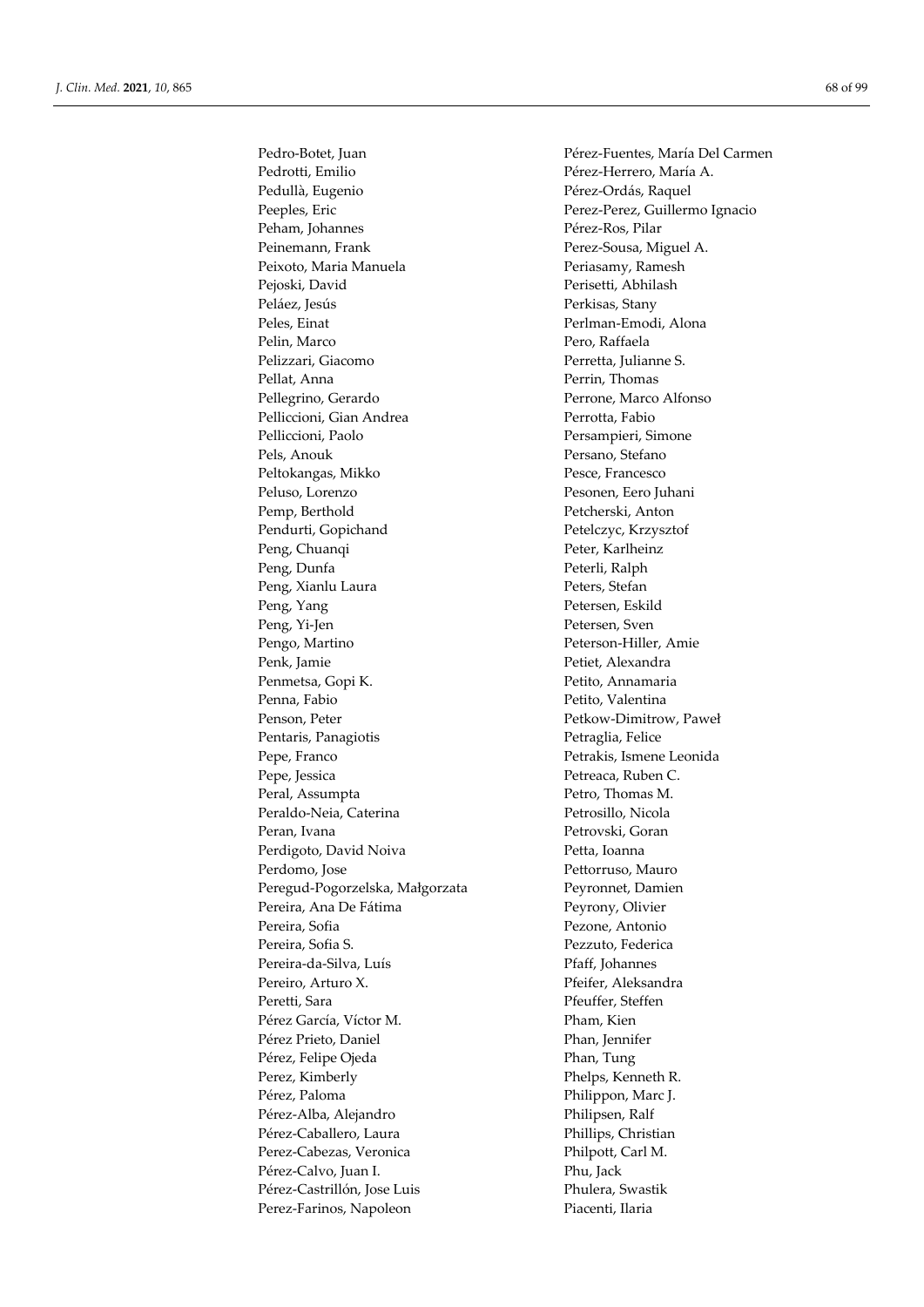Pedro-Botet, Juan
Pedrotti, Emilio
Pedullà, Eugenio
Peeples, Eric
Peham, Johannes
Peinemann, Frank
Peixoto, Maria Manuela
Pejoski, David
Peláez, Jesús
Peles, Einat
Pelin, Marco
Pelizzari, Giacomo
Pellat, Anna
Pellegrino, Gerardo
Pelliccioni, Gian Andrea
Pelliccioni, Paolo
Pels, Anouk
Peltokangas, Mikko
Peluso, Lorenzo
Pemp, Berthold
Pendurti, Gopichand
Peng, Chuanqi
Peng, Dunfa
Peng, Xianlu Laura
Peng, Yang
Peng, Yi-Jen
Pengo, Martino
Penk, Jamie
Penmetsa, Gopi K.
Penna, Fabio
Penson, Peter
Pentaris, Panagiotis
Pepe, Franco
Pepe, Jessica
Peral, Assumpta
Peraldo-Neia, Caterina
Peran, Ivana
Perdigoto, David Noiva
Perdomo, Jose
Peregud-Pogorzelska, Małgorzata
Pereira, Ana De Fátima
Pereira, Sofia
Pereira, Sofia S.
Pereira-da-Silva, Luís
Pereiro, Arturo X.
Peretti, Sara
Pérez García, Víctor M.
Pérez Prieto, Daniel
Pérez, Felipe Ojeda
Perez, Kimberly
Pérez, Paloma
Pérez-Alba, Alejandro
Pérez-Caballero, Laura
Perez-Cabezas, Veronica
Pérez-Calvo, Juan I.
Pérez-Castrillón, Jose Luis
Perez-Farinos, Napoleon
Pérez-Fuentes, María Del Carmen
Pérez-Herrero, María A.
Pérez-Ordás, Raquel
Perez-Perez, Guillermo Ignacio
Pérez-Ros, Pilar
Perez-Sousa, Miguel A.
Periasamy, Ramesh
Perisetti, Abhilash
Perkisas, Stany
Perlman-Emodi, Alona
Pero, Raffaela
Perretta, Julianne S.
Perrin, Thomas
Perrone, Marco Alfonso
Perrotta, Fabio
Persampieri, Simone
Persano, Stefano
Pesce, Francesco
Pesonen, Eero Juhani
Petcherski, Anton
Petelczyc, Krzysztof
Peter, Karlheinz
Peterli, Ralph
Peters, Stefan
Petersen, Eskild
Petersen, Sven
Peterson-Hiller, Amie
Petiet, Alexandra
Petito, Annamaria
Petito, Valentina
Petkow-Dimitrow, Paweł
Petraglia, Felice
Petrakis, Ismene Leonida
Petreaca, Ruben C.
Petro, Thomas M.
Petrosillo, Nicola
Petrovski, Goran
Petta, Ioanna
Pettorruso, Mauro
Peyronnet, Damien
Peyrony, Olivier
Pezone, Antonio
Pezzuto, Federica
Pfaff, Johannes
Pfeifer, Aleksandra
Pfeuffer, Steffen
Pham, Kien
Phan, Jennifer
Phan, Tung
Phelps, Kenneth R.
Philippon, Marc J.
Philipsen, Ralf
Phillips, Christian
Philpott, Carl M.
Phu, Jack
Phulera, Swastik
Piacenti, Ilaria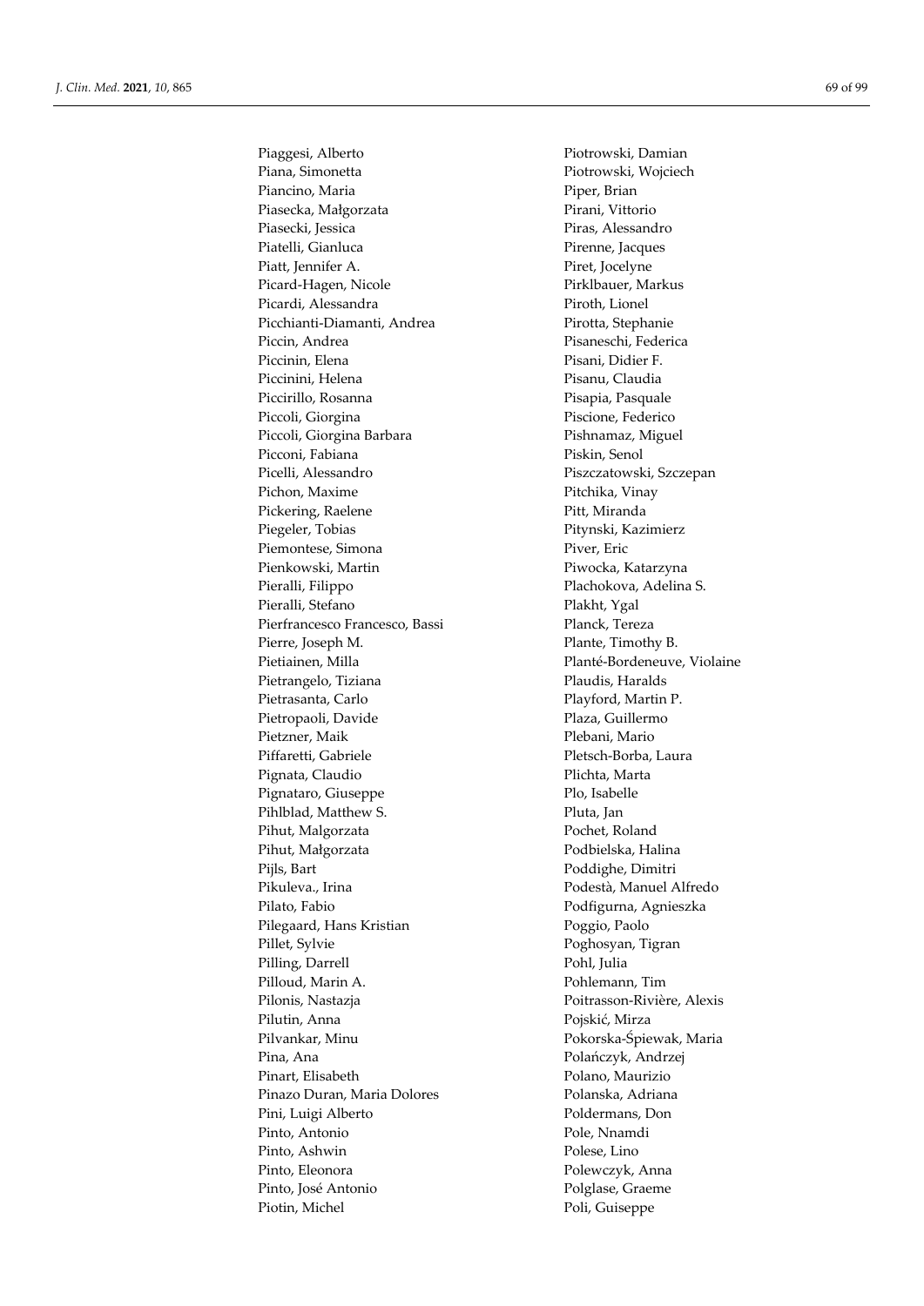Piaggesi, Alberto
Piana, Simonetta
Piancino, Maria
Piasecka, Małgorzata
Piasecki, Jessica
Piatelli, Gianluca
Piatt, Jennifer A.
Picard-Hagen, Nicole
Picardi, Alessandra
Picchianti-Diamanti, Andrea
Piccin, Andrea
Piccinin, Elena
Piccinini, Helena
Piccirillo, Rosanna
Piccoli, Giorgina
Piccoli, Giorgina Barbara
Picconi, Fabiana
Picelli, Alessandro
Pichon, Maxime
Pickering, Raelene
Piegeler, Tobias
Piemontese, Simona
Pienkowski, Martin
Pieralli, Filippo
Pieralli, Stefano
Pierfrancesco Francesco, Bassi
Pierre, Joseph M.
Pietiainen, Milla
Pietrangelo, Tiziana
Pietrasanta, Carlo
Pietropaoli, Davide
Pietzner, Maik
Piffaretti, Gabriele
Pignata, Claudio
Pignataro, Giuseppe
Pihlblad, Matthew S.
Pihut, Malgorzata
Pihut, Małgorzata
Pijls, Bart
Pikuleva., Irina
Pilato, Fabio
Pilegaard, Hans Kristian
Pillet, Sylvie
Pilling, Darrell
Pilloud, Marin A.
Pilonis, Nastazja
Pilutin, Anna
Pilvankar, Minu
Pina, Ana
Pinart, Elisabeth
Pinazo Duran, Maria Dolores
Pini, Luigi Alberto
Pinto, Antonio
Pinto, Ashwin
Pinto, Eleonora
Pinto, José Antonio
Piotin, Michel
Piotrowski, Damian
Piotrowski, Wojciech
Piper, Brian
Pirani, Vittorio
Piras, Alessandro
Pirenne, Jacques
Piret, Jocelyne
Pirklbauer, Markus
Piroth, Lionel
Pirotta, Stephanie
Pisaneschi, Federica
Pisani, Didier F.
Pisanu, Claudia
Pisapia, Pasquale
Piscione, Federico
Pishnamaz, Miguel
Piskin, Senol
Piszczatowski, Szczepan
Pitchika, Vinay
Pitt, Miranda
Pitynski, Kazimierz
Piver, Eric
Piwocka, Katarzyna
Plachokova, Adelina S.
Plakht, Ygal
Planck, Tereza
Plante, Timothy B.
Planté-Bordeneuve, Violaine
Plaudis, Haralds
Playford, Martin P.
Plaza, Guillermo
Plebani, Mario
Pletsch-Borba, Laura
Plichta, Marta
Plo, Isabelle
Pluta, Jan
Pochet, Roland
Podbielska, Halina
Poddighe, Dimitri
Podestà, Manuel Alfredo
Podfigurna, Agnieszka
Poggio, Paolo
Poghosyan, Tigran
Pohl, Julia
Pohlemann, Tim
Poitrasson-Rivière, Alexis
Pojskić, Mirza
Pokorska-Śpiewak, Maria
Polańczyk, Andrzej
Polano, Maurizio
Polanska, Adriana
Poldermans, Don
Pole, Nnamdi
Polese, Lino
Polewczyk, Anna
Polglase, Graeme
Poli, Guiseppe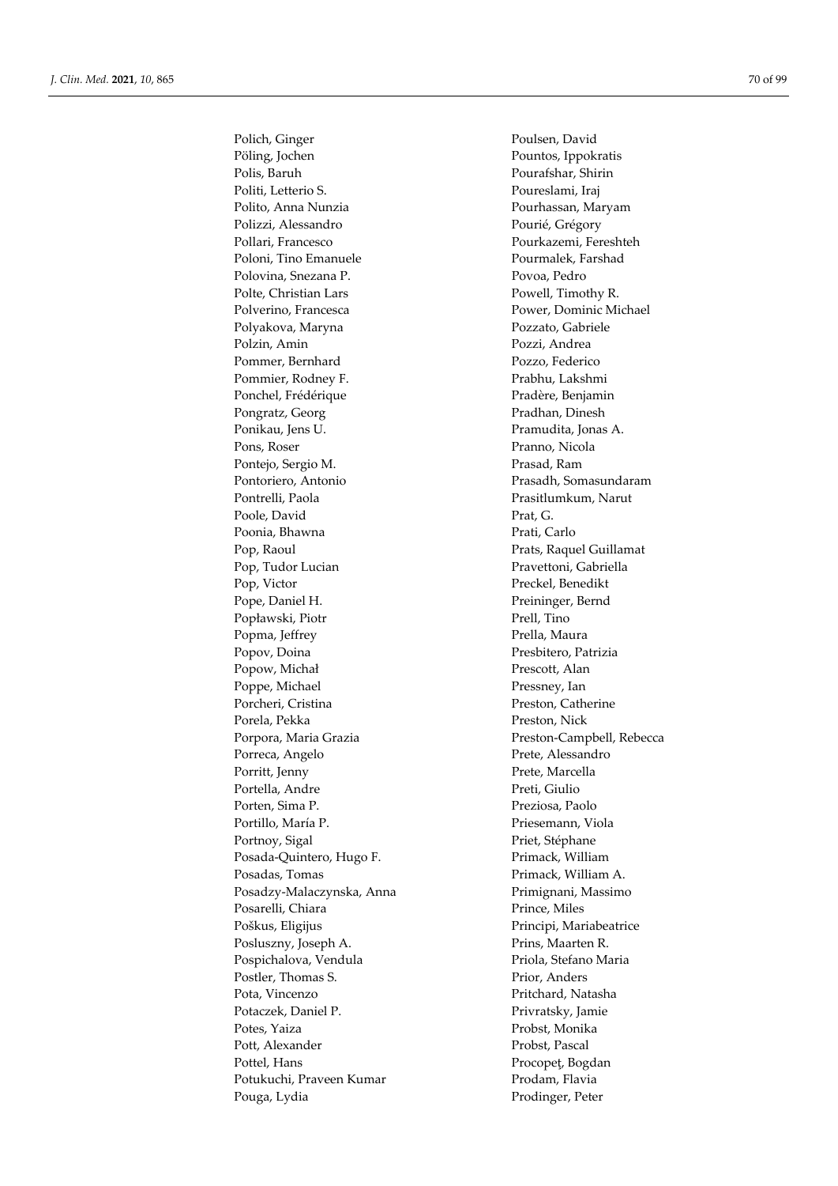Polich, Ginger
Pöling, Jochen
Polis, Baruh
Politi, Letterio S.
Polito, Anna Nunzia
Polizzi, Alessandro
Pollari, Francesco
Poloni, Tino Emanuele
Polovina, Snezana P.
Polte, Christian Lars
Polverino, Francesca
Polyakova, Maryna
Polzin, Amin
Pommer, Bernhard
Pommier, Rodney F.
Ponchel, Frédérique
Pongratz, Georg
Ponikau, Jens U.
Pons, Roser
Pontejo, Sergio M.
Pontoriero, Antonio
Pontrelli, Paola
Poole, David
Poonia, Bhawna
Pop, Raoul
Pop, Tudor Lucian
Pop, Victor
Pope, Daniel H.
Popławski, Piotr
Popma, Jeffrey
Popov, Doina
Popow, Michał
Poppe, Michael
Porcheri, Cristina
Porela, Pekka
Porpora, Maria Grazia
Porreca, Angelo
Porritt, Jenny
Portella, Andre
Porten, Sima P.
Portillo, María P.
Portnoy, Sigal
Posada-Quintero, Hugo F.
Posadas, Tomas
Posadzy-Malaczynska, Anna
Posarelli, Chiara
Poškus, Eligijus
Posluszny, Joseph A.
Pospichalova, Vendula
Postler, Thomas S.
Pota, Vincenzo
Potaczek, Daniel P.
Potes, Yaiza
Pott, Alexander
Pottel, Hans
Potukuchi, Praveen Kumar
Pouga, Lydia
Poulsen, David
Pountos, Ippokratis
Pourafshar, Shirin
Poureslami, Iraj
Pourhassan, Maryam
Pourié, Grégory
Pourkazemi, Fereshteh
Pourmalek, Farshad
Povoa, Pedro
Powell, Timothy R.
Power, Dominic Michael
Pozzato, Gabriele
Pozzi, Andrea
Pozzo, Federico
Prabhu, Lakshmi
Pradère, Benjamin
Pradhan, Dinesh
Pramudita, Jonas A.
Pranno, Nicola
Prasad, Ram
Prasadh, Somasundaram
Prasitlumkum, Narut
Prat, G.
Prati, Carlo
Prats, Raquel Guillamat
Pravettoni, Gabriella
Preckel, Benedikt
Preininger, Bernd
Prell, Tino
Prella, Maura
Presbitero, Patrizia
Prescott, Alan
Pressney, Ian
Preston, Catherine
Preston, Nick
Preston-Campbell, Rebecca
Prete, Alessandro
Prete, Marcella
Preti, Giulio
Preziosa, Paolo
Priesemann, Viola
Priet, Stéphane
Primack, William
Primack, William A.
Primignani, Massimo
Prince, Miles
Principi, Mariabeatrice
Prins, Maarten R.
Priola, Stefano Maria
Prior, Anders
Pritchard, Natasha
Privratsky, Jamie
Probst, Monika
Probst, Pascal
Procopeţ, Bogdan
Prodam, Flavia
Prodinger, Peter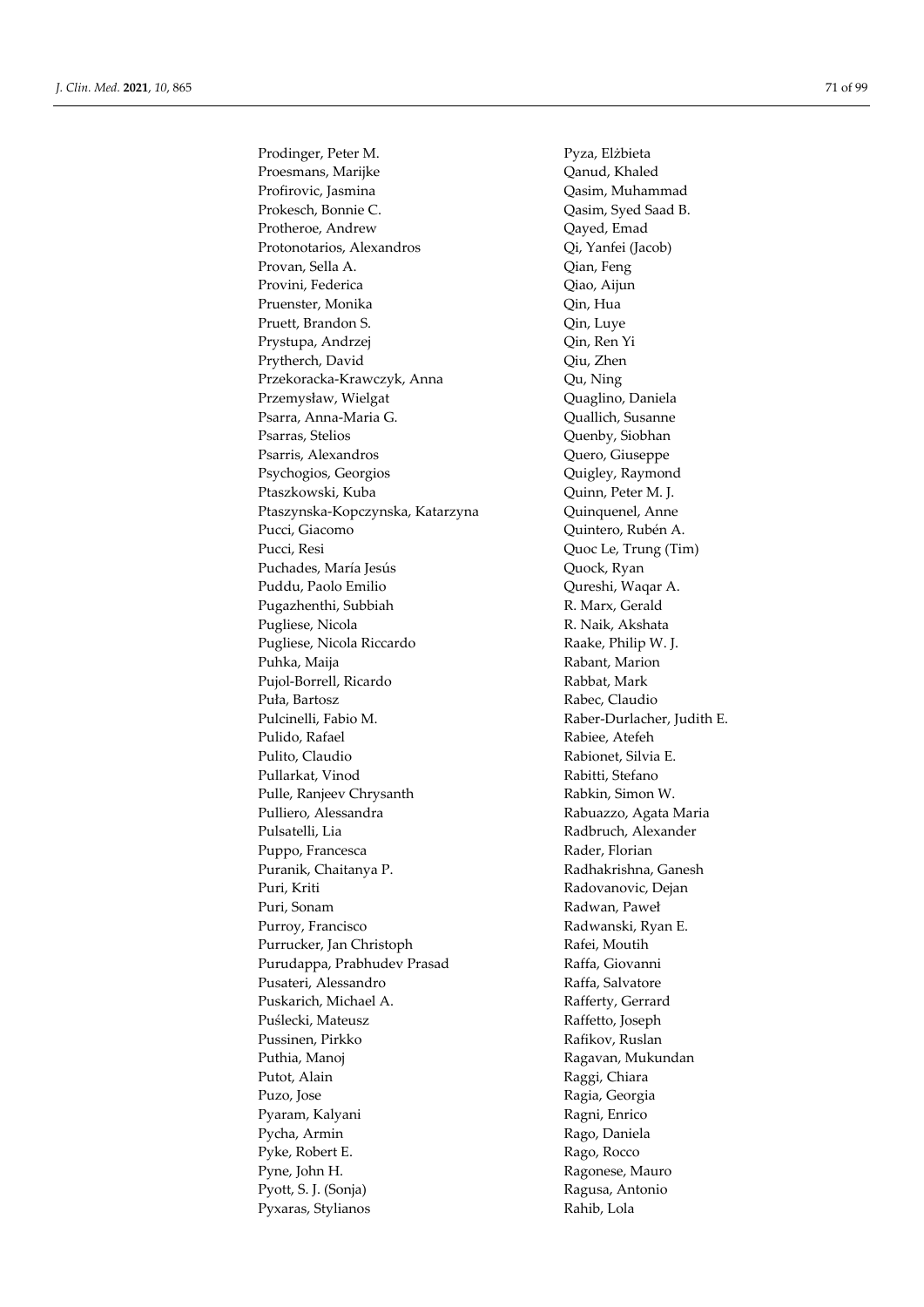Prodinger, Peter M.
Proesmans, Marijke
Profirovic, Jasmina
Prokesch, Bonnie C.
Protheroe, Andrew
Protonotarios, Alexandros
Provan, Sella A.
Provini, Federica
Pruenster, Monika
Pruett, Brandon S.
Prystupa, Andrzej
Prytherch, David
Przekoracka-Krawczyk, Anna
Przemysław, Wielgat
Psarra, Anna-Maria G.
Psarras, Stelios
Psarris, Alexandros
Psychogios, Georgios
Ptaszkowski, Kuba
Ptaszynska-Kopczynska, Katarzyna
Pucci, Giacomo
Pucci, Resi
Puchades, María Jesús
Puddu, Paolo Emilio
Pugazhenthi, Subbiah
Pugliese, Nicola
Pugliese, Nicola Riccardo
Puhka, Maija
Pujol-Borrell, Ricardo
Puła, Bartosz
Pulcinelli, Fabio M.
Pulido, Rafael
Pulito, Claudio
Pullarkat, Vinod
Pulle, Ranjeev Chrysanth
Pulliero, Alessandra
Pulsatelli, Lia
Puppo, Francesca
Puranik, Chaitanya P.
Puri, Kriti
Puri, Sonam
Purroy, Francisco
Purrucker, Jan Christoph
Purudappa, Prabhudev Prasad
Pusateri, Alessandro
Puskarich, Michael A.
Puślecki, Mateusz
Pussinen, Pirkko
Puthia, Manoj
Putot, Alain
Puzo, Jose
Pyaram, Kalyani
Pycha, Armin
Pyke, Robert E.
Pyne, John H.
Pyott, S. J. (Sonja)
Pyxaras, Stylianos
Pyza, Elżbieta
Qanud, Khaled
Qasim, Muhammad
Qasim, Syed Saad B.
Qayed, Emad
Qi, Yanfei (Jacob)
Qian, Feng
Qiao, Aijun
Qin, Hua
Qin, Luye
Qin, Ren Yi
Qiu, Zhen
Qu, Ning
Quaglino, Daniela
Quallich, Susanne
Quenby, Siobhan
Quero, Giuseppe
Quigley, Raymond
Quinn, Peter M. J.
Quinquenel, Anne
Quintero, Rubén A.
Quoc Le, Trung (Tim)
Quock, Ryan
Qureshi, Waqar A.
R. Marx, Gerald
R. Naik, Akshata
Raake, Philip W. J.
Rabant, Marion
Rabbat, Mark
Rabec, Claudio
Raber-Durlacher, Judith E.
Rabiee, Atefeh
Rabionet, Silvia E.
Rabitti, Stefano
Rabkin, Simon W.
Rabuazzo, Agata Maria
Radbruch, Alexander
Rader, Florian
Radhakrishna, Ganesh
Radovanovic, Dejan
Radwan, Paweł
Radwanski, Ryan E.
Rafei, Moutih
Raffa, Giovanni
Raffa, Salvatore
Rafferty, Gerrard
Raffetto, Joseph
Rafikov, Ruslan
Ragavan, Mukundan
Raggi, Chiara
Ragia, Georgia
Ragni, Enrico
Rago, Daniela
Rago, Rocco
Ragonese, Mauro
Ragusa, Antonio
Rahib, Lola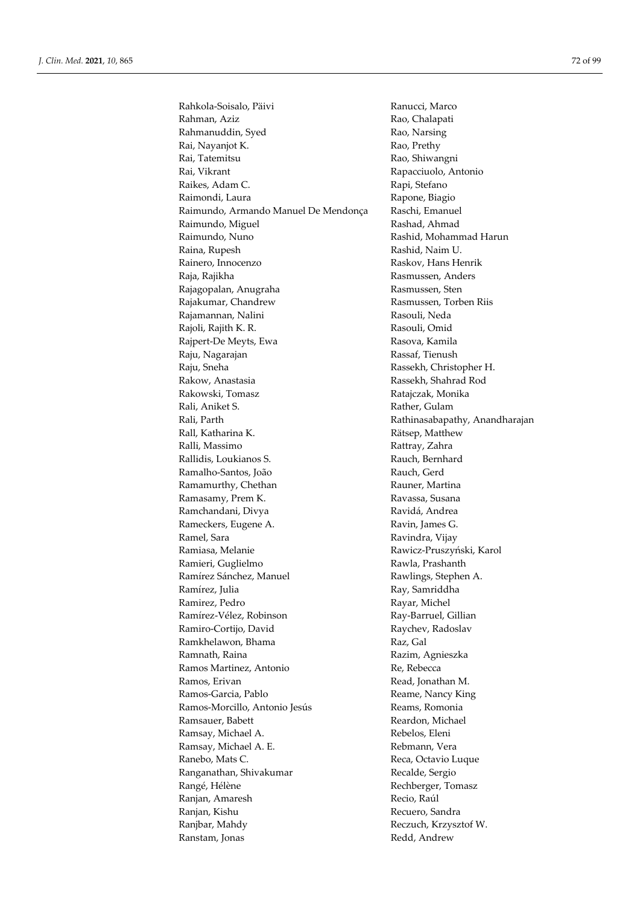Rahkola-Soisalo, Päivi
Rahman, Aziz
Rahmanuddin, Syed
Rai, Nayanjot K.
Rai, Tatemitsu
Rai, Vikrant
Raikes, Adam C.
Raimondi, Laura
Raimundo, Armando Manuel De Mendonça
Raimundo, Miguel
Raimundo, Nuno
Raina, Rupesh
Rainero, Innocenzo
Raja, Rajikha
Rajagopalan, Anugraha
Rajakumar, Chandrew
Rajamannan, Nalini
Rajoli, Rajith K. R.
Rajpert-De Meyts, Ewa
Raju, Nagarajan
Raju, Sneha
Rakow, Anastasia
Rakowski, Tomasz
Rali, Aniket S.
Rali, Parth
Rall, Katharina K.
Ralli, Massimo
Rallidis, Loukianos S.
Ramalho-Santos, João
Ramamurthy, Chethan
Ramasamy, Prem K.
Ramchandani, Divya
Rameckers, Eugene A.
Ramel, Sara
Ramiasa, Melanie
Ramieri, Guglielmo
Ramírez Sánchez, Manuel
Ramírez, Julia
Ramirez, Pedro
Ramírez-Vélez, Robinson
Ramiro-Cortijo, David
Ramkhelawon, Bhama
Ramnath, Raina
Ramos Martinez, Antonio
Ramos, Erivan
Ramos-Garcia, Pablo
Ramos-Morcillo, Antonio Jesús
Ramsauer, Babett
Ramsay, Michael A.
Ramsay, Michael A. E.
Ranebo, Mats C.
Ranganathan, Shivakumar
Rangé, Hélène
Ranjan, Amaresh
Ranjan, Kishu
Ranjbar, Mahdy
Ranstam, Jonas
Ranucci, Marco
Rao, Chalapati
Rao, Narsing
Rao, Prethy
Rao, Shiwangni
Rapacciuolo, Antonio
Rapi, Stefano
Rapone, Biagio
Raschi, Emanuel
Rashad, Ahmad
Rashid, Mohammad Harun
Rashid, Naim U.
Raskov, Hans Henrik
Rasmussen, Anders
Rasmussen, Sten
Rasmussen, Torben Riis
Rasouli, Neda
Rasouli, Omid
Rasova, Kamila
Rassaf, Tienush
Rassekh, Christopher H.
Rassekh, Shahrad Rod
Ratajczak, Monika
Rather, Gulam
Rathinasabapathy, Anandharajan
Rätsep, Matthew
Rattray, Zahra
Rauch, Bernhard
Rauch, Gerd
Rauner, Martina
Ravassa, Susana
Ravidá, Andrea
Ravin, James G.
Ravindra, Vijay
Rawicz-Pruszyński, Karol
Rawla, Prashanth
Rawlings, Stephen A.
Ray, Samriddha
Rayar, Michel
Ray-Barruel, Gillian
Raychev, Radoslav
Raz, Gal
Razim, Agnieszka
Re, Rebecca
Read, Jonathan M.
Reame, Nancy King
Reams, Romonia
Reardon, Michael
Rebelos, Eleni
Rebmann, Vera
Reca, Octavio Luque
Recalde, Sergio
Rechberger, Tomasz
Recio, Raúl
Recuero, Sandra
Reczuch, Krzysztof W.
Redd, Andrew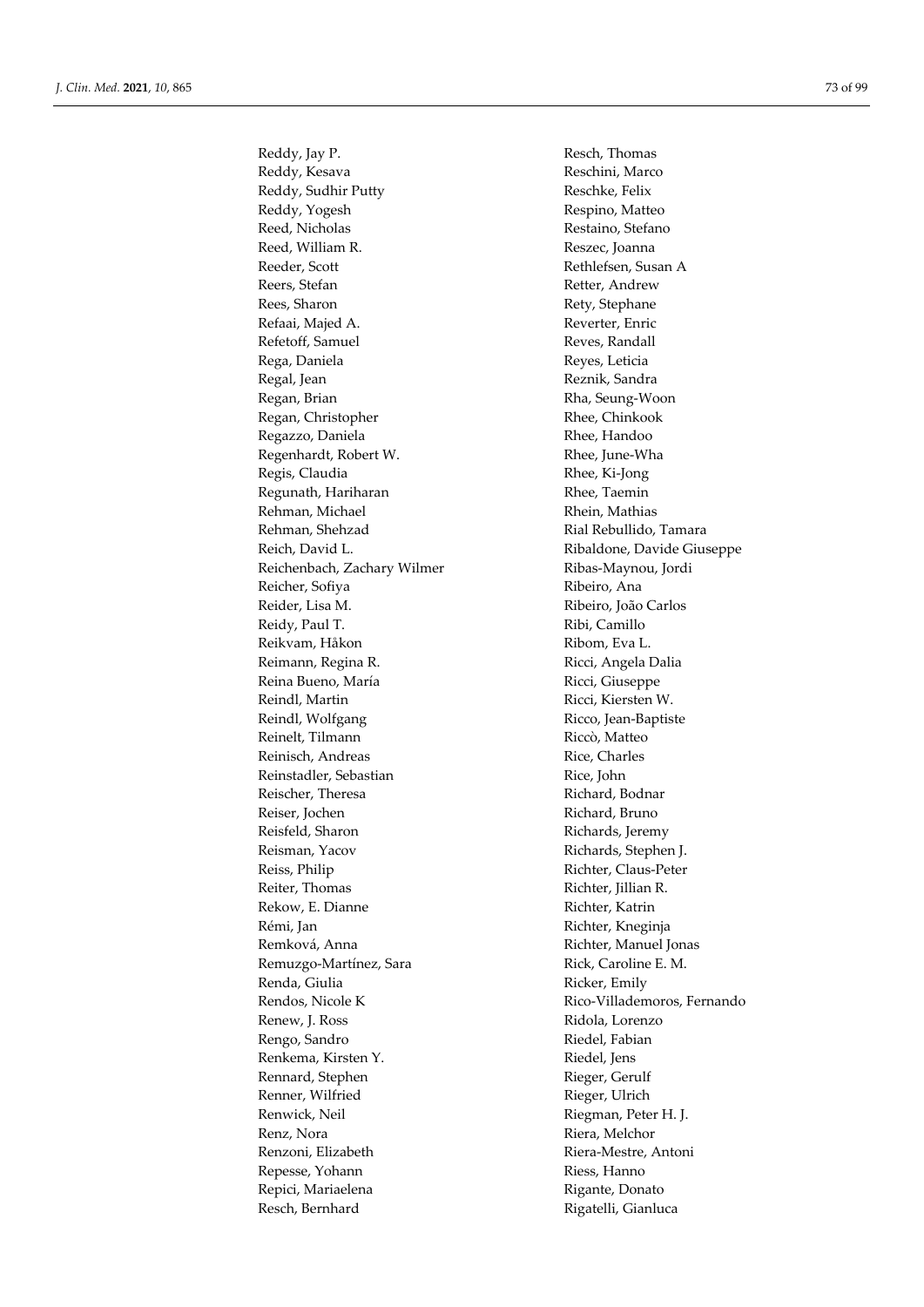Reddy, Jay P.
Reddy, Kesava
Reddy, Sudhir Putty
Reddy, Yogesh
Reed, Nicholas
Reed, William R.
Reeder, Scott
Reers, Stefan
Rees, Sharon
Refaai, Majed A.
Refetoff, Samuel
Rega, Daniela
Regal, Jean
Regan, Brian
Regan, Christopher
Regazzo, Daniela
Regenhardt, Robert W.
Regis, Claudia
Regunath, Hariharan
Rehman, Michael
Rehman, Shehzad
Reich, David L.
Reichenbach, Zachary Wilmer
Reicher, Sofiya
Reider, Lisa M.
Reidy, Paul T.
Reikvam, Håkon
Reimann, Regina R.
Reina Bueno, María
Reindl, Martin
Reindl, Wolfgang
Reinelt, Tilmann
Reinisch, Andreas
Reinstadler, Sebastian
Reischer, Theresa
Reiser, Jochen
Reisfeld, Sharon
Reisman, Yacov
Reiss, Philip
Reiter, Thomas
Rekow, E. Dianne
Rémi, Jan
Remková, Anna
Remuzgo-Martínez, Sara
Renda, Giulia
Rendos, Nicole K
Renew, J. Ross
Rengo, Sandro
Renkema, Kirsten Y.
Rennard, Stephen
Renner, Wilfried
Renwick, Neil
Renz, Nora
Renzoni, Elizabeth
Repesse, Yohann
Repici, Mariaelena
Resch, Bernhard
Resch, Thomas
Reschini, Marco
Reschke, Felix
Respino, Matteo
Restaino, Stefano
Reszec, Joanna
Rethlefsen, Susan A
Retter, Andrew
Rety, Stephane
Reverter, Enric
Reves, Randall
Reyes, Leticia
Reznik, Sandra
Rha, Seung-Woon
Rhee, Chinkook
Rhee, Handoo
Rhee, June-Wha
Rhee, Ki-Jong
Rhee, Taemin
Rhein, Mathias
Rial Rebullido, Tamara
Ribaldone, Davide Giuseppe
Ribas-Maynou, Jordi
Ribeiro, Ana
Ribeiro, João Carlos
Ribi, Camillo
Ribom, Eva L.
Ricci, Angela Dalia
Ricci, Giuseppe
Ricci, Kiersten W.
Ricco, Jean-Baptiste
Riccò, Matteo
Rice, Charles
Rice, John
Richard, Bodnar
Richard, Bruno
Richards, Jeremy
Richards, Stephen J.
Richter, Claus-Peter
Richter, Jillian R.
Richter, Katrin
Richter, Kneginja
Richter, Manuel Jonas
Rick, Caroline E. M.
Ricker, Emily
Rico-Villademoros, Fernando
Ridola, Lorenzo
Riedel, Fabian
Riedel, Jens
Rieger, Gerulf
Rieger, Ulrich
Riegman, Peter H. J.
Riera, Melchor
Riera-Mestre, Antoni
Riess, Hanno
Rigante, Donato
Rigatelli, Gianluca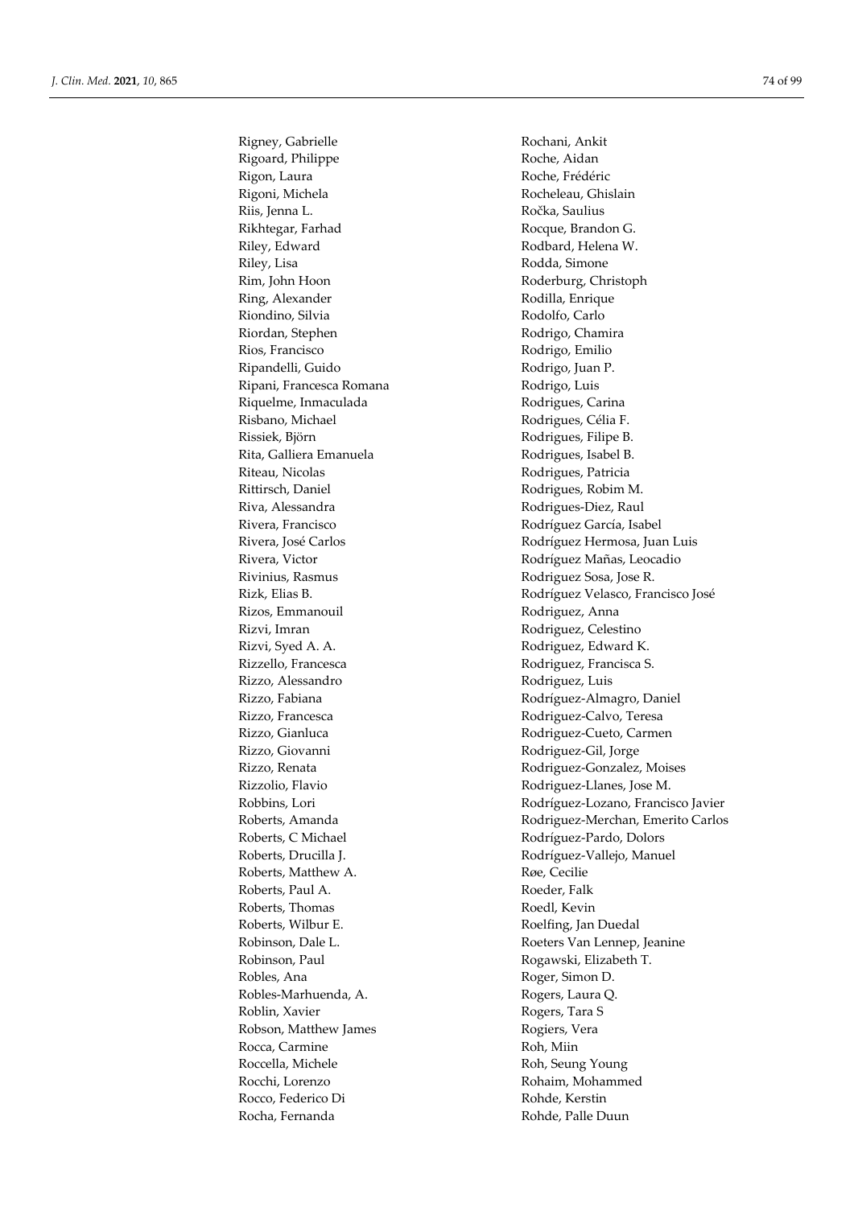Rigney, Gabrielle
Rigoard, Philippe
Rigon, Laura
Rigoni, Michela
Riis, Jenna L.
Rikhtegar, Farhad
Riley, Edward
Riley, Lisa
Rim, John Hoon
Ring, Alexander
Riondino, Silvia
Riordan, Stephen
Rios, Francisco
Ripandelli, Guido
Ripani, Francesca Romana
Riquelme, Inmaculada
Risbano, Michael
Rissiek, Björn
Rita, Galliera Emanuela
Riteau, Nicolas
Rittirsch, Daniel
Riva, Alessandra
Rivera, Francisco
Rivera, José Carlos
Rivera, Victor
Rivinius, Rasmus
Rizk, Elias B.
Rizos, Emmanouil
Rizvi, Imran
Rizvi, Syed A. A.
Rizzello, Francesca
Rizzo, Alessandro
Rizzo, Fabiana
Rizzo, Francesca
Rizzo, Gianluca
Rizzo, Giovanni
Rizzo, Renata
Rizzolio, Flavio
Robbins, Lori
Roberts, Amanda
Roberts, C Michael
Roberts, Drucilla J.
Roberts, Matthew A.
Roberts, Paul A.
Roberts, Thomas
Roberts, Wilbur E.
Robinson, Dale L.
Robinson, Paul
Robles, Ana
Robles-Marhuenda, A.
Roblin, Xavier
Robson, Matthew James
Rocca, Carmine
Roccella, Michele
Rocchi, Lorenzo
Rocco, Federico Di
Rocha, Fernanda
Rochani, Ankit
Roche, Aidan
Roche, Frédéric
Rocheleau, Ghislain
Ročka, Saulius
Rocque, Brandon G.
Rodbard, Helena W.
Rodda, Simone
Roderburg, Christoph
Rodilla, Enrique
Rodolfo, Carlo
Rodrigo, Chamira
Rodrigo, Emilio
Rodrigo, Juan P.
Rodrigo, Luis
Rodrigues, Carina
Rodrigues, Célia F.
Rodrigues, Filipe B.
Rodrigues, Isabel B.
Rodrigues, Patricia
Rodrigues, Robim M.
Rodrigues-Diez, Raul
Rodríguez García, Isabel
Rodríguez Hermosa, Juan Luis
Rodríguez Mañas, Leocadio
Rodriguez Sosa, Jose R.
Rodríguez Velasco, Francisco José
Rodriguez, Anna
Rodriguez, Celestino
Rodriguez, Edward K.
Rodriguez, Francisca S.
Rodriguez, Luis
Rodríguez-Almagro, Daniel
Rodriguez-Calvo, Teresa
Rodriguez-Cueto, Carmen
Rodriguez-Gil, Jorge
Rodriguez-Gonzalez, Moises
Rodriguez-Llanes, Jose M.
Rodríguez-Lozano, Francisco Javier
Rodriguez-Merchan, Emerito Carlos
Rodríguez-Pardo, Dolors
Rodríguez-Vallejo, Manuel
Røe, Cecilie
Roeder, Falk
Roedl, Kevin
Roelfing, Jan Duedal
Roeters Van Lennep, Jeanine
Rogawski, Elizabeth T.
Roger, Simon D.
Rogers, Laura Q.
Rogers, Tara S
Rogiers, Vera
Roh, Miin
Roh, Seung Young
Rohaim, Mohammed
Rohde, Kerstin
Rohde, Palle Duun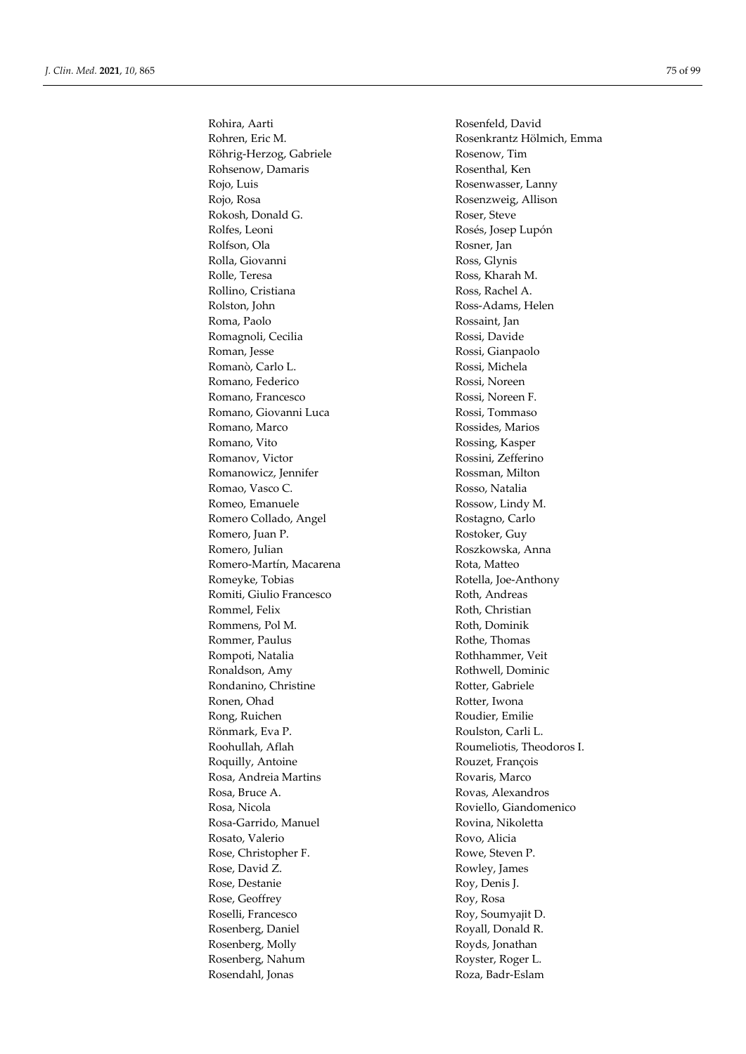Rohira, Aarti
Rohren, Eric M.
Röhrig-Herzog, Gabriele
Rohsenow, Damaris
Rojo, Luis
Rojo, Rosa
Rokosh, Donald G.
Rolfes, Leoni
Rolfson, Ola
Rolla, Giovanni
Rolle, Teresa
Rollino, Cristiana
Rolston, John
Roma, Paolo
Romagnoli, Cecilia
Roman, Jesse
Romanò, Carlo L.
Romano, Federico
Romano, Francesco
Romano, Giovanni Luca
Romano, Marco
Romano, Vito
Romanov, Victor
Romanowicz, Jennifer
Romao, Vasco C.
Romeo, Emanuele
Romero Collado, Angel
Romero, Juan P.
Romero, Julian
Romero-Martín, Macarena
Romeyke, Tobias
Romiti, Giulio Francesco
Rommel, Felix
Rommens, Pol M.
Rommer, Paulus
Rompoti, Natalia
Ronaldson, Amy
Rondanino, Christine
Ronen, Ohad
Rong, Ruichen
Rönmark, Eva P.
Roohullah, Aflah
Roquilly, Antoine
Rosa, Andreia Martins
Rosa, Bruce A.
Rosa, Nicola
Rosa-Garrido, Manuel
Rosato, Valerio
Rose, Christopher F.
Rose, David Z.
Rose, Destanie
Rose, Geoffrey
Roselli, Francesco
Rosenberg, Daniel
Rosenberg, Molly
Rosenberg, Nahum
Rosendahl, Jonas
Rosenfeld, David
Rosenkrantz Hölmich, Emma
Rosenow, Tim
Rosenthal, Ken
Rosenwasser, Lanny
Rosenzweig, Allison
Roser, Steve
Rosés, Josep Lupón
Rosner, Jan
Ross, Glynis
Ross, Kharah M.
Ross, Rachel A.
Ross-Adams, Helen
Rossaint, Jan
Rossi, Davide
Rossi, Gianpaolo
Rossi, Michela
Rossi, Noreen
Rossi, Noreen F.
Rossi, Tommaso
Rossides, Marios
Rossing, Kasper
Rossini, Zefferino
Rossman, Milton
Rosso, Natalia
Rossow, Lindy M.
Rostagno, Carlo
Rostoker, Guy
Roszkowska, Anna
Rota, Matteo
Rotella, Joe-Anthony
Roth, Andreas
Roth, Christian
Roth, Dominik
Rothe, Thomas
Rothhammer, Veit
Rothwell, Dominic
Rotter, Gabriele
Rotter, Iwona
Roudier, Emilie
Roulston, Carli L.
Roumeliotis, Theodoros I.
Rouzet, François
Rovaris, Marco
Rovas, Alexandros
Roviello, Giandomenico
Rovina, Nikoletta
Rovo, Alicia
Rowe, Steven P.
Rowley, James
Roy, Denis J.
Roy, Rosa
Roy, Soumyajit D.
Royall, Donald R.
Royds, Jonathan
Royster, Roger L.
Roza, Badr-Eslam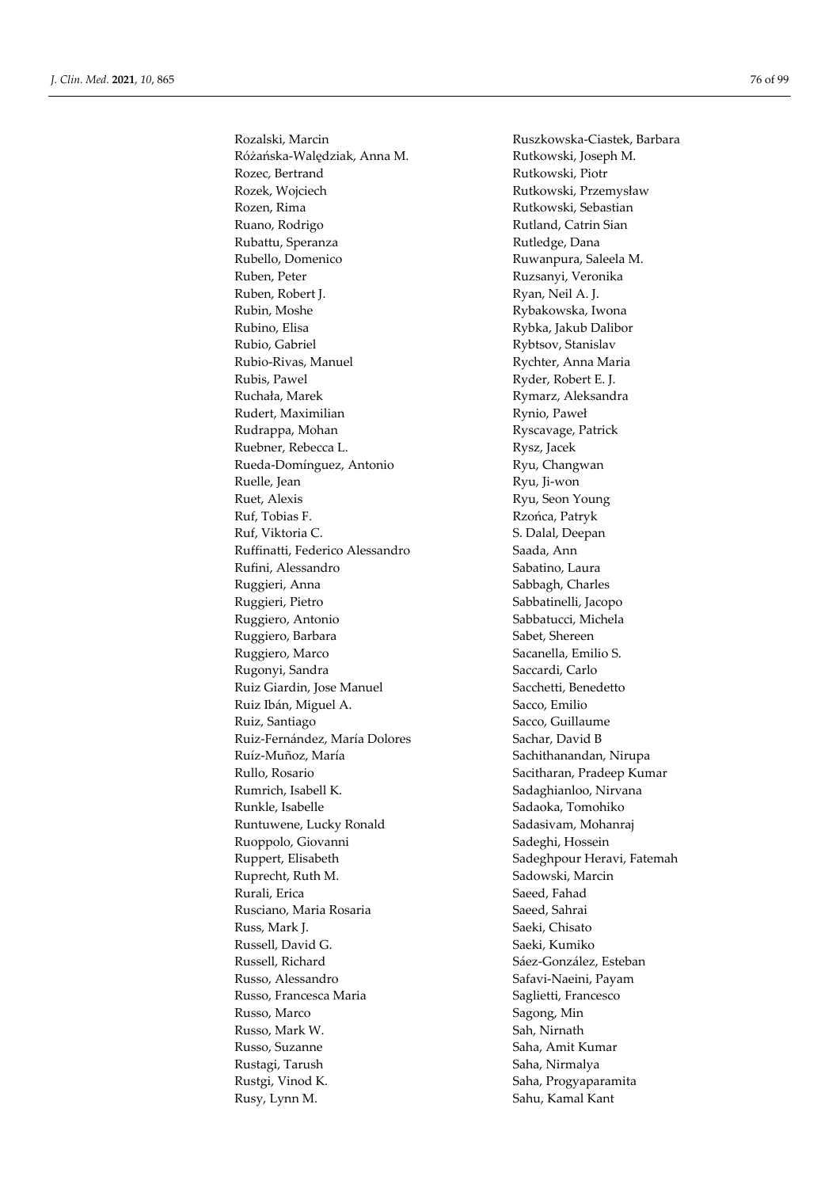Rozalski, Marcin
Różańska-Walędziak, Anna M.
Rozec, Bertrand
Rozek, Wojciech
Rozen, Rima
Ruano, Rodrigo
Rubattu, Speranza
Rubello, Domenico
Ruben, Peter
Ruben, Robert J.
Rubin, Moshe
Rubino, Elisa
Rubio, Gabriel
Rubio-Rivas, Manuel
Rubis, Pawel
Ruchała, Marek
Rudert, Maximilian
Rudrappa, Mohan
Ruebner, Rebecca L.
Rueda-Domínguez, Antonio
Ruelle, Jean
Ruet, Alexis
Ruf, Tobias F.
Ruf, Viktoria C.
Ruffinatti, Federico Alessandro
Rufini, Alessandro
Ruggieri, Anna
Ruggieri, Pietro
Ruggiero, Antonio
Ruggiero, Barbara
Ruggiero, Marco
Rugonyi, Sandra
Ruiz Giardin, Jose Manuel
Ruiz Ibán, Miguel A.
Ruiz, Santiago
Ruiz-Fernández, María Dolores
Ruíz-Muñoz, María
Rullo, Rosario
Rumrich, Isabell K.
Runkle, Isabelle
Runtuwene, Lucky Ronald
Ruoppolo, Giovanni
Ruppert, Elisabeth
Ruprecht, Ruth M.
Rurali, Erica
Rusciano, Maria Rosaria
Russ, Mark J.
Russell, David G.
Russell, Richard
Russo, Alessandro
Russo, Francesca Maria
Russo, Marco
Russo, Mark W.
Russo, Suzanne
Rustagi, Tarush
Rustgi, Vinod K.
Rusy, Lynn M.
Ruszkowska-Ciastek, Barbara
Rutkowski, Joseph M.
Rutkowski, Piotr
Rutkowski, Przemysław
Rutkowski, Sebastian
Rutland, Catrin Sian
Rutledge, Dana
Ruwanpura, Saleela M.
Ruzsanyi, Veronika
Ryan, Neil A. J.
Rybakowska, Iwona
Rybka, Jakub Dalibor
Rybtsov, Stanislav
Rychter, Anna Maria
Ryder, Robert E. J.
Rymarz, Aleksandra
Rynio, Paweł
Ryscavage, Patrick
Rysz, Jacek
Ryu, Changwan
Ryu, Ji-won
Ryu, Seon Young
Rzońca, Patryk
S. Dalal, Deepan
Saada, Ann
Sabatino, Laura
Sabbagh, Charles
Sabbatinelli, Jacopo
Sabbatucci, Michela
Sabet, Shereen
Sacanella, Emilio S.
Saccardi, Carlo
Sacchetti, Benedetto
Sacco, Emilio
Sacco, Guillaume
Sachar, David B
Sachithanandan, Nirupa
Sacitharan, Pradeep Kumar
Sadaghianloo, Nirvana
Sadaoka, Tomohiko
Sadasivam, Mohanraj
Sadeghi, Hossein
Sadeghpour Heravi, Fatemah
Sadowski, Marcin
Saeed, Fahad
Saeed, Sahrai
Saeki, Chisato
Saeki, Kumiko
Sáez-González, Esteban
Safavi-Naeini, Payam
Saglietti, Francesco
Sagong, Min
Sah, Nirnath
Saha, Amit Kumar
Saha, Nirmalya
Saha, Progyaparamita
Sahu, Kamal Kant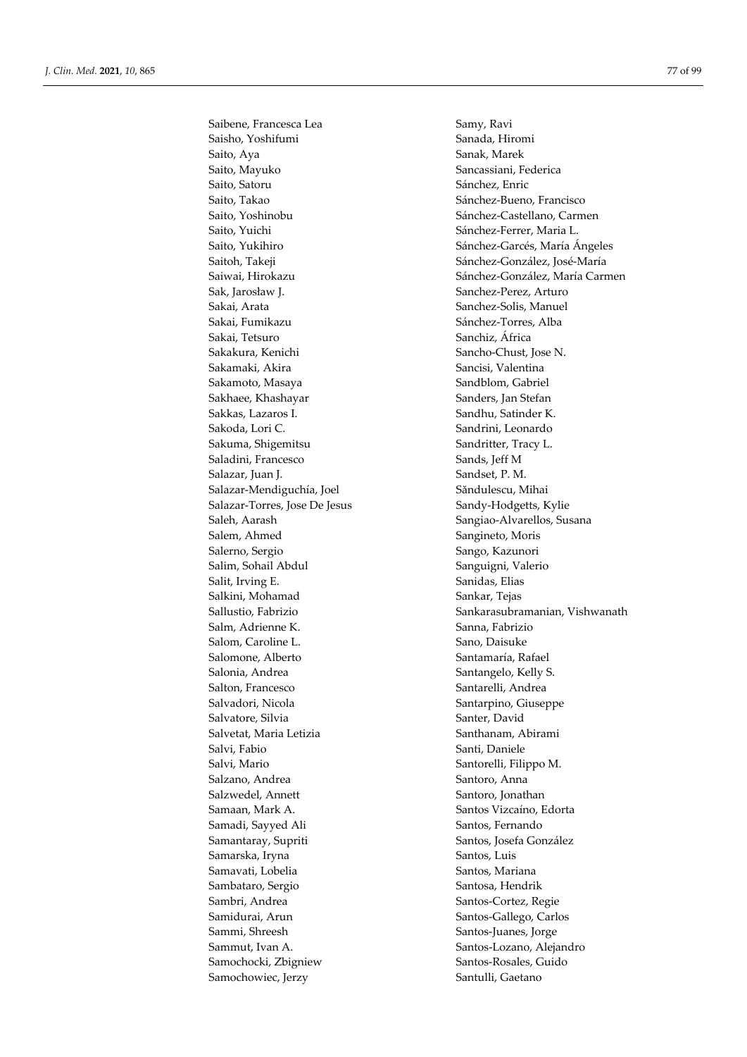Saibene, Francesca Lea
Saisho, Yoshifumi
Saito, Aya
Saito, Mayuko
Saito, Satoru
Saito, Takao
Saito, Yoshinobu
Saito, Yuichi
Saito, Yukihiro
Saitoh, Takeji
Saiwai, Hirokazu
Sak, Jarosław J.
Sakai, Arata
Sakai, Fumikazu
Sakai, Tetsuro
Sakakura, Kenichi
Sakamaki, Akira
Sakamoto, Masaya
Sakhaee, Khashayar
Sakkas, Lazaros I.
Sakoda, Lori C.
Sakuma, Shigemitsu
Saladini, Francesco
Salazar, Juan J.
Salazar-Mendiguchía, Joel
Salazar-Torres, Jose De Jesus
Saleh, Aarash
Salem, Ahmed
Salerno, Sergio
Salim, Sohail Abdul
Salit, Irving E.
Salkini, Mohamad
Sallustio, Fabrizio
Salm, Adrienne K.
Salom, Caroline L.
Salomone, Alberto
Salonia, Andrea
Salton, Francesco
Salvadori, Nicola
Salvatore, Silvia
Salvetat, Maria Letizia
Salvi, Fabio
Salvi, Mario
Salzano, Andrea
Salzwedel, Annett
Samaan, Mark A.
Samadi, Sayyed Ali
Samantaray, Supriti
Samarska, Iryna
Samavati, Lobelia
Sambataro, Sergio
Sambri, Andrea
Samidurai, Arun
Sammi, Shreesh
Sammut, Ivan A.
Samochocki, Zbigniew
Samochowiec, Jerzy
Samy, Ravi
Sanada, Hiromi
Sanak, Marek
Sancassiani, Federica
Sánchez, Enric
Sánchez-Bueno, Francisco
Sánchez-Castellano, Carmen
Sánchez-Ferrer, Maria L.
Sánchez-Garcés, María Ángeles
Sánchez-González, José-María
Sánchez-González, María Carmen
Sanchez-Perez, Arturo
Sanchez-Solis, Manuel
Sánchez-Torres, Alba
Sanchiz, África
Sancho-Chust, Jose N.
Sancisi, Valentina
Sandblom, Gabriel
Sanders, Jan Stefan
Sandhu, Satinder K.
Sandrini, Leonardo
Sandritter, Tracy L.
Sands, Jeff M
Sandset, P. M.
Săndulescu, Mihai
Sandy-Hodgetts, Kylie
Sangiao-Alvarellos, Susana
Sangineto, Moris
Sango, Kazunori
Sanguigni, Valerio
Sanidas, Elias
Sankar, Tejas
Sankarasubramanian, Vishwanath
Sanna, Fabrizio
Sano, Daisuke
Santamaría, Rafael
Santangelo, Kelly S.
Santarelli, Andrea
Santarpino, Giuseppe
Santer, David
Santhanam, Abirami
Santi, Daniele
Santorelli, Filippo M.
Santoro, Anna
Santoro, Jonathan
Santos Vizcaíno, Edorta
Santos, Fernando
Santos, Josefa González
Santos, Luis
Santos, Mariana
Santosa, Hendrik
Santos-Cortez, Regie
Santos-Gallego, Carlos
Santos-Juanes, Jorge
Santos-Lozano, Alejandro
Santos-Rosales, Guido
Santulli, Gaetano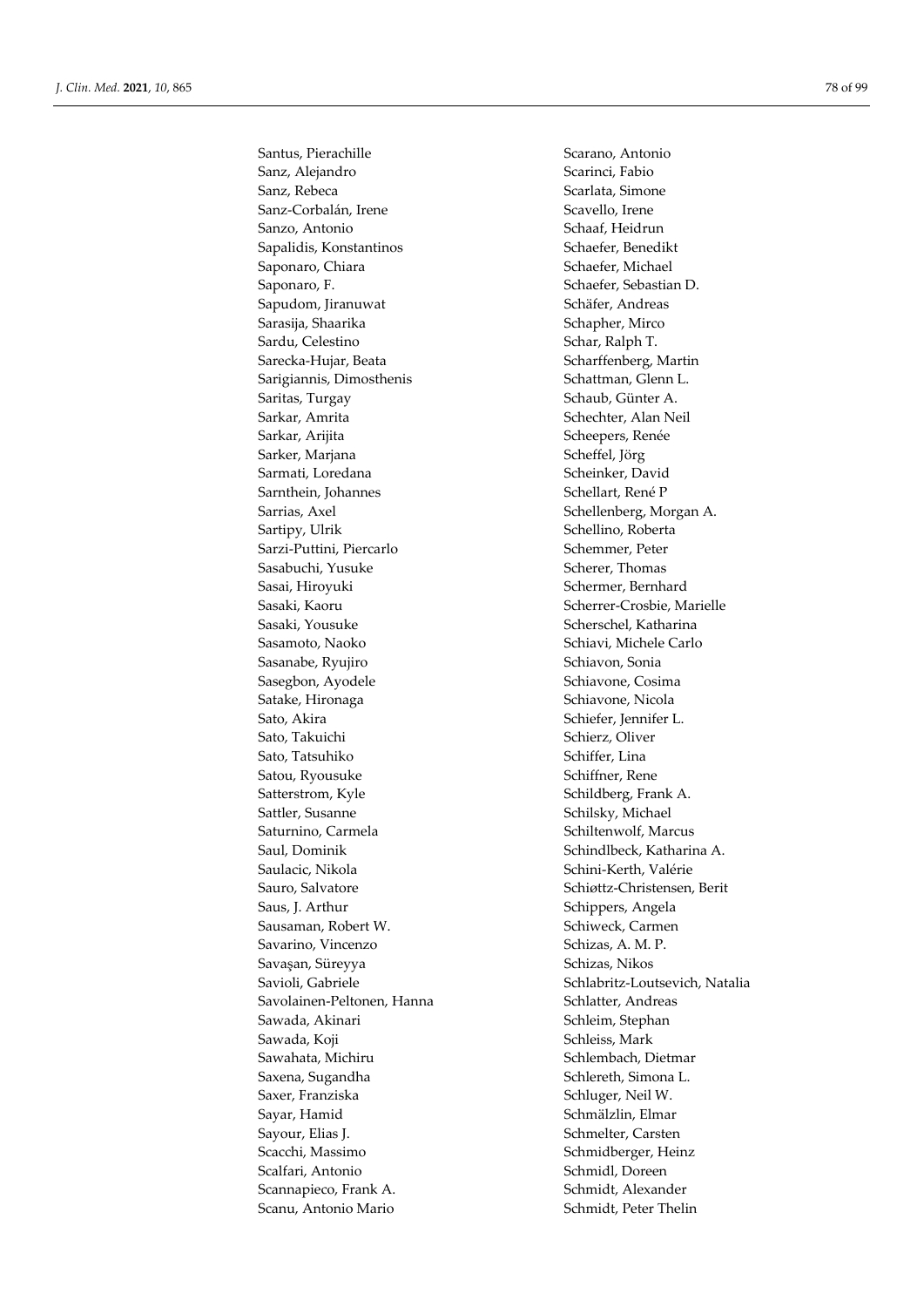Santus, Pierachille
Sanz, Alejandro
Sanz, Rebeca
Sanz-Corbalán, Irene
Sanzo, Antonio
Sapalidis, Konstantinos
Saponaro, Chiara
Saponaro, F.
Sapudom, Jiranuwat
Sarasija, Shaarika
Sardu, Celestino
Sarecka-Hujar, Beata
Sarigiannis, Dimosthenis
Saritas, Turgay
Sarkar, Amrita
Sarkar, Arijita
Sarker, Marjana
Sarmati, Loredana
Sarnthein, Johannes
Sarrias, Axel
Sartipy, Ulrik
Sarzi-Puttini, Piercarlo
Sasabuchi, Yusuke
Sasai, Hiroyuki
Sasaki, Kaoru
Sasaki, Yousuke
Sasamoto, Naoko
Sasanabe, Ryujiro
Sasegbon, Ayodele
Satake, Hironaga
Sato, Akira
Sato, Takuichi
Sato, Tatsuhiko
Satou, Ryousuke
Satterstrom, Kyle
Sattler, Susanne
Saturnino, Carmela
Saul, Dominik
Saulacic, Nikola
Sauro, Salvatore
Saus, J. Arthur
Sausaman, Robert W.
Savarino, Vincenzo
Savaşan, Süreyya
Savioli, Gabriele
Savolainen-Peltonen, Hanna
Sawada, Akinari
Sawada, Koji
Sawahata, Michiru
Saxena, Sugandha
Saxer, Franziska
Sayar, Hamid
Sayour, Elias J.
Scacchi, Massimo
Scalfari, Antonio
Scannapieco, Frank A.
Scanu, Antonio Mario
Scarano, Antonio
Scarinci, Fabio
Scarlata, Simone
Scavello, Irene
Schaaf, Heidrun
Schaefer, Benedikt
Schaefer, Michael
Schaefer, Sebastian D.
Schäfer, Andreas
Schapher, Mirco
Schar, Ralph T.
Scharffenberg, Martin
Schattman, Glenn L.
Schaub, Günter A.
Schechter, Alan Neil
Scheepers, Renée
Scheffel, Jörg
Scheinker, David
Schellart, René P
Schellenberg, Morgan A.
Schellino, Roberta
Schemmer, Peter
Scherer, Thomas
Schermer, Bernhard
Scherrer-Crosbie, Marielle
Scherschel, Katharina
Schiavi, Michele Carlo
Schiavon, Sonia
Schiavone, Cosima
Schiavone, Nicola
Schiefer, Jennifer L.
Schierz, Oliver
Schiffer, Lina
Schiffner, Rene
Schildberg, Frank A.
Schilsky, Michael
Schiltenwolf, Marcus
Schindlbeck, Katharina A.
Schini-Kerth, Valérie
Schiøttz-Christensen, Berit
Schippers, Angela
Schiweck, Carmen
Schizas, A. M. P.
Schizas, Nikos
Schlabritz-Loutsevich, Natalia
Schlatter, Andreas
Schleim, Stephan
Schleiss, Mark
Schlembach, Dietmar
Schlereth, Simona L.
Schluger, Neil W.
Schmälzlin, Elmar
Schmelter, Carsten
Schmidberger, Heinz
Schmidl, Doreen
Schmidt, Alexander
Schmidt, Peter Thelin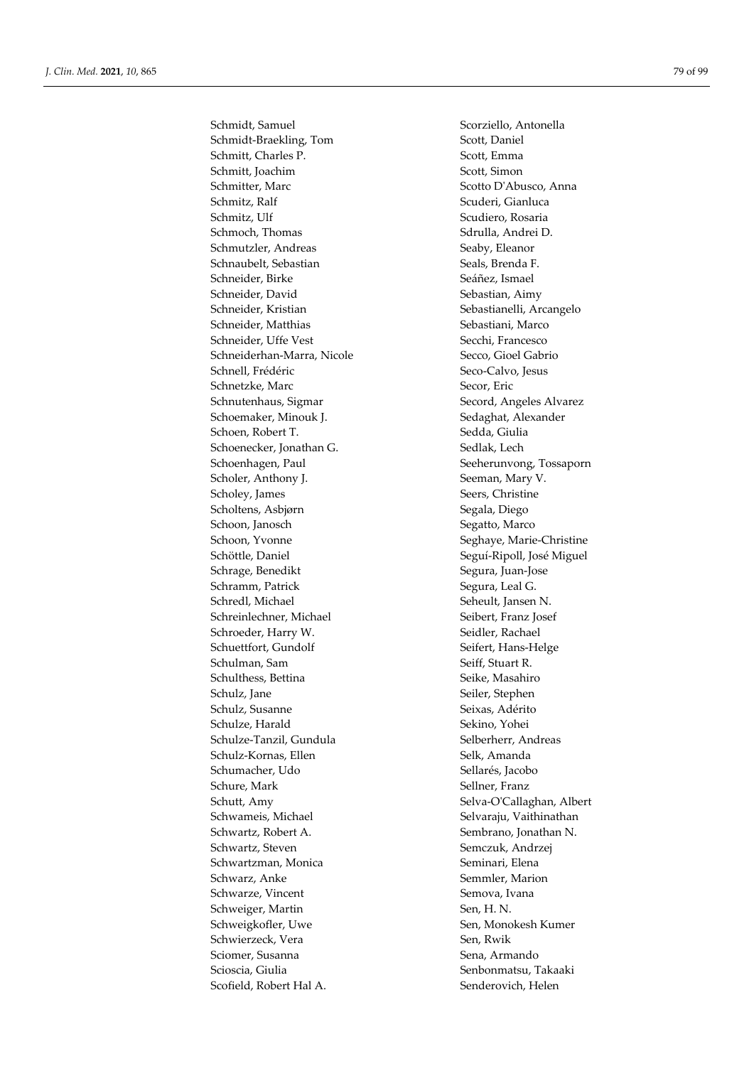Schmidt, Samuel
Schmidt-Braekling, Tom
Schmitt, Charles P.
Schmitt, Joachim
Schmitter, Marc
Schmitz, Ralf
Schmitz, Ulf
Schmoch, Thomas
Schmutzler, Andreas
Schnaubelt, Sebastian
Schneider, Birke
Schneider, David
Schneider, Kristian
Schneider, Matthias
Schneider, Uffe Vest
Schneiderhan-Marra, Nicole
Schnell, Frédéric
Schnetzke, Marc
Schnutenhaus, Sigmar
Schoemaker, Minouk J.
Schoen, Robert T.
Schoenecker, Jonathan G.
Schoenhagen, Paul
Scholer, Anthony J.
Scholey, James
Scholtens, Asbjørn
Schoon, Janosch
Schoon, Yvonne
Schöttle, Daniel
Schrage, Benedikt
Schramm, Patrick
Schredl, Michael
Schreinlechner, Michael
Schroeder, Harry W.
Schuettfort, Gundolf
Schulman, Sam
Schulthess, Bettina
Schulz, Jane
Schulz, Susanne
Schulze, Harald
Schulze-Tanzil, Gundula
Schulz-Kornas, Ellen
Schumacher, Udo
Schure, Mark
Schutt, Amy
Schwameis, Michael
Schwartz, Robert A.
Schwartz, Steven
Schwartzman, Monica
Schwarz, Anke
Schwarze, Vincent
Schweiger, Martin
Schweigkofler, Uwe
Schwierzeck, Vera
Sciomer, Susanna
Scioscia, Giulia
Scofield, Robert Hal A.
Scorziello, Antonella
Scott, Daniel
Scott, Emma
Scott, Simon
Scotto D'Abusco, Anna
Scuderi, Gianluca
Scudiero, Rosaria
Sdrulla, Andrei D.
Seaby, Eleanor
Seals, Brenda F.
Seáñez, Ismael
Sebastian, Aimy
Sebastianelli, Arcangelo
Sebastiani, Marco
Secchi, Francesco
Secco, Gioel Gabrio
Seco-Calvo, Jesus
Secor, Eric
Secord, Angeles Alvarez
Sedaghat, Alexander
Sedda, Giulia
Sedlak, Lech
Seeherunvong, Tossaporn
Seeman, Mary V.
Seers, Christine
Segala, Diego
Segatto, Marco
Seghaye, Marie-Christine
Seguí-Ripoll, José Miguel
Segura, Juan-Jose
Segura, Leal G.
Seheult, Jansen N.
Seibert, Franz Josef
Seidler, Rachael
Seifert, Hans-Helge
Seiff, Stuart R.
Seike, Masahiro
Seiler, Stephen
Seixas, Adérito
Sekino, Yohei
Selberherr, Andreas
Selk, Amanda
Sellarés, Jacobo
Sellner, Franz
Selva-O'Callaghan, Albert
Selvaraju, Vaithinathan
Sembrano, Jonathan N.
Semczuk, Andrzej
Seminari, Elena
Semmler, Marion
Semova, Ivana
Sen, H. N.
Sen, Monokesh Kumer
Sen, Rwik
Sena, Armando
Senbonmatsu, Takaaki
Senderovich, Helen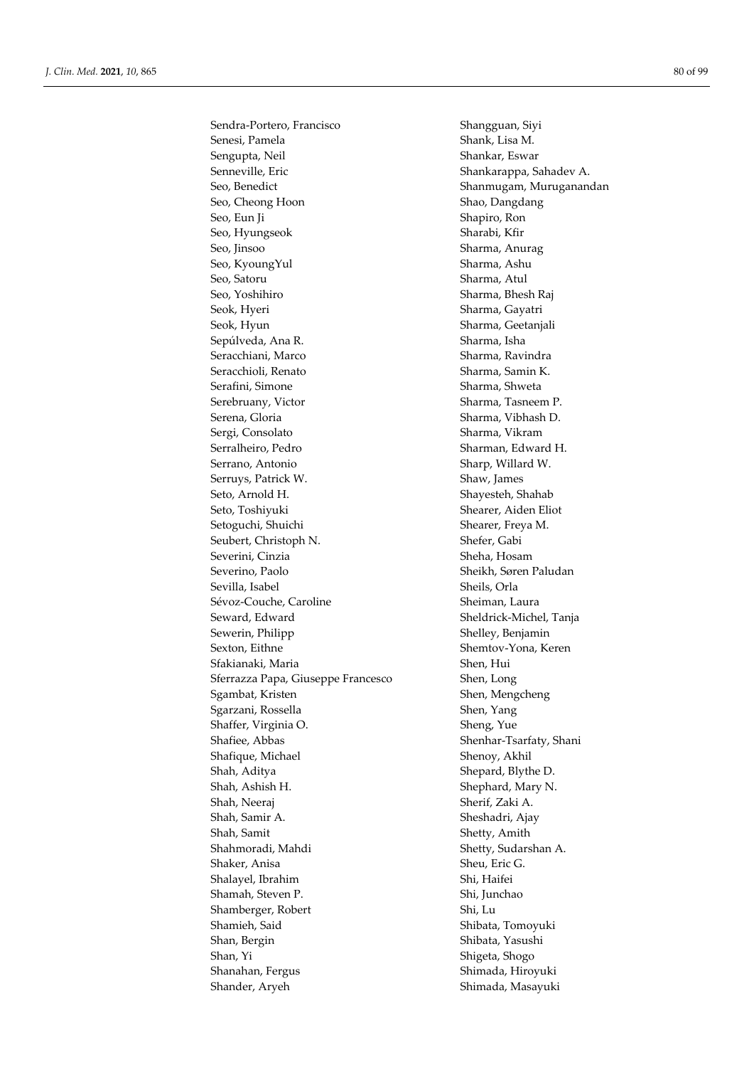Sendra-Portero, Francisco
Senesi, Pamela
Sengupta, Neil
Senneville, Eric
Seo, Benedict
Seo, Cheong Hoon
Seo, Eun Ji
Seo, Hyungseok
Seo, Jinsoo
Seo, KyoungYul
Seo, Satoru
Seo, Yoshihiro
Seok, Hyeri
Seok, Hyun
Sepúlveda, Ana R.
Seracchiani, Marco
Seracchioli, Renato
Serafini, Simone
Serebruany, Victor
Serena, Gloria
Sergi, Consolato
Serralheiro, Pedro
Serrano, Antonio
Serruys, Patrick W.
Seto, Arnold H.
Seto, Toshiyuki
Setoguchi, Shuichi
Seubert, Christoph N.
Severini, Cinzia
Severino, Paolo
Sevilla, Isabel
Sévoz-Couche, Caroline
Seward, Edward
Sewerin, Philipp
Sexton, Eithne
Sfakianaki, Maria
Sferrazza Papa, Giuseppe Francesco
Sgambat, Kristen
Sgarzani, Rossella
Shaffer, Virginia O.
Shafiee, Abbas
Shafique, Michael
Shah, Aditya
Shah, Ashish H.
Shah, Neeraj
Shah, Samir A.
Shah, Samit
Shahmoradi, Mahdi
Shaker, Anisa
Shalayel, Ibrahim
Shamah, Steven P.
Shamberger, Robert
Shamieh, Said
Shan, Bergin
Shan, Yi
Shanahan, Fergus
Shander, Aryeh
Shangguan, Siyi
Shank, Lisa M.
Shankar, Eswar
Shankarappa, Sahadev A.
Shanmugam, Muruganandan
Shao, Dangdang
Shapiro, Ron
Sharabi, Kfir
Sharma, Anurag
Sharma, Ashu
Sharma, Atul
Sharma, Bhesh Raj
Sharma, Gayatri
Sharma, Geetanjali
Sharma, Isha
Sharma, Ravindra
Sharma, Samin K.
Sharma, Shweta
Sharma, Tasneem P.
Sharma, Vibhash D.
Sharma, Vikram
Sharman, Edward H.
Sharp, Willard W.
Shaw, James
Shayesteh, Shahab
Shearer, Aiden Eliot
Shearer, Freya M.
Shefer, Gabi
Sheha, Hosam
Sheikh, Søren Paludan
Sheils, Orla
Sheiman, Laura
Sheldrick-Michel, Tanja
Shelley, Benjamin
Shemtov-Yona, Keren
Shen, Hui
Shen, Long
Shen, Mengcheng
Shen, Yang
Sheng, Yue
Shenhar-Tsarfaty, Shani
Shenoy, Akhil
Shepard, Blythe D.
Shephard, Mary N.
Sherif, Zaki A.
Sheshadri, Ajay
Shetty, Amith
Shetty, Sudarshan A.
Sheu, Eric G.
Shi, Haifei
Shi, Junchao
Shi, Lu
Shibata, Tomoyuki
Shibata, Yasushi
Shigeta, Shogo
Shimada, Hiroyuki
Shimada, Masayuki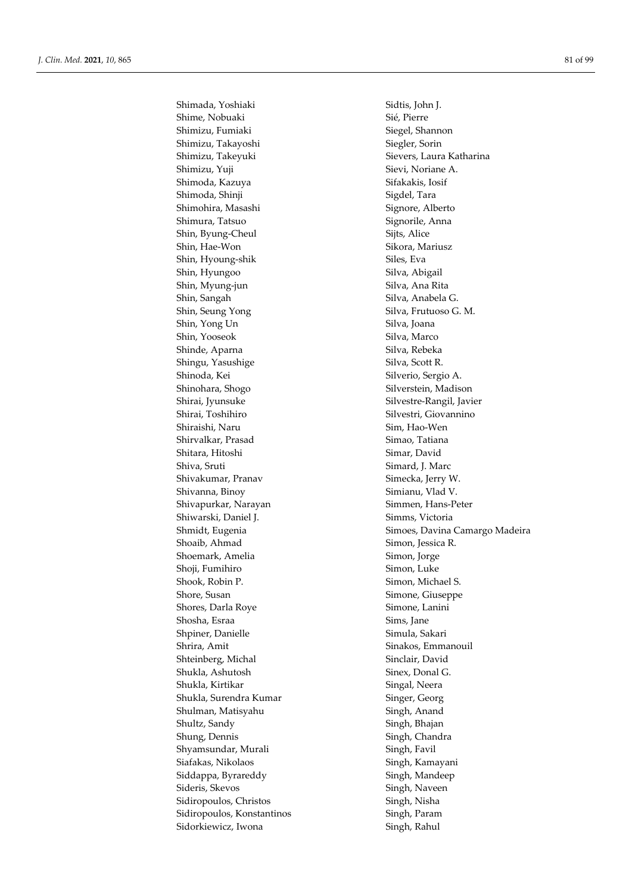Shimada, Yoshiaki
Shime, Nobuaki
Shimizu, Fumiaki
Shimizu, Takayoshi
Shimizu, Takeyuki
Shimizu, Yuji
Shimoda, Kazuya
Shimoda, Shinji
Shimohira, Masashi
Shimura, Tatsuo
Shin, Byung-Cheul
Shin, Hae-Won
Shin, Hyoung-shik
Shin, Hyungoo
Shin, Myung-jun
Shin, Sangah
Shin, Seung Yong
Shin, Yong Un
Shin, Yooseok
Shinde, Aparna
Shingu, Yasushige
Shinoda, Kei
Shinohara, Shogo
Shirai, Jyunsuke
Shirai, Toshihiro
Shiraishi, Naru
Shirvalkar, Prasad
Shitara, Hitoshi
Shiva, Sruti
Shivakumar, Pranav
Shivanna, Binoy
Shivapurkar, Narayan
Shiwarski, Daniel J.
Shmidt, Eugenia
Shoaib, Ahmad
Shoemark, Amelia
Shoji, Fumihiro
Shook, Robin P.
Shore, Susan
Shores, Darla Roye
Shosha, Esraa
Shpiner, Danielle
Shrira, Amit
Shteinberg, Michal
Shukla, Ashutosh
Shukla, Kirtikar
Shukla, Surendra Kumar
Shulman, Matisyahu
Shultz, Sandy
Shung, Dennis
Shyamsundar, Murali
Siafakas, Nikolaos
Siddappa, Byrareddy
Sideris, Skevos
Sidiropoulos, Christos
Sidiropoulos, Konstantinos
Sidorkiewicz, Iwona
Sidtis, John J.
Sié, Pierre
Siegel, Shannon
Siegler, Sorin
Sievers, Laura Katharina
Sievi, Noriane A.
Sifakakis, Iosif
Sigdel, Tara
Signore, Alberto
Signorile, Anna
Sijts, Alice
Sikora, Mariusz
Siles, Eva
Silva, Abigail
Silva, Ana Rita
Silva, Anabela G.
Silva, Frutuoso G. M.
Silva, Joana
Silva, Marco
Silva, Rebeka
Silva, Scott R.
Silverio, Sergio A.
Silverstein, Madison
Silvestre-Rangil, Javier
Silvestri, Giovannino
Sim, Hao-Wen
Simao, Tatiana
Simar, David
Simard, J. Marc
Simecka, Jerry W.
Simianu, Vlad V.
Simmen, Hans-Peter
Simms, Victoria
Simoes, Davina Camargo Madeira
Simon, Jessica R.
Simon, Jorge
Simon, Luke
Simon, Michael S.
Simone, Giuseppe
Simone, Lanini
Sims, Jane
Simula, Sakari
Sinakos, Emmanouil
Sinclair, David
Sinex, Donal G.
Singal, Neera
Singer, Georg
Singh, Anand
Singh, Bhajan
Singh, Chandra
Singh, Favil
Singh, Kamayani
Singh, Mandeep
Singh, Naveen
Singh, Nisha
Singh, Param
Singh, Rahul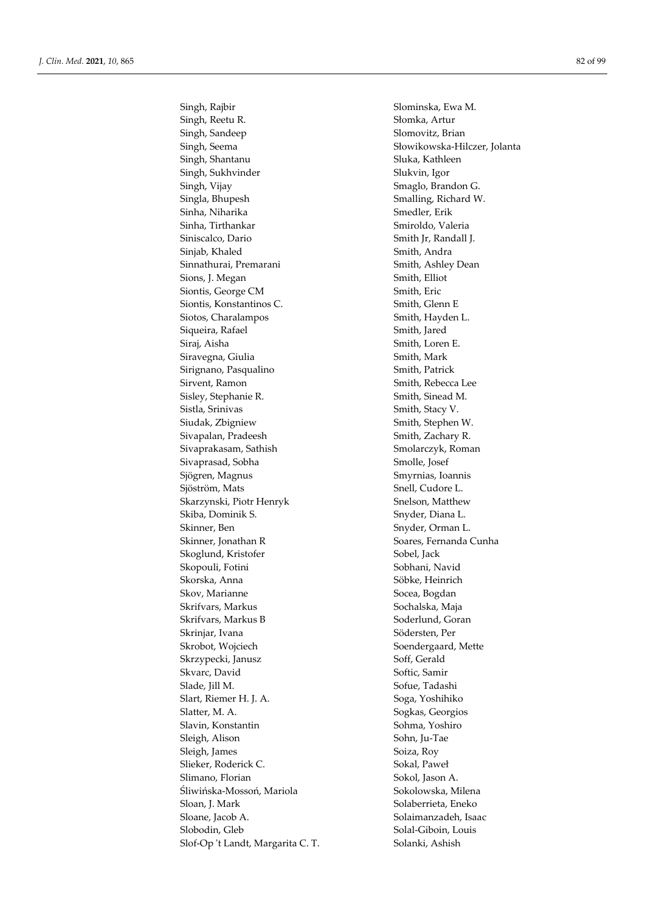Singh, Rajbir
Singh, Reetu R.
Singh, Sandeep
Singh, Seema
Singh, Shantanu
Singh, Sukhvinder
Singh, Vijay
Singla, Bhupesh
Sinha, Niharika
Sinha, Tirthankar
Siniscalco, Dario
Sinjab, Khaled
Sinnathurai, Premarani
Sions, J. Megan
Siontis, George CM
Siontis, Konstantinos C.
Siotos, Charalampos
Siqueira, Rafael
Siraj, Aisha
Siravegna, Giulia
Sirignano, Pasqualino
Sirvent, Ramon
Sisley, Stephanie R.
Sistla, Srinivas
Siudak, Zbigniew
Sivapalan, Pradeesh
Sivaprakasam, Sathish
Sivaprasad, Sobha
Sjögren, Magnus
Sjöström, Mats
Skarzynski, Piotr Henryk
Skiba, Dominik S.
Skinner, Ben
Skinner, Jonathan R
Skoglund, Kristofer
Skopouli, Fotini
Skorska, Anna
Skov, Marianne
Skrifvars, Markus
Skrifvars, Markus B
Skrinjar, Ivana
Skrobot, Wojciech
Skrzypecki, Janusz
Skvarc, David
Slade, Jill M.
Slart, Riemer H. J. A.
Slatter, M. A.
Slavin, Konstantin
Sleigh, Alison
Sleigh, James
Slieker, Roderick C.
Slimano, Florian
Śliwińska-Mossoń, Mariola
Sloan, J. Mark
Sloane, Jacob A.
Slobodin, Gleb
Slof-Op 't Landt, Margarita C. T.
Slominska, Ewa M.
Słomka, Artur
Slomovitz, Brian
Słowikowska-Hilczer, Jolanta
Sluka, Kathleen
Slukvin, Igor
Smaglo, Brandon G.
Smalling, Richard W.
Smedler, Erik
Smiroldo, Valeria
Smith Jr, Randall J.
Smith, Andra
Smith, Ashley Dean
Smith, Elliot
Smith, Eric
Smith, Glenn E
Smith, Hayden L.
Smith, Jared
Smith, Loren E.
Smith, Mark
Smith, Patrick
Smith, Rebecca Lee
Smith, Sinead M.
Smith, Stacy V.
Smith, Stephen W.
Smith, Zachary R.
Smolarczyk, Roman
Smolle, Josef
Smyrnias, Ioannis
Snell, Cudore L.
Snelson, Matthew
Snyder, Diana L.
Snyder, Orman L.
Soares, Fernanda Cunha
Sobel, Jack
Sobhani, Navid
Söbke, Heinrich
Socea, Bogdan
Sochalska, Maja
Soderlund, Goran
Södersten, Per
Soendergaard, Mette
Soff, Gerald
Softic, Samir
Sofue, Tadashi
Soga, Yoshihiko
Sogkas, Georgios
Sohma, Yoshiro
Sohn, Ju-Tae
Soiza, Roy
Sokal, Paweł
Sokol, Jason A.
Sokolowska, Milena
Solaberrieta, Eneko
Solaimanzadeh, Isaac
Solal-Giboin, Louis
Solanki, Ashish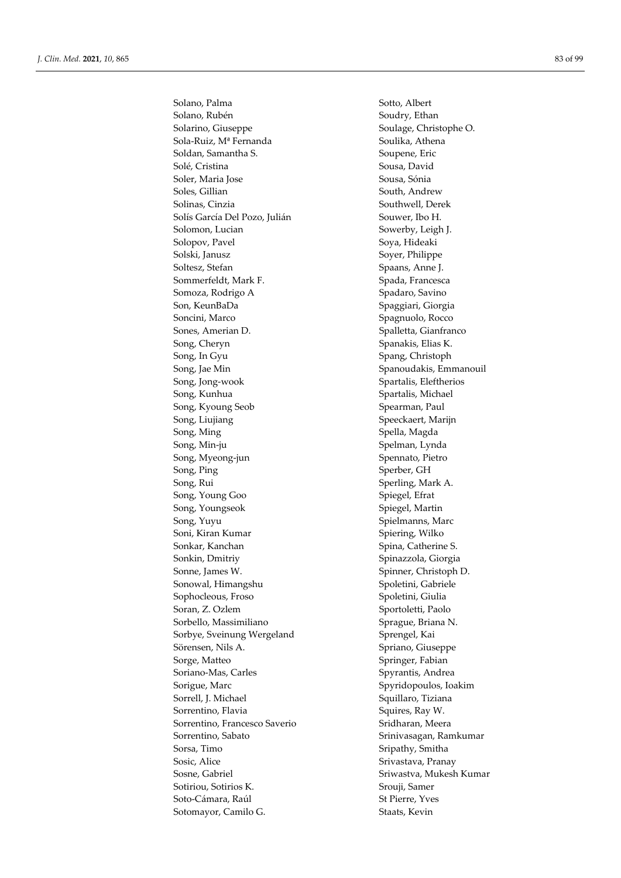Solano, Palma
Solano, Rubén
Solarino, Giuseppe
Sola-Ruiz, Mª Fernanda
Soldan, Samantha S.
Solé, Cristina
Soler, Maria Jose
Soles, Gillian
Solinas, Cinzia
Solís García Del Pozo, Julián
Solomon, Lucian
Solopov, Pavel
Solski, Janusz
Soltesz, Stefan
Sommerfeldt, Mark F.
Somoza, Rodrigo A
Son, KeunBaDa
Soncini, Marco
Sones, Amerian D.
Song, Cheryn
Song, In Gyu
Song, Jae Min
Song, Jong-wook
Song, Kunhua
Song, Kyoung Seob
Song, Liujiang
Song, Ming
Song, Min-ju
Song, Myeong-jun
Song, Ping
Song, Rui
Song, Young Goo
Song, Youngseok
Song, Yuyu
Soni, Kiran Kumar
Sonkar, Kanchan
Sonkin, Dmitriy
Sonne, James W.
Sonowal, Himangshu
Sophocleous, Froso
Soran, Z. Ozlem
Sorbello, Massimiliano
Sorbye, Sveinung Wergeland
Sörensen, Nils A.
Sorge, Matteo
Soriano-Mas, Carles
Sorigue, Marc
Sorrell, J. Michael
Sorrentino, Flavia
Sorrentino, Francesco Saverio
Sorrentino, Sabato
Sorsa, Timo
Sosic, Alice
Sosne, Gabriel
Sotiriou, Sotirios K.
Soto-Cámara, Raúl
Sotomayor, Camilo G.
Sotto, Albert
Soudry, Ethan
Soulage, Christophe O.
Soulika, Athena
Soupene, Eric
Sousa, David
Sousa, Sónia
South, Andrew
Southwell, Derek
Souwer, Ibo H.
Sowerby, Leigh J.
Soya, Hideaki
Soyer, Philippe
Spaans, Anne J.
Spada, Francesca
Spadaro, Savino
Spaggiari, Giorgia
Spagnuolo, Rocco
Spalletta, Gianfranco
Spanakis, Elias K.
Spang, Christoph
Spanoudakis, Emmanouil
Spartalis, Eleftherios
Spartalis, Michael
Spearman, Paul
Speeckaert, Marijn
Spella, Magda
Spelman, Lynda
Spennato, Pietro
Sperber, GH
Sperling, Mark A.
Spiegel, Efrat
Spiegel, Martin
Spielmanns, Marc
Spiering, Wilko
Spina, Catherine S.
Spinazzola, Giorgia
Spinner, Christoph D.
Spoletini, Gabriele
Spoletini, Giulia
Sportoletti, Paolo
Sprague, Briana N.
Sprengel, Kai
Spriano, Giuseppe
Springer, Fabian
Spyrantis, Andrea
Spyridopoulos, Ioakim
Squillaro, Tiziana
Squires, Ray W.
Sridharan, Meera
Srinivasagan, Ramkumar
Sripathy, Smitha
Srivastava, Pranay
Sriwastva, Mukesh Kumar
Srouji, Samer
St Pierre, Yves
Staats, Kevin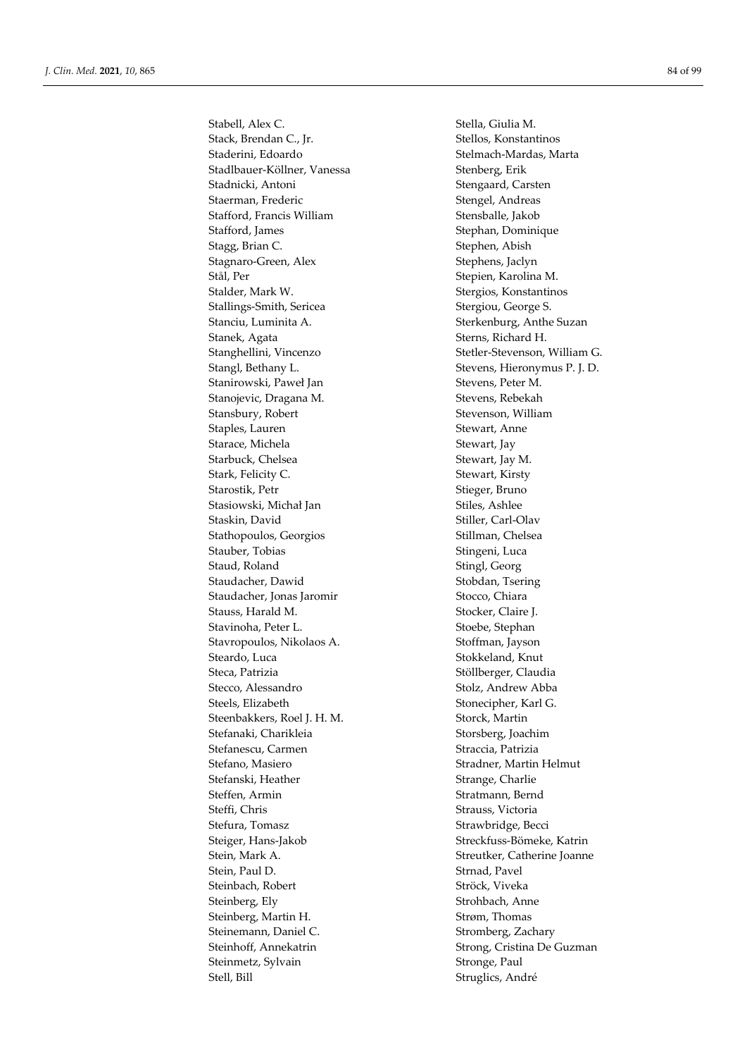Stabell, Alex C.
Stack, Brendan C., Jr.
Staderini, Edoardo
Stadlbauer-Köllner, Vanessa
Stadnicki, Antoni
Staerman, Frederic
Stafford, Francis William
Stafford, James
Stagg, Brian C.
Stagnaro-Green, Alex
Stål, Per
Stalder, Mark W.
Stallings-Smith, Sericea
Stanciu, Luminita A.
Stanek, Agata
Stanghellini, Vincenzo
Stangl, Bethany L.
Stanirowski, Paweł Jan
Stanojevic, Dragana M.
Stansbury, Robert
Staples, Lauren
Starace, Michela
Starbuck, Chelsea
Stark, Felicity C.
Starostik, Petr
Stasiowski, Michał Jan
Staskin, David
Stathopoulos, Georgios
Stauber, Tobias
Staud, Roland
Staudacher, Dawid
Staudacher, Jonas Jaromir
Stauss, Harald M.
Stavinoha, Peter L.
Stavropoulos, Nikolaos A.
Steardo, Luca
Steca, Patrizia
Stecco, Alessandro
Steels, Elizabeth
Steenbakkers, Roel J. H. M.
Stefanaki, Charikleia
Stefanescu, Carmen
Stefano, Masiero
Stefanski, Heather
Steffen, Armin
Steffi, Chris
Stefura, Tomasz
Steiger, Hans-Jakob
Stein, Mark A.
Stein, Paul D.
Steinbach, Robert
Steinberg, Ely
Steinberg, Martin H.
Steinemann, Daniel C.
Steinhoff, Annekatrin
Steinmetz, Sylvain
Stell, Bill
Stella, Giulia M.
Stellos, Konstantinos
Stelmach-Mardas, Marta
Stenberg, Erik
Stengaard, Carsten
Stengel, Andreas
Stensballe, Jakob
Stephan, Dominique
Stephen, Abish
Stephens, Jaclyn
Stepien, Karolina M.
Stergios, Konstantinos
Stergiou, George S.
Sterkenburg, Anthe Suzan
Sterns, Richard H.
Stetler-Stevenson, William G.
Stevens, Hieronymus P. J. D.
Stevens, Peter M.
Stevens, Rebekah
Stevenson, William
Stewart, Anne
Stewart, Jay
Stewart, Jay M.
Stewart, Kirsty
Stieger, Bruno
Stiles, Ashlee
Stiller, Carl-Olav
Stillman, Chelsea
Stingeni, Luca
Stingl, Georg
Stobdan, Tsering
Stocco, Chiara
Stocker, Claire J.
Stoebe, Stephan
Stoffman, Jayson
Stokkeland, Knut
Stöllberger, Claudia
Stolz, Andrew Abba
Stonecipher, Karl G.
Storck, Martin
Storsberg, Joachim
Straccia, Patrizia
Stradner, Martin Helmut
Strange, Charlie
Stratmann, Bernd
Strauss, Victoria
Strawbridge, Becci
Streckfuss-Bömeke, Katrin
Streutker, Catherine Joanne
Strnad, Pavel
Ströck, Viveka
Strohbach, Anne
Strøm, Thomas
Stromberg, Zachary
Strong, Cristina De Guzman
Stronge, Paul
Struglics, André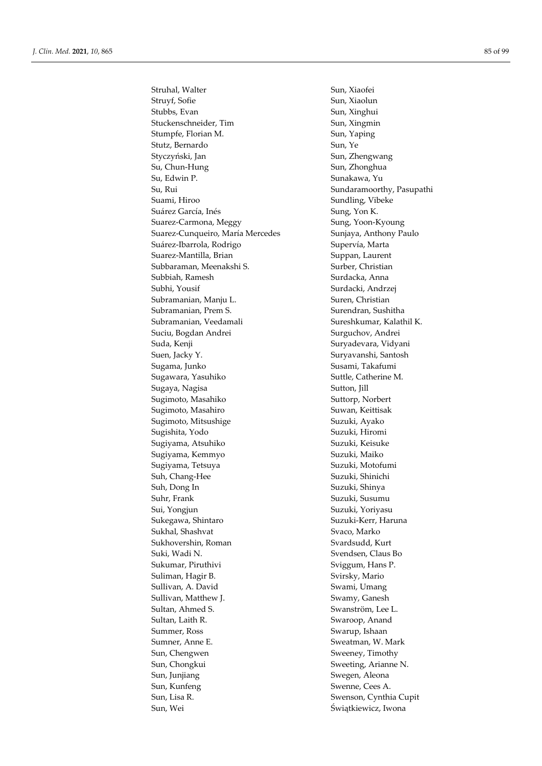Struhal, Walter
Struyf, Sofie
Stubbs, Evan
Stuckenschneider, Tim
Stumpfe, Florian M.
Stutz, Bernardo
Styczyński, Jan
Su, Chun-Hung
Su, Edwin P.
Su, Rui
Suami, Hiroo
Suárez García, Inés
Suarez-Carmona, Meggy
Suarez-Cunqueiro, María Mercedes
Suárez-Ibarrola, Rodrigo
Suarez-Mantilla, Brian
Subbaraman, Meenakshi S.
Subbiah, Ramesh
Subhi, Yousif
Subramanian, Manju L.
Subramanian, Prem S.
Subramanian, Veedamali
Suciu, Bogdan Andrei
Suda, Kenji
Suen, Jacky Y.
Sugama, Junko
Sugawara, Yasuhiko
Sugaya, Nagisa
Sugimoto, Masahiko
Sugimoto, Masahiro
Sugimoto, Mitsushige
Sugishita, Yodo
Sugiyama, Atsuhiko
Sugiyama, Kemmyo
Sugiyama, Tetsuya
Suh, Chang-Hee
Suh, Dong In
Suhr, Frank
Sui, Yongjun
Sukegawa, Shintaro
Sukhal, Shashvat
Sukhovershin, Roman
Suki, Wadi N.
Sukumar, Piruthivi
Suliman, Hagir B.
Sullivan, A. David
Sullivan, Matthew J.
Sultan, Ahmed S.
Sultan, Laith R.
Summer, Ross
Sumner, Anne E.
Sun, Chengwen
Sun, Chongkui
Sun, Junjiang
Sun, Kunfeng
Sun, Lisa R.
Sun, Wei
Sun, Xiaofei
Sun, Xiaolun
Sun, Xinghui
Sun, Xingmin
Sun, Yaping
Sun, Ye
Sun, Zhengwang
Sun, Zhonghua
Sunakawa, Yu
Sundaramoorthy, Pasupathi
Sundling, Vibeke
Sung, Yon K.
Sung, Yoon-Kyoung
Sunjaya, Anthony Paulo
Supervía, Marta
Suppan, Laurent
Surber, Christian
Surdacka, Anna
Surdacki, Andrzej
Suren, Christian
Surendran, Sushitha
Sureshkumar, Kalathil K.
Surguchov, Andrei
Suryadevara, Vidyani
Suryavanshi, Santosh
Susami, Takafumi
Suttle, Catherine M.
Sutton, Jill
Suttorp, Norbert
Suwan, Keittisak
Suzuki, Ayako
Suzuki, Hiromi
Suzuki, Keisuke
Suzuki, Maiko
Suzuki, Motofumi
Suzuki, Shinichi
Suzuki, Shinya
Suzuki, Susumu
Suzuki, Yoriyasu
Suzuki-Kerr, Haruna
Svaco, Marko
Svardsudd, Kurt
Svendsen, Claus Bo
Sviggum, Hans P.
Svirsky, Mario
Swami, Umang
Swamy, Ganesh
Swanström, Lee L.
Swaroop, Anand
Swarup, Ishaan
Sweatman, W. Mark
Sweeney, Timothy
Sweeting, Arianne N.
Swegen, Aleona
Swenne, Cees A.
Swenson, Cynthia Cupit
Świątkiewicz, Iwona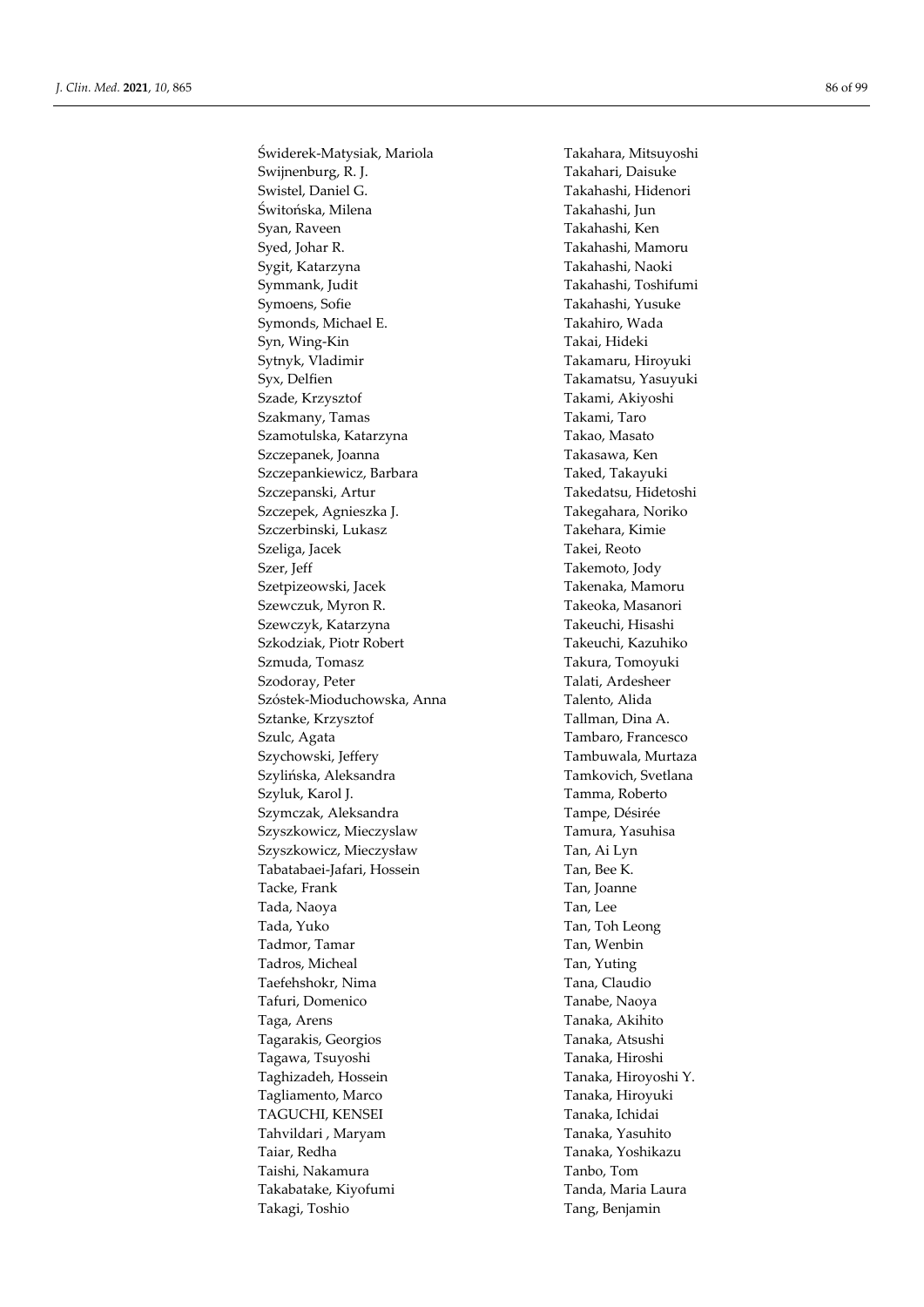Świderek-Matysiak, Mariola
Swijnenburg, R. J.
Swistel, Daniel G.
Świtońska, Milena
Syan, Raveen
Syed, Johar R.
Sygit, Katarzyna
Symmank, Judit
Symoens, Sofie
Symonds, Michael E.
Syn, Wing-Kin
Sytnyk, Vladimir
Syx, Delfien
Szade, Krzysztof
Szakmany, Tamas
Szamotulska, Katarzyna
Szczepanek, Joanna
Szczepankiewicz, Barbara
Szczepanski, Artur
Szczepek, Agnieszka J.
Szczerbinski, Lukasz
Szeliga, Jacek
Szer, Jeff
Szetpizeowski, Jacek
Szewczuk, Myron R.
Szewczyk, Katarzyna
Szkodziak, Piotr Robert
Szmuda, Tomasz
Szodoray, Peter
Szóstek-Mioduchowska, Anna
Sztanke, Krzysztof
Szulc, Agata
Szychowski, Jeffery
Szylińska, Aleksandra
Szyluk, Karol J.
Szymczak, Aleksandra
Szyszkowicz, Mieczyslaw
Szyszkowicz, Mieczysław
Tabatabaei-Jafari, Hossein
Tacke, Frank
Tada, Naoya
Tada, Yuko
Tadmor, Tamar
Tadros, Micheal
Taefehshokr, Nima
Tafuri, Domenico
Taga, Arens
Tagarakis, Georgios
Tagawa, Tsuyoshi
Taghizadeh, Hossein
Tagliamento, Marco
TAGUCHI, KENSEI
Tahvildari , Maryam
Taiar, Redha
Taishi, Nakamura
Takabatake, Kiyofumi
Takagi, Toshio
Takahara, Mitsuyoshi
Takahari, Daisuke
Takahashi, Hidenori
Takahashi, Jun
Takahashi, Ken
Takahashi, Mamoru
Takahashi, Naoki
Takahashi, Toshifumi
Takahashi, Yusuke
Takahiro, Wada
Takai, Hideki
Takamaru, Hiroyuki
Takamatsu, Yasuyuki
Takami, Akiyoshi
Takami, Taro
Takao, Masato
Takasawa, Ken
Taked, Takayuki
Takedatsu, Hidetoshi
Takegahara, Noriko
Takehara, Kimie
Takei, Reoto
Takemoto, Jody
Takenaka, Mamoru
Takeoka, Masanori
Takeuchi, Hisashi
Takeuchi, Kazuhiko
Takura, Tomoyuki
Talati, Ardesheer
Talento, Alida
Tallman, Dina A.
Tambaro, Francesco
Tambuwala, Murtaza
Tamkovich, Svetlana
Tamma, Roberto
Tampe, Désirée
Tamura, Yasuhisa
Tan, Ai Lyn
Tan, Bee K.
Tan, Joanne
Tan, Lee
Tan, Toh Leong
Tan, Wenbin
Tan, Yuting
Tana, Claudio
Tanabe, Naoya
Tanaka, Akihito
Tanaka, Atsushi
Tanaka, Hiroshi
Tanaka, Hiroyoshi Y.
Tanaka, Hiroyuki
Tanaka, Ichidai
Tanaka, Yasuhito
Tanaka, Yoshikazu
Tanbo, Tom
Tanda, Maria Laura
Tang, Benjamin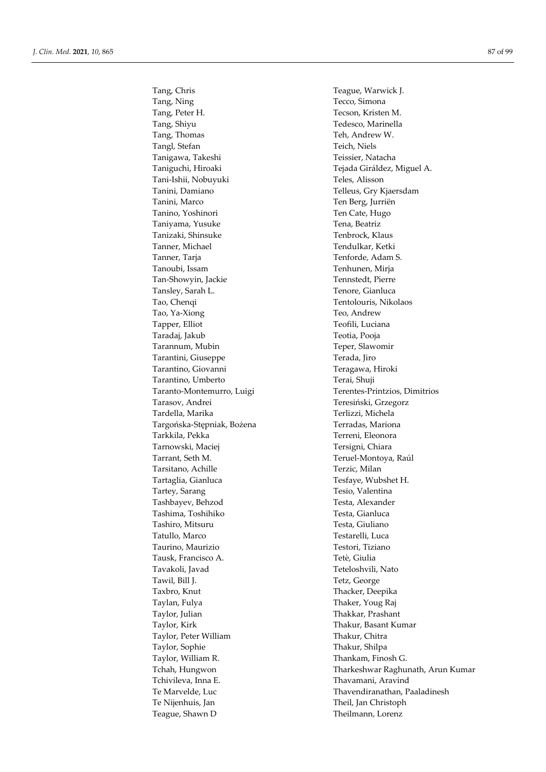Tang, Chris
Tang, Ning
Tang, Peter H.
Tang, Shiyu
Tang, Thomas
Tangl, Stefan
Tanigawa, Takeshi
Taniguchi, Hiroaki
Tani-Ishii, Nobuyuki
Tanini, Damiano
Tanini, Marco
Tanino, Yoshinori
Taniyama, Yusuke
Tanizaki, Shinsuke
Tanner, Michael
Tanner, Tarja
Tanoubi, Issam
Tan-Showyin, Jackie
Tansley, Sarah L.
Tao, Chenqi
Tao, Ya-Xiong
Tapper, Elliot
Taradaj, Jakub
Tarannum, Mubin
Tarantini, Giuseppe
Tarantino, Giovanni
Tarantino, Umberto
Taranto-Montemurro, Luigi
Tarasov, Andrei
Tardella, Marika
Targońska-Stępniak, Bożena
Tarkkila, Pekka
Tarnowski, Maciej
Tarrant, Seth M.
Tarsitano, Achille
Tartaglia, Gianluca
Tartey, Sarang
Tashbayev, Behzod
Tashima, Toshihiko
Tashiro, Mitsuru
Tatullo, Marco
Taurino, Maurizio
Tausk, Francisco A.
Tavakoli, Javad
Tawil, Bill J.
Taxbro, Knut
Taylan, Fulya
Taylor, Julian
Taylor, Kirk
Taylor, Peter William
Taylor, Sophie
Taylor, William R.
Tchah, Hungwon
Tchivileva, Inna E.
Te Marvelde, Luc
Te Nijenhuis, Jan
Teague, Shawn D
Teague, Warwick J.
Tecco, Simona
Tecson, Kristen M.
Tedesco, Marinella
Teh, Andrew W.
Teich, Niels
Teissier, Natacha
Tejada Giráldez, Miguel A.
Teles, Alisson
Telleus, Gry Kjaersdam
Ten Berg, Jurriën
Ten Cate, Hugo
Tena, Beatriz
Tenbrock, Klaus
Tendulkar, Ketki
Tenforde, Adam S.
Tenhunen, Mirja
Tennstedt, Pierre
Tenore, Gianluca
Tentolouris, Nikolaos
Teo, Andrew
Teofili, Luciana
Teotia, Pooja
Teper, Slawomir
Terada, Jiro
Teragawa, Hiroki
Terai, Shuji
Terentes-Printzios, Dimitrios
Teresiński, Grzegorz
Terlizzi, Michela
Terradas, Mariona
Terreni, Eleonora
Tersigni, Chiara
Teruel-Montoya, Raúl
Terzic, Milan
Tesfaye, Wubshet H.
Tesio, Valentina
Testa, Alexander
Testa, Gianluca
Testa, Giuliano
Testarelli, Luca
Testori, Tiziano
Tetè, Giulia
Teteloshvili, Nato
Tetz, George
Thacker, Deepika
Thaker, Youg Raj
Thakkar, Prashant
Thakur, Basant Kumar
Thakur, Chitra
Thakur, Shilpa
Thankam, Finosh G.
Tharkeshwar Raghunath, Arun Kumar
Thavamani, Aravind
Thavendiranathan, Paaladinesh
Theil, Jan Christoph
Theilmann, Lorenz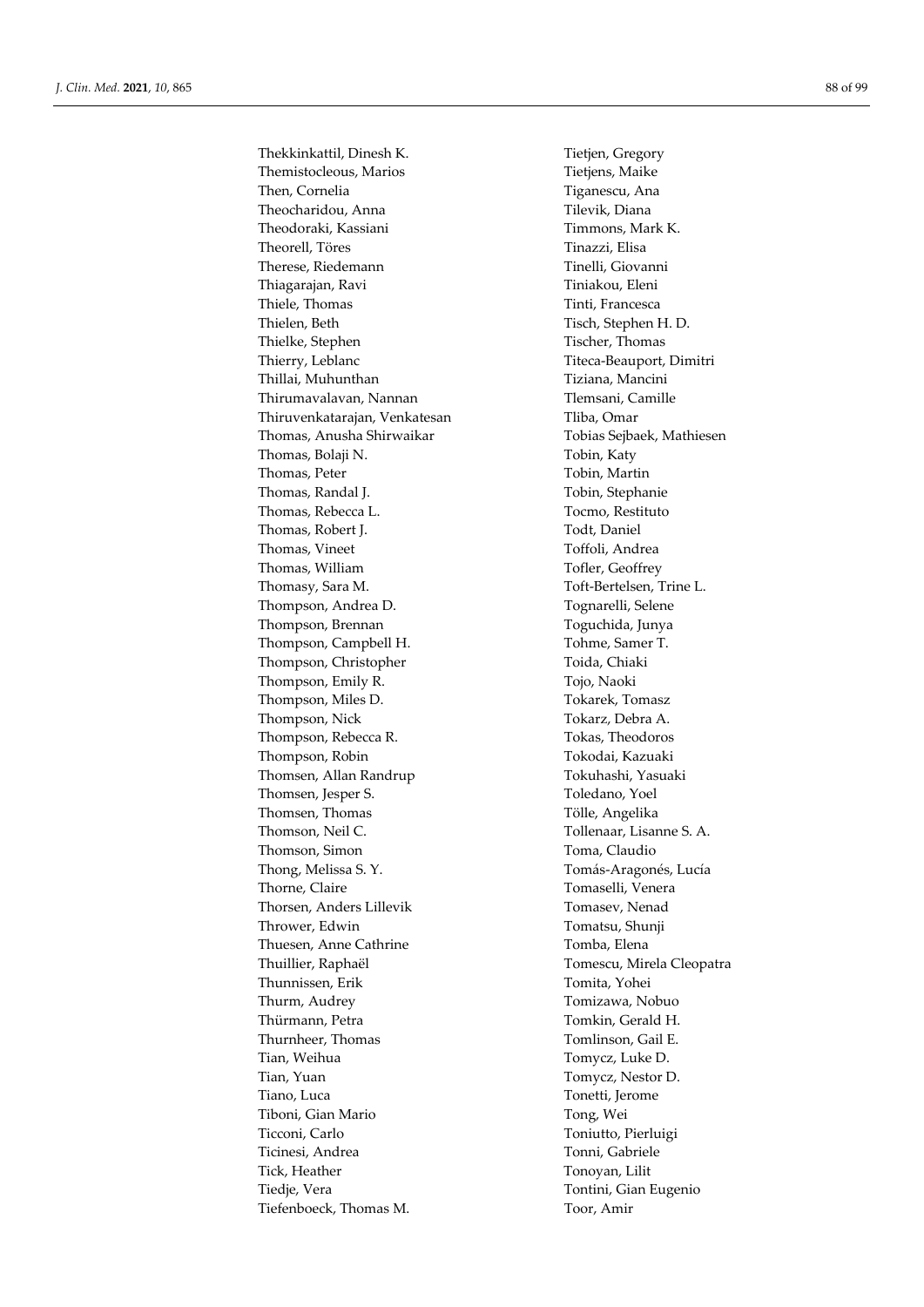Thekkinkattil, Dinesh K.
Themistocleous, Marios
Then, Cornelia
Theocharidou, Anna
Theodoraki, Kassiani
Theorell, Töres
Therese, Riedemann
Thiagarajan, Ravi
Thiele, Thomas
Thielen, Beth
Thielke, Stephen
Thierry, Leblanc
Thillai, Muhunthan
Thirumavalavan, Nannan
Thiruvenkatarajan, Venkatesan
Thomas, Anusha Shirwaikar
Thomas, Bolaji N.
Thomas, Peter
Thomas, Randal J.
Thomas, Rebecca L.
Thomas, Robert J.
Thomas, Vineet
Thomas, William
Thomasy, Sara M.
Thompson, Andrea D.
Thompson, Brennan
Thompson, Campbell H.
Thompson, Christopher
Thompson, Emily R.
Thompson, Miles D.
Thompson, Nick
Thompson, Rebecca R.
Thompson, Robin
Thomsen, Allan Randrup
Thomsen, Jesper S.
Thomsen, Thomas
Thomson, Neil C.
Thomson, Simon
Thong, Melissa S. Y.
Thorne, Claire
Thorsen, Anders Lillevik
Thrower, Edwin
Thuesen, Anne Cathrine
Thuillier, Raphaël
Thunnissen, Erik
Thurm, Audrey
Thürmann, Petra
Thurnheer, Thomas
Tian, Weihua
Tian, Yuan
Tiano, Luca
Tiboni, Gian Mario
Ticconi, Carlo
Ticinesi, Andrea
Tick, Heather
Tiedje, Vera
Tiefenboeck, Thomas M.
Tietjen, Gregory
Tietjens, Maike
Tiganescu, Ana
Tilevik, Diana
Timmons, Mark K.
Tinazzi, Elisa
Tinelli, Giovanni
Tiniakou, Eleni
Tinti, Francesca
Tisch, Stephen H. D.
Tischer, Thomas
Titeca-Beauport, Dimitri
Tiziana, Mancini
Tlemsani, Camille
Tliba, Omar
Tobias Sejbaek, Mathiesen
Tobin, Katy
Tobin, Martin
Tobin, Stephanie
Tocmo, Restituto
Todt, Daniel
Toffoli, Andrea
Tofler, Geoffrey
Toft-Bertelsen, Trine L.
Tognarelli, Selene
Toguchida, Junya
Tohme, Samer T.
Toida, Chiaki
Tojo, Naoki
Tokarek, Tomasz
Tokarz, Debra A.
Tokas, Theodoros
Tokodai, Kazuaki
Tokuhashi, Yasuaki
Toledano, Yoel
Tölle, Angelika
Tollenaar, Lisanne S. A.
Toma, Claudio
Tomás-Aragonés, Lucía
Tomaselli, Venera
Tomasev, Nenad
Tomatsu, Shunji
Tomba, Elena
Tomescu, Mirela Cleopatra
Tomita, Yohei
Tomizawa, Nobuo
Tomkin, Gerald H.
Tomlinson, Gail E.
Tomycz, Luke D.
Tomycz, Nestor D.
Tonetti, Jerome
Tong, Wei
Toniutto, Pierluigi
Tonni, Gabriele
Tonoyan, Lilit
Tontini, Gian Eugenio
Toor, Amir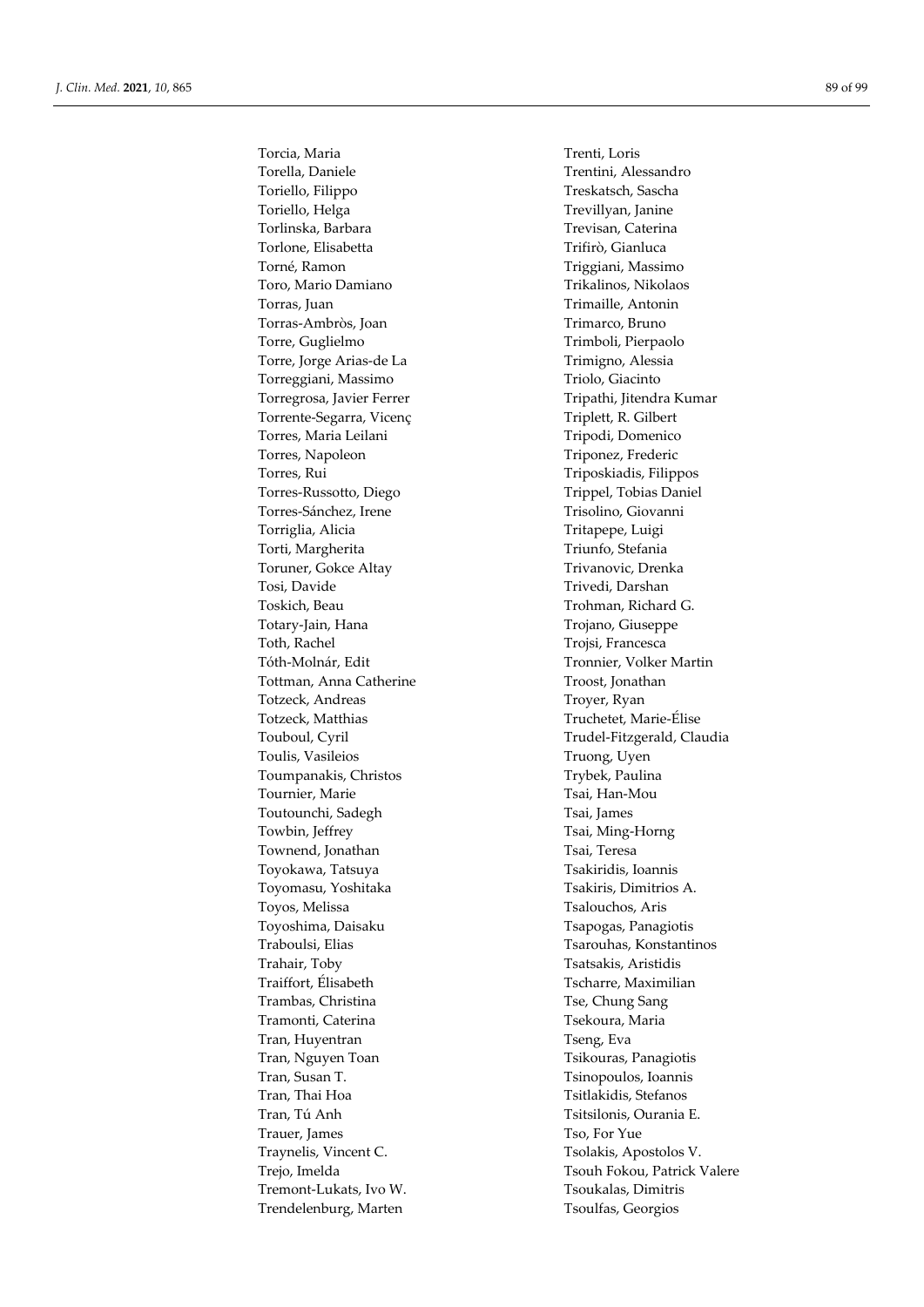Torcia, Maria
Torella, Daniele
Toriello, Filippo
Toriello, Helga
Torlinska, Barbara
Torlone, Elisabetta
Torné, Ramon
Toro, Mario Damiano
Torras, Juan
Torras-Ambròs, Joan
Torre, Guglielmo
Torre, Jorge Arias-de La
Torreggiani, Massimo
Torregrosa, Javier Ferrer
Torrente-Segarra, Vicenç
Torres, Maria Leilani
Torres, Napoleon
Torres, Rui
Torres-Russotto, Diego
Torres-Sánchez, Irene
Torriglia, Alicia
Torti, Margherita
Toruner, Gokce Altay
Tosi, Davide
Toskich, Beau
Totary-Jain, Hana
Toth, Rachel
Tóth-Molnár, Edit
Tottman, Anna Catherine
Totzeck, Andreas
Totzeck, Matthias
Touboul, Cyril
Toulis, Vasileios
Toumpanakis, Christos
Tournier, Marie
Toutounchi, Sadegh
Towbin, Jeffrey
Townend, Jonathan
Toyokawa, Tatsuya
Toyomasu, Yoshitaka
Toyos, Melissa
Toyoshima, Daisaku
Traboulsi, Elias
Trahair, Toby
Traiffort, Élisabeth
Trambas, Christina
Tramonti, Caterina
Tran, Huyentran
Tran, Nguyen Toan
Tran, Susan T.
Tran, Thai Hoa
Tran, Tú Anh
Trauer, James
Traynelis, Vincent C.
Trejo, Imelda
Tremont-Lukats, Ivo W.
Trendelenburg, Marten
Trenti, Loris
Trentini, Alessandro
Treskatsch, Sascha
Trevillyan, Janine
Trevisan, Caterina
Trifirò, Gianluca
Triggiani, Massimo
Trikalinos, Nikolaos
Trimaille, Antonin
Trimarco, Bruno
Trimboli, Pierpaolo
Trimigno, Alessia
Triolo, Giacinto
Tripathi, Jitendra Kumar
Triplett, R. Gilbert
Tripodi, Domenico
Triponez, Frederic
Triposkiadis, Filippos
Trippel, Tobias Daniel
Trisolino, Giovanni
Tritapepe, Luigi
Triunfo, Stefania
Trivanovic, Drenka
Trivedi, Darshan
Trohman, Richard G.
Trojano, Giuseppe
Trojsi, Francesca
Tronnier, Volker Martin
Troost, Jonathan
Troyer, Ryan
Truchetet, Marie-Élise
Trudel-Fitzgerald, Claudia
Truong, Uyen
Trybek, Paulina
Tsai, Han-Mou
Tsai, James
Tsai, Ming-Horng
Tsai, Teresa
Tsakiridis, Ioannis
Tsakiris, Dimitrios A.
Tsalouchos, Aris
Tsapogas, Panagiotis
Tsarouhas, Konstantinos
Tsatsakis, Aristidis
Tscharre, Maximilian
Tse, Chung Sang
Tsekoura, Maria
Tseng, Eva
Tsikouras, Panagiotis
Tsinopoulos, Ioannis
Tsitlakidis, Stefanos
Tsitsilonis, Ourania E.
Tso, For Yue
Tsolakis, Apostolos V.
Tsouh Fokou, Patrick Valere
Tsoukalas, Dimitris
Tsoulfas, Georgios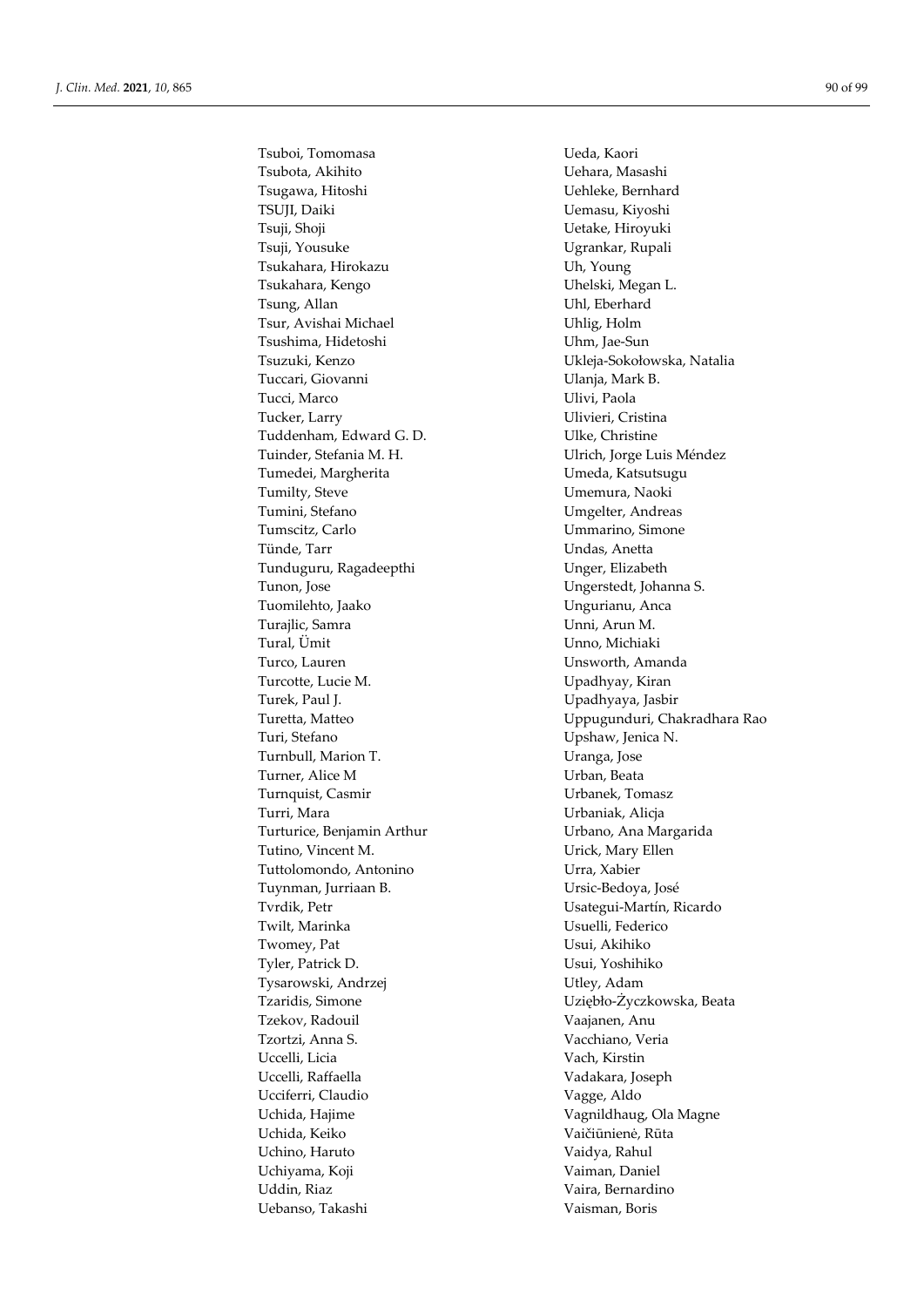Tsuboi, Tomomasa
Tsubota, Akihito
Tsugawa, Hitoshi
TSUJI, Daiki
Tsuji, Shoji
Tsuji, Yousuke
Tsukahara, Hirokazu
Tsukahara, Kengo
Tsung, Allan
Tsur, Avishai Michael
Tsushima, Hidetoshi
Tsuzuki, Kenzo
Tuccari, Giovanni
Tucci, Marco
Tucker, Larry
Tuddenham, Edward G. D.
Tuinder, Stefania M. H.
Tumedei, Margherita
Tumilty, Steve
Tumini, Stefano
Tumscitz, Carlo
Tünde, Tarr
Tunduguru, Ragadeepthi
Tunon, Jose
Tuomilehto, Jaako
Turajlic, Samra
Tural, Ümit
Turco, Lauren
Turcotte, Lucie M.
Turek, Paul J.
Turetta, Matteo
Turi, Stefano
Turnbull, Marion T.
Turner, Alice M
Turnquist, Casmir
Turri, Mara
Turturice, Benjamin Arthur
Tutino, Vincent M.
Tuttolomondo, Antonino
Tuynman, Jurriaan B.
Tvrdik, Petr
Twilt, Marinka
Twomey, Pat
Tyler, Patrick D.
Tysarowski, Andrzej
Tzaridis, Simone
Tzekov, Radouil
Tzortzi, Anna S.
Uccelli, Licia
Uccelli, Raffaella
Ucciferri, Claudio
Uchida, Hajime
Uchida, Keiko
Uchino, Haruto
Uchiyama, Koji
Uddin, Riaz
Uebanso, Takashi
Ueda, Kaori
Uehara, Masashi
Uehleke, Bernhard
Uemasu, Kiyoshi
Uetake, Hiroyuki
Ugrankar, Rupali
Uh, Young
Uhelski, Megan L.
Uhl, Eberhard
Uhlig, Holm
Uhm, Jae-Sun
Ukleja-Sokołowska, Natalia
Ulanja, Mark B.
Ulivi, Paola
Ulivieri, Cristina
Ulke, Christine
Ulrich, Jorge Luis Méndez
Umeda, Katsutsugu
Umemura, Naoki
Umgelter, Andreas
Ummarino, Simone
Undas, Anetta
Unger, Elizabeth
Ungerstedt, Johanna S.
Ungurianu, Anca
Unni, Arun M.
Unno, Michiaki
Unsworth, Amanda
Upadhyay, Kiran
Upadhyaya, Jasbir
Uppugunduri, Chakradhara Rao
Upshaw, Jenica N.
Uranga, Jose
Urban, Beata
Urbanek, Tomasz
Urbaniak, Alicja
Urbano, Ana Margarida
Urick, Mary Ellen
Urra, Xabier
Ursic-Bedoya, José
Usategui-Martín, Ricardo
Usuelli, Federico
Usui, Akihiko
Usui, Yoshihiko
Utley, Adam
Uziębło-Życzkowska, Beata
Vaajanen, Anu
Vacchiano, Veria
Vach, Kirstin
Vadakara, Joseph
Vagge, Aldo
Vagnildhaug, Ola Magne
Vaičiūnienė, Rūta
Vaidya, Rahul
Vaiman, Daniel
Vaira, Bernardino
Vaisman, Boris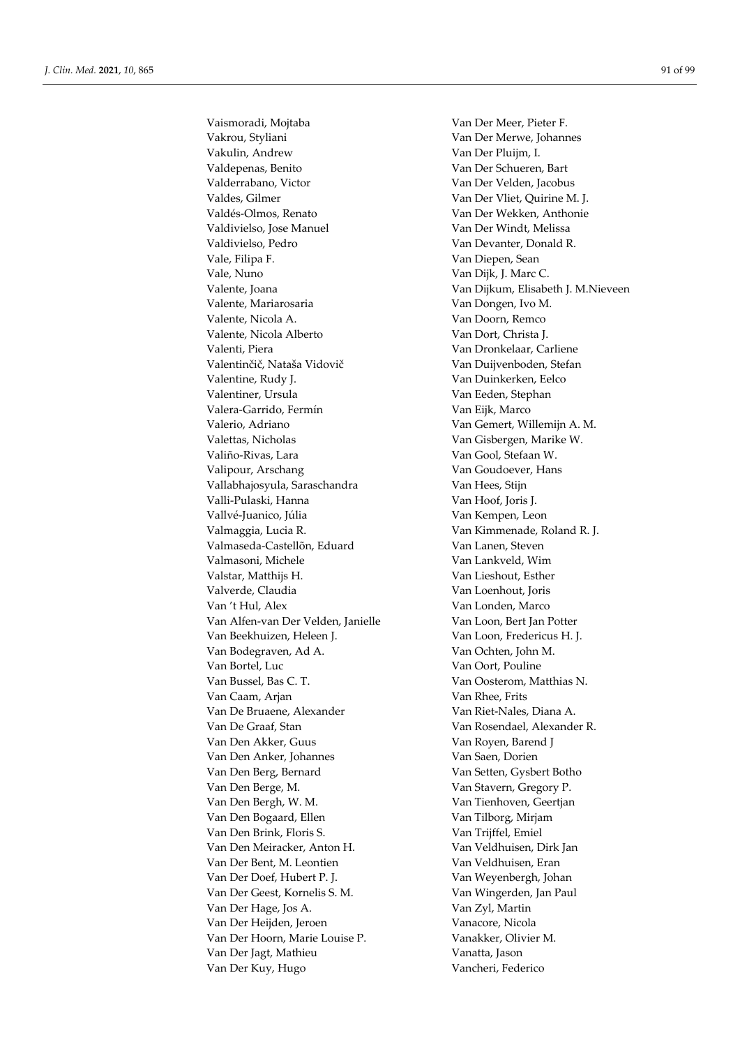Vaismoradi, Mojtaba
Vakrou, Styliani
Vakulin, Andrew
Valdepenas, Benito
Valderrabano, Victor
Valdes, Gilmer
Valdés-Olmos, Renato
Valdivielso, Jose Manuel
Valdivielso, Pedro
Vale, Filipa F.
Vale, Nuno
Valente, Joana
Valente, Mariarosaria
Valente, Nicola A.
Valente, Nicola Alberto
Valenti, Piera
Valentinčič, Nataša Vidovič
Valentine, Rudy J.
Valentiner, Ursula
Valera-Garrido, Fermín
Valerio, Adriano
Valettas, Nicholas
Valiño-Rivas, Lara
Valipour, Arschang
Vallabhajosyula, Saraschandra
Valli-Pulaski, Hanna
Vallvé-Juanico, Júlia
Valmaggia, Lucia R.
Valmaseda-Castellõn, Eduard
Valmasoni, Michele
Valstar, Matthijs H.
Valverde, Claudia
Van 't Hul, Alex
Van Alfen-van Der Velden, Janielle
Van Beekhuizen, Heleen J.
Van Bodegraven, Ad A.
Van Bortel, Luc
Van Bussel, Bas C. T.
Van Caam, Arjan
Van De Bruaene, Alexander
Van De Graaf, Stan
Van Den Akker, Guus
Van Den Anker, Johannes
Van Den Berg, Bernard
Van Den Berge, M.
Van Den Bergh, W. M.
Van Den Bogaard, Ellen
Van Den Brink, Floris S.
Van Den Meiracker, Anton H.
Van Der Bent, M. Leontien
Van Der Doef, Hubert P. J.
Van Der Geest, Kornelis S. M.
Van Der Hage, Jos A.
Van Der Heijden, Jeroen
Van Der Hoorn, Marie Louise P.
Van Der Jagt, Mathieu
Van Der Kuy, Hugo
Van Der Meer, Pieter F.
Van Der Merwe, Johannes
Van Der Pluijm, I.
Van Der Schueren, Bart
Van Der Velden, Jacobus
Van Der Vliet, Quirine M. J.
Van Der Wekken, Anthonie
Van Der Windt, Melissa
Van Devanter, Donald R.
Van Diepen, Sean
Van Dijk, J. Marc C.
Van Dijkum, Elisabeth J. M.Nieveen
Van Dongen, Ivo M.
Van Doorn, Remco
Van Dort, Christa J.
Van Dronkelaar, Carliene
Van Duijvenboden, Stefan
Van Duinkerken, Eelco
Van Eeden, Stephan
Van Eijk, Marco
Van Gemert, Willemijn A. M.
Van Gisbergen, Marike W.
Van Gool, Stefaan W.
Van Goudoever, Hans
Van Hees, Stijn
Van Hoof, Joris J.
Van Kempen, Leon
Van Kimmenade, Roland R. J.
Van Lanen, Steven
Van Lankveld, Wim
Van Lieshout, Esther
Van Loenhout, Joris
Van Londen, Marco
Van Loon, Bert Jan Potter
Van Loon, Fredericus H. J.
Van Ochten, John M.
Van Oort, Pouline
Van Oosterom, Matthias N.
Van Rhee, Frits
Van Riet-Nales, Diana A.
Van Rosendael, Alexander R.
Van Royen, Barend J
Van Saen, Dorien
Van Setten, Gysbert Botho
Van Stavern, Gregory P.
Van Tienhoven, Geertjan
Van Tilborg, Mirjam
Van Trijffel, Emiel
Van Veldhuisen, Dirk Jan
Van Veldhuisen, Eran
Van Weyenbergh, Johan
Van Wingerden, Jan Paul
Van Zyl, Martin
Vanacore, Nicola
Vanakker, Olivier M.
Vanatta, Jason
Vancheri, Federico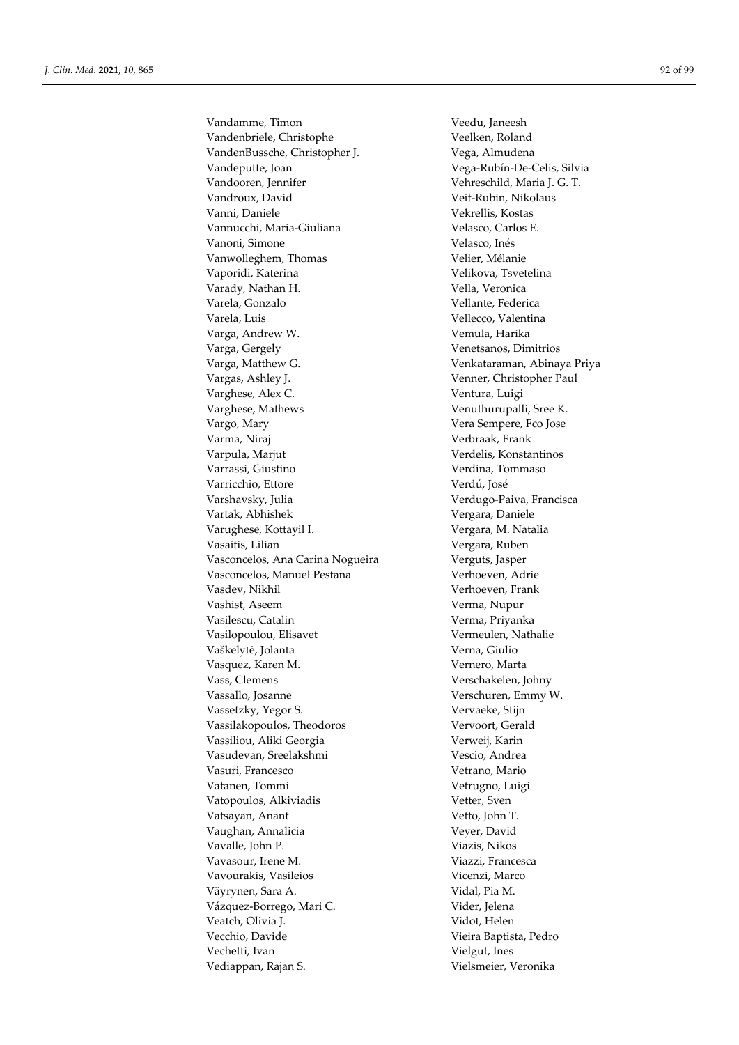Vandamme, Timon
Vandenbriele, Christophe
VandenBussche, Christopher J.
Vandeputte, Joan
Vandooren, Jennifer
Vandroux, David
Vanni, Daniele
Vannucchi, Maria-Giuliana
Vanoni, Simone
Vanwolleghem, Thomas
Vaporidi, Katerina
Varady, Nathan H.
Varela, Gonzalo
Varela, Luis
Varga, Andrew W.
Varga, Gergely
Varga, Matthew G.
Vargas, Ashley J.
Varghese, Alex C.
Varghese, Mathews
Vargo, Mary
Varma, Niraj
Varpula, Marjut
Varrassi, Giustino
Varricchio, Ettore
Varshavsky, Julia
Vartak, Abhishek
Varughese, Kottayil I.
Vasaitis, Lilian
Vasconcelos, Ana Carina Nogueira
Vasconcelos, Manuel Pestana
Vasdev, Nikhil
Vashist, Aseem
Vasilescu, Catalin
Vasilopoulou, Elisavet
Vaškelytė, Jolanta
Vasquez, Karen M.
Vass, Clemens
Vassallo, Josanne
Vassetzky, Yegor S.
Vassilakopoulos, Theodoros
Vassiliou, Aliki Georgia
Vasudevan, Sreelakshmi
Vasuri, Francesco
Vatanen, Tommi
Vatopoulos, Alkiviadis
Vatsayan, Anant
Vaughan, Annalicia
Vavalle, John P.
Vavasour, Irene M.
Vavourakis, Vasileios
Väyrynen, Sara A.
Vázquez-Borrego, Mari C.
Veatch, Olivia J.
Vecchio, Davide
Vechetti, Ivan
Vediappan, Rajan S.
Veedu, Janeesh
Veelken, Roland
Vega, Almudena
Vega-Rubín-De-Celis, Silvia
Vehreschild, Maria J. G. T.
Veit-Rubin, Nikolaus
Vekrellis, Kostas
Velasco, Carlos E.
Velasco, Inés
Velier, Mélanie
Velikova, Tsvetelina
Vella, Veronica
Vellante, Federica
Vellecco, Valentina
Vemula, Harika
Venetsanos, Dimitrios
Venkataraman, Abinaya Priya
Venner, Christopher Paul
Ventura, Luigi
Venuthurupalli, Sree K.
Vera Sempere, Fco Jose
Verbraak, Frank
Verdelis, Konstantinos
Verdina, Tommaso
Verdú, José
Verdugo-Paiva, Francisca
Vergara, Daniele
Vergara, M. Natalia
Vergara, Ruben
Verguts, Jasper
Verhoeven, Adrie
Verhoeven, Frank
Verma, Nupur
Verma, Priyanka
Vermeulen, Nathalie
Verna, Giulio
Vernero, Marta
Verschakelen, Johny
Verschuren, Emmy W.
Vervaeke, Stijn
Vervoort, Gerald
Verweij, Karin
Vescio, Andrea
Vetrano, Mario
Vetrugno, Luigi
Vetter, Sven
Vetto, John T.
Veyer, David
Viazis, Nikos
Viazzi, Francesca
Vicenzi, Marco
Vidal, Pia M.
Vider, Jelena
Vidot, Helen
Vieira Baptista, Pedro
Vielgut, Ines
Vielsmeier, Veronika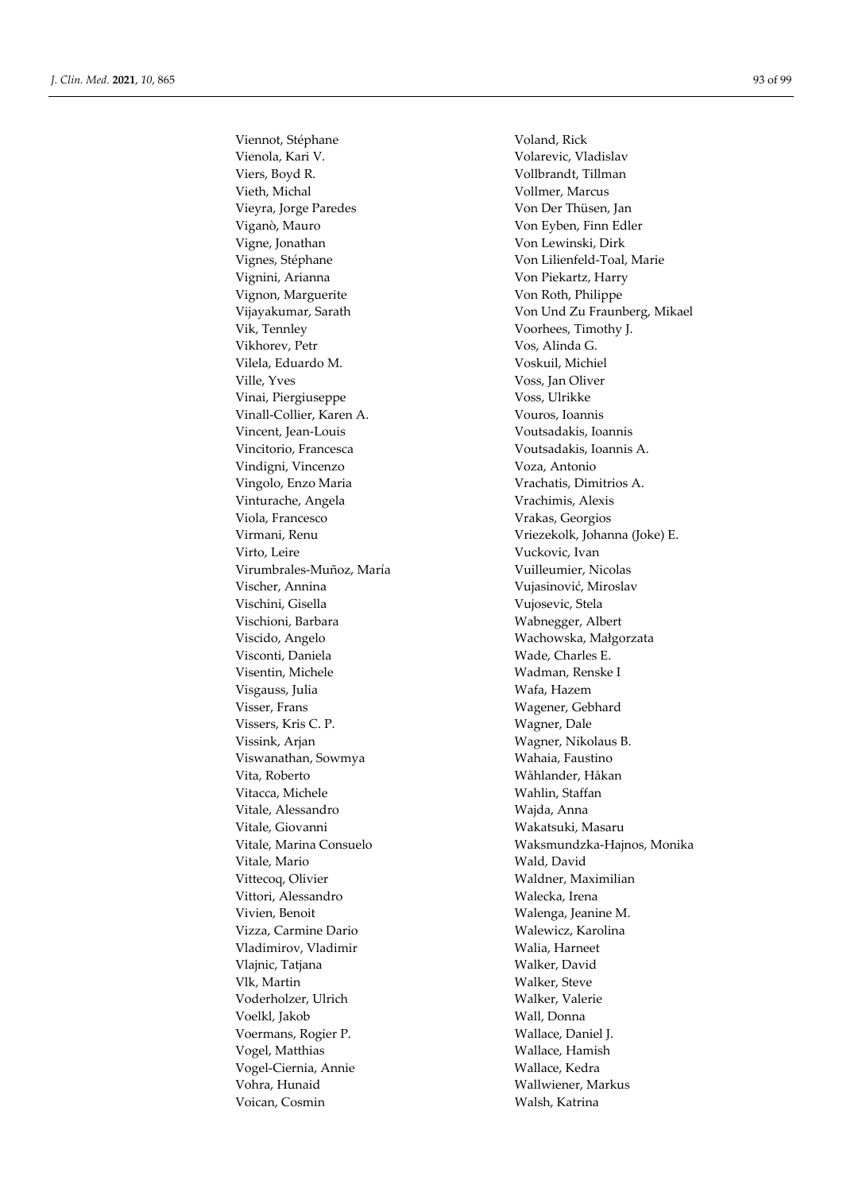Viennot, Stéphane
Vienola, Kari V.
Viers, Boyd R.
Vieth, Michal
Vieyra, Jorge Paredes
Viganò, Mauro
Vigne, Jonathan
Vignes, Stéphane
Vignini, Arianna
Vignon, Marguerite
Vijayakumar, Sarath
Vik, Tennley
Vikhorev, Petr
Vilela, Eduardo M.
Ville, Yves
Vinai, Piergiuseppe
Vinall-Collier, Karen A.
Vincent, Jean-Louis
Vincitorio, Francesca
Vindigni, Vincenzo
Vingolo, Enzo Maria
Vinturache, Angela
Viola, Francesco
Virmani, Renu
Virto, Leire
Virumbrales-Muñoz, María
Vischer, Annina
Vischini, Gisella
Vischioni, Barbara
Viscido, Angelo
Visconti, Daniela
Visentin, Michele
Visgauss, Julia
Visser, Frans
Vissers, Kris C. P.
Vissink, Arjan
Viswanathan, Sowmya
Vita, Roberto
Vitacca, Michele
Vitale, Alessandro
Vitale, Giovanni
Vitale, Marina Consuelo
Vitale, Mario
Vittecoq, Olivier
Vittori, Alessandro
Vivien, Benoit
Vizza, Carmine Dario
Vladimirov, Vladimir
Vlajnic, Tatjana
Vlk, Martin
Voderholzer, Ulrich
Voelkl, Jakob
Voermans, Rogier P.
Vogel, Matthias
Vogel-Ciernia, Annie
Vohra, Hunaid
Voican, Cosmin
Voland, Rick
Volarevic, Vladislav
Vollbrandt, Tillman
Vollmer, Marcus
Von Der Thüsen, Jan
Von Eyben, Finn Edler
Von Lewinski, Dirk
Von Lilienfeld-Toal, Marie
Von Piekartz, Harry
Von Roth, Philippe
Von Und Zu Fraunberg, Mikael
Voorhees, Timothy J.
Vos, Alinda G.
Voskuil, Michiel
Voss, Jan Oliver
Voss, Ulrikke
Vouros, Ioannis
Voutsadakis, Ioannis
Voutsadakis, Ioannis A.
Voza, Antonio
Vrachatis, Dimitrios A.
Vrachimis, Alexis
Vrakas, Georgios
Vriezekolk, Johanna (Joke) E.
Vuckovic, Ivan
Vuilleumier, Nicolas
Vujasinović, Miroslav
Vujosevic, Stela
Wabnegger, Albert
Wachowska, Małgorzata
Wade, Charles E.
Wadman, Renske I
Wafa, Hazem
Wagener, Gebhard
Wagner, Dale
Wagner, Nikolaus B.
Wahaia, Faustino
Wåhlander, Håkan
Wahlin, Staffan
Wajda, Anna
Wakatsuki, Masaru
Waksmundzka-Hajnos, Monika
Wald, David
Waldner, Maximilian
Walecka, Irena
Walenga, Jeanine M.
Walewicz, Karolina
Walia, Harneet
Walker, David
Walker, Steve
Walker, Valerie
Wall, Donna
Wallace, Daniel J.
Wallace, Hamish
Wallace, Kedra
Wallwiener, Markus
Walsh, Katrina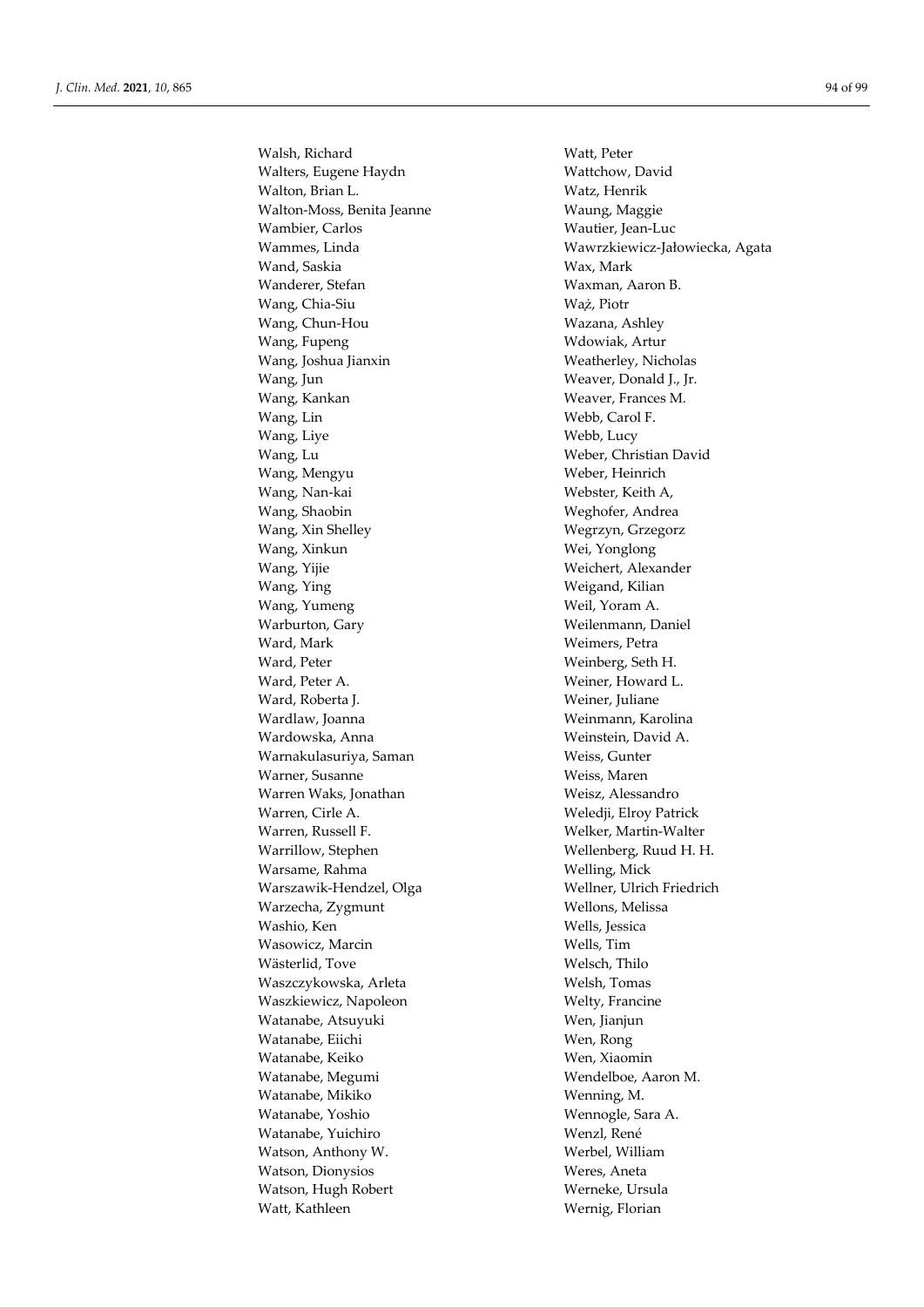Walsh, Richard
Walters, Eugene Haydn
Walton, Brian L.
Walton-Moss, Benita Jeanne
Wambier, Carlos
Wammes, Linda
Wand, Saskia
Wanderer, Stefan
Wang, Chia-Siu
Wang, Chun-Hou
Wang, Fupeng
Wang, Joshua Jianxin
Wang, Jun
Wang, Kankan
Wang, Lin
Wang, Liye
Wang, Lu
Wang, Mengyu
Wang, Nan-kai
Wang, Shaobin
Wang, Xin Shelley
Wang, Xinkun
Wang, Yijie
Wang, Ying
Wang, Yumeng
Warburton, Gary
Ward, Mark
Ward, Peter
Ward, Peter A.
Ward, Roberta J.
Wardlaw, Joanna
Wardowska, Anna
Warnakulasuriya, Saman
Warner, Susanne
Warren Waks, Jonathan
Warren, Cirle A.
Warren, Russell F.
Warrillow, Stephen
Warsame, Rahma
Warszawik-Hendzel, Olga
Warzecha, Zygmunt
Washio, Ken
Wasowicz, Marcin
Wästerlid, Tove
Waszczykowska, Arleta
Waszkiewicz, Napoleon
Watanabe, Atsuyuki
Watanabe, Eiichi
Watanabe, Keiko
Watanabe, Megumi
Watanabe, Mikiko
Watanabe, Yoshio
Watanabe, Yuichiro
Watson, Anthony W.
Watson, Dionysios
Watson, Hugh Robert
Watt, Kathleen
Watt, Peter
Wattchow, David
Watz, Henrik
Waung, Maggie
Wautier, Jean-Luc
Wawrzkiewicz-Jałowiecka, Agata
Wax, Mark
Waxman, Aaron B.
Waż, Piotr
Wazana, Ashley
Wdowiak, Artur
Weatherley, Nicholas
Weaver, Donald J., Jr.
Weaver, Frances M.
Webb, Carol F.
Webb, Lucy
Weber, Christian David
Weber, Heinrich
Webster, Keith A,
Weghofer, Andrea
Wegrzyn, Grzegorz
Wei, Yonglong
Weichert, Alexander
Weigand, Kilian
Weil, Yoram A.
Weilenmann, Daniel
Weimers, Petra
Weinberg, Seth H.
Weiner, Howard L.
Weiner, Juliane
Weinmann, Karolina
Weinstein, David A.
Weiss, Gunter
Weiss, Maren
Weisz, Alessandro
Weledji, Elroy Patrick
Welker, Martin-Walter
Wellenberg, Ruud H. H.
Welling, Mick
Wellner, Ulrich Friedrich
Wellons, Melissa
Wells, Jessica
Wells, Tim
Welsch, Thilo
Welsh, Tomas
Welty, Francine
Wen, Jianjun
Wen, Rong
Wen, Xiaomin
Wendelboe, Aaron M.
Wenning, M.
Wennogle, Sara A.
Wenzl, René
Werbel, William
Weres, Aneta
Werneke, Ursula
Wernig, Florian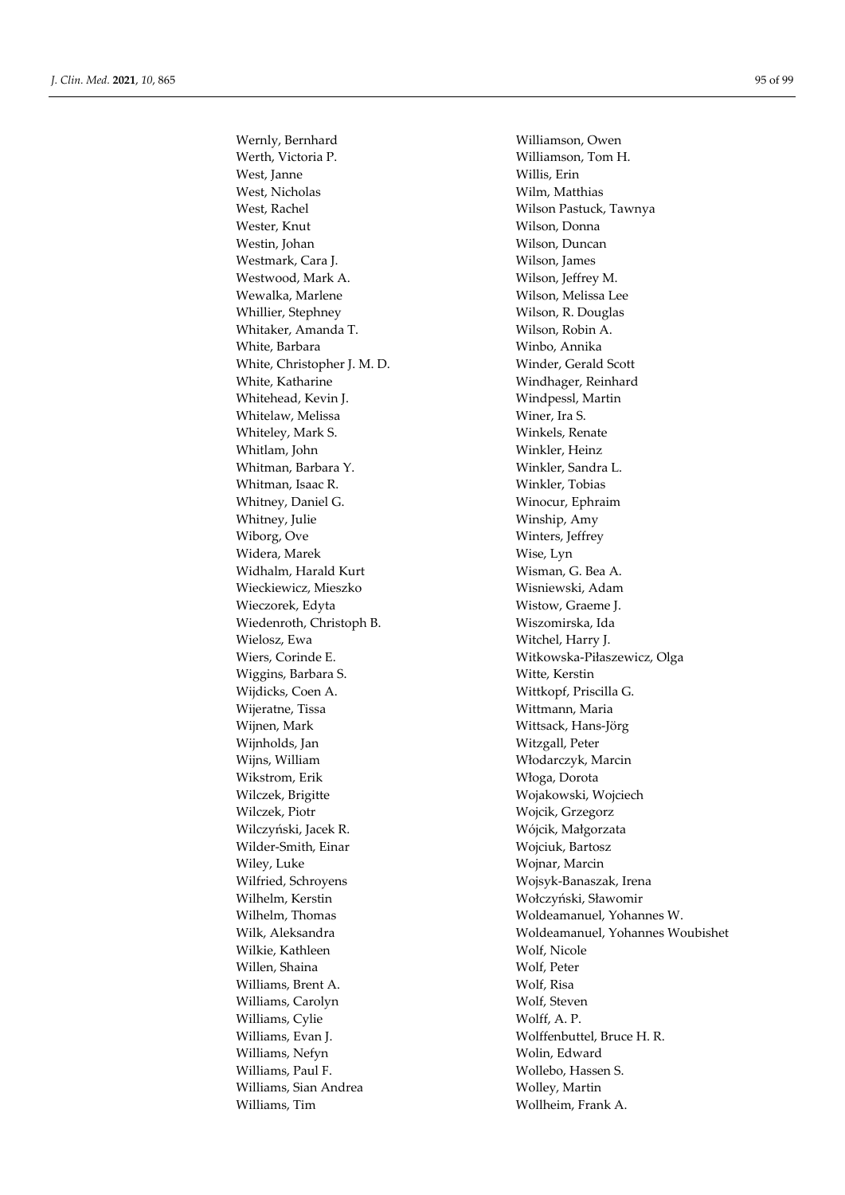Wernly, Bernhard
Werth, Victoria P.
West, Janne
West, Nicholas
West, Rachel
Wester, Knut
Westin, Johan
Westmark, Cara J.
Westwood, Mark A.
Wewalka, Marlene
Whillier, Stephney
Whitaker, Amanda T.
White, Barbara
White, Christopher J. M. D.
White, Katharine
Whitehead, Kevin J.
Whitelaw, Melissa
Whiteley, Mark S.
Whitlam, John
Whitman, Barbara Y.
Whitman, Isaac R.
Whitney, Daniel G.
Whitney, Julie
Wiborg, Ove
Widera, Marek
Widhalm, Harald Kurt
Wieckiewicz, Mieszko
Wieczorek, Edyta
Wiedenroth, Christoph B.
Wielosz, Ewa
Wiers, Corinde E.
Wiggins, Barbara S.
Wijdicks, Coen A.
Wijeratne, Tissa
Wijnen, Mark
Wijnholds, Jan
Wijns, William
Wikstrom, Erik
Wilczek, Brigitte
Wilczek, Piotr
Wilczyński, Jacek R.
Wilder-Smith, Einar
Wiley, Luke
Wilfried, Schroyens
Wilhelm, Kerstin
Wilhelm, Thomas
Wilk, Aleksandra
Wilkie, Kathleen
Willen, Shaina
Williams, Brent A.
Williams, Carolyn
Williams, Cylie
Williams, Evan J.
Williams, Nefyn
Williams, Paul F.
Williams, Sian Andrea
Williams, Tim
Williamson, Owen
Williamson, Tom H.
Willis, Erin
Wilm, Matthias
Wilson Pastuck, Tawnya
Wilson, Donna
Wilson, Duncan
Wilson, James
Wilson, Jeffrey M.
Wilson, Melissa Lee
Wilson, R. Douglas
Wilson, Robin A.
Winbo, Annika
Winder, Gerald Scott
Windhager, Reinhard
Windpessl, Martin
Winer, Ira S.
Winkels, Renate
Winkler, Heinz
Winkler, Sandra L.
Winkler, Tobias
Winocur, Ephraim
Winship, Amy
Winters, Jeffrey
Wise, Lyn
Wisman, G. Bea A.
Wisniewski, Adam
Wistow, Graeme J.
Wiszomirska, Ida
Witchel, Harry J.
Witkowska-Piłaszewicz, Olga
Witte, Kerstin
Wittkopf, Priscilla G.
Wittmann, Maria
Wittsack, Hans-Jörg
Witzgall, Peter
Włodarczyk, Marcin
Włoga, Dorota
Wojakowski, Wojciech
Wojcik, Grzegorz
Wójcik, Małgorzata
Wojciuk, Bartosz
Wojnar, Marcin
Wojsyk-Banaszak, Irena
Wołczyński, Sławomir
Woldeamanuel, Yohannes W.
Woldeamanuel, Yohannes Woubishet
Wolf, Nicole
Wolf, Peter
Wolf, Risa
Wolf, Steven
Wolff, A. P.
Wolffenbuttel, Bruce H. R.
Wolin, Edward
Wollebo, Hassen S.
Wolley, Martin
Wollheim, Frank A.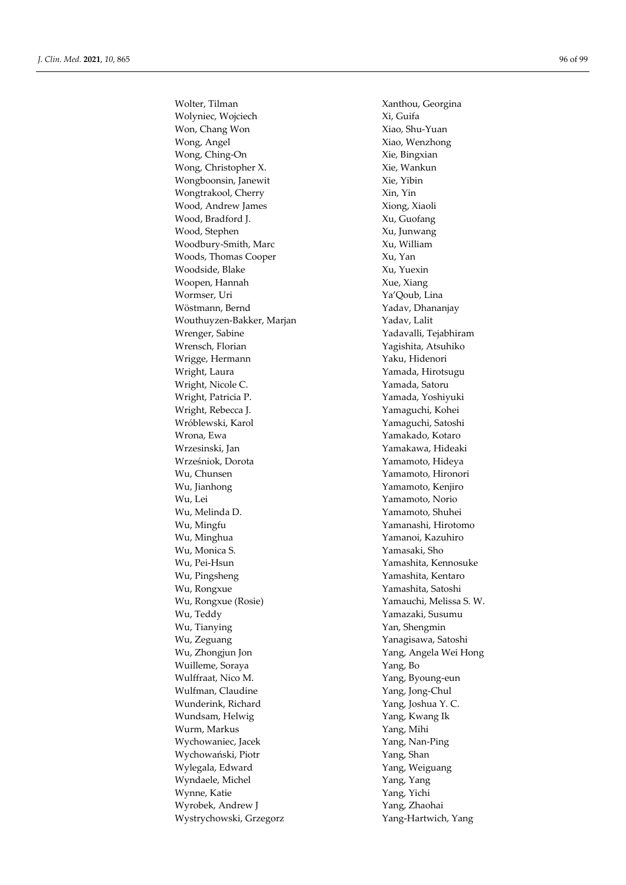Wolter, Tilman
Wolyniec, Wojciech
Won, Chang Won
Wong, Angel
Wong, Ching-On
Wong, Christopher X.
Wongboonsin, Janewit
Wongtrakool, Cherry
Wood, Andrew James
Wood, Bradford J.
Wood, Stephen
Woodbury-Smith, Marc
Woods, Thomas Cooper
Woodside, Blake
Woopen, Hannah
Wormser, Uri
Wöstmann, Bernd
Wouthuyzen-Bakker, Marjan
Wrenger, Sabine
Wrensch, Florian
Wrigge, Hermann
Wright, Laura
Wright, Nicole C.
Wright, Patricia P.
Wright, Rebecca J.
Wróblewski, Karol
Wrona, Ewa
Wrzesinski, Jan
Wrześniok, Dorota
Wu, Chunsen
Wu, Jianhong
Wu, Lei
Wu, Melinda D.
Wu, Mingfu
Wu, Minghua
Wu, Monica S.
Wu, Pei-Hsun
Wu, Pingsheng
Wu, Rongxue
Wu, Rongxue (Rosie)
Wu, Teddy
Wu, Tianying
Wu, Zeguang
Wu, Zhongjun Jon
Wuilleme, Soraya
Wulffraat, Nico M.
Wulfman, Claudine
Wunderink, Richard
Wundsam, Helwig
Wurm, Markus
Wychowaniec, Jacek
Wychowański, Piotr
Wylegala, Edward
Wyndaele, Michel
Wynne, Katie
Wyrobek, Andrew J
Wystrychowski, Grzegorz
Xanthou, Georgina
Xi, Guifa
Xiao, Shu-Yuan
Xiao, Wenzhong
Xie, Bingxian
Xie, Wankun
Xie, Yibin
Xin, Yin
Xiong, Xiaoli
Xu, Guofang
Xu, Junwang
Xu, William
Xu, Yan
Xu, Yuexin
Xue, Xiang
Ya'Qoub, Lina
Yadav, Dhananjay
Yadav, Lalit
Yadavalli, Tejabhiram
Yagishita, Atsuhiko
Yaku, Hidenori
Yamada, Hirotsugu
Yamada, Satoru
Yamada, Yoshiyuki
Yamaguchi, Kohei
Yamaguchi, Satoshi
Yamakado, Kotaro
Yamakawa, Hideaki
Yamamoto, Hideya
Yamamoto, Hironori
Yamamoto, Kenjiro
Yamamoto, Norio
Yamamoto, Shuhei
Yamanashi, Hirotomo
Yamanoi, Kazuhiro
Yamasaki, Sho
Yamashita, Kennosuke
Yamashita, Kentaro
Yamashita, Satoshi
Yamauchi, Melissa S. W.
Yamazaki, Susumu
Yan, Shengmin
Yanagisawa, Satoshi
Yang, Angela Wei Hong
Yang, Bo
Yang, Byoung-eun
Yang, Jong-Chul
Yang, Joshua Y. C.
Yang, Kwang Ik
Yang, Mihi
Yang, Nan-Ping
Yang, Shan
Yang, Weiguang
Yang, Yang
Yang, Yichi
Yang, Zhaohai
Yang-Hartwich, Yang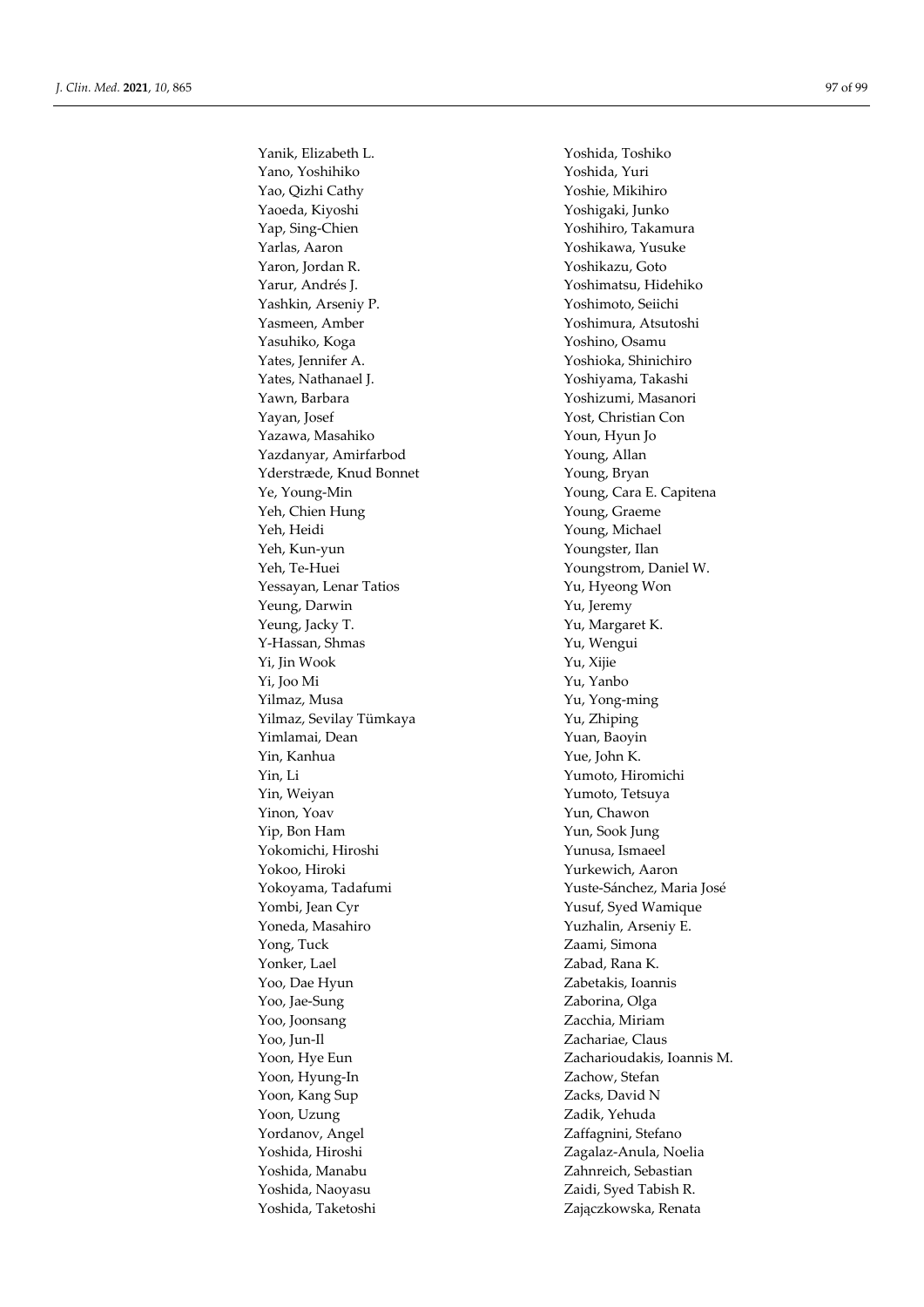Yanik, Elizabeth L.
Yano, Yoshihiko
Yao, Qizhi Cathy
Yaoeda, Kiyoshi
Yap, Sing-Chien
Yarlas, Aaron
Yaron, Jordan R.
Yarur, Andrés J.
Yashkin, Arseniy P.
Yasmeen, Amber
Yasuhiko, Koga
Yates, Jennifer A.
Yates, Nathanael J.
Yawn, Barbara
Yayan, Josef
Yazawa, Masahiko
Yazdanyar, Amirfarbod
Yderstræde, Knud Bonnet
Ye, Young-Min
Yeh, Chien Hung
Yeh, Heidi
Yeh, Kun-yun
Yeh, Te-Huei
Yessayan, Lenar Tatios
Yeung, Darwin
Yeung, Jacky T.
Y-Hassan, Shmas
Yi, Jin Wook
Yi, Joo Mi
Yilmaz, Musa
Yilmaz, Sevilay Tümkaya
Yimlamai, Dean
Yin, Kanhua
Yin, Li
Yin, Weiyan
Yinon, Yoav
Yip, Bon Ham
Yokomichi, Hiroshi
Yokoo, Hiroki
Yokoyama, Tadafumi
Yombi, Jean Cyr
Yoneda, Masahiro
Yong, Tuck
Yonker, Lael
Yoo, Dae Hyun
Yoo, Jae-Sung
Yoo, Joonsang
Yoo, Jun-Il
Yoon, Hye Eun
Yoon, Hyung-In
Yoon, Kang Sup
Yoon, Uzung
Yordanov, Angel
Yoshida, Hiroshi
Yoshida, Manabu
Yoshida, Naoyasu
Yoshida, Taketoshi
Yoshida, Toshiko
Yoshida, Yuri
Yoshie, Mikihiro
Yoshigaki, Junko
Yoshihiro, Takamura
Yoshikawa, Yusuke
Yoshikazu, Goto
Yoshimatsu, Hidehiko
Yoshimoto, Seiichi
Yoshimura, Atsutoshi
Yoshino, Osamu
Yoshioka, Shinichiro
Yoshiyama, Takashi
Yoshizumi, Masanori
Yost, Christian Con
Youn, Hyun Jo
Young, Allan
Young, Bryan
Young, Cara E. Capitena
Young, Graeme
Young, Michael
Youngster, Ilan
Youngstrom, Daniel W.
Yu, Hyeong Won
Yu, Jeremy
Yu, Margaret K.
Yu, Wengui
Yu, Xijie
Yu, Yanbo
Yu, Yong-ming
Yu, Zhiping
Yuan, Baoyin
Yue, John K.
Yumoto, Hiromichi
Yumoto, Tetsuya
Yun, Chawon
Yun, Sook Jung
Yunusa, Ismaeel
Yurkewich, Aaron
Yuste-Sánchez, Maria José
Yusuf, Syed Wamique
Yuzhalin, Arseniy E.
Zaami, Simona
Zabad, Rana K.
Zabetakis, Ioannis
Zaborina, Olga
Zacchia, Miriam
Zachariae, Claus
Zacharioudakis, Ioannis M.
Zachow, Stefan
Zacks, David N
Zadik, Yehuda
Zaffagnini, Stefano
Zagalaz-Anula, Noelia
Zahnreich, Sebastian
Zaidi, Syed Tabish R.
Zajączkowska, Renata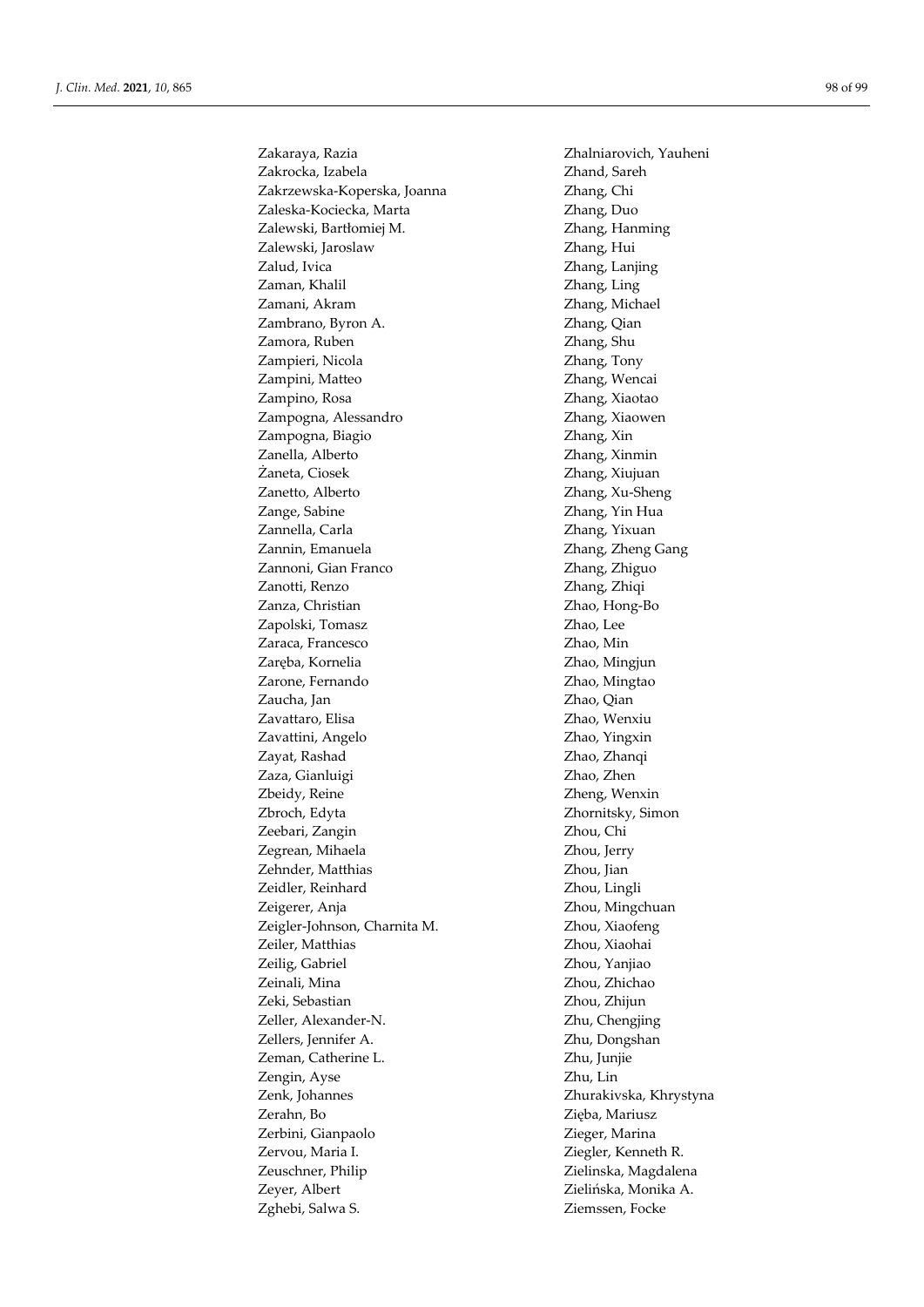Zakaraya, Razia
Zakrocka, Izabela
Zakrzewska-Koperska, Joanna
Zaleska-Kociecka, Marta
Zalewski, Bartłomiej M.
Zalewski, Jaroslaw
Zalud, Ivica
Zaman, Khalil
Zamani, Akram
Zambrano, Byron A.
Zamora, Ruben
Zampieri, Nicola
Zampini, Matteo
Zampino, Rosa
Zampogna, Alessandro
Zampogna, Biagio
Zanella, Alberto
Żaneta, Ciosek
Zanetto, Alberto
Zange, Sabine
Zannella, Carla
Zannin, Emanuela
Zannoni, Gian Franco
Zanotti, Renzo
Zanza, Christian
Zapolski, Tomasz
Zaraca, Francesco
Zaręba, Kornelia
Zarone, Fernando
Zaucha, Jan
Zavattaro, Elisa
Zavattini, Angelo
Zayat, Rashad
Zaza, Gianluigi
Zbeidy, Reine
Zbroch, Edyta
Zeebari, Zangin
Zegrean, Mihaela
Zehnder, Matthias
Zeidler, Reinhard
Zeigerer, Anja
Zeigler-Johnson, Charnita M.
Zeiler, Matthias
Zeilig, Gabriel
Zeinali, Mina
Zeki, Sebastian
Zeller, Alexander-N.
Zellers, Jennifer A.
Zeman, Catherine L.
Zengin, Ayse
Zenk, Johannes
Zerahn, Bo
Zerbini, Gianpaolo
Zervou, Maria I.
Zeuschner, Philip
Zeyer, Albert
Zghebi, Salwa S.
Zhalniarovich, Yauheni
Zhand, Sareh
Zhang, Chi
Zhang, Duo
Zhang, Hanming
Zhang, Hui
Zhang, Lanjing
Zhang, Ling
Zhang, Michael
Zhang, Qian
Zhang, Shu
Zhang, Tony
Zhang, Wencai
Zhang, Xiaotao
Zhang, Xiaowen
Zhang, Xin
Zhang, Xinmin
Zhang, Xiujuan
Zhang, Xu-Sheng
Zhang, Yin Hua
Zhang, Yixuan
Zhang, Zheng Gang
Zhang, Zhiguo
Zhang, Zhiqi
Zhao, Hong-Bo
Zhao, Lee
Zhao, Min
Zhao, Mingjun
Zhao, Mingtao
Zhao, Qian
Zhao, Wenxiu
Zhao, Yingxin
Zhao, Zhanqi
Zhao, Zhen
Zheng, Wenxin
Zhornitsky, Simon
Zhou, Chi
Zhou, Jerry
Zhou, Jian
Zhou, Lingli
Zhou, Mingchuan
Zhou, Xiaofeng
Zhou, Xiaohai
Zhou, Yanjiao
Zhou, Zhichao
Zhou, Zhijun
Zhu, Chengjing
Zhu, Dongshan
Zhu, Junjie
Zhu, Lin
Zhurakivska, Khrystyna
Zięba, Mariusz
Zieger, Marina
Ziegler, Kenneth R.
Zielinska, Magdalena
Zielińska, Monika A.
Ziemssen, Focke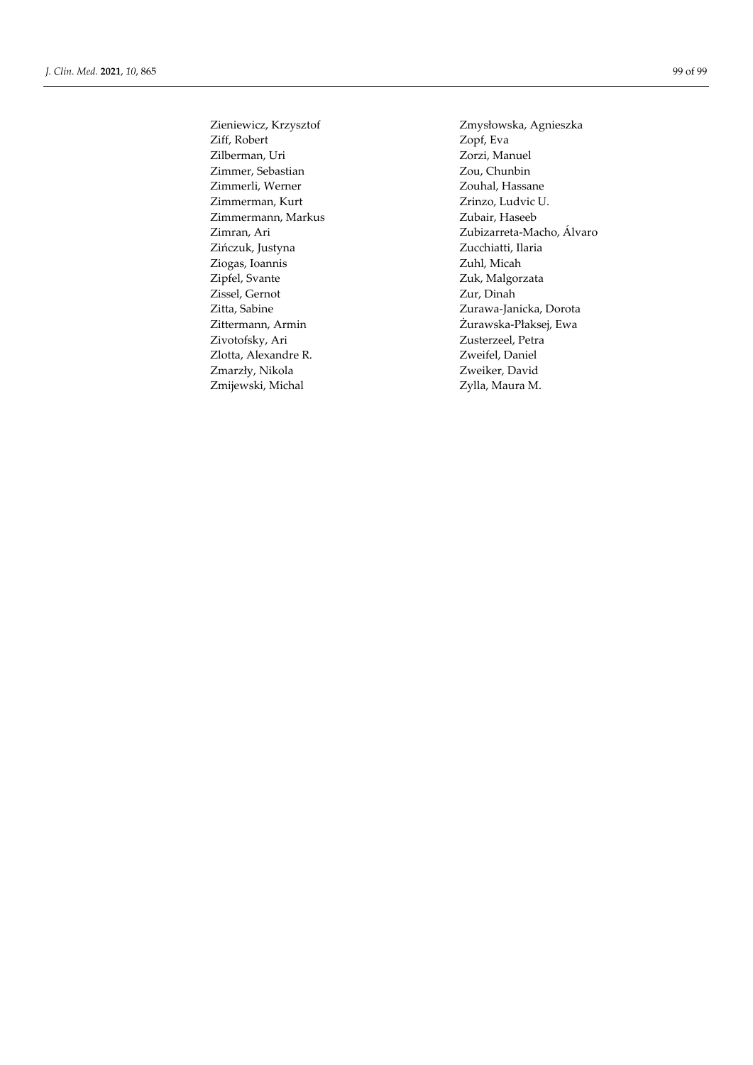Zieniewicz, Krzysztof
Ziff, Robert
Zilberman, Uri
Zimmer, Sebastian
Zimmerli, Werner
Zimmerman, Kurt
Zimmermann, Markus
Zimran, Ari
Zińczuk, Justyna
Ziogas, Ioannis
Zipfel, Svante
Zissel, Gernot
Zitta, Sabine
Zittermann, Armin
Zivotofsky, Ari
Zlotta, Alexandre R.
Zmarzły, Nikola
Zmijewski, Michal
Zmysłowska, Agnieszka
Zopf, Eva
Zorzi, Manuel
Zou, Chunbin
Zouhal, Hassane
Zrinzo, Ludvic U.
Zubair, Haseeb
Zubizarreta-Macho, Álvaro
Zucchiatti, Ilaria
Zuhl, Micah
Zuk, Malgorzata
Zur, Dinah
Zurawa-Janicka, Dorota
Żurawska-Płaksej, Ewa
Zusterzeel, Petra
Zweifel, Daniel
Zweiker, David
Zylla, Maura M.